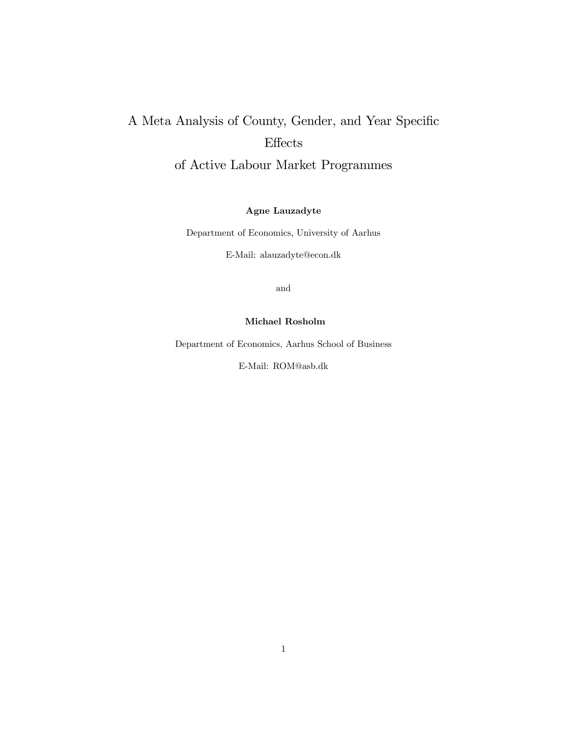# A Meta Analysis of County, Gender, and Year Specific Effects of Active Labour Market Programmes

**Agne Lauzadyte**

Department of Economics, University of Aarhus

E-Mail: alauzadyte@econ.dk

and

**Michael Rosholm**

Department of Economics, Aarhus School of Business

E-Mail: ROM@asb.dk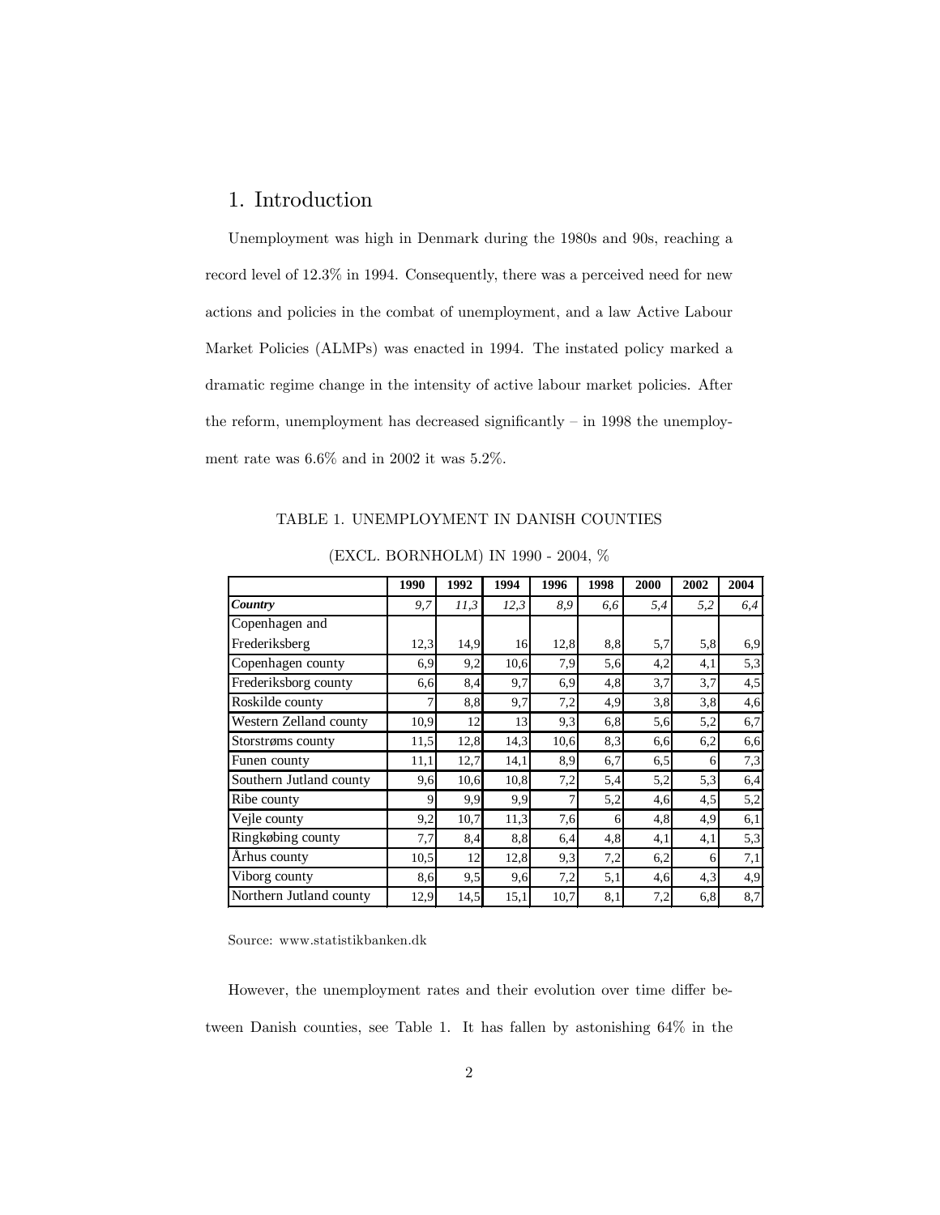# 1. Introduction

Unemployment was high in Denmark during the 1980s and 90s, reaching a record level of 12.3% in 1994. Consequently, there was a perceived need for new actions and policies in the combat of unemployment, and a law Active Labour Market Policies (ALMPs) was enacted in 1994. The instated policy marked a dramatic regime change in the intensity of active labour market policies. After the reform, unemployment has decreased significantly – in 1998 the unemployment rate was 6.6% and in 2002 it was 5.2%.

TABLE 1. UNEMPLOYMENT IN DANISH COUNTIES

(EXCL. BORNHOLM) IN 1990 - 2004, %

| | **1990** | **1992** | **1994** | **1996** | **1998** | **2000** | **2002** | **2004** |
|---|---|---|---|---|---|---|---|---|
| ***Country*** | *9,7* | *11,3* | *12,3* | *8,9* | *6,6* | *5,4* | *5,2* | *6,4* |
| Copenhagen and Frederiksberg | 12,3 | 14,9 | 16 | 12,8 | 8,8 | 5,7 | 5,8 | 6,9 |
| Copenhagen county | 6,9 | 9,2 | 10,6 | 7,9 | 5,6 | 4,2 | 4,1 | 5,3 |
| Frederiksborg county | 6,6 | 8,4 | 9,7 | 6,9 | 4,8 | 3,7 | 3,7 | 4,5 |
| Roskilde county | 7 | 8,8 | 9,7 | 7,2 | 4,9 | 3,8 | 3,8 | 4,6 |
| Western Zelland county | 10,9 | 12 | 13 | 9,3 | 6,8 | 5,6 | 5,2 | 6,7 |
| Storstrøms county | 11,5 | 12,8 | 14,3 | 10,6 | 8,3 | 6,6 | 6,2 | 6,6 |
| Funen county | 11,1 | 12,7 | 14,1 | 8,9 | 6,7 | 6,5 | 6 | 7,3 |
| Southern Jutland county | 9,6 | 10,6 | 10,8 | 7,2 | 5,4 | 5,2 | 5,3 | 6,4 |
| Ribe county | 9 | 9,9 | 9,9 | 7 | 5,2 | 4,6 | 4,5 | 5,2 |
| Vejle county | 9,2 | 10,7 | 11,3 | 7,6 | 6 | 4,8 | 4,9 | 6,1 |
| Ringkøbing county | 7,7 | 8,4 | 8,8 | 6,4 | 4,8 | 4,1 | 4,1 | 5,3 |
| Århus county | 10,5 | 12 | 12,8 | 9,3 | 7,2 | 6,2 | 6 | 7,1 |
| Viborg county | 8,6 | 9,5 | 9,6 | 7,2 | 5,1 | 4,6 | 4,3 | 4,9 |
| Northern Jutland county | 12,9 | 14,5 | 15,1 | 10,7 | 8,1 | 7,2 | 6,8 | 8,7 |

Source: www.statistikbanken.dk

However, the unemployment rates and their evolution over time differ between Danish counties, see Table 1. It has fallen by astonishing 64% in the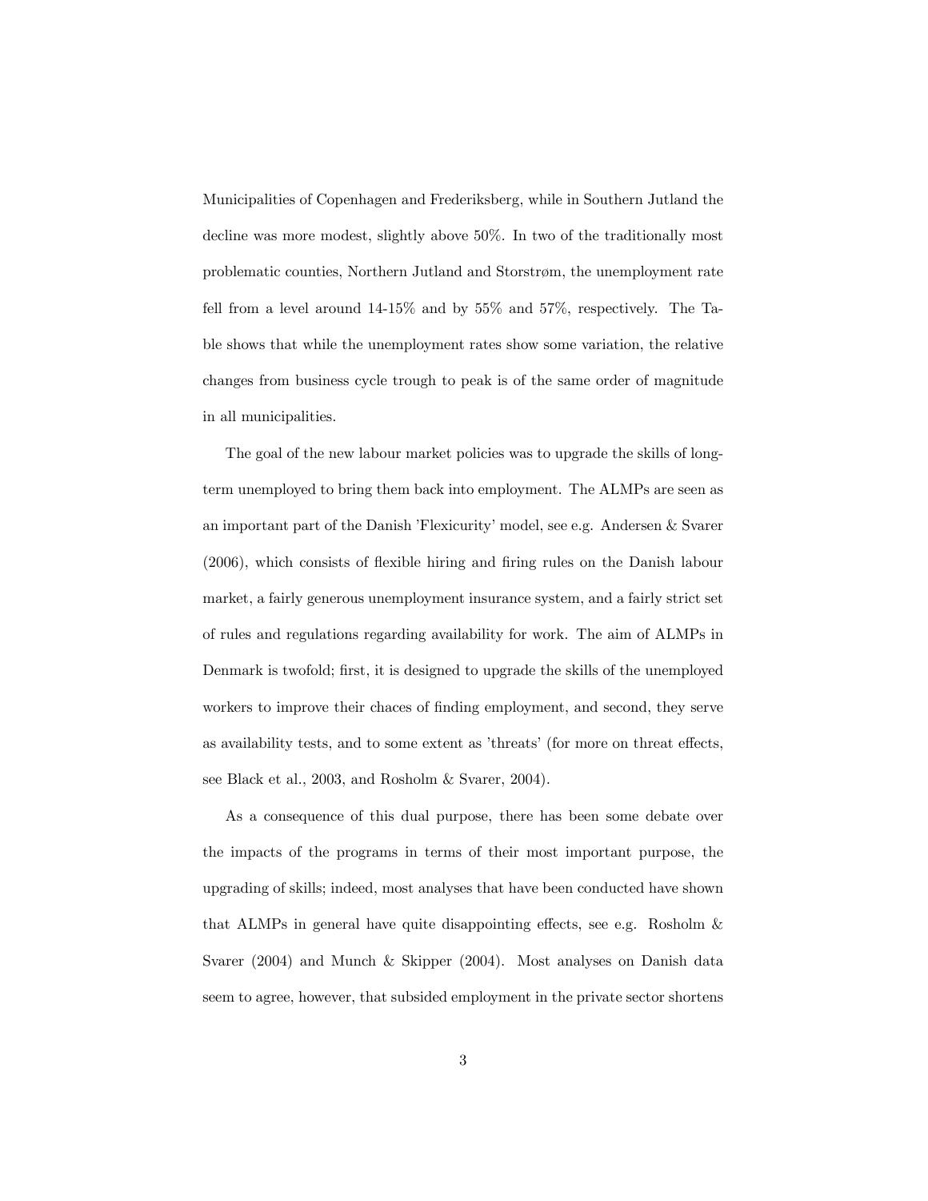Municipalities of Copenhagen and Frederiksberg, while in Southern Jutland the decline was more modest, slightly above 50%. In two of the traditionally most problematic counties, Northern Jutland and Storstrøm, the unemployment rate fell from a level around 14-15% and by 55% and 57%, respectively. The Table shows that while the unemployment rates show some variation, the relative changes from business cycle trough to peak is of the same order of magnitude in all municipalities.

The goal of the new labour market policies was to upgrade the skills of long-term unemployed to bring them back into employment. The ALMPs are seen as an important part of the Danish 'Flexicurity' model, see e.g. Andersen & Svarer (2006), which consists of flexible hiring and firing rules on the Danish labour market, a fairly generous unemployment insurance system, and a fairly strict set of rules and regulations regarding availability for work. The aim of ALMPs in Denmark is twofold; first, it is designed to upgrade the skills of the unemployed workers to improve their chaces of finding employment, and second, they serve as availability tests, and to some extent as 'threats' (for more on threat effects, see Black et al., 2003, and Rosholm & Svarer, 2004).

As a consequence of this dual purpose, there has been some debate over the impacts of the programs in terms of their most important purpose, the upgrading of skills; indeed, most analyses that have been conducted have shown that ALMPs in general have quite disappointing effects, see e.g. Rosholm & Svarer (2004) and Munch & Skipper (2004). Most analyses on Danish data seem to agree, however, that subsided employment in the private sector shortens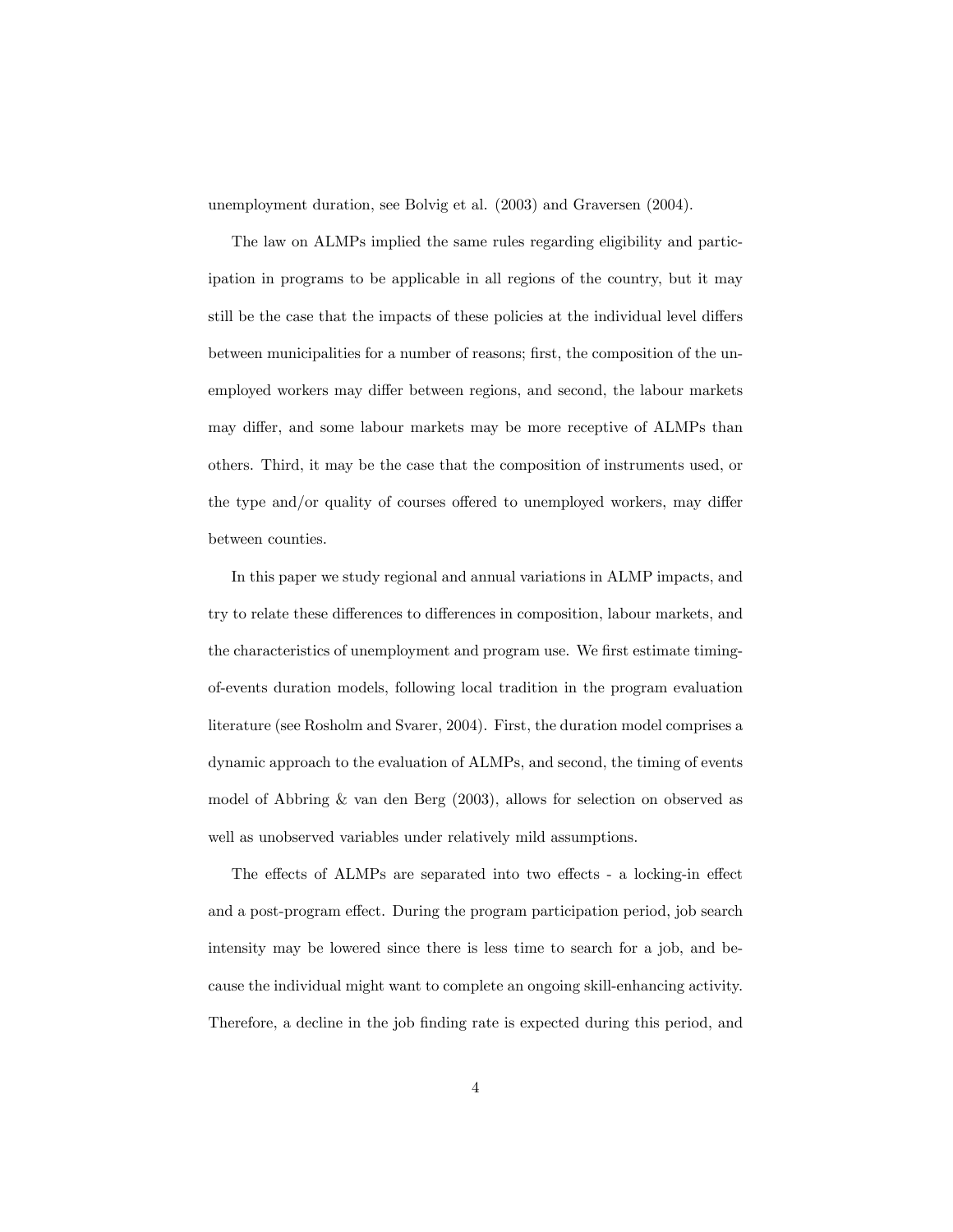unemployment duration, see Bolvig et al. (2003) and Graversen (2004).

The law on ALMPs implied the same rules regarding eligibility and participation in programs to be applicable in all regions of the country, but it may still be the case that the impacts of these policies at the individual level differs between municipalities for a number of reasons; first, the composition of the unemployed workers may differ between regions, and second, the labour markets may differ, and some labour markets may be more receptive of ALMPs than others. Third, it may be the case that the composition of instruments used, or the type and/or quality of courses offered to unemployed workers, may differ between counties.

In this paper we study regional and annual variations in ALMP impacts, and try to relate these differences to differences in composition, labour markets, and the characteristics of unemployment and program use. We first estimate timing-of-events duration models, following local tradition in the program evaluation literature (see Rosholm and Svarer, 2004). First, the duration model comprises a dynamic approach to the evaluation of ALMPs, and second, the timing of events model of Abbring & van den Berg (2003), allows for selection on observed as well as unobserved variables under relatively mild assumptions.

The effects of ALMPs are separated into two effects - a locking-in effect and a post-program effect. During the program participation period, job search intensity may be lowered since there is less time to search for a job, and because the individual might want to complete an ongoing skill-enhancing activity. Therefore, a decline in the job finding rate is expected during this period, and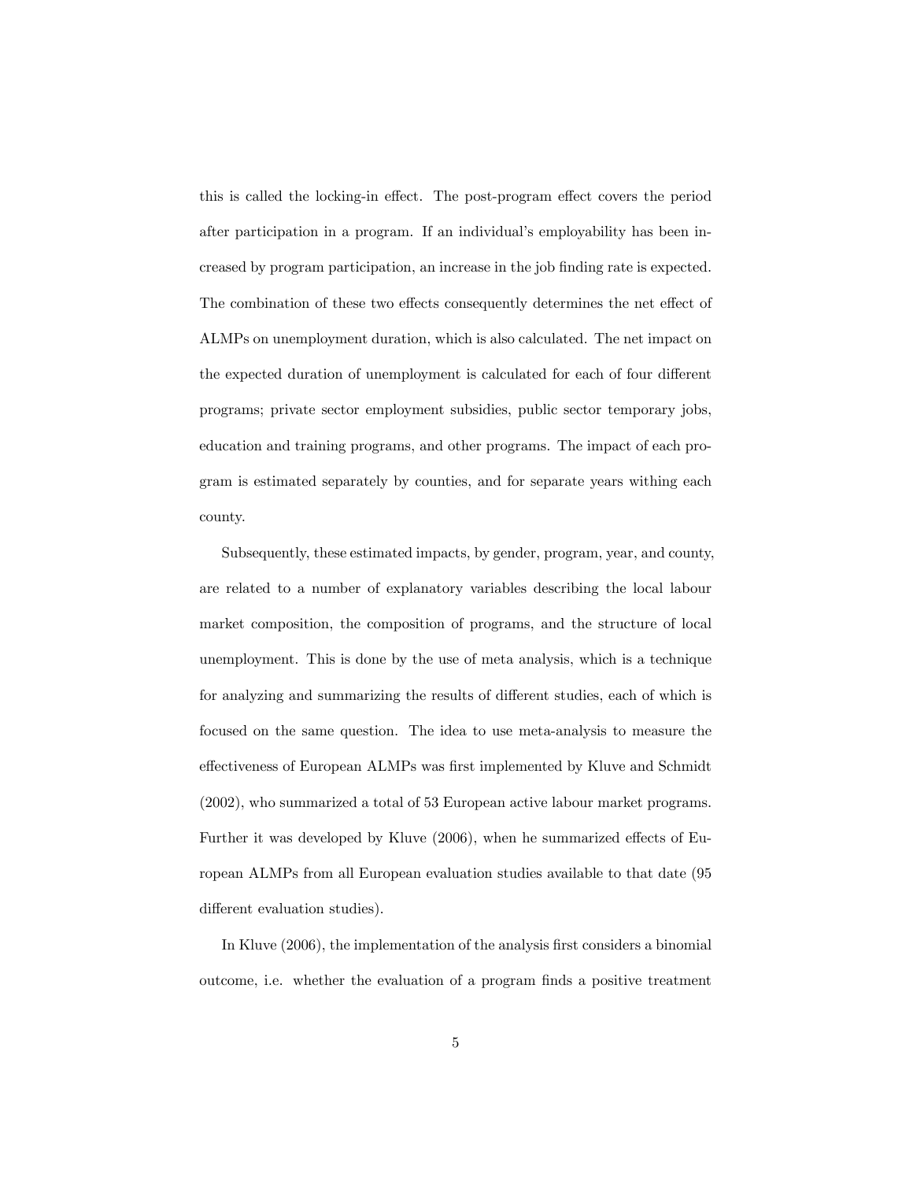this is called the locking-in effect. The post-program effect covers the period after participation in a program. If an individual's employability has been increased by program participation, an increase in the job finding rate is expected. The combination of these two effects consequently determines the net effect of ALMPs on unemployment duration, which is also calculated. The net impact on the expected duration of unemployment is calculated for each of four different programs; private sector employment subsidies, public sector temporary jobs, education and training programs, and other programs. The impact of each program is estimated separately by counties, and for separate years withing each county.

Subsequently, these estimated impacts, by gender, program, year, and county, are related to a number of explanatory variables describing the local labour market composition, the composition of programs, and the structure of local unemployment. This is done by the use of meta analysis, which is a technique for analyzing and summarizing the results of different studies, each of which is focused on the same question. The idea to use meta-analysis to measure the effectiveness of European ALMPs was first implemented by Kluve and Schmidt (2002), who summarized a total of 53 European active labour market programs. Further it was developed by Kluve (2006), when he summarized effects of European ALMPs from all European evaluation studies available to that date (95 different evaluation studies).

In Kluve (2006), the implementation of the analysis first considers a binomial outcome, i.e. whether the evaluation of a program finds a positive treatment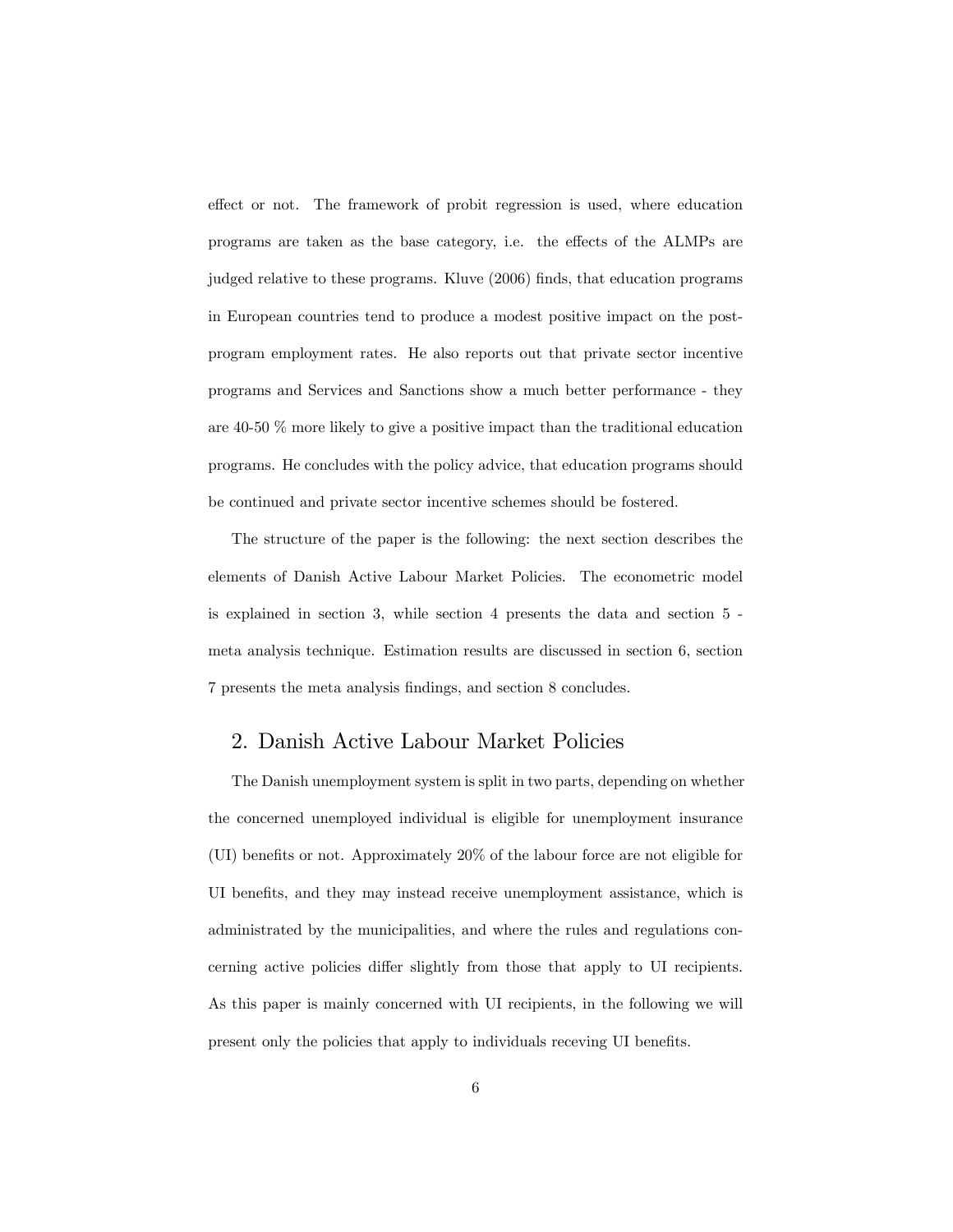effect or not. The framework of probit regression is used, where education programs are taken as the base category, i.e. the effects of the ALMPs are judged relative to these programs. Kluve (2006) finds, that education programs in European countries tend to produce a modest positive impact on the post-program employment rates. He also reports out that private sector incentive programs and Services and Sanctions show a much better performance - they are 40-50 % more likely to give a positive impact than the traditional education programs. He concludes with the policy advice, that education programs should be continued and private sector incentive schemes should be fostered.

The structure of the paper is the following: the next section describes the elements of Danish Active Labour Market Policies. The econometric model is explained in section 3, while section 4 presents the data and section 5 - meta analysis technique. Estimation results are discussed in section 6, section 7 presents the meta analysis findings, and section 8 concludes.

## 2. Danish Active Labour Market Policies

The Danish unemployment system is split in two parts, depending on whether the concerned unemployed individual is eligible for unemployment insurance (UI) benefits or not. Approximately 20% of the labour force are not eligible for UI benefits, and they may instead receive unemployment assistance, which is administrated by the municipalities, and where the rules and regulations concerning active policies differ slightly from those that apply to UI recipients. As this paper is mainly concerned with UI recipients, in the following we will present only the policies that apply to individuals receving UI benefits.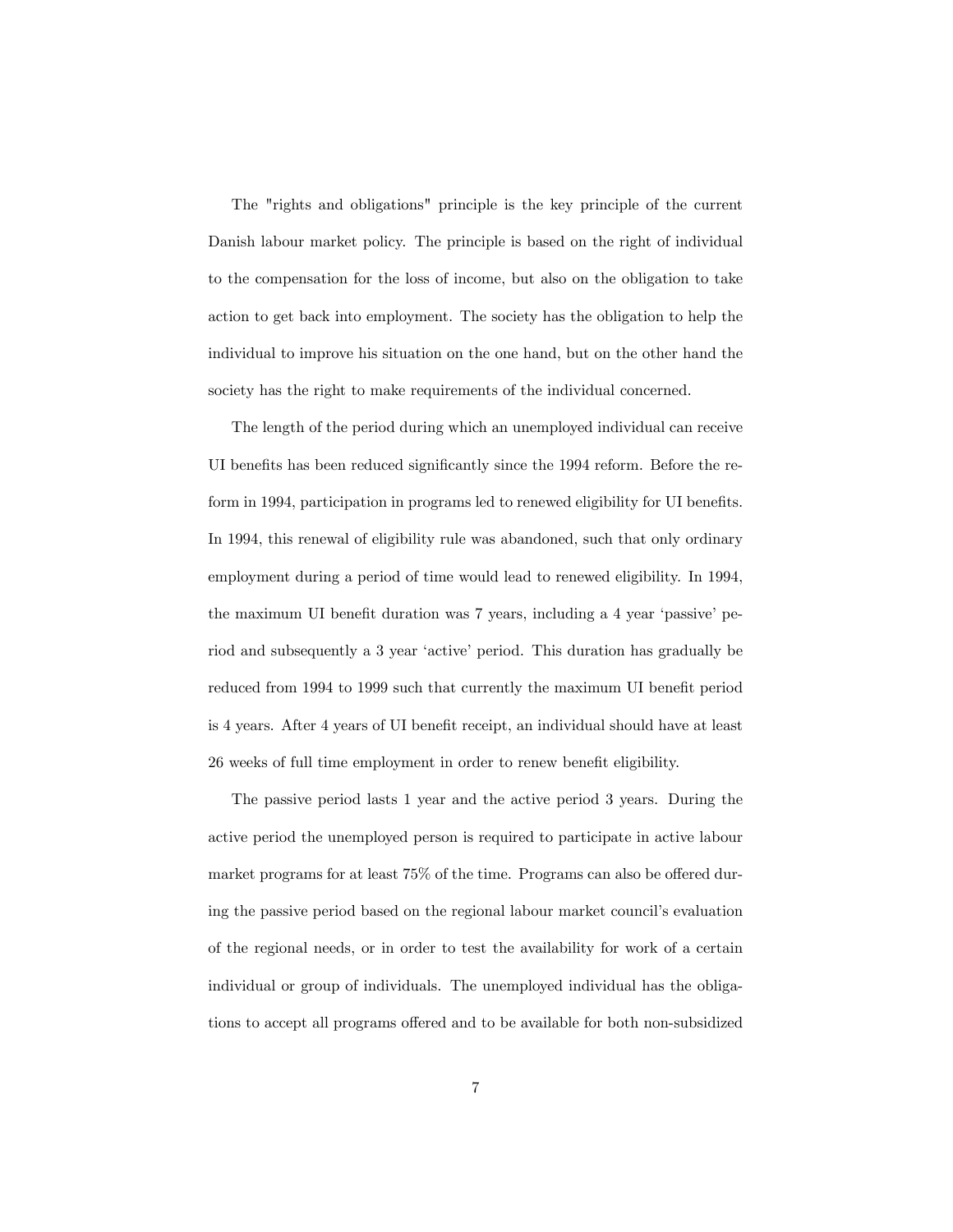The "rights and obligations" principle is the key principle of the current Danish labour market policy. The principle is based on the right of individual to the compensation for the loss of income, but also on the obligation to take action to get back into employment. The society has the obligation to help the individual to improve his situation on the one hand, but on the other hand the society has the right to make requirements of the individual concerned.

The length of the period during which an unemployed individual can receive UI benefits has been reduced significantly since the 1994 reform. Before the reform in 1994, participation in programs led to renewed eligibility for UI benefits. In 1994, this renewal of eligibility rule was abandoned, such that only ordinary employment during a period of time would lead to renewed eligibility. In 1994, the maximum UI benefit duration was 7 years, including a 4 year 'passive' period and subsequently a 3 year 'active' period. This duration has gradually be reduced from 1994 to 1999 such that currently the maximum UI benefit period is 4 years. After 4 years of UI benefit receipt, an individual should have at least 26 weeks of full time employment in order to renew benefit eligibility.

The passive period lasts 1 year and the active period 3 years. During the active period the unemployed person is required to participate in active labour market programs for at least 75% of the time. Programs can also be offered during the passive period based on the regional labour market council's evaluation of the regional needs, or in order to test the availability for work of a certain individual or group of individuals. The unemployed individual has the obligations to accept all programs offered and to be available for both non-subsidized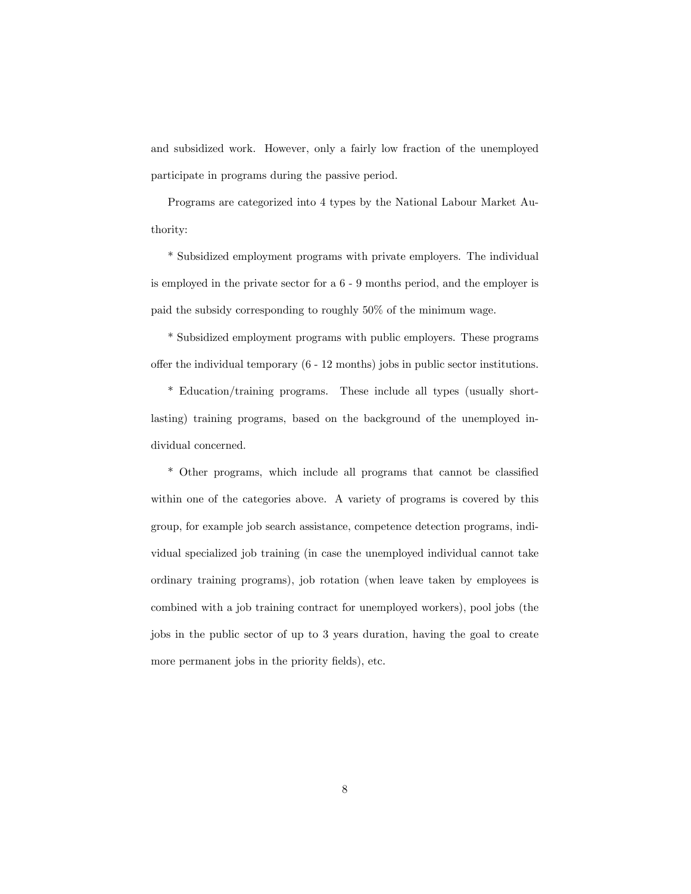and subsidized work. However, only a fairly low fraction of the unemployed participate in programs during the passive period.

Programs are categorized into 4 types by the National Labour Market Authority:

* Subsidized employment programs with private employers. The individual is employed in the private sector for a 6 - 9 months period, and the employer is paid the subsidy corresponding to roughly 50% of the minimum wage.

* Subsidized employment programs with public employers. These programs offer the individual temporary (6 - 12 months) jobs in public sector institutions.

* Education/training programs. These include all types (usually short-lasting) training programs, based on the background of the unemployed individual concerned.

* Other programs, which include all programs that cannot be classified within one of the categories above. A variety of programs is covered by this group, for example job search assistance, competence detection programs, individual specialized job training (in case the unemployed individual cannot take ordinary training programs), job rotation (when leave taken by employees is combined with a job training contract for unemployed workers), pool jobs (the jobs in the public sector of up to 3 years duration, having the goal to create more permanent jobs in the priority fields), etc.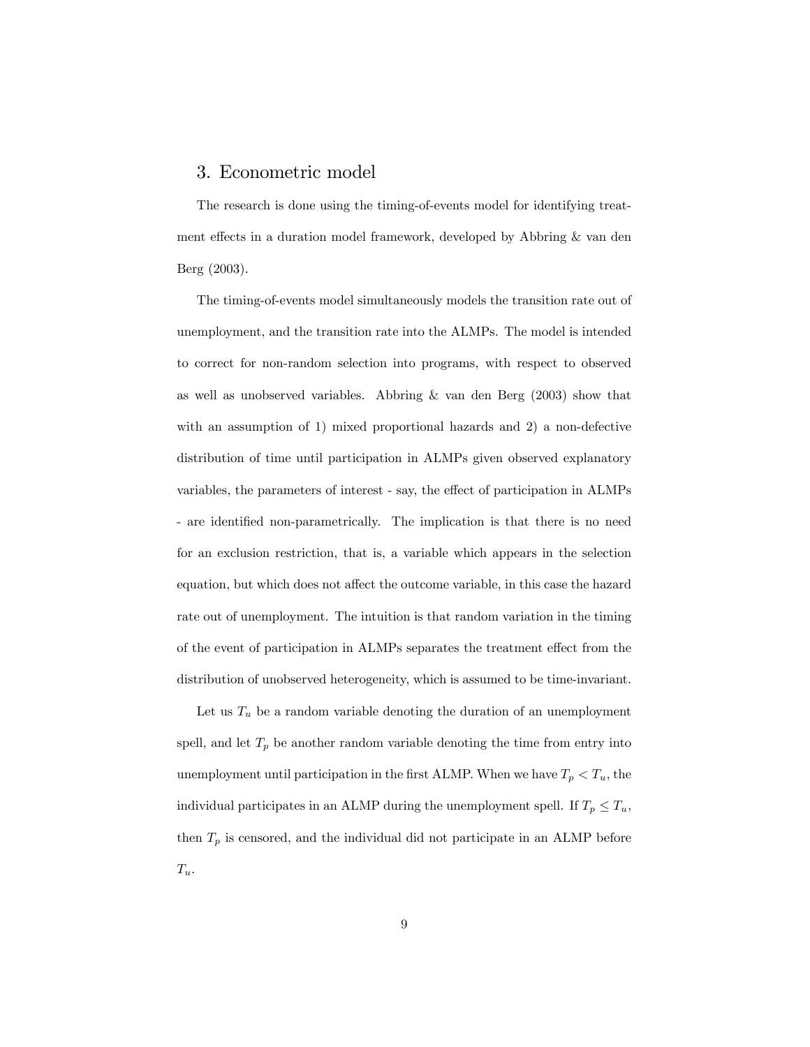## 3. Econometric model

The research is done using the timing-of-events model for identifying treatment effects in a duration model framework, developed by Abbring & van den Berg (2003).

The timing-of-events model simultaneously models the transition rate out of unemployment, and the transition rate into the ALMPs. The model is intended to correct for non-random selection into programs, with respect to observed as well as unobserved variables. Abbring & van den Berg (2003) show that with an assumption of 1) mixed proportional hazards and 2) a non-defective distribution of time until participation in ALMPs given observed explanatory variables, the parameters of interest - say, the effect of participation in ALMPs - are identified non-parametrically. The implication is that there is no need for an exclusion restriction, that is, a variable which appears in the selection equation, but which does not affect the outcome variable, in this case the hazard rate out of unemployment. The intuition is that random variation in the timing of the event of participation in ALMPs separates the treatment effect from the distribution of unobserved heterogeneity, which is assumed to be time-invariant.

Let us $T_u$ be a random variable denoting the duration of an unemployment spell, and let $T_p$ be another random variable denoting the time from entry into unemployment until participation in the first ALMP. When we have $T_p < T_u$, the individual participates in an ALMP during the unemployment spell. If $T_p \leq T_u$, then $T_p$ is censored, and the individual did not participate in an ALMP before $T_u$.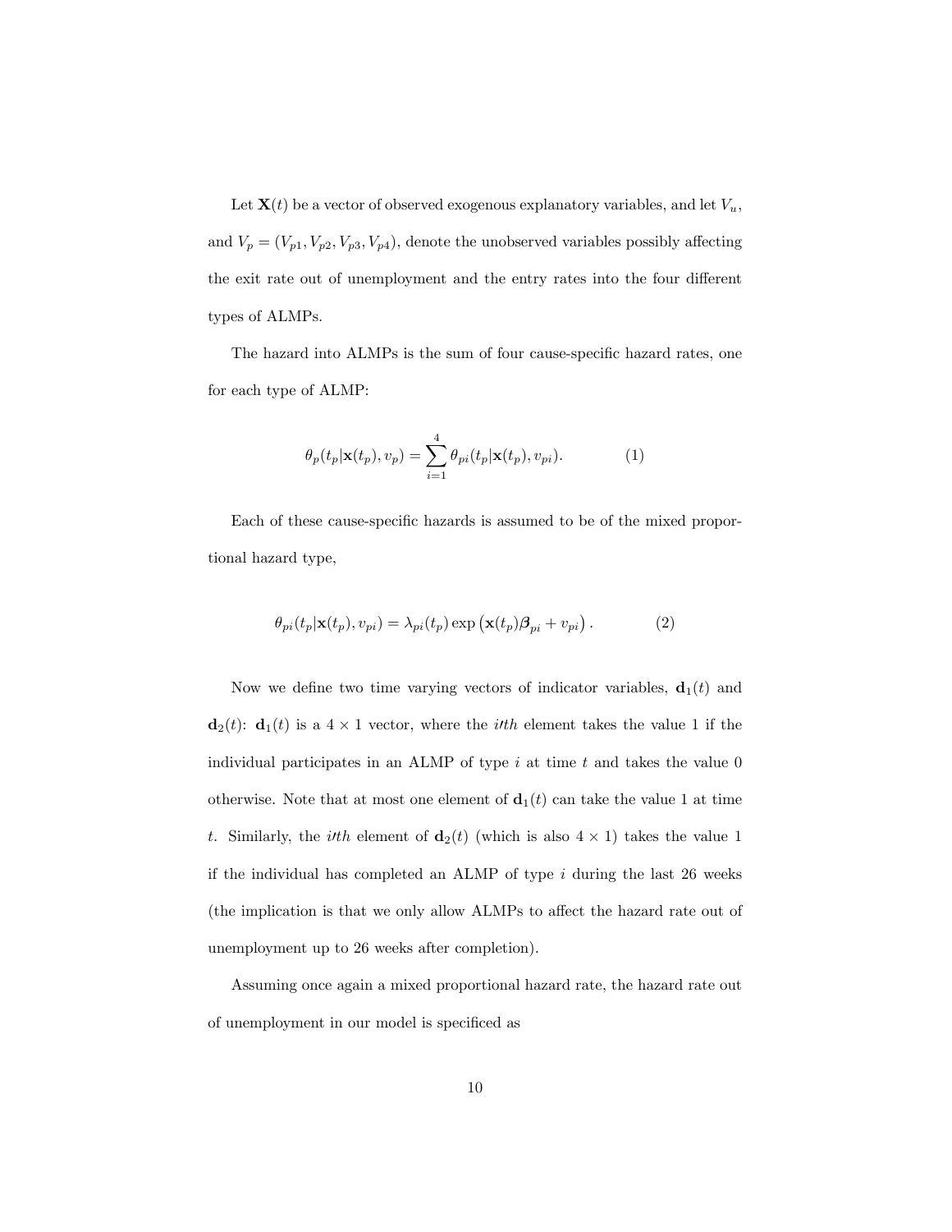Let $\mathbf{X}(t)$ be a vector of observed exogenous explanatory variables, and let $V_u$, and $V_p = (V_{p1}, V_{p2}, V_{p3}, V_{p4})$, denote the unobserved variables possibly affecting the exit rate out of unemployment and the entry rates into the four different types of ALMPs.

The hazard into ALMPs is the sum of four cause-specific hazard rates, one for each type of ALMP:

$$\theta_p(t_p|\mathbf{x}(t_p), v_p) = \sum_{i=1}^{4} \theta_{pi}(t_p|\mathbf{x}(t_p), v_{pi}). \tag{1}$$

Each of these cause-specific hazards is assumed to be of the mixed proportional hazard type,

$$\theta_{pi}(t_p|\mathbf{x}(t_p), v_{pi}) = \lambda_{pi}(t_p) \exp\left(\mathbf{x}(t_p)\boldsymbol{\beta}_{pi} + v_{pi}\right). \tag{2}$$

Now we define two time varying vectors of indicator variables, $\mathbf{d}_1(t)$ and $\mathbf{d}_2(t)$: $\mathbf{d}_1(t)$ is a $4 \times 1$ vector, where the *ith* element takes the value 1 if the individual participates in an ALMP of type $i$ at time $t$ and takes the value 0 otherwise. Note that at most one element of $\mathbf{d}_1(t)$ can take the value 1 at time $t$. Similarly, the *ith* element of $\mathbf{d}_2(t)$ (which is also $4 \times 1$) takes the value 1 if the individual has completed an ALMP of type $i$ during the last 26 weeks (the implication is that we only allow ALMPs to affect the hazard rate out of unemployment up to 26 weeks after completion).

Assuming once again a mixed proportional hazard rate, the hazard rate out of unemployment in our model is specificed as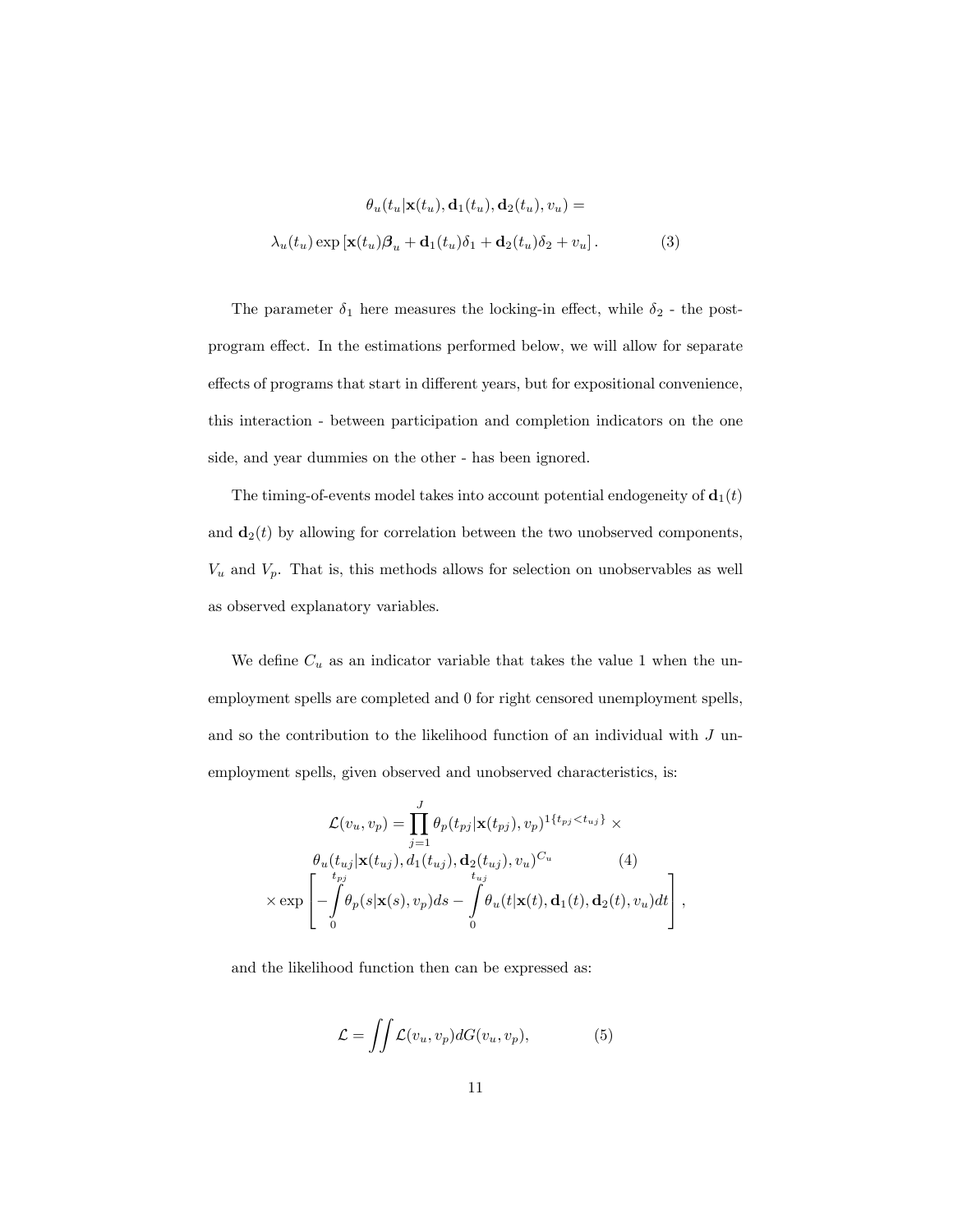$$
\theta_u(t_u|\mathbf{x}(t_u), \mathbf{d}_1(t_u), \mathbf{d}_2(t_u), v_u) =
$$

$$
\lambda_u(t_u) \exp\left[\mathbf{x}(t_u)\boldsymbol{\beta}_u + \mathbf{d}_1(t_u)\delta_1 + \mathbf{d}_2(t_u)\delta_2 + v_u\right]. \tag{3}
$$

The parameter $\delta_1$ here measures the locking-in effect, while $\delta_2$ - the post-program effect. In the estimations performed below, we will allow for separate effects of programs that start in different years, but for expositional convenience, this interaction - between participation and completion indicators on the one side, and year dummies on the other - has been ignored.

The timing-of-events model takes into account potential endogeneity of $\mathbf{d}_1(t)$ and $\mathbf{d}_2(t)$ by allowing for correlation between the two unobserved components, $V_u$ and $V_p$. That is, this methods allows for selection on unobservables as well as observed explanatory variables.

We define $C_u$ as an indicator variable that takes the value 1 when the unemployment spells are completed and 0 for right censored unemployment spells, and so the contribution to the likelihood function of an individual with $J$ unemployment spells, given observed and unobserved characteristics, is:

$$
\mathcal{L}(v_u, v_p) = \prod_{j=1}^{J} \theta_p(t_{pj}|\mathbf{x}(t_{pj}), v_p)^{1\{t_{pj}<t_{uj}\}} \times
$$

$$
\theta_u(t_{uj}|\mathbf{x}(t_{uj}), d_1(t_{uj}), \mathbf{d}_2(t_{uj}), v_u)^{C_u} \tag{4}
$$

$$
\times \exp\left[-\int_0^{t_{pj}} \theta_p(s|\mathbf{x}(s), v_p)ds - \int_0^{t_{uj}} \theta_u(t|\mathbf{x}(t), \mathbf{d}_1(t), \mathbf{d}_2(t), v_u)dt\right],
$$

and the likelihood function then can be expressed as:

$$
\mathcal{L} = \iint \mathcal{L}(v_u, v_p) dG(v_u, v_p), \tag{5}
$$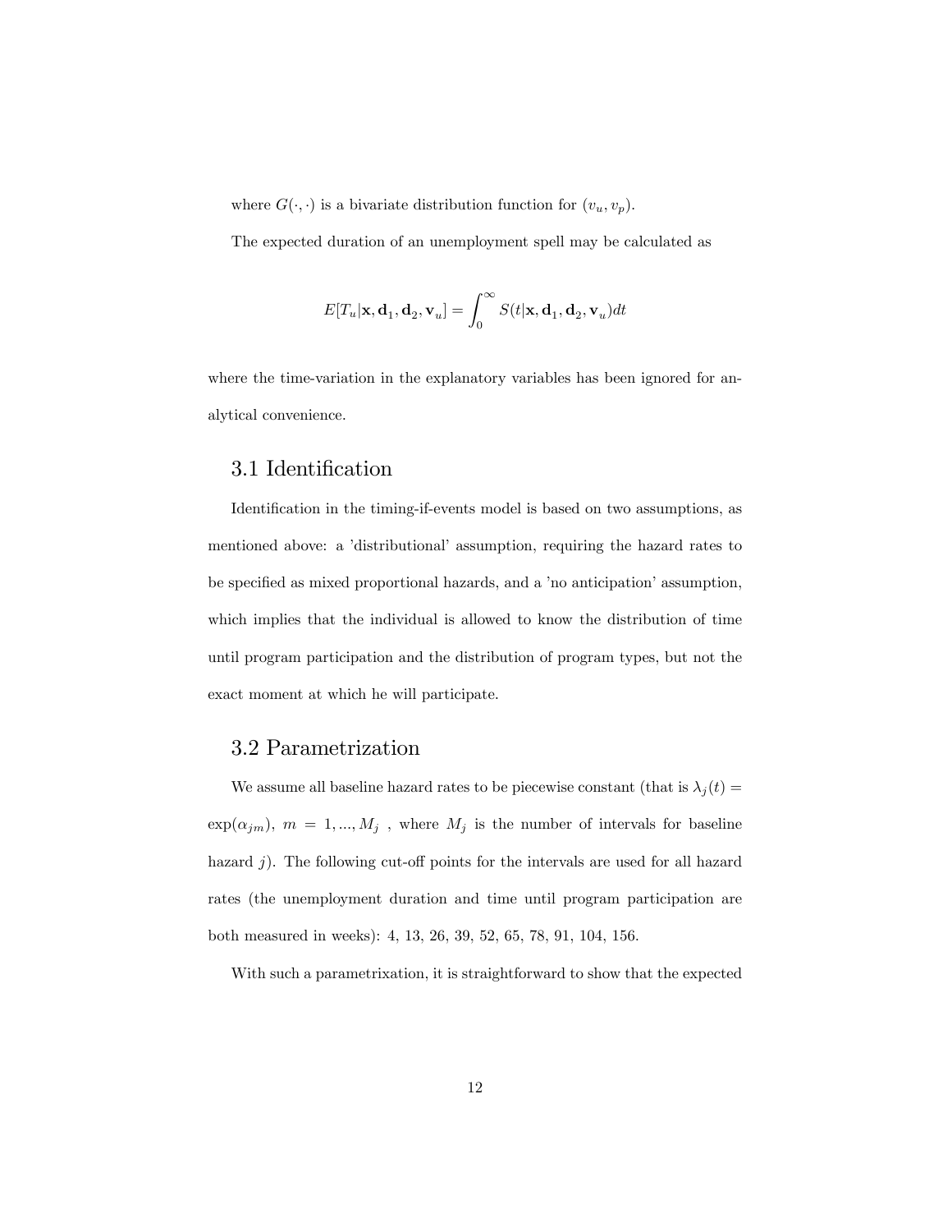where $G(\cdot,\cdot)$ is a bivariate distribution function for $(v_u, v_p)$.

The expected duration of an unemployment spell may be calculated as

$$E[T_u|\mathbf{x}, \mathbf{d}_1, \mathbf{d}_2, \mathbf{v}_u] = \int_0^\infty S(t|\mathbf{x}, \mathbf{d}_1, \mathbf{d}_2, \mathbf{v}_u)dt$$

where the time-variation in the explanatory variables has been ignored for analytical convenience.

## 3.1 Identification

Identification in the timing-if-events model is based on two assumptions, as mentioned above: a 'distributional' assumption, requiring the hazard rates to be specified as mixed proportional hazards, and a 'no anticipation' assumption, which implies that the individual is allowed to know the distribution of time until program participation and the distribution of program types, but not the exact moment at which he will participate.

## 3.2 Parametrization

We assume all baseline hazard rates to be piecewise constant (that is $\lambda_j(t) = \exp(\alpha_{jm})$, $m = 1, ..., M_j$ , where $M_j$ is the number of intervals for baseline hazard $j$). The following cut-off points for the intervals are used for all hazard rates (the unemployment duration and time until program participation are both measured in weeks): 4, 13, 26, 39, 52, 65, 78, 91, 104, 156.

With such a parametrixation, it is straightforward to show that the expected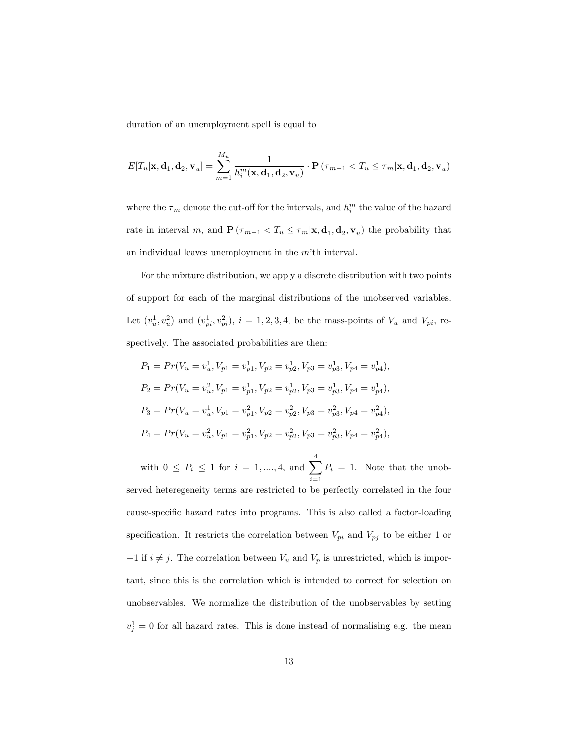duration of an unemployment spell is equal to

$$E[T_u|\mathbf{x}, \mathbf{d}_1, \mathbf{d}_2, \mathbf{v}_u] = \sum_{m=1}^{M_u} \frac{1}{h_i^m(\mathbf{x}, \mathbf{d}_1, \mathbf{d}_2, \mathbf{v}_u)} \cdot \mathbf{P}\left(\tau_{m-1} < T_u \leq \tau_m | \mathbf{x}, \mathbf{d}_1, \mathbf{d}_2, \mathbf{v}_u\right)$$

where the $\tau_m$ denote the cut-off for the intervals, and $h_i^m$ the value of the hazard rate in interval $m$, and $\mathbf{P}\left(\tau_{m-1} < T_u \leq \tau_m | \mathbf{x}, \mathbf{d}_1, \mathbf{d}_2, \mathbf{v}_u\right)$ the probability that an individual leaves unemployment in the $m$'th interval.

For the mixture distribution, we apply a discrete distribution with two points of support for each of the marginal distributions of the unobserved variables. Let $(v_u^1, v_u^2)$ and $(v_{pi}^1, v_{pi}^2)$, $i = 1, 2, 3, 4$, be the mass-points of $V_u$ and $V_{pi}$, respectively. The associated probabilities are then:

$$P_1 = Pr(V_u = v_u^1, V_{p1} = v_{p1}^1, V_{p2} = v_{p2}^1, V_{p3} = v_{p3}^1, V_{p4} = v_{p4}^1),$$

$$P_2 = Pr(V_u = v_u^2, V_{p1} = v_{p1}^1, V_{p2} = v_{p2}^1, V_{p3} = v_{p3}^1, V_{p4} = v_{p4}^1),$$

$$P_3 = Pr(V_u = v_u^1, V_{p1} = v_{p1}^2, V_{p2} = v_{p2}^2, V_{p3} = v_{p3}^2, V_{p4} = v_{p4}^2),$$

$$P_4 = Pr(V_u = v_u^2, V_{p1} = v_{p1}^2, V_{p2} = v_{p2}^2, V_{p3} = v_{p3}^2, V_{p4} = v_{p4}^2),$$

with $0 \leq P_i \leq 1$ for $i = 1, ...., 4$, and $\sum_{i=1}^{4} P_i = 1$. Note that the unobserved heteregeneity terms are restricted to be perfectly correlated in the four cause-specific hazard rates into programs. This is also called a factor-loading specification. It restricts the correlation between $V_{pi}$ and $V_{pj}$ to be either 1 or $-1$ if $i \neq j$. The correlation between $V_u$ and $V_p$ is unrestricted, which is important, since this is the correlation which is intended to correct for selection on unobservables. We normalize the distribution of the unobservables by setting $v_j^1 = 0$ for all hazard rates. This is done instead of normalising e.g. the mean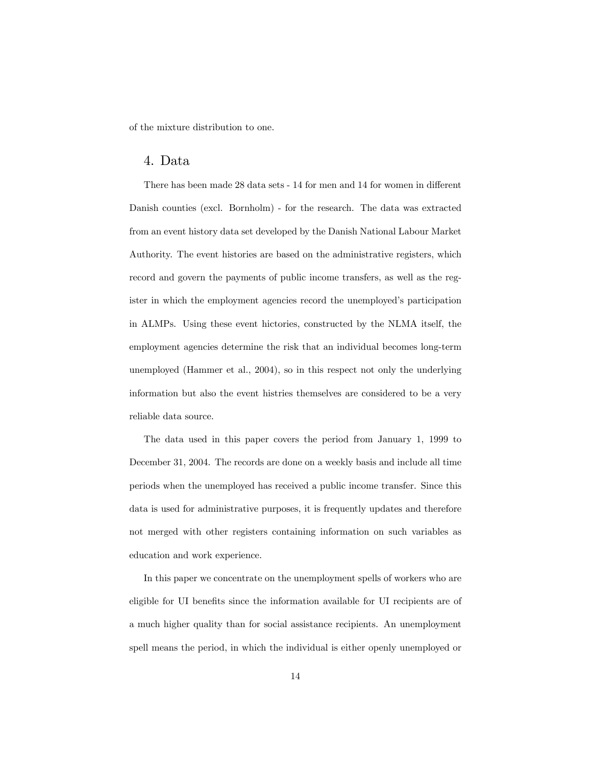of the mixture distribution to one.

## 4. Data

There has been made 28 data sets - 14 for men and 14 for women in different Danish counties (excl. Bornholm) - for the research. The data was extracted from an event history data set developed by the Danish National Labour Market Authority. The event histories are based on the administrative registers, which record and govern the payments of public income transfers, as well as the register in which the employment agencies record the unemployed's participation in ALMPs. Using these event hictories, constructed by the NLMA itself, the employment agencies determine the risk that an individual becomes long-term unemployed (Hammer et al., 2004), so in this respect not only the underlying information but also the event histries themselves are considered to be a very reliable data source.

The data used in this paper covers the period from January 1, 1999 to December 31, 2004. The records are done on a weekly basis and include all time periods when the unemployed has received a public income transfer. Since this data is used for administrative purposes, it is frequently updates and therefore not merged with other registers containing information on such variables as education and work experience.

In this paper we concentrate on the unemployment spells of workers who are eligible for UI benefits since the information available for UI recipients are of a much higher quality than for social assistance recipients. An unemployment spell means the period, in which the individual is either openly unemployed or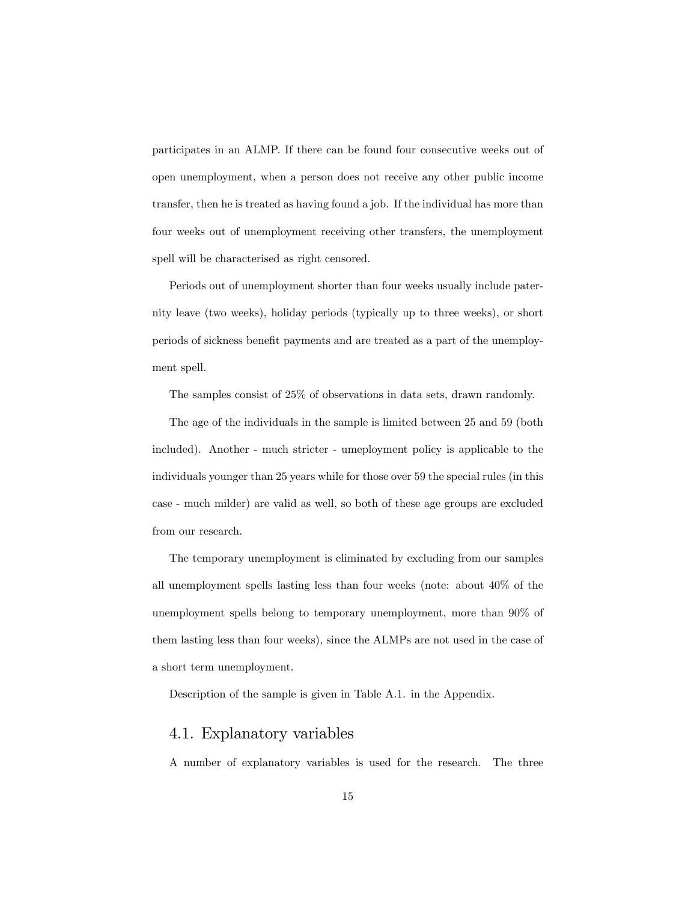participates in an ALMP. If there can be found four consecutive weeks out of open unemployment, when a person does not receive any other public income transfer, then he is treated as having found a job. If the individual has more than four weeks out of unemployment receiving other transfers, the unemployment spell will be characterised as right censored.

Periods out of unemployment shorter than four weeks usually include paternity leave (two weeks), holiday periods (typically up to three weeks), or short periods of sickness benefit payments and are treated as a part of the unemployment spell.

The samples consist of 25% of observations in data sets, drawn randomly.

The age of the individuals in the sample is limited between 25 and 59 (both included). Another - much stricter - umeployment policy is applicable to the individuals younger than 25 years while for those over 59 the special rules (in this case - much milder) are valid as well, so both of these age groups are excluded from our research.

The temporary unemployment is eliminated by excluding from our samples all unemployment spells lasting less than four weeks (note: about 40% of the unemployment spells belong to temporary unemployment, more than 90% of them lasting less than four weeks), since the ALMPs are not used in the case of a short term unemployment.

Description of the sample is given in Table A.1. in the Appendix.

## 4.1. Explanatory variables

A number of explanatory variables is used for the research. The three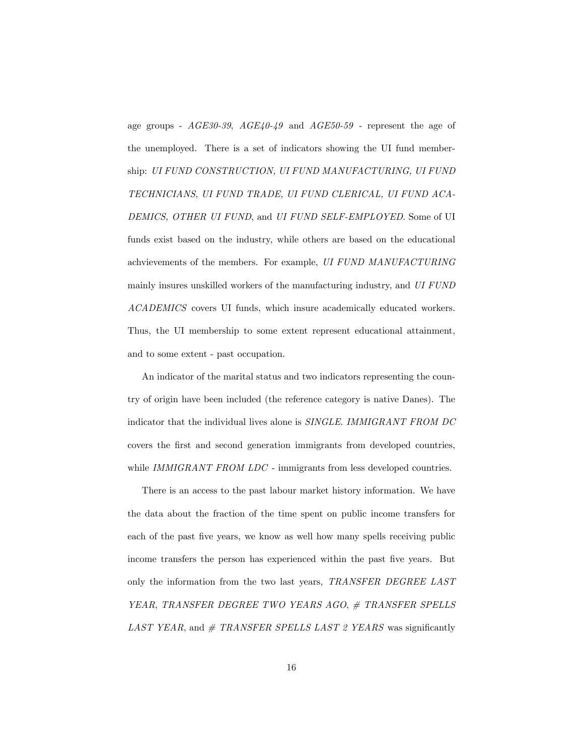age groups - *AGE30-39*, *AGE40-49* and *AGE50-59* - represent the age of the unemployed. There is a set of indicators showing the UI fund membership: *UI FUND CONSTRUCTION, UI FUND MANUFACTURING, UI FUND TECHNICIANS, UI FUND TRADE, UI FUND CLERICAL, UI FUND ACADEMICS, OTHER UI FUND*, and *UI FUND SELF-EMPLOYED*. Some of UI funds exist based on the industry, while others are based on the educational achvievements of the members. For example, *UI FUND MANUFACTURING* mainly insures unskilled workers of the manufacturing industry, and *UI FUND ACADEMICS* covers UI funds, which insure academically educated workers. Thus, the UI membership to some extent represent educational attainment, and to some extent - past occupation.

An indicator of the marital status and two indicators representing the country of origin have been included (the reference category is native Danes). The indicator that the individual lives alone is *SINGLE*. *IMMIGRANT FROM DC* covers the first and second generation immigrants from developed countries, while *IMMIGRANT FROM LDC* - immigrants from less developed countries.

There is an access to the past labour market history information. We have the data about the fraction of the time spent on public income transfers for each of the past five years, we know as well how many spells receiving public income transfers the person has experienced within the past five years. But only the information from the two last years, *TRANSFER DEGREE LAST YEAR*, *TRANSFER DEGREE TWO YEARS AGO*, *# TRANSFER SPELLS LAST YEAR*, and *# TRANSFER SPELLS LAST 2 YEARS* was significantly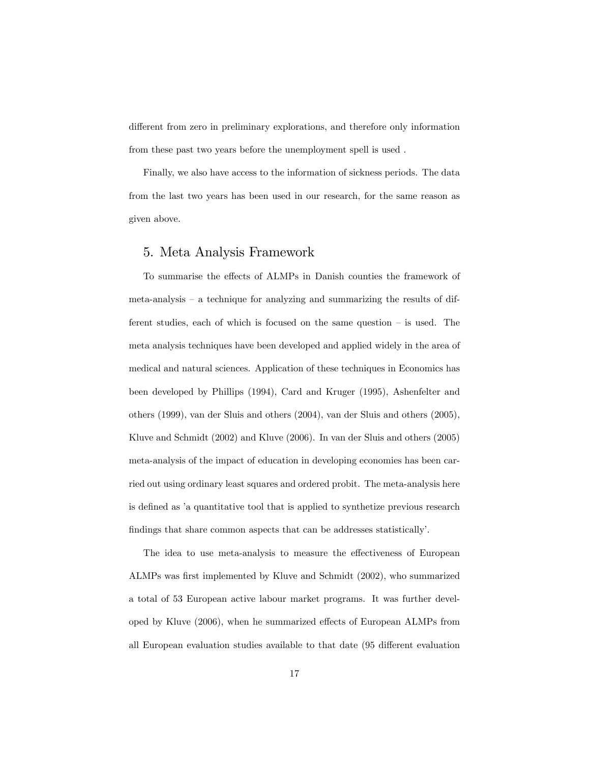different from zero in preliminary explorations, and therefore only information from these past two years before the unemployment spell is used .

Finally, we also have access to the information of sickness periods. The data from the last two years has been used in our research, for the same reason as given above.

## 5. Meta Analysis Framework

To summarise the effects of ALMPs in Danish counties the framework of meta-analysis – a technique for analyzing and summarizing the results of different studies, each of which is focused on the same question – is used. The meta analysis techniques have been developed and applied widely in the area of medical and natural sciences. Application of these techniques in Economics has been developed by Phillips (1994), Card and Kruger (1995), Ashenfelter and others (1999), van der Sluis and others (2004), van der Sluis and others (2005), Kluve and Schmidt (2002) and Kluve (2006). In van der Sluis and others (2005) meta-analysis of the impact of education in developing economies has been carried out using ordinary least squares and ordered probit. The meta-analysis here is defined as 'a quantitative tool that is applied to synthetize previous research findings that share common aspects that can be addresses statistically'.

The idea to use meta-analysis to measure the effectiveness of European ALMPs was first implemented by Kluve and Schmidt (2002), who summarized a total of 53 European active labour market programs. It was further developed by Kluve (2006), when he summarized effects of European ALMPs from all European evaluation studies available to that date (95 different evaluation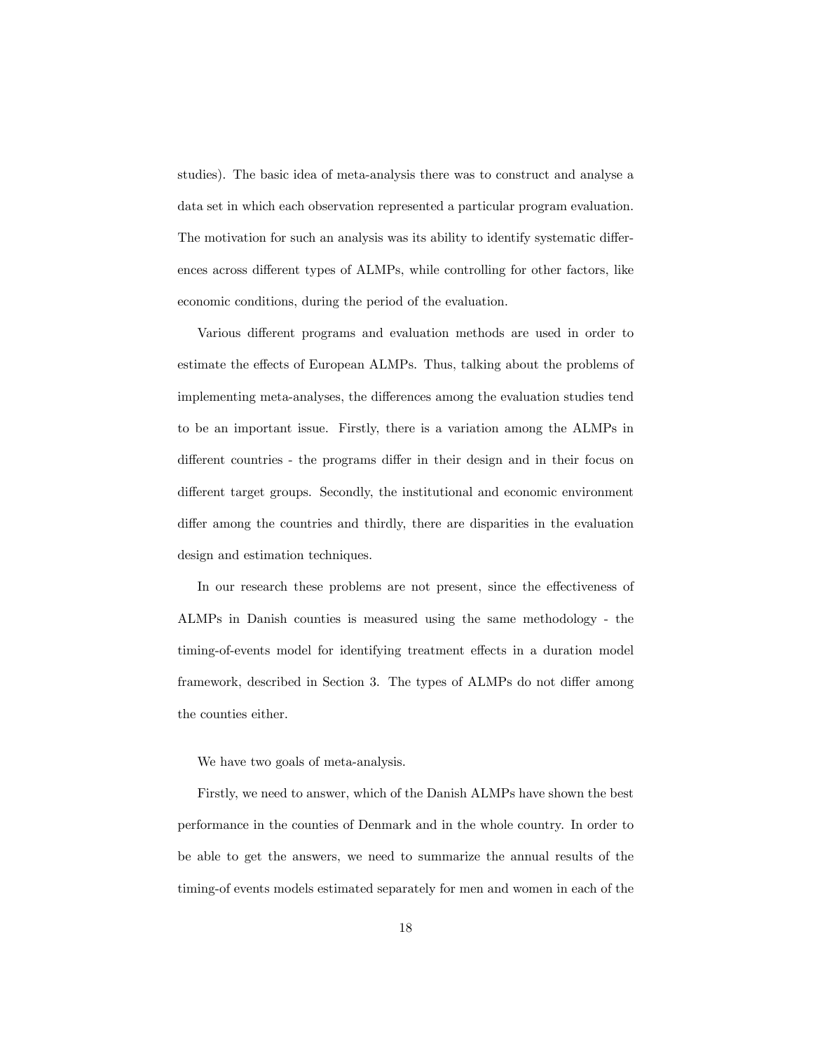studies). The basic idea of meta-analysis there was to construct and analyse a data set in which each observation represented a particular program evaluation. The motivation for such an analysis was its ability to identify systematic differences across different types of ALMPs, while controlling for other factors, like economic conditions, during the period of the evaluation.

Various different programs and evaluation methods are used in order to estimate the effects of European ALMPs. Thus, talking about the problems of implementing meta-analyses, the differences among the evaluation studies tend to be an important issue. Firstly, there is a variation among the ALMPs in different countries - the programs differ in their design and in their focus on different target groups. Secondly, the institutional and economic environment differ among the countries and thirdly, there are disparities in the evaluation design and estimation techniques.

In our research these problems are not present, since the effectiveness of ALMPs in Danish counties is measured using the same methodology - the timing-of-events model for identifying treatment effects in a duration model framework, described in Section 3. The types of ALMPs do not differ among the counties either.

We have two goals of meta-analysis.

Firstly, we need to answer, which of the Danish ALMPs have shown the best performance in the counties of Denmark and in the whole country. In order to be able to get the answers, we need to summarize the annual results of the timing-of events models estimated separately for men and women in each of the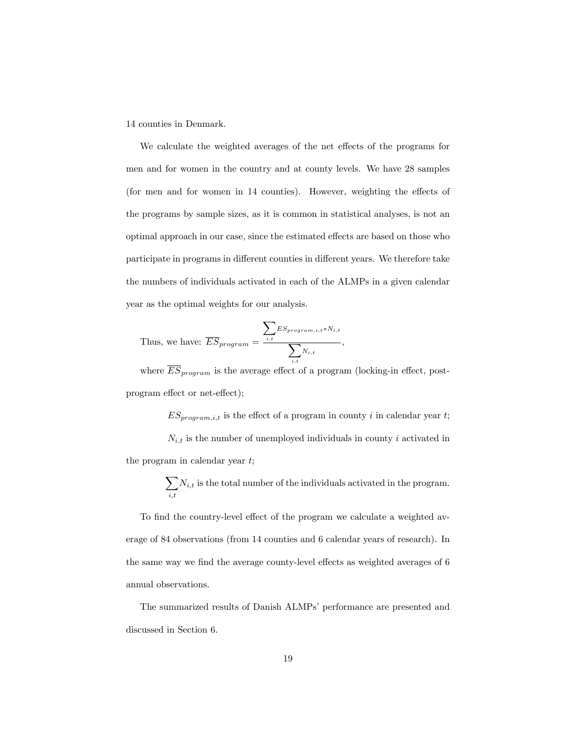14 counties in Denmark.

We calculate the weighted averages of the net effects of the programs for men and for women in the country and at county levels. We have 28 samples (for men and for women in 14 counties). However, weighting the effects of the programs by sample sizes, as it is common in statistical analyses, is not an optimal approach in our case, since the estimated effects are based on those who participate in programs in different counties in different years. We therefore take the numbers of individuals activated in each of the ALMPs in a given calendar year as the optimal weights for our analysis.

Thus, we have: $\overline{ES}_{program} = \dfrac{\sum\limits_{i,t} ES_{program,i,t} * N_{i,t}}{\sum\limits_{i,t} N_{i,t}}$,

where $\overline{ES}_{program}$ is the average effect of a program (locking-in effect, post-program effect or net-effect);

$ES_{program,i,t}$ is the effect of a program in county $i$ in calendar year $t$;

$N_{i,t}$ is the number of unemployed individuals in county $i$ activated in the program in calendar year $t$;

$\sum\limits_{i,t} N_{i,t}$ is the total number of the individuals activated in the program.

To find the country-level effect of the program we calculate a weighted average of 84 observations (from 14 counties and 6 calendar years of research). In the same way we find the average county-level effects as weighted averages of 6 annual observations.

The summarized results of Danish ALMPs' performance are presented and discussed in Section 6.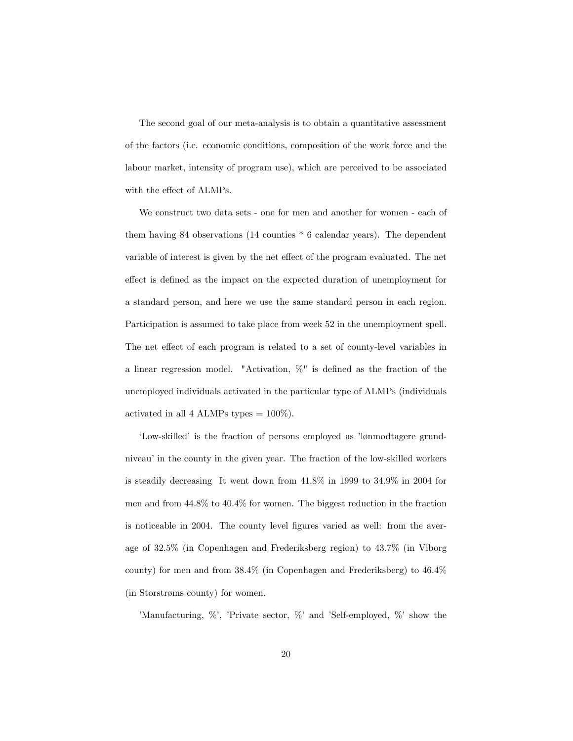The second goal of our meta-analysis is to obtain a quantitative assessment of the factors (i.e. economic conditions, composition of the work force and the labour market, intensity of program use), which are perceived to be associated with the effect of ALMPs.

We construct two data sets - one for men and another for women - each of them having 84 observations (14 counties * 6 calendar years). The dependent variable of interest is given by the net effect of the program evaluated. The net effect is defined as the impact on the expected duration of unemployment for a standard person, and here we use the same standard person in each region. Participation is assumed to take place from week 52 in the unemployment spell. The net effect of each program is related to a set of county-level variables in a linear regression model. "Activation, %" is defined as the fraction of the unemployed individuals activated in the particular type of ALMPs (individuals activated in all 4 ALMPs types = 100%).

'Low-skilled' is the fraction of persons employed as 'lønmodtagere grundniveau' in the county in the given year. The fraction of the low-skilled workers is steadily decreasing It went down from 41.8% in 1999 to 34.9% in 2004 for men and from 44.8% to 40.4% for women. The biggest reduction in the fraction is noticeable in 2004. The county level figures varied as well: from the average of 32.5% (in Copenhagen and Frederiksberg region) to 43.7% (in Viborg county) for men and from 38.4% (in Copenhagen and Frederiksberg) to 46.4% (in Storstrøms county) for women.

'Manufacturing, %', 'Private sector, %' and 'Self-employed, %' show the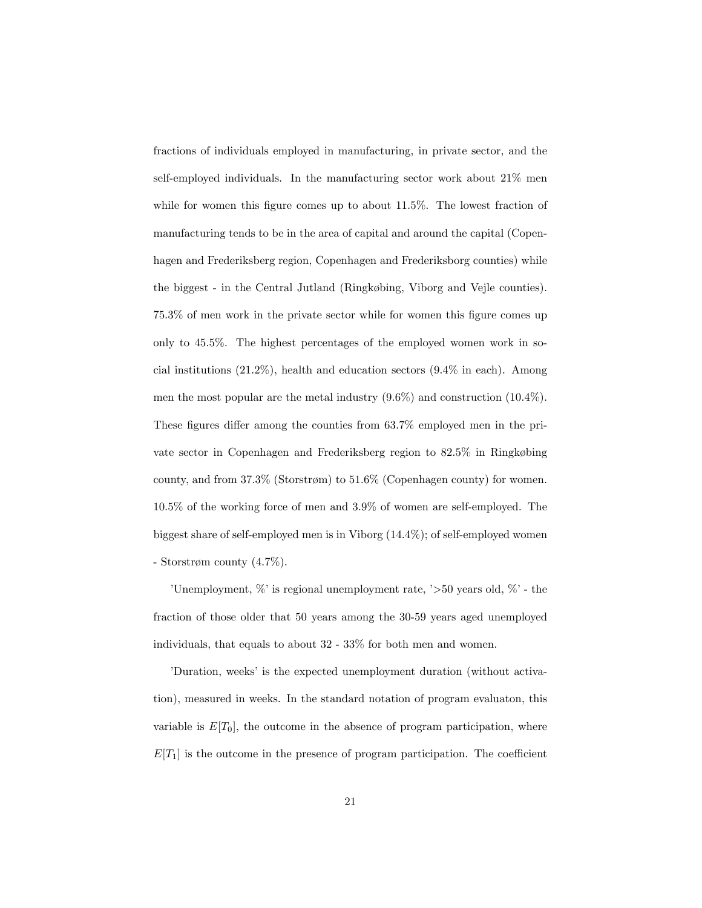fractions of individuals employed in manufacturing, in private sector, and the self-employed individuals. In the manufacturing sector work about 21% men while for women this figure comes up to about 11.5%. The lowest fraction of manufacturing tends to be in the area of capital and around the capital (Copenhagen and Frederiksberg region, Copenhagen and Frederiksborg counties) while the biggest - in the Central Jutland (Ringkøbing, Viborg and Vejle counties). 75.3% of men work in the private sector while for women this figure comes up only to 45.5%. The highest percentages of the employed women work in social institutions (21.2%), health and education sectors (9.4% in each). Among men the most popular are the metal industry (9.6%) and construction (10.4%). These figures differ among the counties from 63.7% employed men in the private sector in Copenhagen and Frederiksberg region to 82.5% in Ringkøbing county, and from 37.3% (Storstrøm) to 51.6% (Copenhagen county) for women. 10.5% of the working force of men and 3.9% of women are self-employed. The biggest share of self-employed men is in Viborg (14.4%); of self-employed women - Storstrøm county (4.7%).

'Unemployment, %' is regional unemployment rate, '>50 years old, %' - the fraction of those older that 50 years among the 30-59 years aged unemployed individuals, that equals to about 32 - 33% for both men and women.

'Duration, weeks' is the expected unemployment duration (without activation), measured in weeks. In the standard notation of program evaluaton, this variable is $E[T_0]$, the outcome in the absence of program participation, where $E[T_1]$ is the outcome in the presence of program participation. The coefficient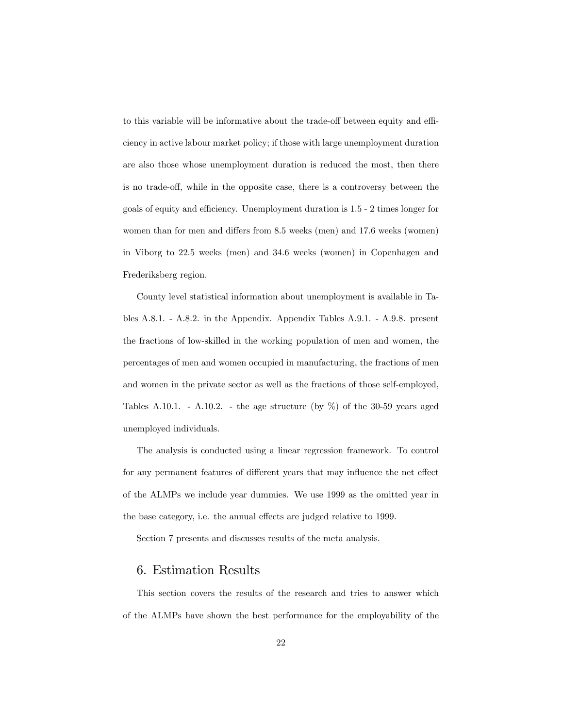to this variable will be informative about the trade-off between equity and efficiency in active labour market policy; if those with large unemployment duration are also those whose unemployment duration is reduced the most, then there is no trade-off, while in the opposite case, there is a controversy between the goals of equity and efficiency. Unemployment duration is 1.5 - 2 times longer for women than for men and differs from 8.5 weeks (men) and 17.6 weeks (women) in Viborg to 22.5 weeks (men) and 34.6 weeks (women) in Copenhagen and Frederiksberg region.

County level statistical information about unemployment is available in Tables A.8.1. - A.8.2. in the Appendix. Appendix Tables A.9.1. - A.9.8. present the fractions of low-skilled in the working population of men and women, the percentages of men and women occupied in manufacturing, the fractions of men and women in the private sector as well as the fractions of those self-employed, Tables A.10.1. - A.10.2. - the age structure (by %) of the 30-59 years aged unemployed individuals.

The analysis is conducted using a linear regression framework. To control for any permanent features of different years that may influence the net effect of the ALMPs we include year dummies. We use 1999 as the omitted year in the base category, i.e. the annual effects are judged relative to 1999.

Section 7 presents and discusses results of the meta analysis.

## 6. Estimation Results

This section covers the results of the research and tries to answer which of the ALMPs have shown the best performance for the employability of the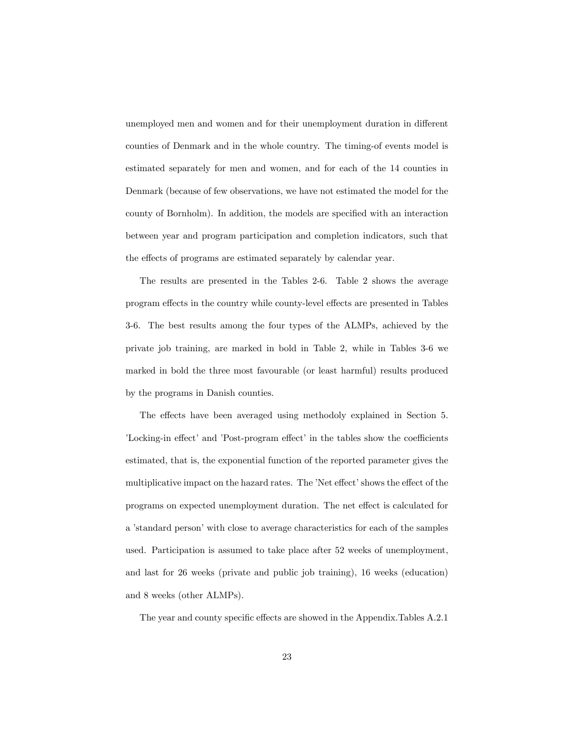unemployed men and women and for their unemployment duration in different counties of Denmark and in the whole country. The timing-of events model is estimated separately for men and women, and for each of the 14 counties in Denmark (because of few observations, we have not estimated the model for the county of Bornholm). In addition, the models are specified with an interaction between year and program participation and completion indicators, such that the effects of programs are estimated separately by calendar year.

The results are presented in the Tables 2-6. Table 2 shows the average program effects in the country while county-level effects are presented in Tables 3-6. The best results among the four types of the ALMPs, achieved by the private job training, are marked in bold in Table 2, while in Tables 3-6 we marked in bold the three most favourable (or least harmful) results produced by the programs in Danish counties.

The effects have been averaged using methodoly explained in Section 5. 'Locking-in effect' and 'Post-program effect' in the tables show the coefficients estimated, that is, the exponential function of the reported parameter gives the multiplicative impact on the hazard rates. The 'Net effect' shows the effect of the programs on expected unemployment duration. The net effect is calculated for a 'standard person' with close to average characteristics for each of the samples used. Participation is assumed to take place after 52 weeks of unemployment, and last for 26 weeks (private and public job training), 16 weeks (education) and 8 weeks (other ALMPs).

The year and county specific effects are showed in the Appendix.Tables A.2.1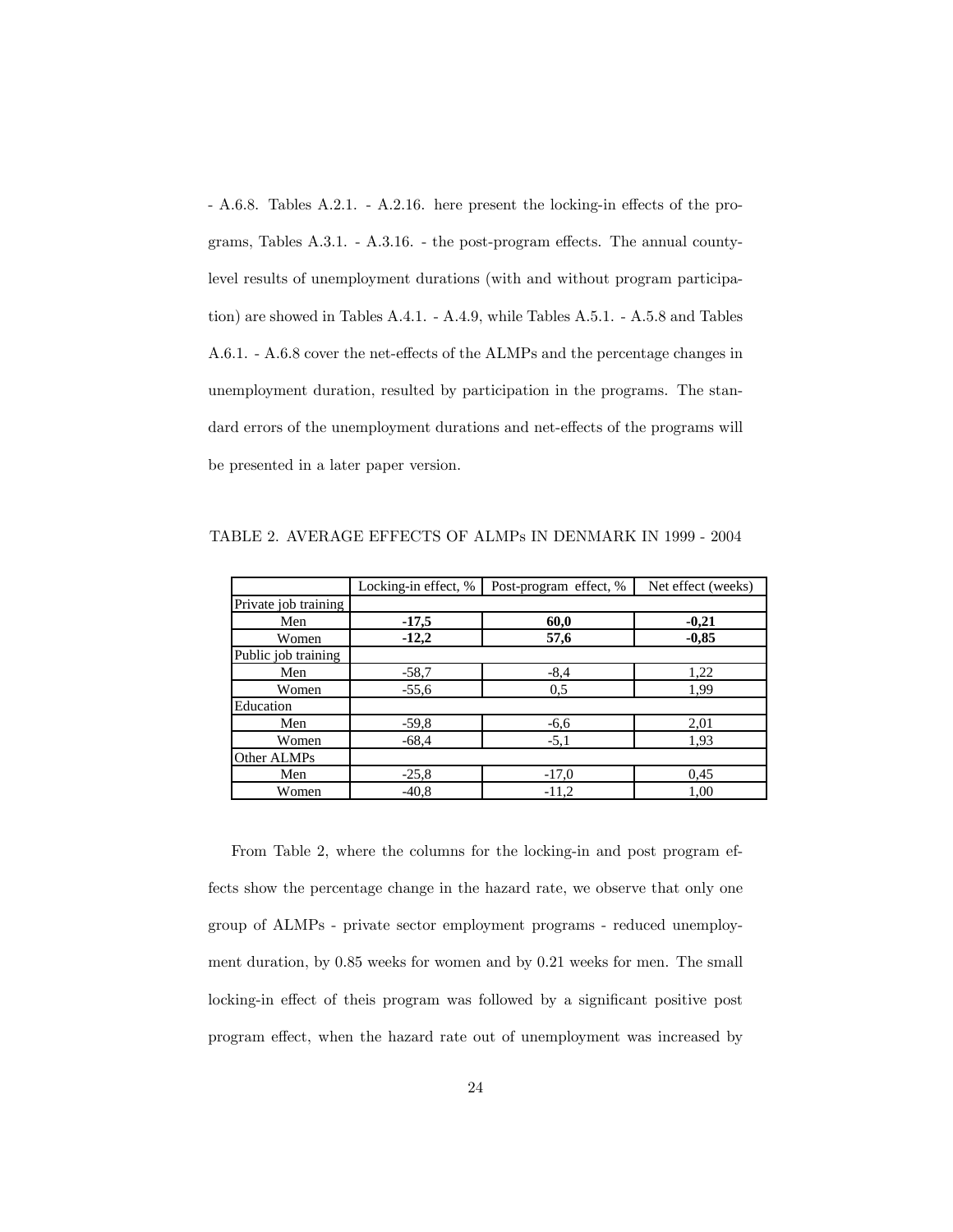- A.6.8. Tables A.2.1. - A.2.16. here present the locking-in effects of the programs, Tables A.3.1. - A.3.16. - the post-program effects. The annual county-level results of unemployment durations (with and without program participation) are showed in Tables A.4.1. - A.4.9, while Tables A.5.1. - A.5.8 and Tables A.6.1. - A.6.8 cover the net-effects of the ALMPs and the percentage changes in unemployment duration, resulted by participation in the programs. The standard errors of the unemployment durations and net-effects of the programs will be presented in a later paper version.

TABLE 2. AVERAGE EFFECTS OF ALMPs IN DENMARK IN 1999 - 2004

| | Locking-in effect, % | Post-program effect, % | Net effect (weeks) |
|---|---|---|---|
| Private job training | | | |
| Men | **-17,5** | **60,0** | **-0,21** |
| Women | **-12,2** | **57,6** | **-0,85** |
| Public job training | | | |
| Men | -58,7 | -8,4 | 1,22 |
| Women | -55,6 | 0,5 | 1,99 |
| Education | | | |
| Men | -59,8 | -6,6 | 2,01 |
| Women | -68,4 | -5,1 | 1,93 |
| Other ALMPs | | | |
| Men | -25,8 | -17,0 | 0,45 |
| Women | -40,8 | -11,2 | 1,00 |

From Table 2, where the columns for the locking-in and post program effects show the percentage change in the hazard rate, we observe that only one group of ALMPs - private sector employment programs - reduced unemployment duration, by 0.85 weeks for women and by 0.21 weeks for men. The small locking-in effect of theis program was followed by a significant positive post program effect, when the hazard rate out of unemployment was increased by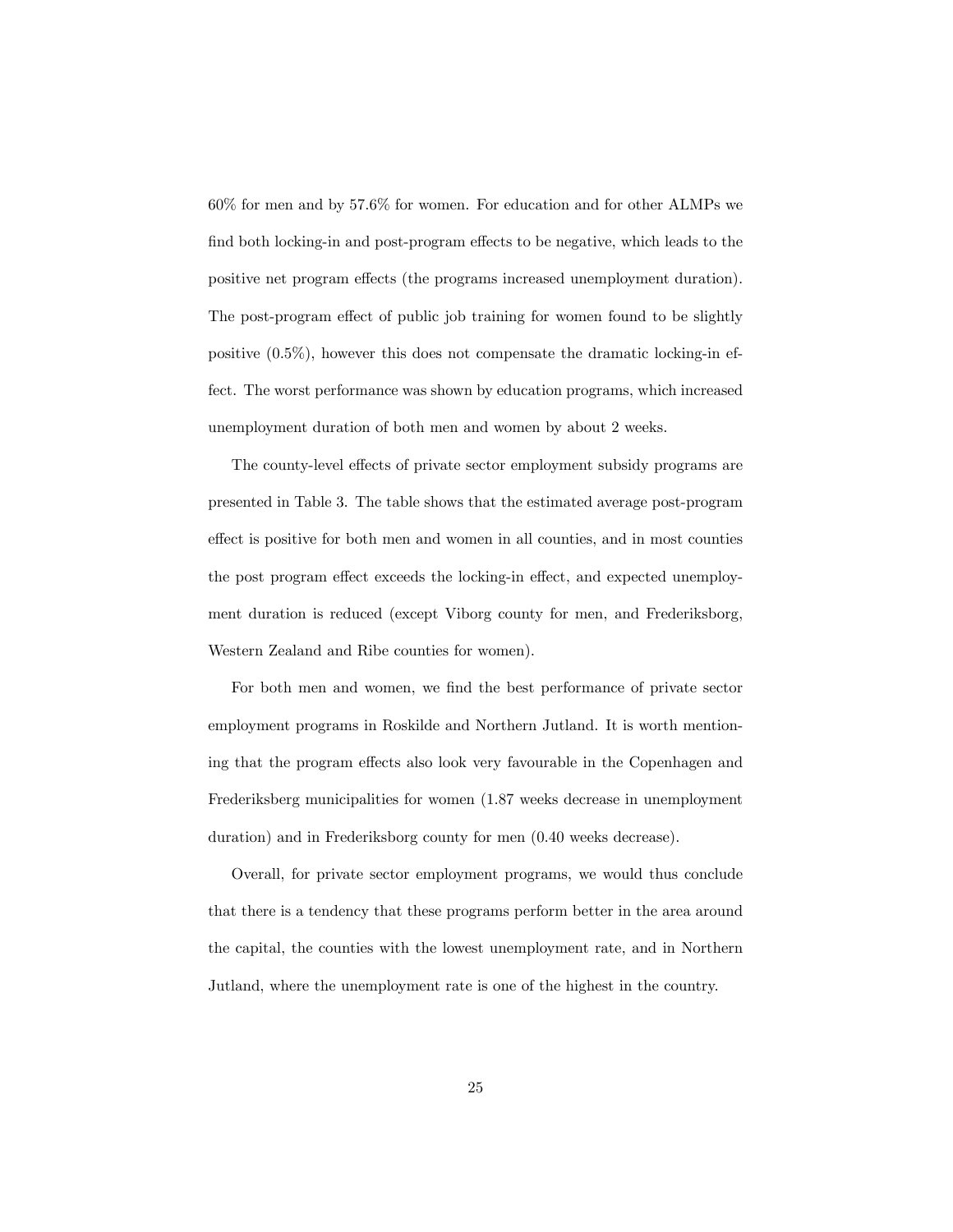60% for men and by 57.6% for women. For education and for other ALMPs we find both locking-in and post-program effects to be negative, which leads to the positive net program effects (the programs increased unemployment duration). The post-program effect of public job training for women found to be slightly positive (0.5%), however this does not compensate the dramatic locking-in effect. The worst performance was shown by education programs, which increased unemployment duration of both men and women by about 2 weeks.

The county-level effects of private sector employment subsidy programs are presented in Table 3. The table shows that the estimated average post-program effect is positive for both men and women in all counties, and in most counties the post program effect exceeds the locking-in effect, and expected unemployment duration is reduced (except Viborg county for men, and Frederiksborg, Western Zealand and Ribe counties for women).

For both men and women, we find the best performance of private sector employment programs in Roskilde and Northern Jutland. It is worth mentioning that the program effects also look very favourable in the Copenhagen and Frederiksberg municipalities for women (1.87 weeks decrease in unemployment duration) and in Frederiksborg county for men (0.40 weeks decrease).

Overall, for private sector employment programs, we would thus conclude that there is a tendency that these programs perform better in the area around the capital, the counties with the lowest unemployment rate, and in Northern Jutland, where the unemployment rate is one of the highest in the country.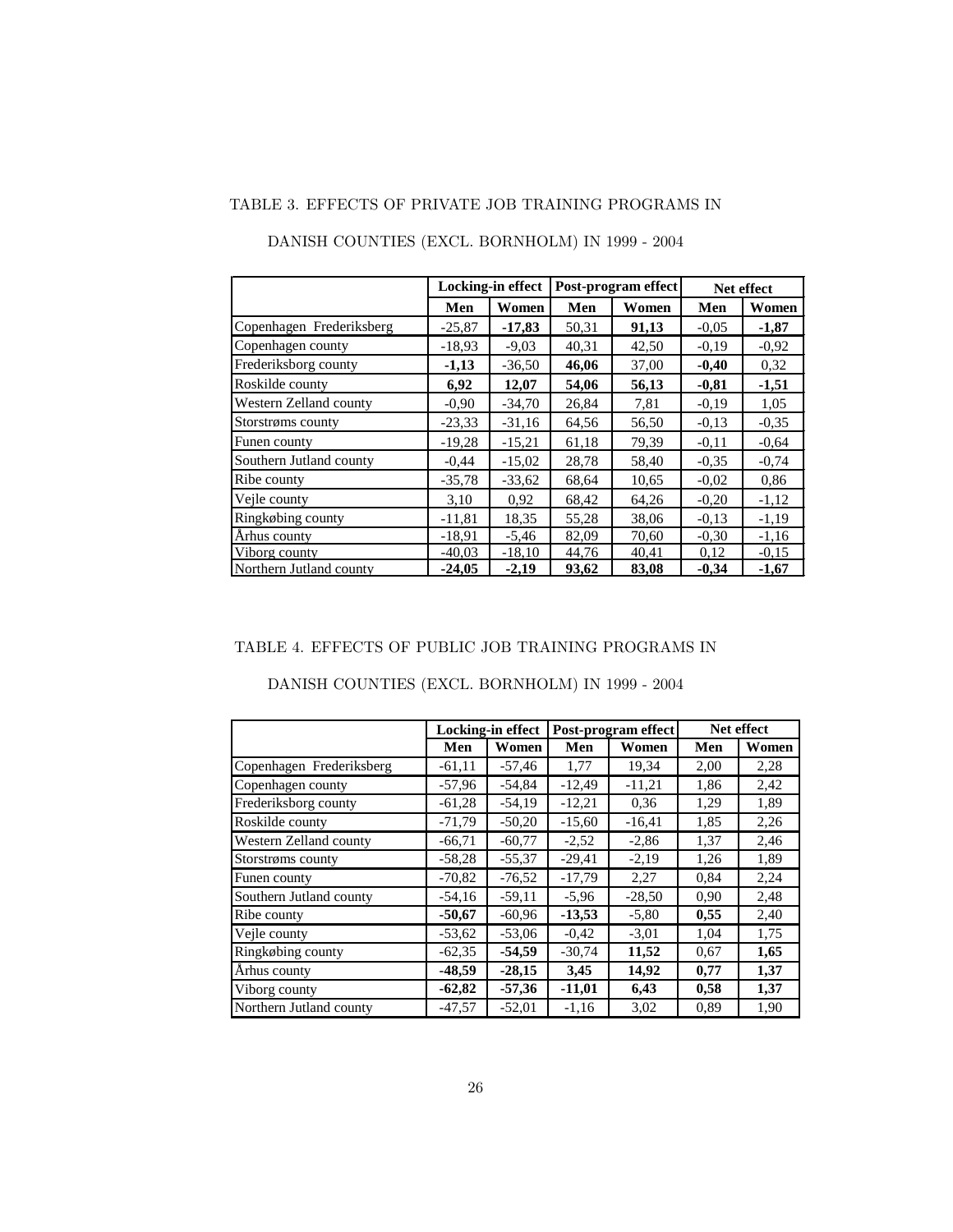TABLE 3. EFFECTS OF PRIVATE JOB TRAINING PROGRAMS IN DANISH COUNTIES (EXCL. BORNHOLM) IN 1999 - 2004

| | Locking-in effect | | Post-program effect | | Net effect | |
|---|---|---|---|---|---|---|
| | **Men** | **Women** | **Men** | **Women** | **Men** | **Women** |
| Copenhagen Frederiksberg | -25,87 | **-17,83** | 50,31 | **91,13** | -0,05 | **-1,87** |
| Copenhagen county | -18,93 | -9,03 | 40,31 | 42,50 | -0,19 | -0,92 |
| Frederiksborg county | **-1,13** | -36,50 | **46,06** | 37,00 | **-0,40** | 0,32 |
| Roskilde county | **6,92** | **12,07** | **54,06** | **56,13** | **-0,81** | **-1,51** |
| Western Zelland county | -0,90 | -34,70 | 26,84 | 7,81 | -0,19 | 1,05 |
| Storstrøms county | -23,33 | -31,16 | 64,56 | 56,50 | -0,13 | -0,35 |
| Funen county | -19,28 | -15,21 | 61,18 | 79,39 | -0,11 | -0,64 |
| Southern Jutland county | -0,44 | -15,02 | 28,78 | 58,40 | -0,35 | -0,74 |
| Ribe county | -35,78 | -33,62 | 68,64 | 10,65 | -0,02 | 0,86 |
| Vejle county | 3,10 | 0,92 | 68,42 | 64,26 | -0,20 | -1,12 |
| Ringkøbing county | -11,81 | 18,35 | 55,28 | 38,06 | -0,13 | -1,19 |
| Århus county | -18,91 | -5,46 | 82,09 | 70,60 | -0,30 | -1,16 |
| Viborg county | -40,03 | -18,10 | 44,76 | 40,41 | 0,12 | -0,15 |
| Northern Jutland county | **-24,05** | **-2,19** | **93,62** | **83,08** | **-0,34** | **-1,67** |

TABLE 4. EFFECTS OF PUBLIC JOB TRAINING PROGRAMS IN DANISH COUNTIES (EXCL. BORNHOLM) IN 1999 - 2004

| | Locking-in effect | | Post-program effect | | Net effect | |
|---|---|---|---|---|---|---|
| | **Men** | **Women** | **Men** | **Women** | **Men** | **Women** |
| Copenhagen Frederiksberg | -61,11 | -57,46 | 1,77 | 19,34 | 2,00 | 2,28 |
| Copenhagen county | -57,96 | -54,84 | -12,49 | -11,21 | 1,86 | 2,42 |
| Frederiksborg county | -61,28 | -54,19 | -12,21 | 0,36 | 1,29 | 1,89 |
| Roskilde county | -71,79 | -50,20 | -15,60 | -16,41 | 1,85 | 2,26 |
| Western Zelland county | -66,71 | -60,77 | -2,52 | -2,86 | 1,37 | 2,46 |
| Storstrøms county | -58,28 | -55,37 | -29,41 | -2,19 | 1,26 | 1,89 |
| Funen county | -70,82 | -76,52 | -17,79 | 2,27 | 0,84 | 2,24 |
| Southern Jutland county | -54,16 | -59,11 | -5,96 | -28,50 | 0,90 | 2,48 |
| Ribe county | **-50,67** | -60,96 | **-13,53** | -5,80 | **0,55** | 2,40 |
| Vejle county | -53,62 | -53,06 | -0,42 | -3,01 | 1,04 | 1,75 |
| Ringkøbing county | -62,35 | **-54,59** | -30,74 | **11,52** | 0,67 | **1,65** |
| Århus county | **-48,59** | **-28,15** | **3,45** | **14,92** | **0,77** | **1,37** |
| Viborg county | **-62,82** | **-57,36** | **-11,01** | **6,43** | **0,58** | **1,37** |
| Northern Jutland county | -47,57 | -52,01 | -1,16 | 3,02 | 0,89 | 1,90 |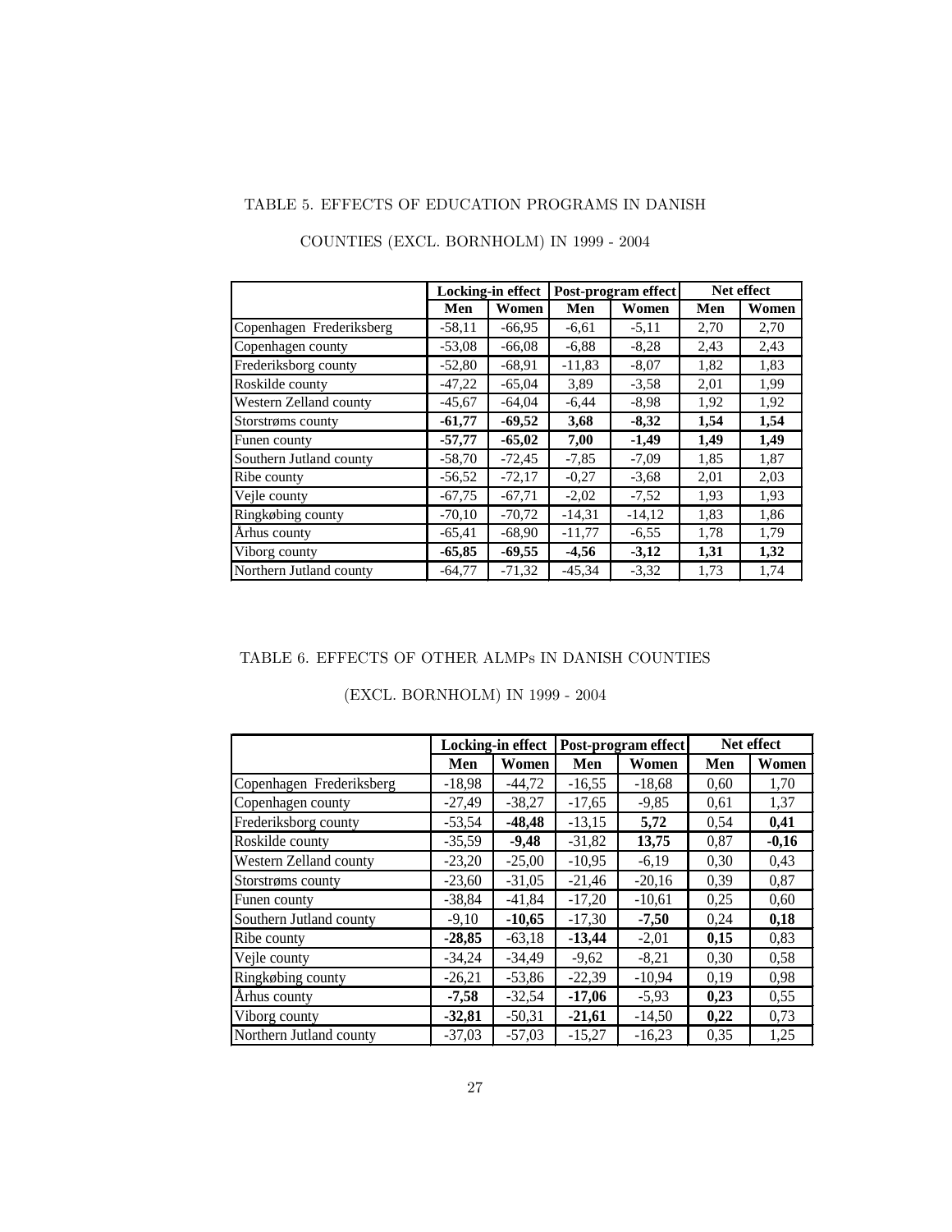TABLE 5. EFFECTS OF EDUCATION PROGRAMS IN DANISH COUNTIES (EXCL. BORNHOLM) IN 1999 - 2004

| | Locking-in effect | | Post-program effect | | Net effect | |
|---|---|---|---|---|---|---|
| | Men | Women | Men | Women | Men | Women |
| Copenhagen Frederiksberg | -58,11 | -66,95 | -6,61 | -5,11 | 2,70 | 2,70 |
| Copenhagen county | -53,08 | -66,08 | -6,88 | -8,28 | 2,43 | 2,43 |
| Frederiksborg county | -52,80 | -68,91 | -11,83 | -8,07 | 1,82 | 1,83 |
| Roskilde county | -47,22 | -65,04 | 3,89 | -3,58 | 2,01 | 1,99 |
| Western Zelland county | -45,67 | -64,04 | -6,44 | -8,98 | 1,92 | 1,92 |
| Storstrøms county | **-61,77** | **-69,52** | **3,68** | **-8,32** | **1,54** | **1,54** |
| Funen county | **-57,77** | **-65,02** | **7,00** | **-1,49** | **1,49** | **1,49** |
| Southern Jutland county | -58,70 | -72,45 | -7,85 | -7,09 | 1,85 | 1,87 |
| Ribe county | -56,52 | -72,17 | -0,27 | -3,68 | 2,01 | 2,03 |
| Vejle county | -67,75 | -67,71 | -2,02 | -7,52 | 1,93 | 1,93 |
| Ringkøbing county | -70,10 | -70,72 | -14,31 | -14,12 | 1,83 | 1,86 |
| Århus county | -65,41 | -68,90 | -11,77 | -6,55 | 1,78 | 1,79 |
| Viborg county | **-65,85** | **-69,55** | **-4,56** | **-3,12** | **1,31** | **1,32** |
| Northern Jutland county | -64,77 | -71,32 | -45,34 | -3,32 | 1,73 | 1,74 |

TABLE 6. EFFECTS OF OTHER ALMPs IN DANISH COUNTIES (EXCL. BORNHOLM) IN 1999 - 2004

| | Locking-in effect | | Post-program effect | | Net effect | |
|---|---|---|---|---|---|---|
| | Men | Women | Men | Women | Men | Women |
| Copenhagen Frederiksberg | -18,98 | -44,72 | -16,55 | -18,68 | 0,60 | 1,70 |
| Copenhagen county | -27,49 | -38,27 | -17,65 | -9,85 | 0,61 | 1,37 |
| Frederiksborg county | -53,54 | **-48,48** | -13,15 | **5,72** | 0,54 | **0,41** |
| Roskilde county | -35,59 | **-9,48** | -31,82 | **13,75** | 0,87 | **-0,16** |
| Western Zelland county | -23,20 | -25,00 | -10,95 | -6,19 | 0,30 | 0,43 |
| Storstrøms county | -23,60 | -31,05 | -21,46 | -20,16 | 0,39 | 0,87 |
| Funen county | -38,84 | -41,84 | -17,20 | -10,61 | 0,25 | 0,60 |
| Southern Jutland county | -9,10 | **-10,65** | -17,30 | **-7,50** | 0,24 | **0,18** |
| Ribe county | **-28,85** | -63,18 | **-13,44** | -2,01 | **0,15** | 0,83 |
| Vejle county | -34,24 | -34,49 | -9,62 | -8,21 | 0,30 | 0,58 |
| Ringkøbing county | -26,21 | -53,86 | -22,39 | -10,94 | 0,19 | 0,98 |
| Århus county | **-7,58** | -32,54 | **-17,06** | -5,93 | **0,23** | 0,55 |
| Viborg county | **-32,81** | -50,31 | **-21,61** | -14,50 | **0,22** | 0,73 |
| Northern Jutland county | -37,03 | -57,03 | -15,27 | -16,23 | 0,35 | 1,25 |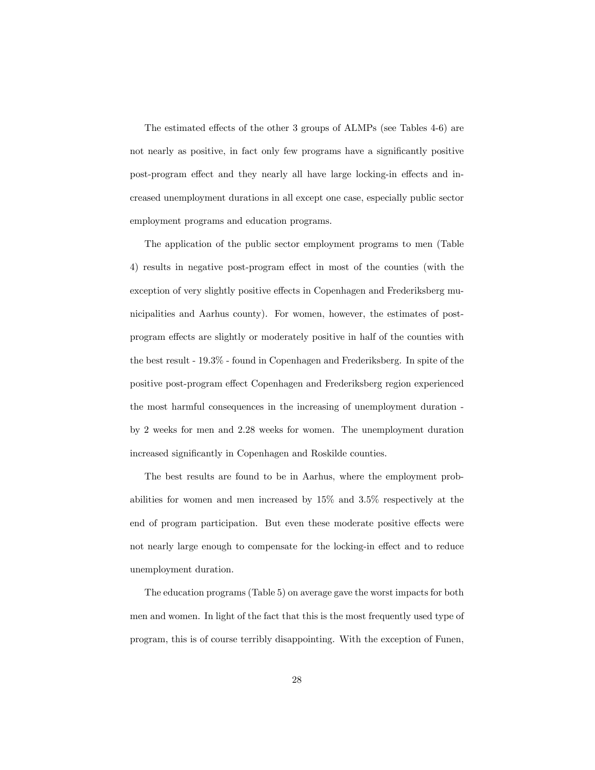The estimated effects of the other 3 groups of ALMPs (see Tables 4-6) are not nearly as positive, in fact only few programs have a significantly positive post-program effect and they nearly all have large locking-in effects and increased unemployment durations in all except one case, especially public sector employment programs and education programs.

The application of the public sector employment programs to men (Table 4) results in negative post-program effect in most of the counties (with the exception of very slightly positive effects in Copenhagen and Frederiksberg municipalities and Aarhus county). For women, however, the estimates of post-program effects are slightly or moderately positive in half of the counties with the best result - 19.3% - found in Copenhagen and Frederiksberg. In spite of the positive post-program effect Copenhagen and Frederiksberg region experienced the most harmful consequences in the increasing of unemployment duration - by 2 weeks for men and 2.28 weeks for women. The unemployment duration increased significantly in Copenhagen and Roskilde counties.

The best results are found to be in Aarhus, where the employment probabilities for women and men increased by 15% and 3.5% respectively at the end of program participation. But even these moderate positive effects were not nearly large enough to compensate for the locking-in effect and to reduce unemployment duration.

The education programs (Table 5) on average gave the worst impacts for both men and women. In light of the fact that this is the most frequently used type of program, this is of course terribly disappointing. With the exception of Funen,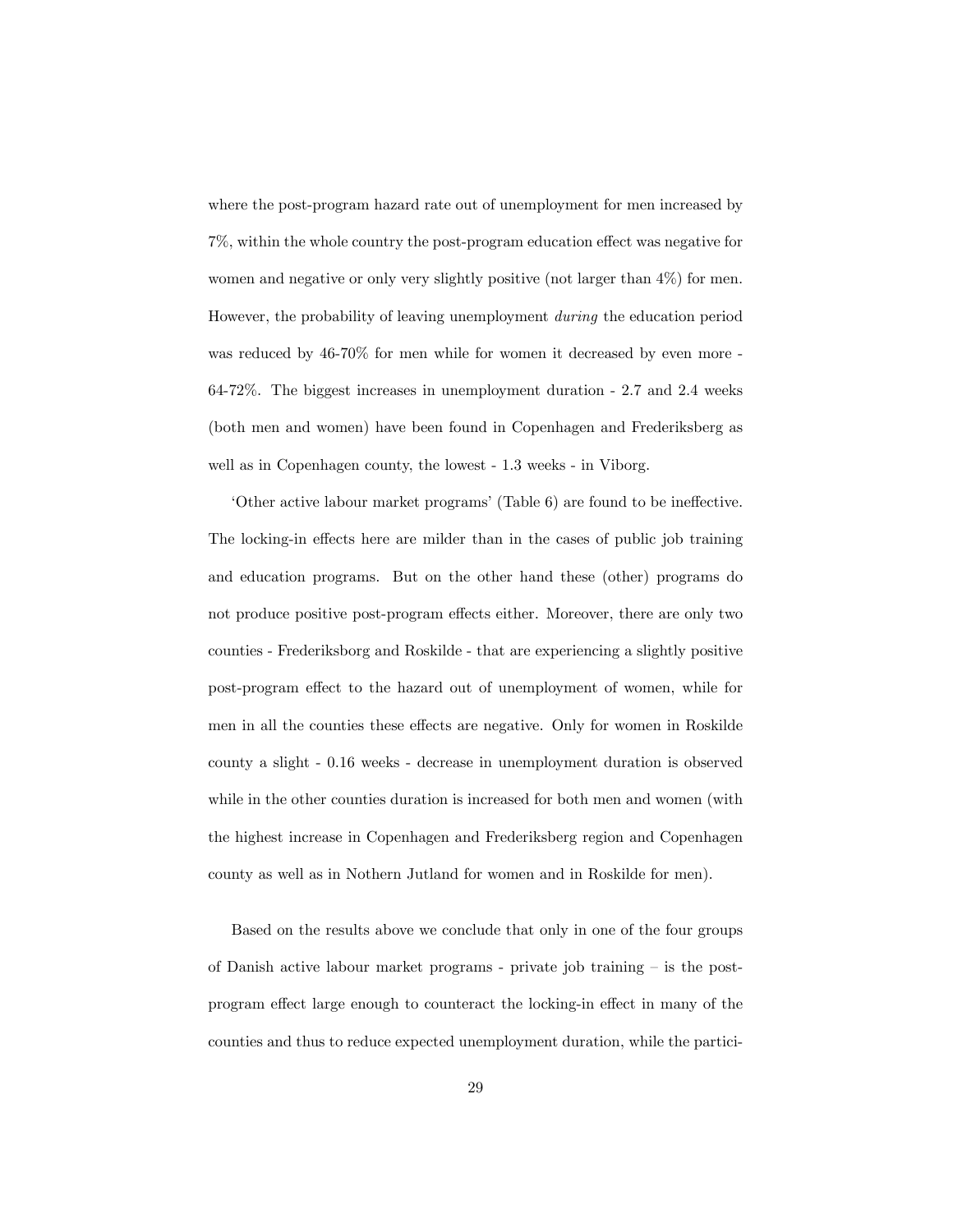where the post-program hazard rate out of unemployment for men increased by 7%, within the whole country the post-program education effect was negative for women and negative or only very slightly positive (not larger than 4%) for men. However, the probability of leaving unemployment *during* the education period was reduced by 46-70% for men while for women it decreased by even more - 64-72%. The biggest increases in unemployment duration - 2.7 and 2.4 weeks (both men and women) have been found in Copenhagen and Frederiksberg as well as in Copenhagen county, the lowest - 1.3 weeks - in Viborg.

'Other active labour market programs' (Table 6) are found to be ineffective. The locking-in effects here are milder than in the cases of public job training and education programs. But on the other hand these (other) programs do not produce positive post-program effects either. Moreover, there are only two counties - Frederiksborg and Roskilde - that are experiencing a slightly positive post-program effect to the hazard out of unemployment of women, while for men in all the counties these effects are negative. Only for women in Roskilde county a slight - 0.16 weeks - decrease in unemployment duration is observed while in the other counties duration is increased for both men and women (with the highest increase in Copenhagen and Frederiksberg region and Copenhagen county as well as in Nothern Jutland for women and in Roskilde for men).

Based on the results above we conclude that only in one of the four groups of Danish active labour market programs - private job training – is the post-program effect large enough to counteract the locking-in effect in many of the counties and thus to reduce expected unemployment duration, while the partici-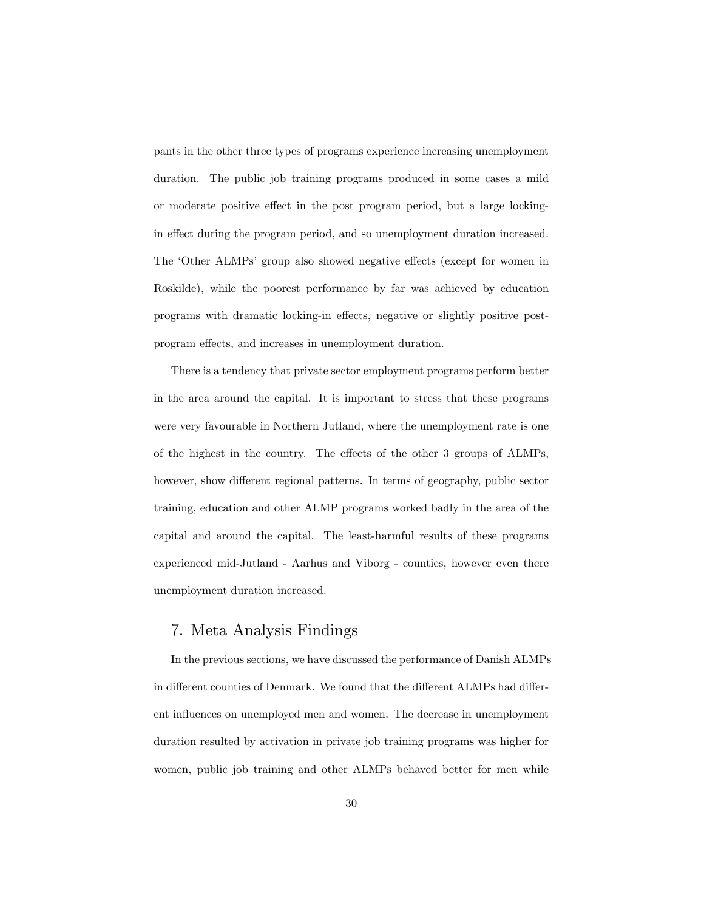pants in the other three types of programs experience increasing unemployment duration. The public job training programs produced in some cases a mild or moderate positive effect in the post program period, but a large locking-in effect during the program period, and so unemployment duration increased. The 'Other ALMPs' group also showed negative effects (except for women in Roskilde), while the poorest performance by far was achieved by education programs with dramatic locking-in effects, negative or slightly positive post-program effects, and increases in unemployment duration.

There is a tendency that private sector employment programs perform better in the area around the capital. It is important to stress that these programs were very favourable in Northern Jutland, where the unemployment rate is one of the highest in the country. The effects of the other 3 groups of ALMPs, however, show different regional patterns. In terms of geography, public sector training, education and other ALMP programs worked badly in the area of the capital and around the capital. The least-harmful results of these programs experienced mid-Jutland - Aarhus and Viborg - counties, however even there unemployment duration increased.

## 7. Meta Analysis Findings

In the previous sections, we have discussed the performance of Danish ALMPs in different counties of Denmark. We found that the different ALMPs had different influences on unemployed men and women. The decrease in unemployment duration resulted by activation in private job training programs was higher for women, public job training and other ALMPs behaved better for men while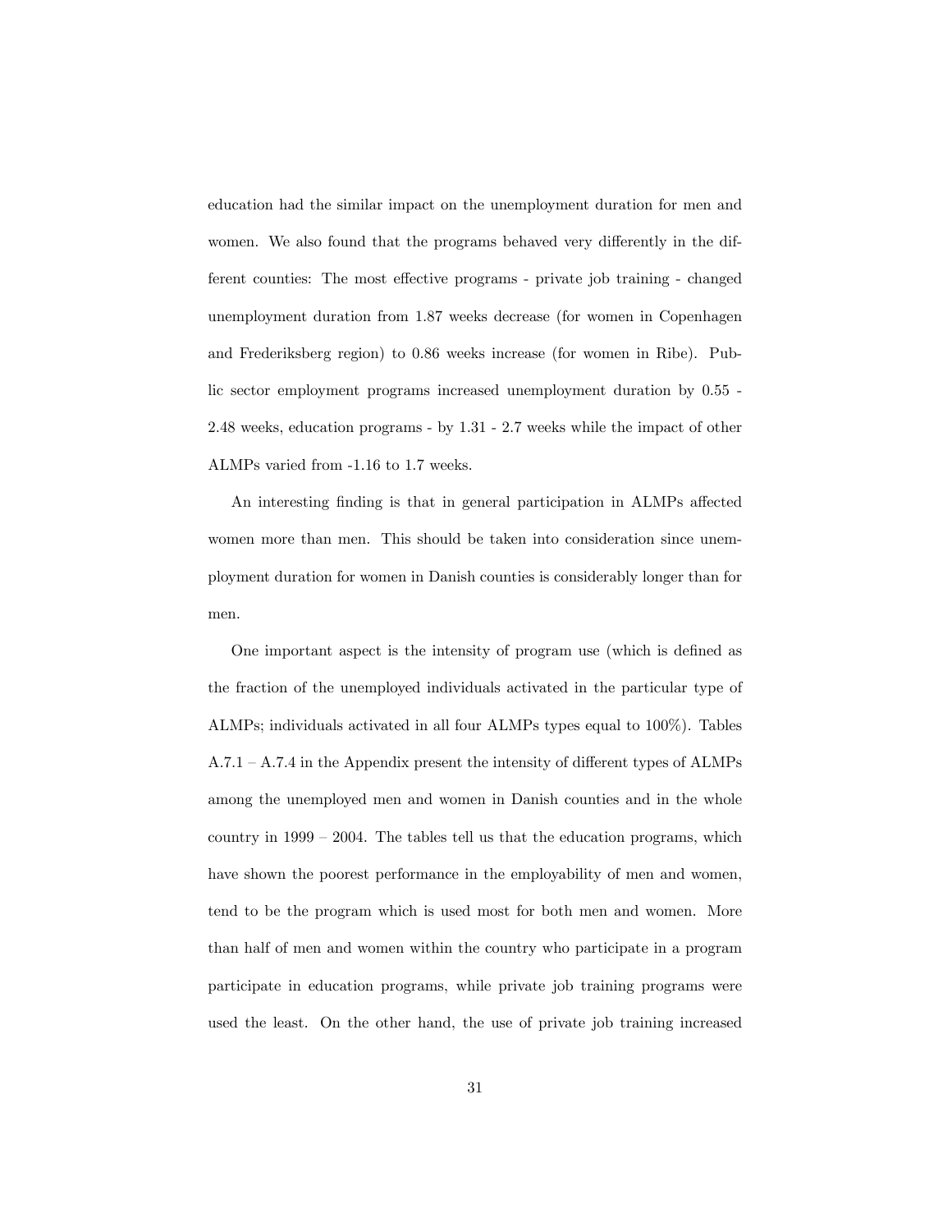education had the similar impact on the unemployment duration for men and women. We also found that the programs behaved very differently in the different counties: The most effective programs - private job training - changed unemployment duration from 1.87 weeks decrease (for women in Copenhagen and Frederiksberg region) to 0.86 weeks increase (for women in Ribe). Public sector employment programs increased unemployment duration by 0.55 - 2.48 weeks, education programs - by 1.31 - 2.7 weeks while the impact of other ALMPs varied from -1.16 to 1.7 weeks.

An interesting finding is that in general participation in ALMPs affected women more than men. This should be taken into consideration since unemployment duration for women in Danish counties is considerably longer than for men.

One important aspect is the intensity of program use (which is defined as the fraction of the unemployed individuals activated in the particular type of ALMPs; individuals activated in all four ALMPs types equal to 100%). Tables A.7.1 – A.7.4 in the Appendix present the intensity of different types of ALMPs among the unemployed men and women in Danish counties and in the whole country in 1999 – 2004. The tables tell us that the education programs, which have shown the poorest performance in the employability of men and women, tend to be the program which is used most for both men and women. More than half of men and women within the country who participate in a program participate in education programs, while private job training programs were used the least. On the other hand, the use of private job training increased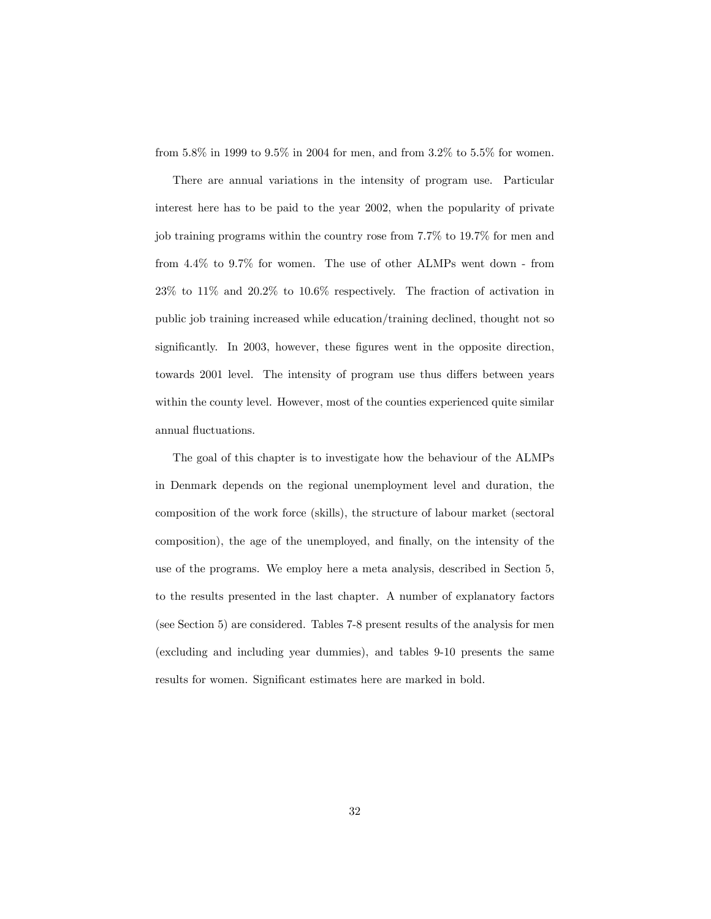from 5.8% in 1999 to 9.5% in 2004 for men, and from 3.2% to 5.5% for women.

There are annual variations in the intensity of program use. Particular interest here has to be paid to the year 2002, when the popularity of private job training programs within the country rose from 7.7% to 19.7% for men and from 4.4% to 9.7% for women. The use of other ALMPs went down - from 23% to 11% and 20.2% to 10.6% respectively. The fraction of activation in public job training increased while education/training declined, thought not so significantly. In 2003, however, these figures went in the opposite direction, towards 2001 level. The intensity of program use thus differs between years within the county level. However, most of the counties experienced quite similar annual fluctuations.

The goal of this chapter is to investigate how the behaviour of the ALMPs in Denmark depends on the regional unemployment level and duration, the composition of the work force (skills), the structure of labour market (sectoral composition), the age of the unemployed, and finally, on the intensity of the use of the programs. We employ here a meta analysis, described in Section 5, to the results presented in the last chapter. A number of explanatory factors (see Section 5) are considered. Tables 7-8 present results of the analysis for men (excluding and including year dummies), and tables 9-10 presents the same results for women. Significant estimates here are marked in bold.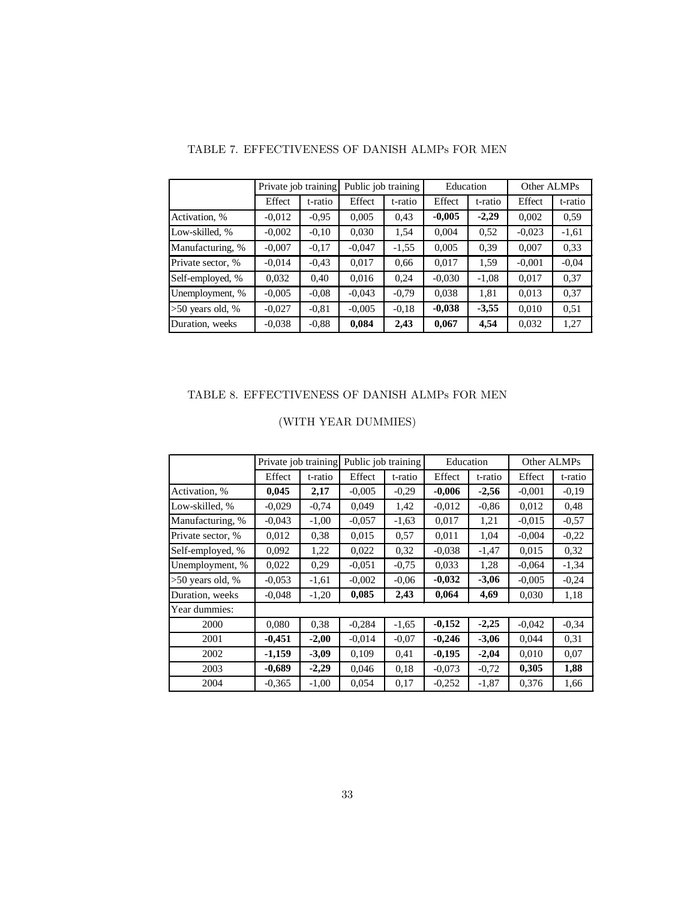TABLE 7. EFFECTIVENESS OF DANISH ALMPs FOR MEN

| | Private job training | | Public job training | | Education | | Other ALMPs | |
|---|---|---|---|---|---|---|---|---|
| | Effect | t-ratio | Effect | t-ratio | Effect | t-ratio | Effect | t-ratio |
| Activation, % | -0,012 | -0,95 | 0,005 | 0,43 | **-0,005** | **-2,29** | 0,002 | 0,59 |
| Low-skilled, % | -0,002 | -0,10 | 0,030 | 1,54 | 0,004 | 0,52 | -0,023 | -1,61 |
| Manufacturing, % | -0,007 | -0,17 | -0,047 | -1,55 | 0,005 | 0,39 | 0,007 | 0,33 |
| Private sector, % | -0,014 | -0,43 | 0,017 | 0,66 | 0,017 | 1,59 | -0,001 | -0,04 |
| Self-employed, % | 0,032 | 0,40 | 0,016 | 0,24 | -0,030 | -1,08 | 0,017 | 0,37 |
| Unemployment, % | -0,005 | -0,08 | -0,043 | -0,79 | 0,038 | 1,81 | 0,013 | 0,37 |
| >50 years old, % | -0,027 | -0,81 | -0,005 | -0,18 | **-0,038** | **-3,55** | 0,010 | 0,51 |
| Duration, weeks | -0,038 | -0,88 | **0,084** | **2,43** | **0,067** | **4,54** | 0,032 | 1,27 |

TABLE 8. EFFECTIVENESS OF DANISH ALMPs FOR MEN

(WITH YEAR DUMMIES)

| | Private job training | | Public job training | | Education | | Other ALMPs | |
|---|---|---|---|---|---|---|---|---|
| | Effect | t-ratio | Effect | t-ratio | Effect | t-ratio | Effect | t-ratio |
| Activation, % | **0,045** | **2,17** | -0,005 | -0,29 | **-0,006** | **-2,56** | -0,001 | -0,19 |
| Low-skilled, % | -0,029 | -0,74 | 0,049 | 1,42 | -0,012 | -0,86 | 0,012 | 0,48 |
| Manufacturing, % | -0,043 | -1,00 | -0,057 | -1,63 | 0,017 | 1,21 | -0,015 | -0,57 |
| Private sector, % | 0,012 | 0,38 | 0,015 | 0,57 | 0,011 | 1,04 | -0,004 | -0,22 |
| Self-employed, % | 0,092 | 1,22 | 0,022 | 0,32 | -0,038 | -1,47 | 0,015 | 0,32 |
| Unemployment, % | 0,022 | 0,29 | -0,051 | -0,75 | 0,033 | 1,28 | -0,064 | -1,34 |
| >50 years old, % | -0,053 | -1,61 | -0,002 | -0,06 | **-0,032** | **-3,06** | -0,005 | -0,24 |
| Duration, weeks | -0,048 | -1,20 | **0,085** | **2,43** | **0,064** | **4,69** | 0,030 | 1,18 |
| Year dummies: | | | | | | | | |
| 2000 | 0,080 | 0,38 | -0,284 | -1,65 | **-0,152** | **-2,25** | -0,042 | -0,34 |
| 2001 | **-0,451** | **-2,00** | -0,014 | -0,07 | **-0,246** | **-3,06** | 0,044 | 0,31 |
| 2002 | **-1,159** | **-3,09** | 0,109 | 0,41 | **-0,195** | **-2,04** | 0,010 | 0,07 |
| 2003 | **-0,689** | **-2,29** | 0,046 | 0,18 | -0,073 | -0,72 | **0,305** | **1,88** |
| 2004 | -0,365 | -1,00 | 0,054 | 0,17 | -0,252 | -1,87 | 0,376 | 1,66 |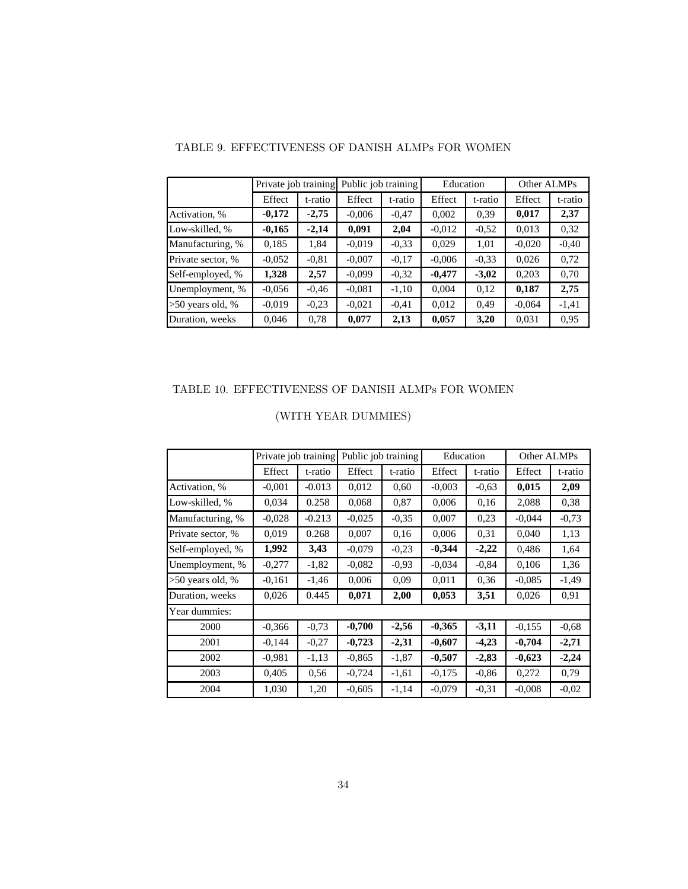TABLE 9. EFFECTIVENESS OF DANISH ALMPs FOR WOMEN

| | Private job training | | Public job training | | Education | | Other ALMPs | |
|---|---|---|---|---|---|---|---|---|
| | Effect | t-ratio | Effect | t-ratio | Effect | t-ratio | Effect | t-ratio |
| Activation, % | **-0,172** | **-2,75** | -0,006 | -0,47 | 0,002 | 0,39 | **0,017** | **2,37** |
| Low-skilled, % | **-0,165** | **-2,14** | **0,091** | **2,04** | -0,012 | -0,52 | 0,013 | 0,32 |
| Manufacturing, % | 0,185 | 1,84 | -0,019 | -0,33 | 0,029 | 1,01 | -0,020 | -0,40 |
| Private sector, % | -0,052 | -0,81 | -0,007 | -0,17 | -0,006 | -0,33 | 0,026 | 0,72 |
| Self-employed, % | **1,328** | **2,57** | -0,099 | -0,32 | **-0,477** | **-3,02** | 0,203 | 0,70 |
| Unemployment, % | -0,056 | -0,46 | -0,081 | -1,10 | 0,004 | 0,12 | **0,187** | **2,75** |
| >50 years old, % | -0,019 | -0,23 | -0,021 | -0,41 | 0,012 | 0,49 | -0,064 | -1,41 |
| Duration, weeks | 0,046 | 0,78 | **0,077** | **2,13** | **0,057** | **3,20** | 0,031 | 0,95 |

TABLE 10. EFFECTIVENESS OF DANISH ALMPs FOR WOMEN

(WITH YEAR DUMMIES)

| | Private job training | | Public job training | | Education | | Other ALMPs | |
|---|---|---|---|---|---|---|---|---|
| | Effect | t-ratio | Effect | t-ratio | Effect | t-ratio | Effect | t-ratio |
| Activation, % | -0,001 | -0.013 | 0,012 | 0,60 | -0,003 | -0,63 | **0,015** | **2,09** |
| Low-skilled, % | 0,034 | 0.258 | 0,068 | 0,87 | 0,006 | 0,16 | 2,088 | 0,38 |
| Manufacturing, % | -0,028 | -0.213 | -0,025 | -0,35 | 0,007 | 0,23 | -0,044 | -0,73 |
| Private sector, % | 0,019 | 0.268 | 0,007 | 0,16 | 0,006 | 0,31 | 0,040 | 1,13 |
| Self-employed, % | **1,992** | **3,43** | -0,079 | -0,23 | **-0,344** | **-2,22** | 0,486 | 1,64 |
| Unemployment, % | -0,277 | -1,82 | -0,082 | -0,93 | -0,034 | -0,84 | 0,106 | 1,36 |
| >50 years old, % | -0,161 | -1,46 | 0,006 | 0,09 | 0,011 | 0,36 | -0,085 | -1,49 |
| Duration, weeks | 0,026 | 0.445 | **0,071** | **2,00** | **0,053** | **3,51** | 0,026 | 0,91 |
| Year dummies: | | | | | | | | |
| 2000 | -0,366 | -0,73 | **-0,700** | **-2,56** | **-0,365** | **-3,11** | -0,155 | -0,68 |
| 2001 | -0,144 | -0,27 | **-0,723** | **-2,31** | **-0,607** | **-4,23** | **-0,704** | **-2,71** |
| 2002 | -0,981 | -1,13 | -0,865 | -1,87 | **-0,507** | **-2,83** | **-0,623** | **-2,24** |
| 2003 | 0,405 | 0,56 | -0,724 | -1,61 | -0,175 | -0,86 | 0,272 | 0,79 |
| 2004 | 1,030 | 1,20 | -0,605 | -1,14 | -0,079 | -0,31 | -0,008 | -0,02 |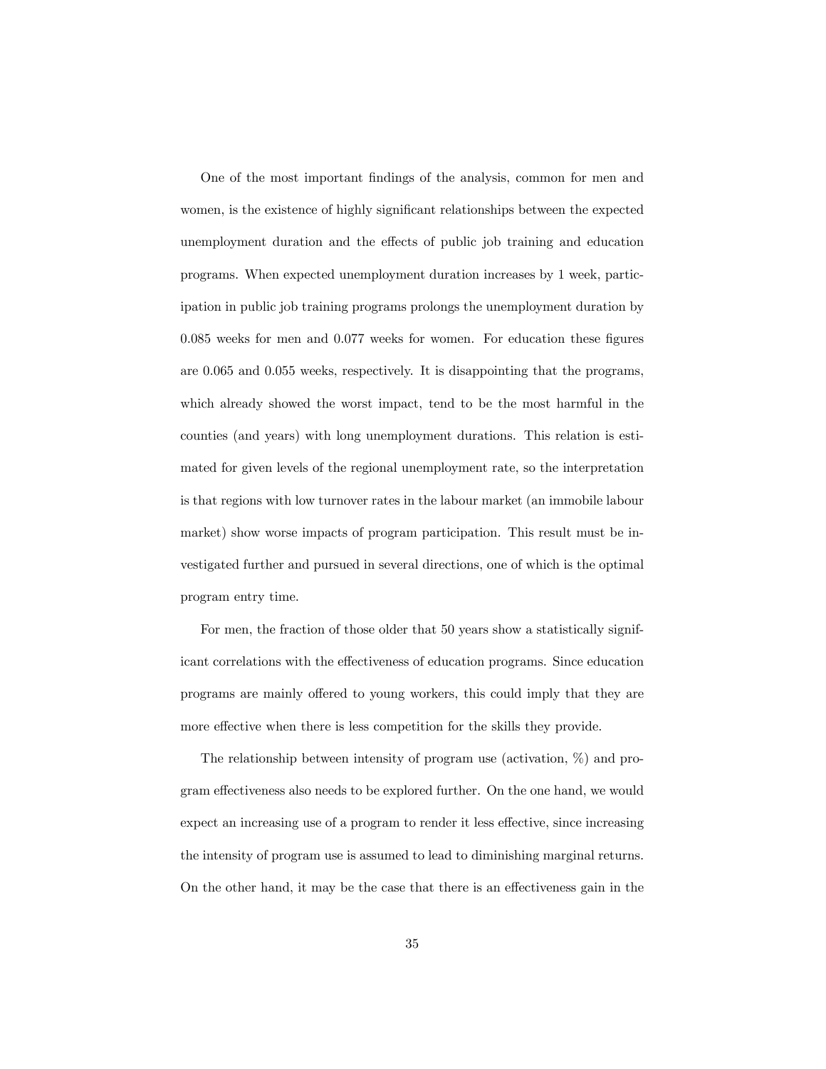One of the most important findings of the analysis, common for men and women, is the existence of highly significant relationships between the expected unemployment duration and the effects of public job training and education programs. When expected unemployment duration increases by 1 week, participation in public job training programs prolongs the unemployment duration by 0.085 weeks for men and 0.077 weeks for women. For education these figures are 0.065 and 0.055 weeks, respectively. It is disappointing that the programs, which already showed the worst impact, tend to be the most harmful in the counties (and years) with long unemployment durations. This relation is estimated for given levels of the regional unemployment rate, so the interpretation is that regions with low turnover rates in the labour market (an immobile labour market) show worse impacts of program participation. This result must be investigated further and pursued in several directions, one of which is the optimal program entry time.

For men, the fraction of those older that 50 years show a statistically significant correlations with the effectiveness of education programs. Since education programs are mainly offered to young workers, this could imply that they are more effective when there is less competition for the skills they provide.

The relationship between intensity of program use (activation, %) and program effectiveness also needs to be explored further. On the one hand, we would expect an increasing use of a program to render it less effective, since increasing the intensity of program use is assumed to lead to diminishing marginal returns. On the other hand, it may be the case that there is an effectiveness gain in the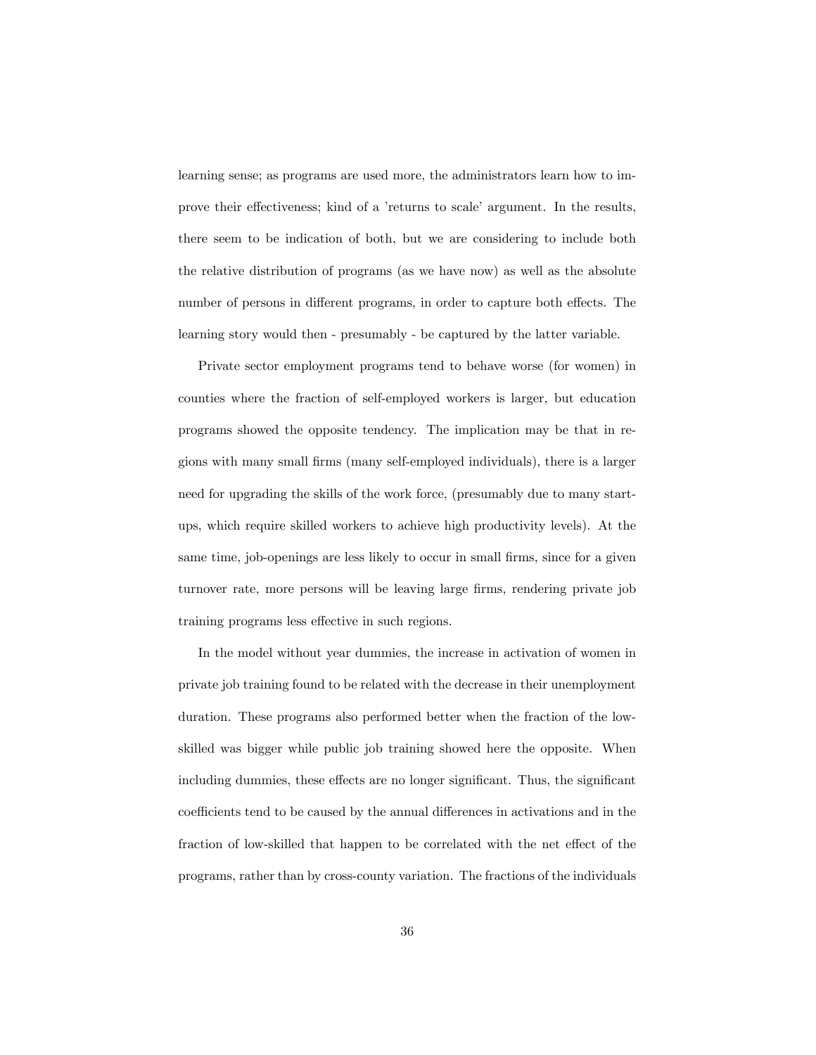learning sense; as programs are used more, the administrators learn how to improve their effectiveness; kind of a 'returns to scale' argument. In the results, there seem to be indication of both, but we are considering to include both the relative distribution of programs (as we have now) as well as the absolute number of persons in different programs, in order to capture both effects. The learning story would then - presumably - be captured by the latter variable.

Private sector employment programs tend to behave worse (for women) in counties where the fraction of self-employed workers is larger, but education programs showed the opposite tendency. The implication may be that in regions with many small firms (many self-employed individuals), there is a larger need for upgrading the skills of the work force, (presumably due to many start-ups, which require skilled workers to achieve high productivity levels). At the same time, job-openings are less likely to occur in small firms, since for a given turnover rate, more persons will be leaving large firms, rendering private job training programs less effective in such regions.

In the model without year dummies, the increase in activation of women in private job training found to be related with the decrease in their unemployment duration. These programs also performed better when the fraction of the low-skilled was bigger while public job training showed here the opposite. When including dummies, these effects are no longer significant. Thus, the significant coefficients tend to be caused by the annual differences in activations and in the fraction of low-skilled that happen to be correlated with the net effect of the programs, rather than by cross-county variation. The fractions of the individuals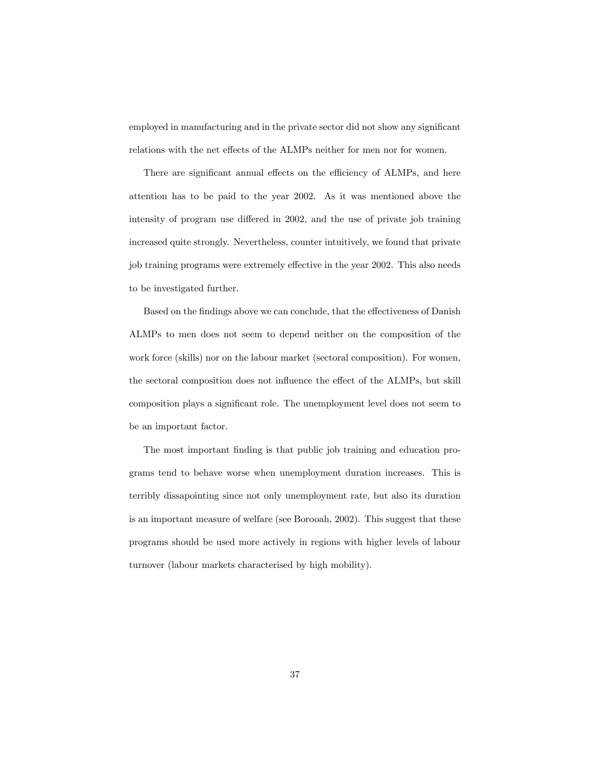employed in manufacturing and in the private sector did not show any significant relations with the net effects of the ALMPs neither for men nor for women.

There are significant annual effects on the efficiency of ALMPs, and here attention has to be paid to the year 2002. As it was mentioned above the intensity of program use differed in 2002, and the use of private job training increased quite strongly. Nevertheless, counter intuitively, we found that private job training programs were extremely effective in the year 2002. This also needs to be investigated further.

Based on the findings above we can conclude, that the effectiveness of Danish ALMPs to men does not seem to depend neither on the composition of the work force (skills) nor on the labour market (sectoral composition). For women, the sectoral composition does not influence the effect of the ALMPs, but skill composition plays a significant role. The unemployment level does not seem to be an important factor.

The most important finding is that public job training and education programs tend to behave worse when unemployment duration increases. This is terribly dissapointing since not only unemployment rate, but also its duration is an important measure of welfare (see Borooah, 2002). This suggest that these programs should be used more actively in regions with higher levels of labour turnover (labour markets characterised by high mobility).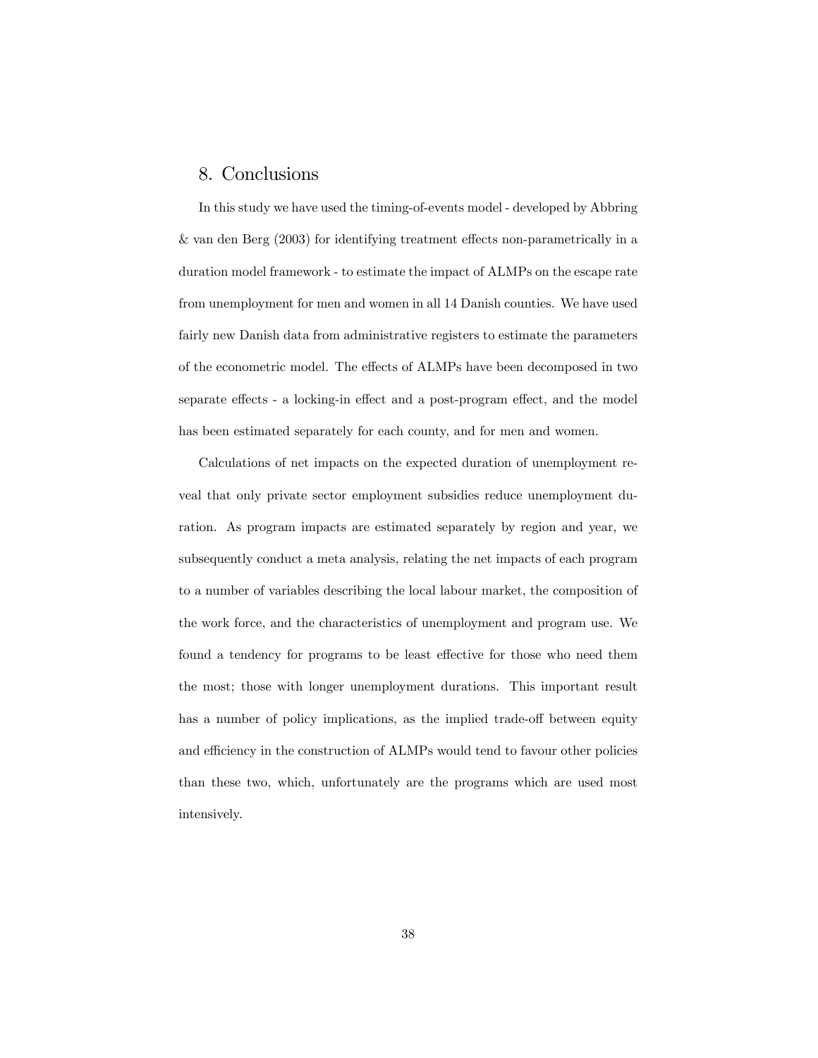## 8. Conclusions

In this study we have used the timing-of-events model - developed by Abbring & van den Berg (2003) for identifying treatment effects non-parametrically in a duration model framework - to estimate the impact of ALMPs on the escape rate from unemployment for men and women in all 14 Danish counties. We have used fairly new Danish data from administrative registers to estimate the parameters of the econometric model. The effects of ALMPs have been decomposed in two separate effects - a locking-in effect and a post-program effect, and the model has been estimated separately for each county, and for men and women.

Calculations of net impacts on the expected duration of unemployment reveal that only private sector employment subsidies reduce unemployment duration. As program impacts are estimated separately by region and year, we subsequently conduct a meta analysis, relating the net impacts of each program to a number of variables describing the local labour market, the composition of the work force, and the characteristics of unemployment and program use. We found a tendency for programs to be least effective for those who need them the most; those with longer unemployment durations. This important result has a number of policy implications, as the implied trade-off between equity and efficiency in the construction of ALMPs would tend to favour other policies than these two, which, unfortunately are the programs which are used most intensively.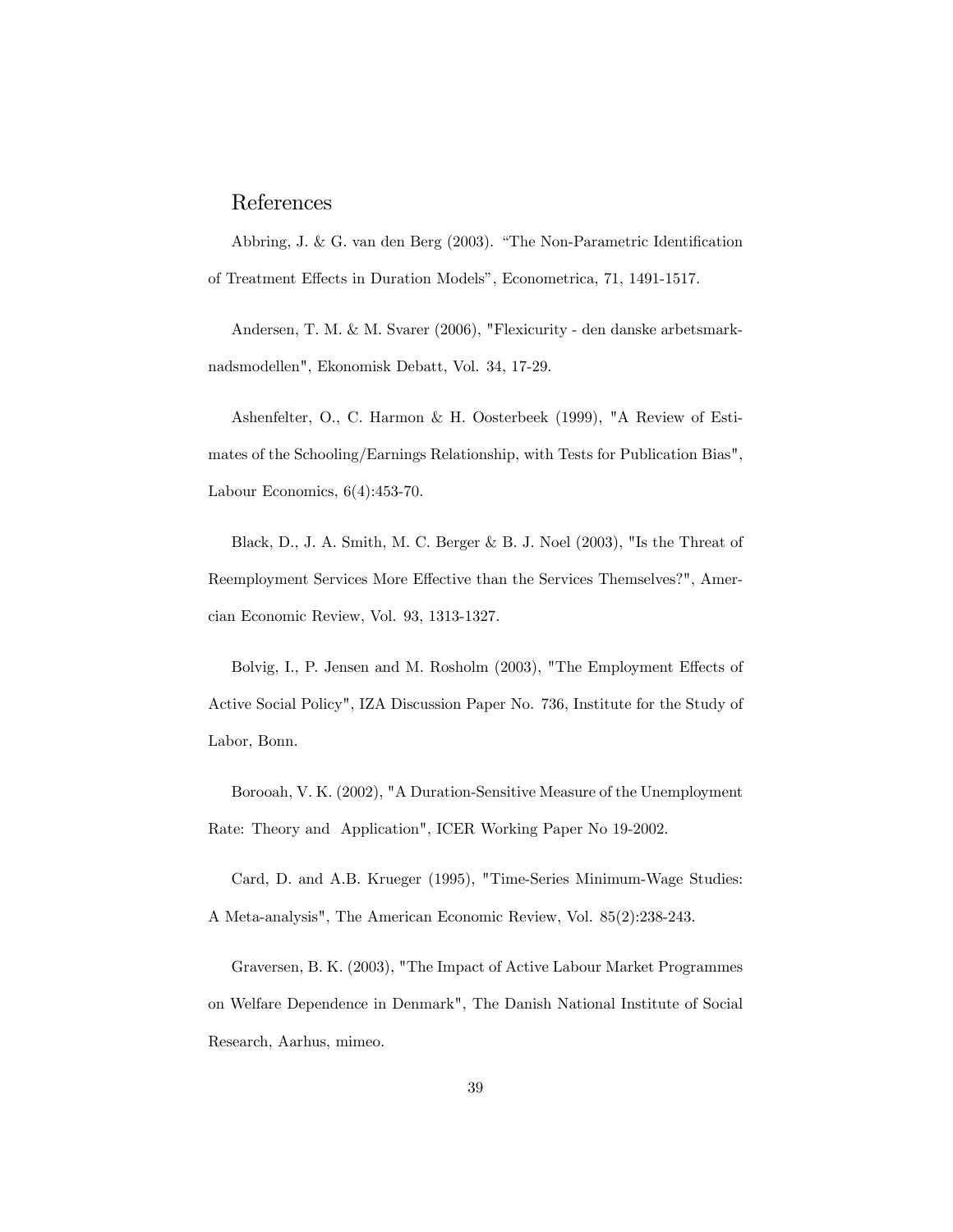## References

Abbring, J. & G. van den Berg (2003). "The Non-Parametric Identification of Treatment Effects in Duration Models", Econometrica, 71, 1491-1517.

Andersen, T. M. & M. Svarer (2006), "Flexicurity - den danske arbetsmarknadsmodellen", Ekonomisk Debatt, Vol. 34, 17-29.

Ashenfelter, O., C. Harmon & H. Oosterbeek (1999), "A Review of Estimates of the Schooling/Earnings Relationship, with Tests for Publication Bias", Labour Economics, 6(4):453-70.

Black, D., J. A. Smith, M. C. Berger & B. J. Noel (2003), "Is the Threat of Reemployment Services More Effective than the Services Themselves?", Amercian Economic Review, Vol. 93, 1313-1327.

Bolvig, I., P. Jensen and M. Rosholm (2003), "The Employment Effects of Active Social Policy", IZA Discussion Paper No. 736, Institute for the Study of Labor, Bonn.

Borooah, V. K. (2002), "A Duration-Sensitive Measure of the Unemployment Rate: Theory and Application", ICER Working Paper No 19-2002.

Card, D. and A.B. Krueger (1995), "Time-Series Minimum-Wage Studies: A Meta-analysis", The American Economic Review, Vol. 85(2):238-243.

Graversen, B. K. (2003), "The Impact of Active Labour Market Programmes on Welfare Dependence in Denmark", The Danish National Institute of Social Research, Aarhus, mimeo.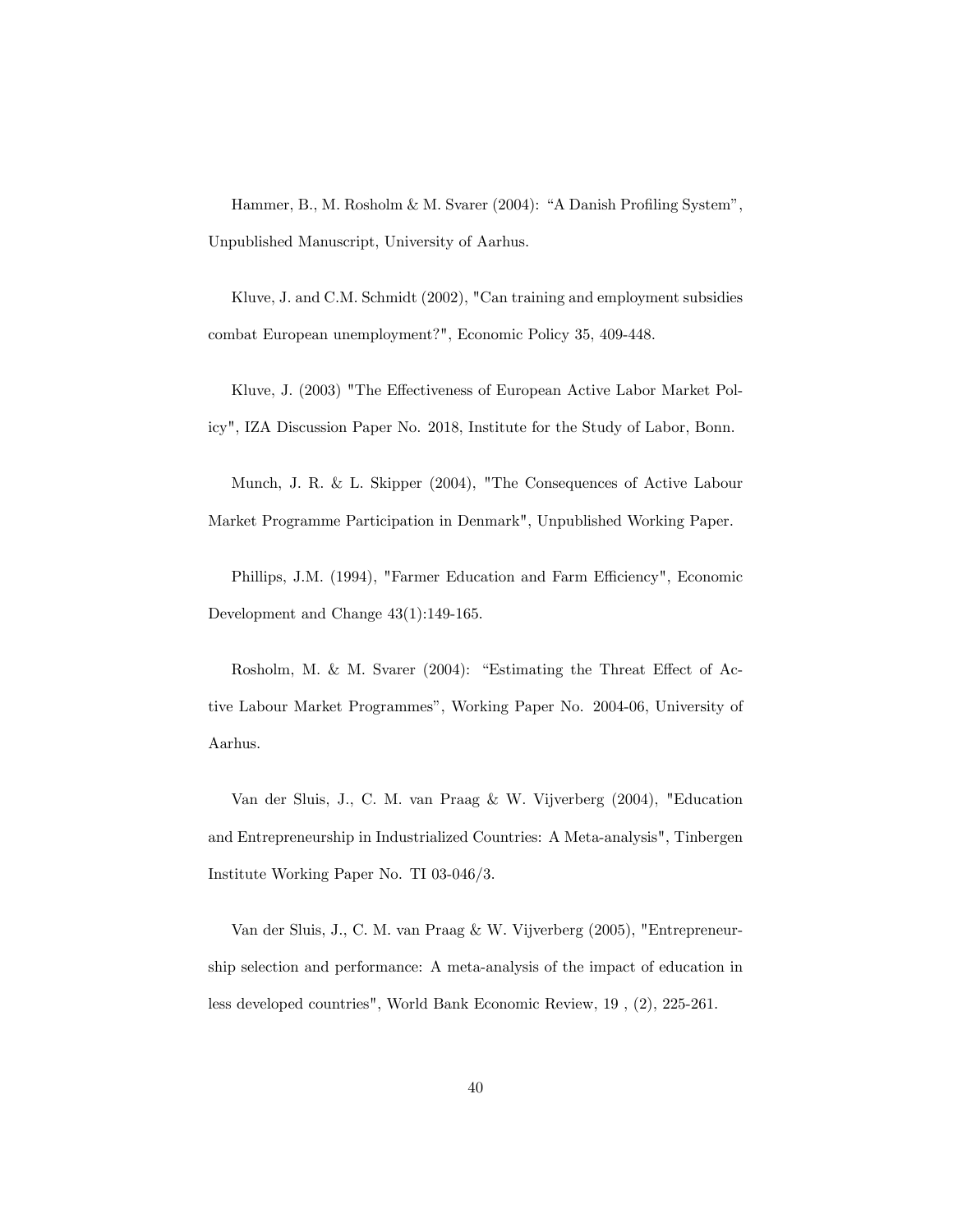Hammer, B., M. Rosholm & M. Svarer (2004): “A Danish Profiling System”, Unpublished Manuscript, University of Aarhus.

Kluve, J. and C.M. Schmidt (2002), "Can training and employment subsidies combat European unemployment?", Economic Policy 35, 409-448.

Kluve, J. (2003) "The Effectiveness of European Active Labor Market Policy", IZA Discussion Paper No. 2018, Institute for the Study of Labor, Bonn.

Munch, J. R. & L. Skipper (2004), "The Consequences of Active Labour Market Programme Participation in Denmark", Unpublished Working Paper.

Phillips, J.M. (1994), "Farmer Education and Farm Efficiency", Economic Development and Change 43(1):149-165.

Rosholm, M. & M. Svarer (2004): “Estimating the Threat Effect of Active Labour Market Programmes”, Working Paper No. 2004-06, University of Aarhus.

Van der Sluis, J., C. M. van Praag & W. Vijverberg (2004), "Education and Entrepreneurship in Industrialized Countries: A Meta-analysis", Tinbergen Institute Working Paper No. TI 03-046/3.

Van der Sluis, J., C. M. van Praag & W. Vijverberg (2005), "Entrepreneurship selection and performance: A meta-analysis of the impact of education in less developed countries", World Bank Economic Review, 19 , (2), 225-261.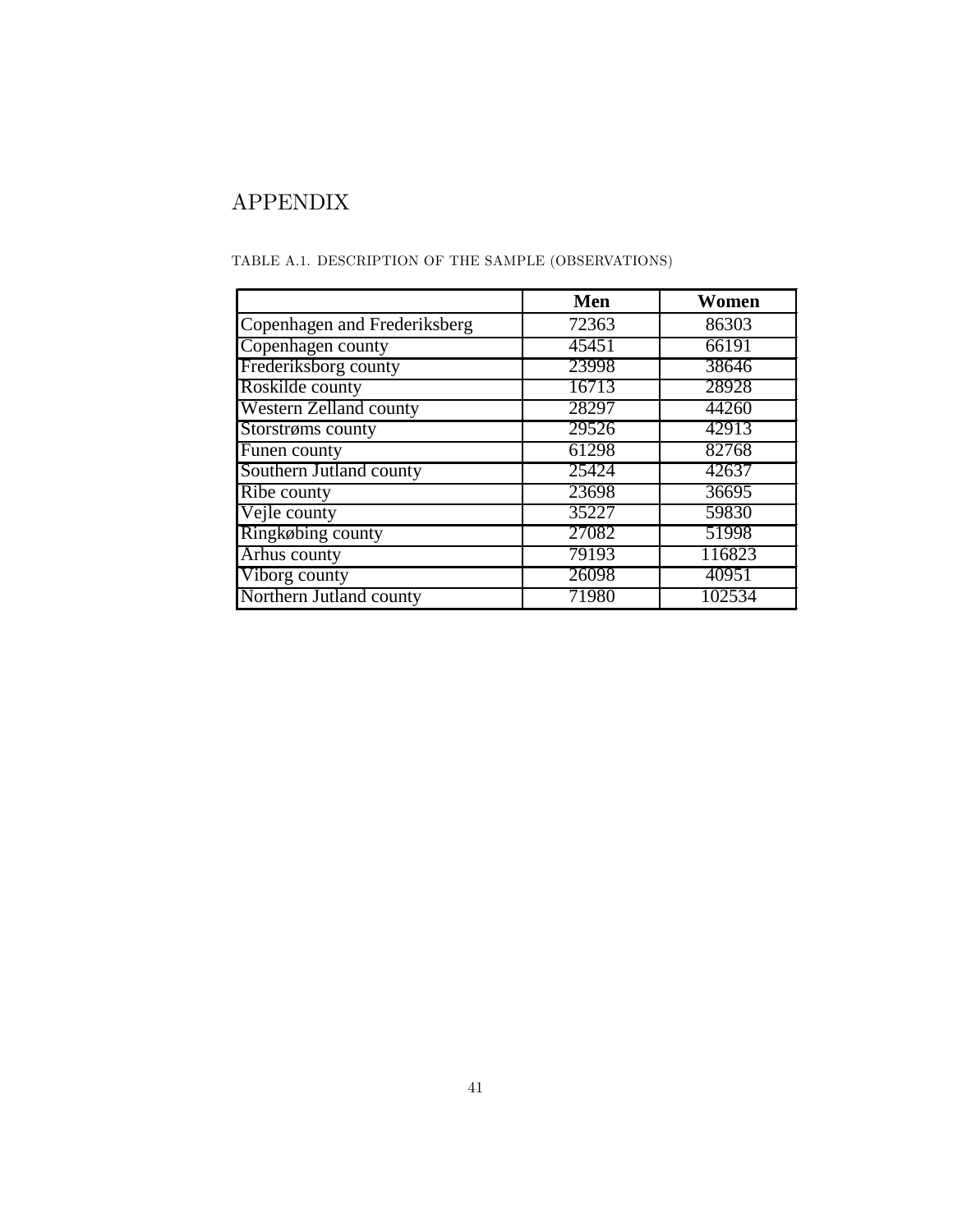# APPENDIX

TABLE A.1. DESCRIPTION OF THE SAMPLE (OBSERVATIONS)

| | **Men** | **Women** |
|---|---|---|
| Copenhagen and Frederiksberg | 72363 | 86303 |
| Copenhagen county | 45451 | 66191 |
| Frederiksborg county | 23998 | 38646 |
| Roskilde county | 16713 | 28928 |
| Western Zelland county | 28297 | 44260 |
| Storstrøms county | 29526 | 42913 |
| Funen county | 61298 | 82768 |
| Southern Jutland county | 25424 | 42637 |
| Ribe county | 23698 | 36695 |
| Vejle county | 35227 | 59830 |
| Ringkøbing county | 27082 | 51998 |
| Århus county | 79193 | 116823 |
| Viborg county | 26098 | 40951 |
| Northern Jutland county | 71980 | 102534 |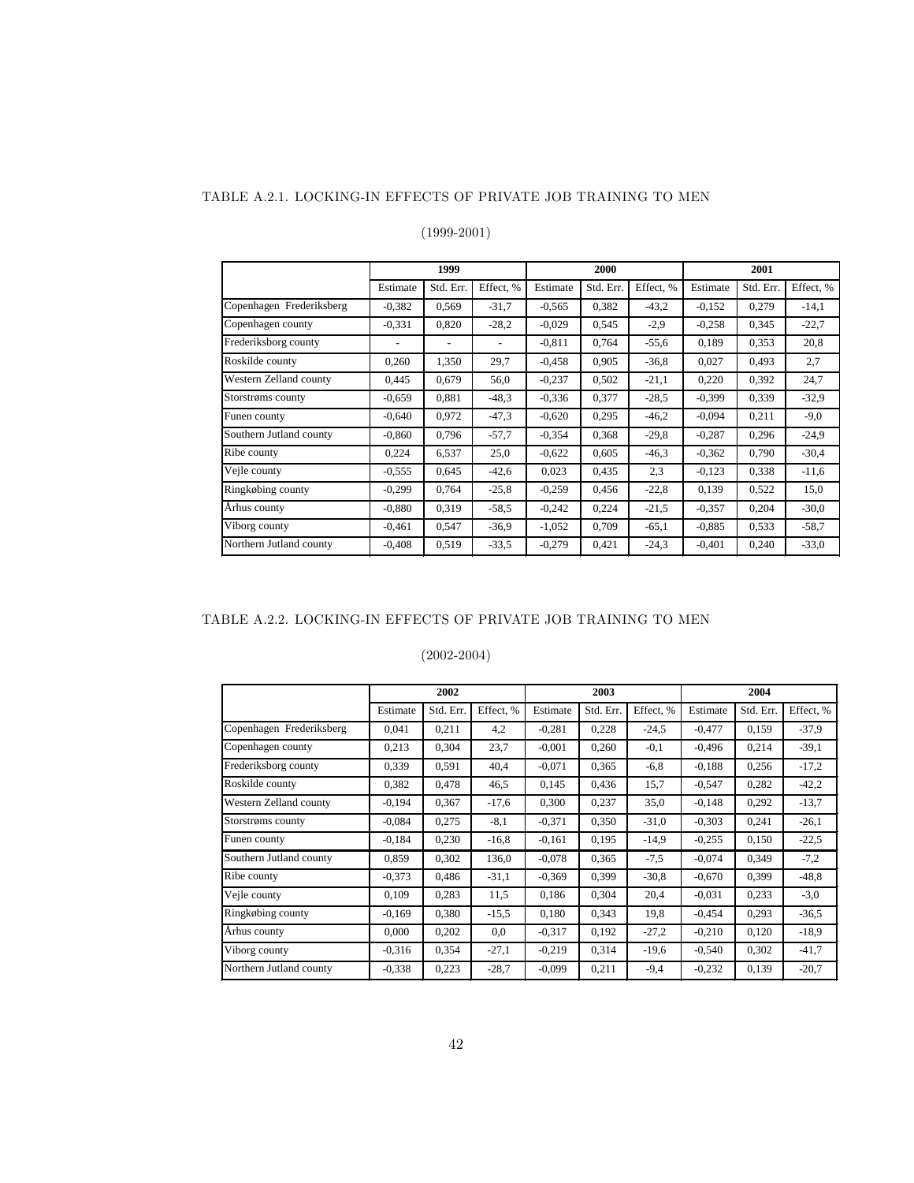TABLE A.2.1. LOCKING-IN EFFECTS OF PRIVATE JOB TRAINING TO MEN

(1999-2001)

| | 1999 | | | 2000 | | | 2001 | | |
|---|---|---|---|---|---|---|---|---|---|
| | Estimate | Std. Err. | Effect, % | Estimate | Std. Err. | Effect, % | Estimate | Std. Err. | Effect, % |
| Copenhagen Frederiksberg | -0,382 | 0,569 | -31,7 | -0,565 | 0,382 | -43,2 | -0,152 | 0,279 | -14,1 |
| Copenhagen county | -0,331 | 0,820 | -28,2 | -0,029 | 0,545 | -2,9 | -0,258 | 0,345 | -22,7 |
| Frederiksborg county | - | - | - | -0,811 | 0,764 | -55,6 | 0,189 | 0,353 | 20,8 |
| Roskilde county | 0,260 | 1,350 | 29,7 | -0,458 | 0,905 | -36,8 | 0,027 | 0,493 | 2,7 |
| Western Zelland county | 0,445 | 0,679 | 56,0 | -0,237 | 0,502 | -21,1 | 0,220 | 0,392 | 24,7 |
| Storstrøms county | -0,659 | 0,881 | -48,3 | -0,336 | 0,377 | -28,5 | -0,399 | 0,339 | -32,9 |
| Funen county | -0,640 | 0,972 | -47,3 | -0,620 | 0,295 | -46,2 | -0,094 | 0,211 | -9,0 |
| Southern Jutland county | -0,860 | 0,796 | -57,7 | -0,354 | 0,368 | -29,8 | -0,287 | 0,296 | -24,9 |
| Ribe county | 0,224 | 6,537 | 25,0 | -0,622 | 0,605 | -46,3 | -0,362 | 0,790 | -30,4 |
| Vejle county | -0,555 | 0,645 | -42,6 | 0,023 | 0,435 | 2,3 | -0,123 | 0,338 | -11,6 |
| Ringkøbing county | -0,299 | 0,764 | -25,8 | -0,259 | 0,456 | -22,8 | 0,139 | 0,522 | 15,0 |
| Århus county | -0,880 | 0,319 | -58,5 | -0,242 | 0,224 | -21,5 | -0,357 | 0,204 | -30,0 |
| Viborg county | -0,461 | 0,547 | -36,9 | -1,052 | 0,709 | -65,1 | -0,885 | 0,533 | -58,7 |
| Northern Jutland county | -0,408 | 0,519 | -33,5 | -0,279 | 0,421 | -24,3 | -0,401 | 0,240 | -33,0 |

TABLE A.2.2. LOCKING-IN EFFECTS OF PRIVATE JOB TRAINING TO MEN

(2002-2004)

| | 2002 | | | 2003 | | | 2004 | | |
|---|---|---|---|---|---|---|---|---|---|
| | Estimate | Std. Err. | Effect, % | Estimate | Std. Err. | Effect, % | Estimate | Std. Err. | Effect, % |
| Copenhagen Frederiksberg | 0,041 | 0,211 | 4,2 | -0,281 | 0,228 | -24,5 | -0,477 | 0,159 | -37,9 |
| Copenhagen county | 0,213 | 0,304 | 23,7 | -0,001 | 0,260 | -0,1 | -0,496 | 0,214 | -39,1 |
| Frederiksborg county | 0,339 | 0,591 | 40,4 | -0,071 | 0,365 | -6,8 | -0,188 | 0,256 | -17,2 |
| Roskilde county | 0,382 | 0,478 | 46,5 | 0,145 | 0,436 | 15,7 | -0,547 | 0,282 | -42,2 |
| Western Zelland county | -0,194 | 0,367 | -17,6 | 0,300 | 0,237 | 35,0 | -0,148 | 0,292 | -13,7 |
| Storstrøms county | -0,084 | 0,275 | -8,1 | -0,371 | 0,350 | -31,0 | -0,303 | 0,241 | -26,1 |
| Funen county | -0,184 | 0,230 | -16,8 | -0,161 | 0,195 | -14,9 | -0,255 | 0,150 | -22,5 |
| Southern Jutland county | 0,859 | 0,302 | 136,0 | -0,078 | 0,365 | -7,5 | -0,074 | 0,349 | -7,2 |
| Ribe county | -0,373 | 0,486 | -31,1 | -0,369 | 0,399 | -30,8 | -0,670 | 0,399 | -48,8 |
| Vejle county | 0,109 | 0,283 | 11,5 | 0,186 | 0,304 | 20,4 | -0,031 | 0,233 | -3,0 |
| Ringkøbing county | -0,169 | 0,380 | -15,5 | 0,180 | 0,343 | 19,8 | -0,454 | 0,293 | -36,5 |
| Århus county | 0,000 | 0,202 | 0,0 | -0,317 | 0,192 | -27,2 | -0,210 | 0,120 | -18,9 |
| Viborg county | -0,316 | 0,354 | -27,1 | -0,219 | 0,314 | -19,6 | -0,540 | 0,302 | -41,7 |
| Northern Jutland county | -0,338 | 0,223 | -28,7 | -0,099 | 0,211 | -9,4 | -0,232 | 0,139 | -20,7 |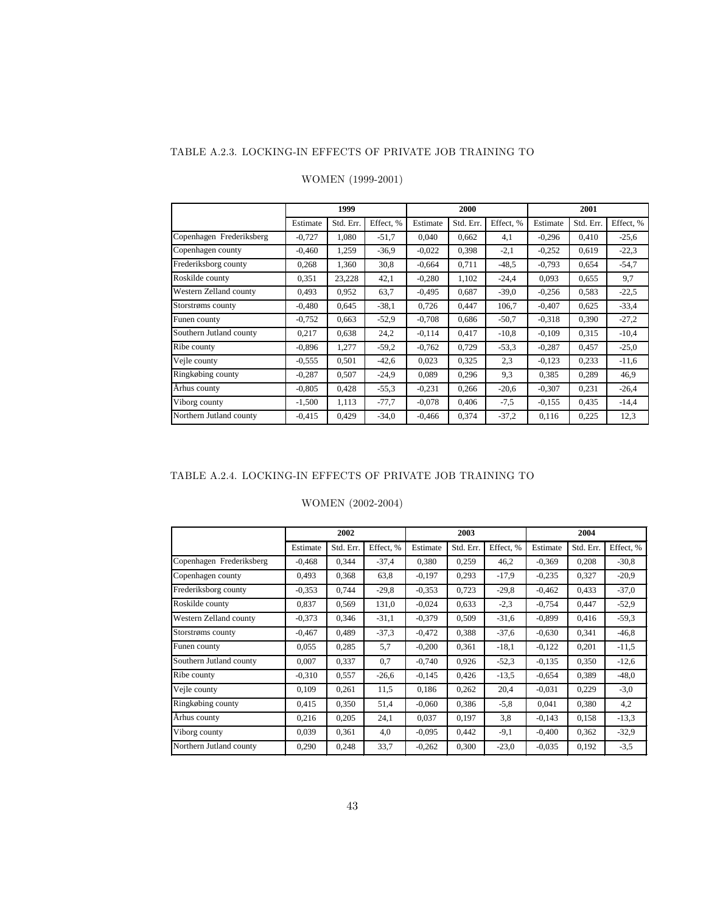TABLE A.2.3. LOCKING-IN EFFECTS OF PRIVATE JOB TRAINING TO WOMEN (1999-2001)

| | 1999 | | | 2000 | | | 2001 | | |
|---|---|---|---|---|---|---|---|---|---|
| | Estimate | Std. Err. | Effect, % | Estimate | Std. Err. | Effect, % | Estimate | Std. Err. | Effect, % |
| Copenhagen Frederiksberg | -0,727 | 1,080 | -51,7 | 0,040 | 0,662 | 4,1 | -0,296 | 0,410 | -25,6 |
| Copenhagen county | -0,460 | 1,259 | -36,9 | -0,022 | 0,398 | -2,1 | -0,252 | 0,619 | -22,3 |
| Frederiksborg county | 0,268 | 1,360 | 30,8 | -0,664 | 0,711 | -48,5 | -0,793 | 0,654 | -54,7 |
| Roskilde county | 0,351 | 23,228 | 42,1 | -0,280 | 1,102 | -24,4 | 0,093 | 0,655 | 9,7 |
| Western Zelland county | 0,493 | 0,952 | 63,7 | -0,495 | 0,687 | -39,0 | -0,256 | 0,583 | -22,5 |
| Storstrøms county | -0,480 | 0,645 | -38,1 | 0,726 | 0,447 | 106,7 | -0,407 | 0,625 | -33,4 |
| Funen county | -0,752 | 0,663 | -52,9 | -0,708 | 0,686 | -50,7 | -0,318 | 0,390 | -27,2 |
| Southern Jutland county | 0,217 | 0,638 | 24,2 | -0,114 | 0,417 | -10,8 | -0,109 | 0,315 | -10,4 |
| Ribe county | -0,896 | 1,277 | -59,2 | -0,762 | 0,729 | -53,3 | -0,287 | 0,457 | -25,0 |
| Vejle county | -0,555 | 0,501 | -42,6 | 0,023 | 0,325 | 2,3 | -0,123 | 0,233 | -11,6 |
| Ringkøbing county | -0,287 | 0,507 | -24,9 | 0,089 | 0,296 | 9,3 | 0,385 | 0,289 | 46,9 |
| Århus county | -0,805 | 0,428 | -55,3 | -0,231 | 0,266 | -20,6 | -0,307 | 0,231 | -26,4 |
| Viborg county | -1,500 | 1,113 | -77,7 | -0,078 | 0,406 | -7,5 | -0,155 | 0,435 | -14,4 |
| Northern Jutland county | -0,415 | 0,429 | -34,0 | -0,466 | 0,374 | -37,2 | 0,116 | 0,225 | 12,3 |

TABLE A.2.4. LOCKING-IN EFFECTS OF PRIVATE JOB TRAINING TO WOMEN (2002-2004)

| | 2002 | | | 2003 | | | 2004 | | |
|---|---|---|---|---|---|---|---|---|---|
| | Estimate | Std. Err. | Effect, % | Estimate | Std. Err. | Effect, % | Estimate | Std. Err. | Effect, % |
| Copenhagen Frederiksberg | -0,468 | 0,344 | -37,4 | 0,380 | 0,259 | 46,2 | -0,369 | 0,208 | -30,8 |
| Copenhagen county | 0,493 | 0,368 | 63,8 | -0,197 | 0,293 | -17,9 | -0,235 | 0,327 | -20,9 |
| Frederiksborg county | -0,353 | 0,744 | -29,8 | -0,353 | 0,723 | -29,8 | -0,462 | 0,433 | -37,0 |
| Roskilde county | 0,837 | 0,569 | 131,0 | -0,024 | 0,633 | -2,3 | -0,754 | 0,447 | -52,9 |
| Western Zelland county | -0,373 | 0,346 | -31,1 | -0,379 | 0,509 | -31,6 | -0,899 | 0,416 | -59,3 |
| Storstrøms county | -0,467 | 0,489 | -37,3 | -0,472 | 0,388 | -37,6 | -0,630 | 0,341 | -46,8 |
| Funen county | 0,055 | 0,285 | 5,7 | -0,200 | 0,361 | -18,1 | -0,122 | 0,201 | -11,5 |
| Southern Jutland county | 0,007 | 0,337 | 0,7 | -0,740 | 0,926 | -52,3 | -0,135 | 0,350 | -12,6 |
| Ribe county | -0,310 | 0,557 | -26,6 | -0,145 | 0,426 | -13,5 | -0,654 | 0,389 | -48,0 |
| Vejle county | 0,109 | 0,261 | 11,5 | 0,186 | 0,262 | 20,4 | -0,031 | 0,229 | -3,0 |
| Ringkøbing county | 0,415 | 0,350 | 51,4 | -0,060 | 0,386 | -5,8 | 0,041 | 0,380 | 4,2 |
| Århus county | 0,216 | 0,205 | 24,1 | 0,037 | 0,197 | 3,8 | -0,143 | 0,158 | -13,3 |
| Viborg county | 0,039 | 0,361 | 4,0 | -0,095 | 0,442 | -9,1 | -0,400 | 0,362 | -32,9 |
| Northern Jutland county | 0,290 | 0,248 | 33,7 | -0,262 | 0,300 | -23,0 | -0,035 | 0,192 | -3,5 |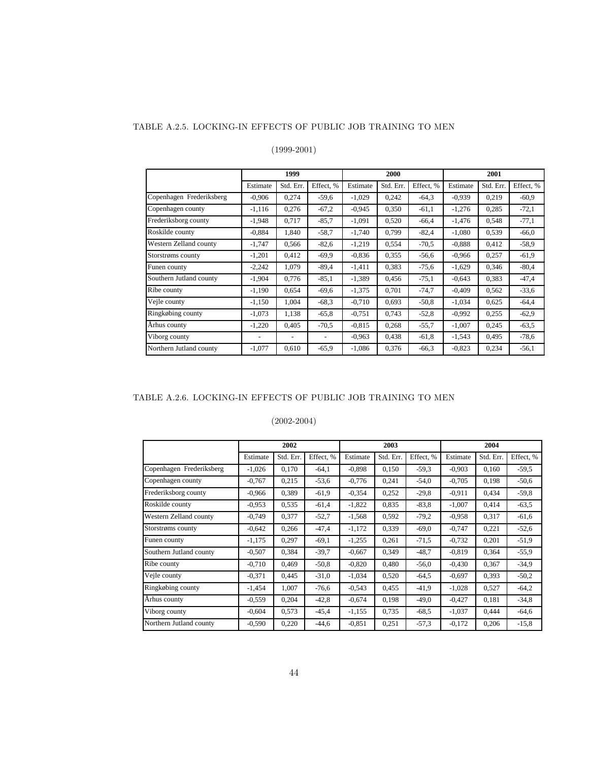TABLE A.2.5. LOCKING-IN EFFECTS OF PUBLIC JOB TRAINING TO MEN

(1999-2001)

| | 1999 | | | 2000 | | | 2001 | | |
|---|---|---|---|---|---|---|---|---|---|
| | Estimate | Std. Err. | Effect, % | Estimate | Std. Err. | Effect, % | Estimate | Std. Err. | Effect, % |
| Copenhagen Frederiksberg | -0,906 | 0,274 | -59,6 | -1,029 | 0,242 | -64,3 | -0,939 | 0,219 | -60,9 |
| Copenhagen county | -1,116 | 0,276 | -67,2 | -0,945 | 0,350 | -61,1 | -1,276 | 0,285 | -72,1 |
| Frederiksborg county | -1,948 | 0,717 | -85,7 | -1,091 | 0,520 | -66,4 | -1,476 | 0,548 | -77,1 |
| Roskilde county | -0,884 | 1,840 | -58,7 | -1,740 | 0,799 | -82,4 | -1,080 | 0,539 | -66,0 |
| Western Zelland county | -1,747 | 0,566 | -82,6 | -1,219 | 0,554 | -70,5 | -0,888 | 0,412 | -58,9 |
| Storstrøms county | -1,201 | 0,412 | -69,9 | -0,836 | 0,355 | -56,6 | -0,966 | 0,257 | -61,9 |
| Funen county | -2,242 | 1,079 | -89,4 | -1,411 | 0,383 | -75,6 | -1,629 | 0,346 | -80,4 |
| Southern Jutland county | -1,904 | 0,776 | -85,1 | -1,389 | 0,456 | -75,1 | -0,643 | 0,383 | -47,4 |
| Ribe county | -1,190 | 0,654 | -69,6 | -1,375 | 0,701 | -74,7 | -0,409 | 0,562 | -33,6 |
| Vejle county | -1,150 | 1,004 | -68,3 | -0,710 | 0,693 | -50,8 | -1,034 | 0,625 | -64,4 |
| Ringkøbing county | -1,073 | 1,138 | -65,8 | -0,751 | 0,743 | -52,8 | -0,992 | 0,255 | -62,9 |
| Århus county | -1,220 | 0,405 | -70,5 | -0,815 | 0,268 | -55,7 | -1,007 | 0,245 | -63,5 |
| Viborg county | - | - | - | -0,963 | 0,438 | -61,8 | -1,543 | 0,495 | -78,6 |
| Northern Jutland county | -1,077 | 0,610 | -65,9 | -1,086 | 0,376 | -66,3 | -0,823 | 0,234 | -56,1 |

TABLE A.2.6. LOCKING-IN EFFECTS OF PUBLIC JOB TRAINING TO MEN

(2002-2004)

| | 2002 | | | 2003 | | | 2004 | | |
|---|---|---|---|---|---|---|---|---|---|
| | Estimate | Std. Err. | Effect, % | Estimate | Std. Err. | Effect, % | Estimate | Std. Err. | Effect, % |
| Copenhagen Frederiksberg | -1,026 | 0,170 | -64,1 | -0,898 | 0,150 | -59,3 | -0,903 | 0,160 | -59,5 |
| Copenhagen county | -0,767 | 0,215 | -53,6 | -0,776 | 0,241 | -54,0 | -0,705 | 0,198 | -50,6 |
| Frederiksborg county | -0,966 | 0,389 | -61,9 | -0,354 | 0,252 | -29,8 | -0,911 | 0,434 | -59,8 |
| Roskilde county | -0,953 | 0,535 | -61,4 | -1,822 | 0,835 | -83,8 | -1,007 | 0,414 | -63,5 |
| Western Zelland county | -0,749 | 0,377 | -52,7 | -1,568 | 0,592 | -79,2 | -0,958 | 0,317 | -61,6 |
| Storstrøms county | -0,642 | 0,266 | -47,4 | -1,172 | 0,339 | -69,0 | -0,747 | 0,221 | -52,6 |
| Funen county | -1,175 | 0,297 | -69,1 | -1,255 | 0,261 | -71,5 | -0,732 | 0,201 | -51,9 |
| Southern Jutland county | -0,507 | 0,384 | -39,7 | -0,667 | 0,349 | -48,7 | -0,819 | 0,364 | -55,9 |
| Ribe county | -0,710 | 0,469 | -50,8 | -0,820 | 0,480 | -56,0 | -0,430 | 0,367 | -34,9 |
| Vejle county | -0,371 | 0,445 | -31,0 | -1,034 | 0,520 | -64,5 | -0,697 | 0,393 | -50,2 |
| Ringkøbing county | -1,454 | 1,007 | -76,6 | -0,543 | 0,455 | -41,9 | -1,028 | 0,527 | -64,2 |
| Århus county | -0,559 | 0,204 | -42,8 | -0,674 | 0,198 | -49,0 | -0,427 | 0,181 | -34,8 |
| Viborg county | -0,604 | 0,573 | -45,4 | -1,155 | 0,735 | -68,5 | -1,037 | 0,444 | -64,6 |
| Northern Jutland county | -0,590 | 0,220 | -44,6 | -0,851 | 0,251 | -57,3 | -0,172 | 0,206 | -15,8 |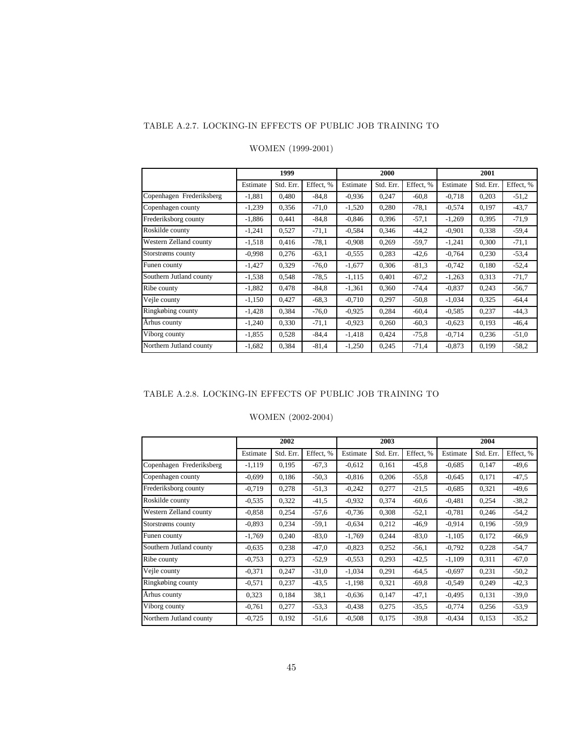## TABLE A.2.7. LOCKING-IN EFFECTS OF PUBLIC JOB TRAINING TO WOMEN (1999-2001)

| | 1999 | | | 2000 | | | 2001 | | |
|---|---|---|---|---|---|---|---|---|---|
| | Estimate | Std. Err. | Effect, % | Estimate | Std. Err. | Effect, % | Estimate | Std. Err. | Effect, % |
| Copenhagen Frederiksberg | -1,881 | 0,480 | -84,8 | -0,936 | 0,247 | -60,8 | -0,718 | 0,203 | -51,2 |
| Copenhagen county | -1,239 | 0,356 | -71,0 | -1,520 | 0,280 | -78,1 | -0,574 | 0,197 | -43,7 |
| Frederiksborg county | -1,886 | 0,441 | -84,8 | -0,846 | 0,396 | -57,1 | -1,269 | 0,395 | -71,9 |
| Roskilde county | -1,241 | 0,527 | -71,1 | -0,584 | 0,346 | -44,2 | -0,901 | 0,338 | -59,4 |
| Western Zelland county | -1,518 | 0,416 | -78,1 | -0,908 | 0,269 | -59,7 | -1,241 | 0,300 | -71,1 |
| Storstrøms county | -0,998 | 0,276 | -63,1 | -0,555 | 0,283 | -42,6 | -0,764 | 0,230 | -53,4 |
| Funen county | -1,427 | 0,329 | -76,0 | -1,677 | 0,306 | -81,3 | -0,742 | 0,180 | -52,4 |
| Southern Jutland county | -1,538 | 0,548 | -78,5 | -1,115 | 0,401 | -67,2 | -1,263 | 0,313 | -71,7 |
| Ribe county | -1,882 | 0,478 | -84,8 | -1,361 | 0,360 | -74,4 | -0,837 | 0,243 | -56,7 |
| Vejle county | -1,150 | 0,427 | -68,3 | -0,710 | 0,297 | -50,8 | -1,034 | 0,325 | -64,4 |
| Ringkøbing county | -1,428 | 0,384 | -76,0 | -0,925 | 0,284 | -60,4 | -0,585 | 0,237 | -44,3 |
| Århus county | -1,240 | 0,330 | -71,1 | -0,923 | 0,260 | -60,3 | -0,623 | 0,193 | -46,4 |
| Viborg county | -1,855 | 0,528 | -84,4 | -1,418 | 0,424 | -75,8 | -0,714 | 0,236 | -51,0 |
| Northern Jutland county | -1,682 | 0,384 | -81,4 | -1,250 | 0,245 | -71,4 | -0,873 | 0,199 | -58,2 |

## TABLE A.2.8. LOCKING-IN EFFECTS OF PUBLIC JOB TRAINING TO WOMEN (2002-2004)

| | 2002 | | | 2003 | | | 2004 | | |
|---|---|---|---|---|---|---|---|---|---|
| | Estimate | Std. Err. | Effect, % | Estimate | Std. Err. | Effect, % | Estimate | Std. Err. | Effect, % |
| Copenhagen Frederiksberg | -1,119 | 0,195 | -67,3 | -0,612 | 0,161 | -45,8 | -0,685 | 0,147 | -49,6 |
| Copenhagen county | -0,699 | 0,186 | -50,3 | -0,816 | 0,206 | -55,8 | -0,645 | 0,171 | -47,5 |
| Frederiksborg county | -0,719 | 0,278 | -51,3 | -0,242 | 0,277 | -21,5 | -0,685 | 0,321 | -49,6 |
| Roskilde county | -0,535 | 0,322 | -41,5 | -0,932 | 0,374 | -60,6 | -0,481 | 0,254 | -38,2 |
| Western Zelland county | -0,858 | 0,254 | -57,6 | -0,736 | 0,308 | -52,1 | -0,781 | 0,246 | -54,2 |
| Storstrøms county | -0,893 | 0,234 | -59,1 | -0,634 | 0,212 | -46,9 | -0,914 | 0,196 | -59,9 |
| Funen county | -1,769 | 0,240 | -83,0 | -1,769 | 0,244 | -83,0 | -1,105 | 0,172 | -66,9 |
| Southern Jutland county | -0,635 | 0,238 | -47,0 | -0,823 | 0,252 | -56,1 | -0,792 | 0,228 | -54,7 |
| Ribe county | -0,753 | 0,273 | -52,9 | -0,553 | 0,293 | -42,5 | -1,109 | 0,311 | -67,0 |
| Vejle county | -0,371 | 0,247 | -31,0 | -1,034 | 0,291 | -64,5 | -0,697 | 0,231 | -50,2 |
| Ringkøbing county | -0,571 | 0,237 | -43,5 | -1,198 | 0,321 | -69,8 | -0,549 | 0,249 | -42,3 |
| Århus county | 0,323 | 0,184 | 38,1 | -0,636 | 0,147 | -47,1 | -0,495 | 0,131 | -39,0 |
| Viborg county | -0,761 | 0,277 | -53,3 | -0,438 | 0,275 | -35,5 | -0,774 | 0,256 | -53,9 |
| Northern Jutland county | -0,725 | 0,192 | -51,6 | -0,508 | 0,175 | -39,8 | -0,434 | 0,153 | -35,2 |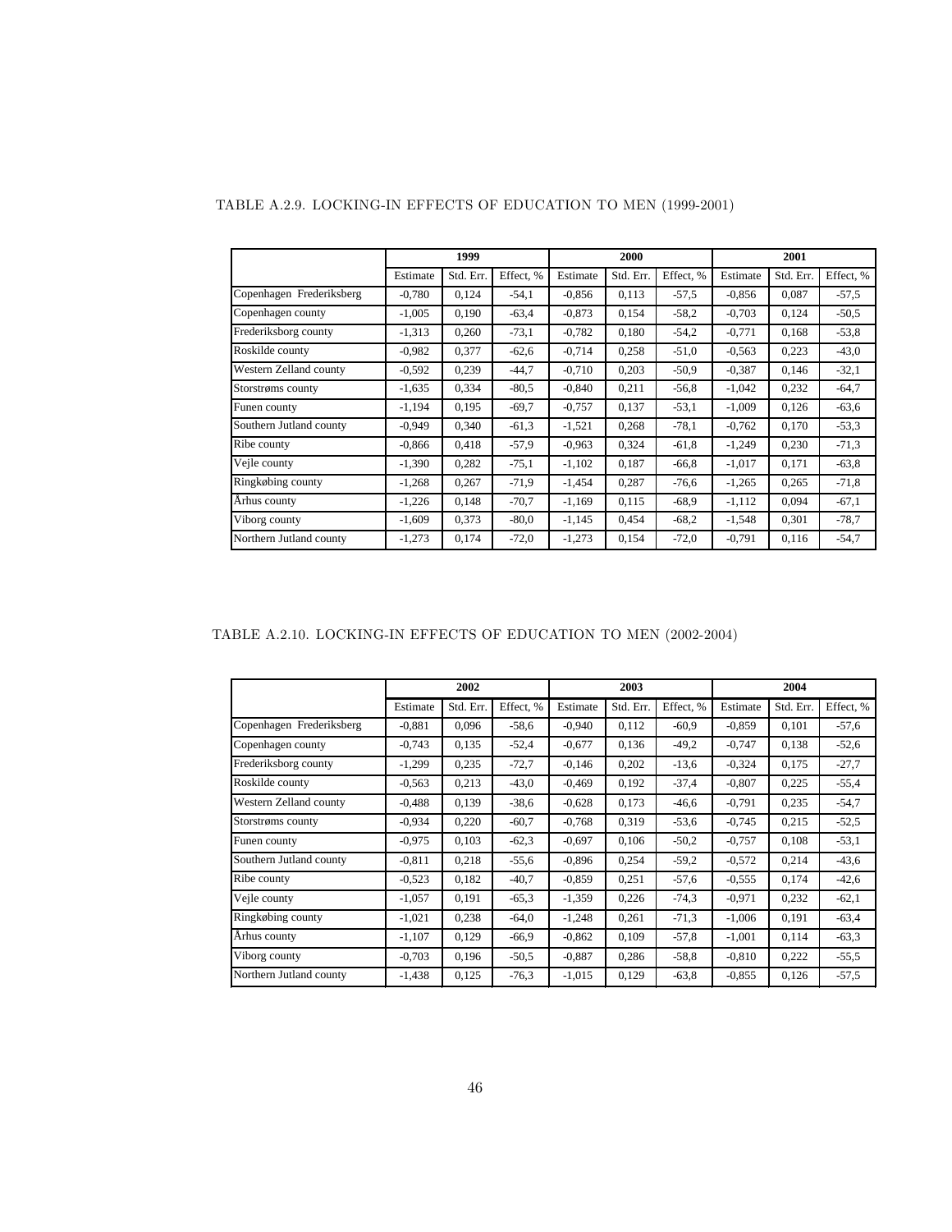TABLE A.2.9. LOCKING-IN EFFECTS OF EDUCATION TO MEN (1999-2001)

| | 1999 | | | 2000 | | | 2001 | | |
|---|---|---|---|---|---|---|---|---|---|
| | Estimate | Std. Err. | Effect, % | Estimate | Std. Err. | Effect, % | Estimate | Std. Err. | Effect, % |
| Copenhagen Frederiksberg | -0,780 | 0,124 | -54,1 | -0,856 | 0,113 | -57,5 | -0,856 | 0,087 | -57,5 |
| Copenhagen county | -1,005 | 0,190 | -63,4 | -0,873 | 0,154 | -58,2 | -0,703 | 0,124 | -50,5 |
| Frederiksborg county | -1,313 | 0,260 | -73,1 | -0,782 | 0,180 | -54,2 | -0,771 | 0,168 | -53,8 |
| Roskilde county | -0,982 | 0,377 | -62,6 | -0,714 | 0,258 | -51,0 | -0,563 | 0,223 | -43,0 |
| Western Zelland county | -0,592 | 0,239 | -44,7 | -0,710 | 0,203 | -50,9 | -0,387 | 0,146 | -32,1 |
| Storstrøms county | -1,635 | 0,334 | -80,5 | -0,840 | 0,211 | -56,8 | -1,042 | 0,232 | -64,7 |
| Funen county | -1,194 | 0,195 | -69,7 | -0,757 | 0,137 | -53,1 | -1,009 | 0,126 | -63,6 |
| Southern Jutland county | -0,949 | 0,340 | -61,3 | -1,521 | 0,268 | -78,1 | -0,762 | 0,170 | -53,3 |
| Ribe county | -0,866 | 0,418 | -57,9 | -0,963 | 0,324 | -61,8 | -1,249 | 0,230 | -71,3 |
| Vejle county | -1,390 | 0,282 | -75,1 | -1,102 | 0,187 | -66,8 | -1,017 | 0,171 | -63,8 |
| Ringkøbing county | -1,268 | 0,267 | -71,9 | -1,454 | 0,287 | -76,6 | -1,265 | 0,265 | -71,8 |
| Århus county | -1,226 | 0,148 | -70,7 | -1,169 | 0,115 | -68,9 | -1,112 | 0,094 | -67,1 |
| Viborg county | -1,609 | 0,373 | -80,0 | -1,145 | 0,454 | -68,2 | -1,548 | 0,301 | -78,7 |
| Northern Jutland county | -1,273 | 0,174 | -72,0 | -1,273 | 0,154 | -72,0 | -0,791 | 0,116 | -54,7 |

TABLE A.2.10. LOCKING-IN EFFECTS OF EDUCATION TO MEN (2002-2004)

| | 2002 | | | 2003 | | | 2004 | | |
|---|---|---|---|---|---|---|---|---|---|
| | Estimate | Std. Err. | Effect, % | Estimate | Std. Err. | Effect, % | Estimate | Std. Err. | Effect, % |
| Copenhagen Frederiksberg | -0,881 | 0,096 | -58,6 | -0,940 | 0,112 | -60,9 | -0,859 | 0,101 | -57,6 |
| Copenhagen county | -0,743 | 0,135 | -52,4 | -0,677 | 0,136 | -49,2 | -0,747 | 0,138 | -52,6 |
| Frederiksborg county | -1,299 | 0,235 | -72,7 | -0,146 | 0,202 | -13,6 | -0,324 | 0,175 | -27,7 |
| Roskilde county | -0,563 | 0,213 | -43,0 | -0,469 | 0,192 | -37,4 | -0,807 | 0,225 | -55,4 |
| Western Zelland county | -0,488 | 0,139 | -38,6 | -0,628 | 0,173 | -46,6 | -0,791 | 0,235 | -54,7 |
| Storstrøms county | -0,934 | 0,220 | -60,7 | -0,768 | 0,319 | -53,6 | -0,745 | 0,215 | -52,5 |
| Funen county | -0,975 | 0,103 | -62,3 | -0,697 | 0,106 | -50,2 | -0,757 | 0,108 | -53,1 |
| Southern Jutland county | -0,811 | 0,218 | -55,6 | -0,896 | 0,254 | -59,2 | -0,572 | 0,214 | -43,6 |
| Ribe county | -0,523 | 0,182 | -40,7 | -0,859 | 0,251 | -57,6 | -0,555 | 0,174 | -42,6 |
| Vejle county | -1,057 | 0,191 | -65,3 | -1,359 | 0,226 | -74,3 | -0,971 | 0,232 | -62,1 |
| Ringkøbing county | -1,021 | 0,238 | -64,0 | -1,248 | 0,261 | -71,3 | -1,006 | 0,191 | -63,4 |
| Århus county | -1,107 | 0,129 | -66,9 | -0,862 | 0,109 | -57,8 | -1,001 | 0,114 | -63,3 |
| Viborg county | -0,703 | 0,196 | -50,5 | -0,887 | 0,286 | -58,8 | -0,810 | 0,222 | -55,5 |
| Northern Jutland county | -1,438 | 0,125 | -76,3 | -1,015 | 0,129 | -63,8 | -0,855 | 0,126 | -57,5 |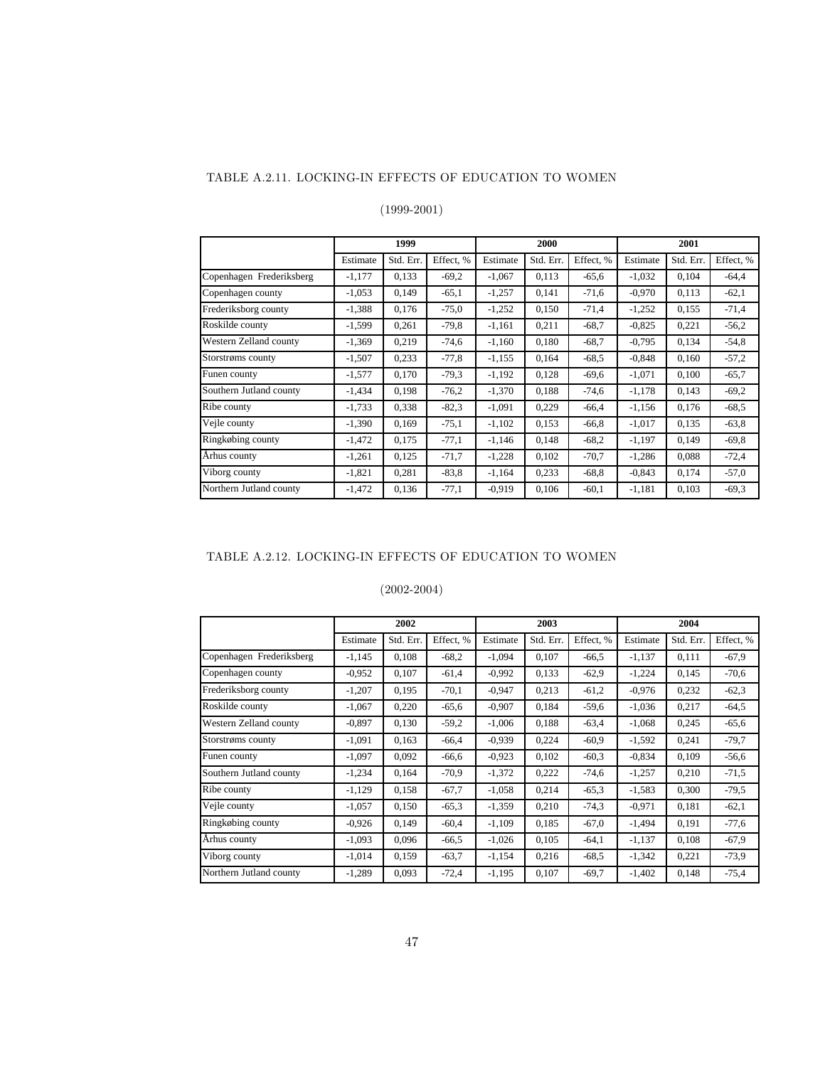TABLE A.2.11. LOCKING-IN EFFECTS OF EDUCATION TO WOMEN

(1999-2001)

| | 1999 | | | 2000 | | | 2001 | | |
|---|---|---|---|---|---|---|---|---|---|
| | Estimate | Std. Err. | Effect, % | Estimate | Std. Err. | Effect, % | Estimate | Std. Err. | Effect, % |
| Copenhagen Frederiksberg | -1,177 | 0,133 | -69,2 | -1,067 | 0,113 | -65,6 | -1,032 | 0,104 | -64,4 |
| Copenhagen county | -1,053 | 0,149 | -65,1 | -1,257 | 0,141 | -71,6 | -0,970 | 0,113 | -62,1 |
| Frederiksborg county | -1,388 | 0,176 | -75,0 | -1,252 | 0,150 | -71,4 | -1,252 | 0,155 | -71,4 |
| Roskilde county | -1,599 | 0,261 | -79,8 | -1,161 | 0,211 | -68,7 | -0,825 | 0,221 | -56,2 |
| Western Zelland county | -1,369 | 0,219 | -74,6 | -1,160 | 0,180 | -68,7 | -0,795 | 0,134 | -54,8 |
| Storstrøms county | -1,507 | 0,233 | -77,8 | -1,155 | 0,164 | -68,5 | -0,848 | 0,160 | -57,2 |
| Funen county | -1,577 | 0,170 | -79,3 | -1,192 | 0,128 | -69,6 | -1,071 | 0,100 | -65,7 |
| Southern Jutland county | -1,434 | 0,198 | -76,2 | -1,370 | 0,188 | -74,6 | -1,178 | 0,143 | -69,2 |
| Ribe county | -1,733 | 0,338 | -82,3 | -1,091 | 0,229 | -66,4 | -1,156 | 0,176 | -68,5 |
| Vejle county | -1,390 | 0,169 | -75,1 | -1,102 | 0,153 | -66,8 | -1,017 | 0,135 | -63,8 |
| Ringkøbing county | -1,472 | 0,175 | -77,1 | -1,146 | 0,148 | -68,2 | -1,197 | 0,149 | -69,8 |
| Århus county | -1,261 | 0,125 | -71,7 | -1,228 | 0,102 | -70,7 | -1,286 | 0,088 | -72,4 |
| Viborg county | -1,821 | 0,281 | -83,8 | -1,164 | 0,233 | -68,8 | -0,843 | 0,174 | -57,0 |
| Northern Jutland county | -1,472 | 0,136 | -77,1 | -0,919 | 0,106 | -60,1 | -1,181 | 0,103 | -69,3 |

TABLE A.2.12. LOCKING-IN EFFECTS OF EDUCATION TO WOMEN

(2002-2004)

| | 2002 | | | 2003 | | | 2004 | | |
|---|---|---|---|---|---|---|---|---|---|
| | Estimate | Std. Err. | Effect, % | Estimate | Std. Err. | Effect, % | Estimate | Std. Err. | Effect, % |
| Copenhagen Frederiksberg | -1,145 | 0,108 | -68,2 | -1,094 | 0,107 | -66,5 | -1,137 | 0,111 | -67,9 |
| Copenhagen county | -0,952 | 0,107 | -61,4 | -0,992 | 0,133 | -62,9 | -1,224 | 0,145 | -70,6 |
| Frederiksborg county | -1,207 | 0,195 | -70,1 | -0,947 | 0,213 | -61,2 | -0,976 | 0,232 | -62,3 |
| Roskilde county | -1,067 | 0,220 | -65,6 | -0,907 | 0,184 | -59,6 | -1,036 | 0,217 | -64,5 |
| Western Zelland county | -0,897 | 0,130 | -59,2 | -1,006 | 0,188 | -63,4 | -1,068 | 0,245 | -65,6 |
| Storstrøms county | -1,091 | 0,163 | -66,4 | -0,939 | 0,224 | -60,9 | -1,592 | 0,241 | -79,7 |
| Funen county | -1,097 | 0,092 | -66,6 | -0,923 | 0,102 | -60,3 | -0,834 | 0,109 | -56,6 |
| Southern Jutland county | -1,234 | 0,164 | -70,9 | -1,372 | 0,222 | -74,6 | -1,257 | 0,210 | -71,5 |
| Ribe county | -1,129 | 0,158 | -67,7 | -1,058 | 0,214 | -65,3 | -1,583 | 0,300 | -79,5 |
| Vejle county | -1,057 | 0,150 | -65,3 | -1,359 | 0,210 | -74,3 | -0,971 | 0,181 | -62,1 |
| Ringkøbing county | -0,926 | 0,149 | -60,4 | -1,109 | 0,185 | -67,0 | -1,494 | 0,191 | -77,6 |
| Århus county | -1,093 | 0,096 | -66,5 | -1,026 | 0,105 | -64,1 | -1,137 | 0,108 | -67,9 |
| Viborg county | -1,014 | 0,159 | -63,7 | -1,154 | 0,216 | -68,5 | -1,342 | 0,221 | -73,9 |
| Northern Jutland county | -1,289 | 0,093 | -72,4 | -1,195 | 0,107 | -69,7 | -1,402 | 0,148 | -75,4 |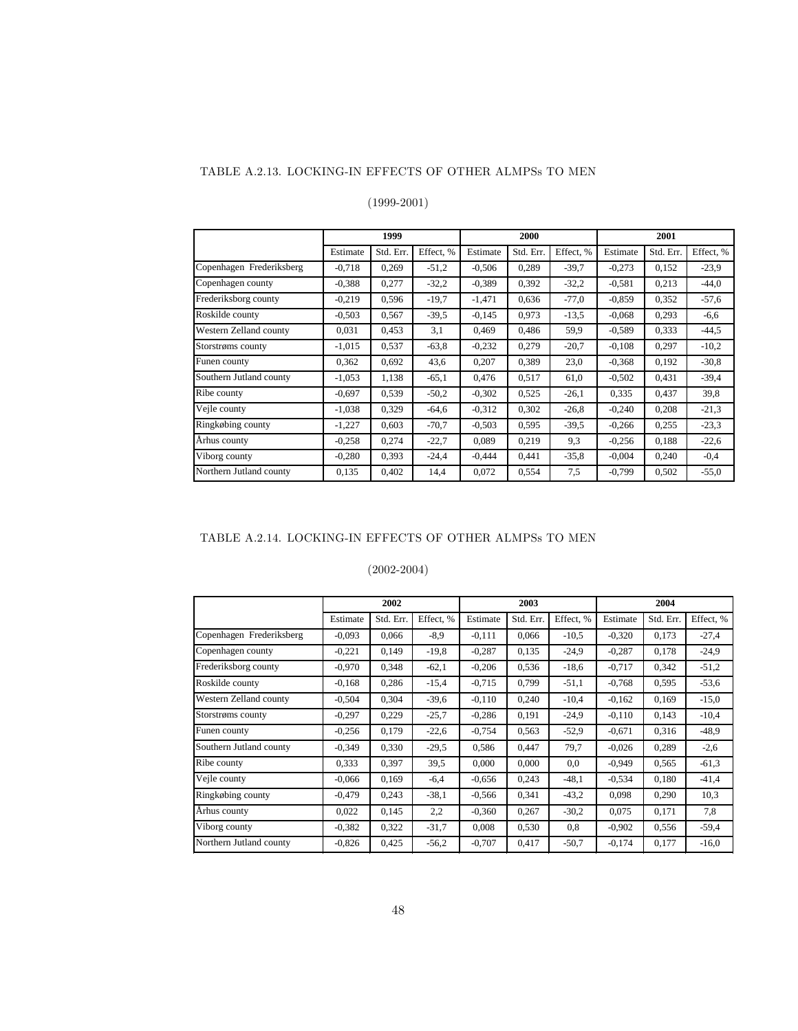TABLE A.2.13. LOCKING-IN EFFECTS OF OTHER ALMPSs TO MEN

(1999-2001)

| | 1999 | | | 2000 | | | 2001 | | |
|---|---|---|---|---|---|---|---|---|---|
| | Estimate | Std. Err. | Effect, % | Estimate | Std. Err. | Effect, % | Estimate | Std. Err. | Effect, % |
| Copenhagen Frederiksberg | -0,718 | 0,269 | -51,2 | -0,506 | 0,289 | -39,7 | -0,273 | 0,152 | -23,9 |
| Copenhagen county | -0,388 | 0,277 | -32,2 | -0,389 | 0,392 | -32,2 | -0,581 | 0,213 | -44,0 |
| Frederiksborg county | -0,219 | 0,596 | -19,7 | -1,471 | 0,636 | -77,0 | -0,859 | 0,352 | -57,6 |
| Roskilde county | -0,503 | 0,567 | -39,5 | -0,145 | 0,973 | -13,5 | -0,068 | 0,293 | -6,6 |
| Western Zelland county | 0,031 | 0,453 | 3,1 | 0,469 | 0,486 | 59,9 | -0,589 | 0,333 | -44,5 |
| Storstrøms county | -1,015 | 0,537 | -63,8 | -0,232 | 0,279 | -20,7 | -0,108 | 0,297 | -10,2 |
| Funen county | 0,362 | 0,692 | 43,6 | 0,207 | 0,389 | 23,0 | -0,368 | 0,192 | -30,8 |
| Southern Jutland county | -1,053 | 1,138 | -65,1 | 0,476 | 0,517 | 61,0 | -0,502 | 0,431 | -39,4 |
| Ribe county | -0,697 | 0,539 | -50,2 | -0,302 | 0,525 | -26,1 | 0,335 | 0,437 | 39,8 |
| Vejle county | -1,038 | 0,329 | -64,6 | -0,312 | 0,302 | -26,8 | -0,240 | 0,208 | -21,3 |
| Ringkøbing county | -1,227 | 0,603 | -70,7 | -0,503 | 0,595 | -39,5 | -0,266 | 0,255 | -23,3 |
| Århus county | -0,258 | 0,274 | -22,7 | 0,089 | 0,219 | 9,3 | -0,256 | 0,188 | -22,6 |
| Viborg county | -0,280 | 0,393 | -24,4 | -0,444 | 0,441 | -35,8 | -0,004 | 0,240 | -0,4 |
| Northern Jutland county | 0,135 | 0,402 | 14,4 | 0,072 | 0,554 | 7,5 | -0,799 | 0,502 | -55,0 |

TABLE A.2.14. LOCKING-IN EFFECTS OF OTHER ALMPSs TO MEN

(2002-2004)

| | 2002 | | | 2003 | | | 2004 | | |
|---|---|---|---|---|---|---|---|---|---|
| | Estimate | Std. Err. | Effect, % | Estimate | Std. Err. | Effect, % | Estimate | Std. Err. | Effect, % |
| Copenhagen Frederiksberg | -0,093 | 0,066 | -8,9 | -0,111 | 0,066 | -10,5 | -0,320 | 0,173 | -27,4 |
| Copenhagen county | -0,221 | 0,149 | -19,8 | -0,287 | 0,135 | -24,9 | -0,287 | 0,178 | -24,9 |
| Frederiksborg county | -0,970 | 0,348 | -62,1 | -0,206 | 0,536 | -18,6 | -0,717 | 0,342 | -51,2 |
| Roskilde county | -0,168 | 0,286 | -15,4 | -0,715 | 0,799 | -51,1 | -0,768 | 0,595 | -53,6 |
| Western Zelland county | -0,504 | 0,304 | -39,6 | -0,110 | 0,240 | -10,4 | -0,162 | 0,169 | -15,0 |
| Storstrøms county | -0,297 | 0,229 | -25,7 | -0,286 | 0,191 | -24,9 | -0,110 | 0,143 | -10,4 |
| Funen county | -0,256 | 0,179 | -22,6 | -0,754 | 0,563 | -52,9 | -0,671 | 0,316 | -48,9 |
| Southern Jutland county | -0,349 | 0,330 | -29,5 | 0,586 | 0,447 | 79,7 | -0,026 | 0,289 | -2,6 |
| Ribe county | 0,333 | 0,397 | 39,5 | 0,000 | 0,000 | 0,0 | -0,949 | 0,565 | -61,3 |
| Vejle county | -0,066 | 0,169 | -6,4 | -0,656 | 0,243 | -48,1 | -0,534 | 0,180 | -41,4 |
| Ringkøbing county | -0,479 | 0,243 | -38,1 | -0,566 | 0,341 | -43,2 | 0,098 | 0,290 | 10,3 |
| Århus county | 0,022 | 0,145 | 2,2 | -0,360 | 0,267 | -30,2 | 0,075 | 0,171 | 7,8 |
| Viborg county | -0,382 | 0,322 | -31,7 | 0,008 | 0,530 | 0,8 | -0,902 | 0,556 | -59,4 |
| Northern Jutland county | -0,826 | 0,425 | -56,2 | -0,707 | 0,417 | -50,7 | -0,174 | 0,177 | -16,0 |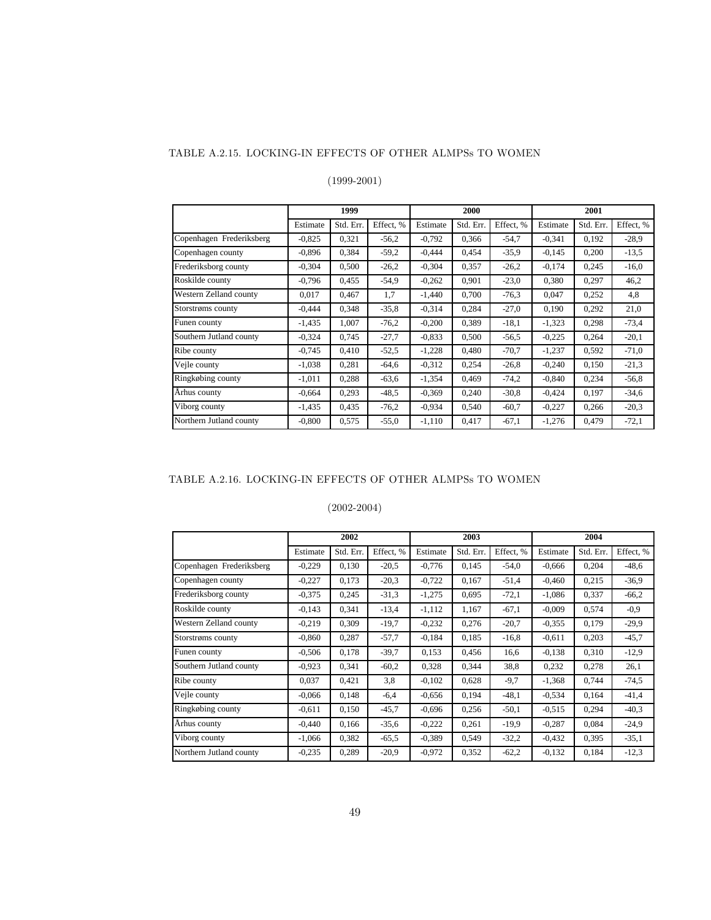TABLE A.2.15. LOCKING-IN EFFECTS OF OTHER ALMPSs TO WOMEN

(1999-2001)

| | 1999 | | | 2000 | | | 2001 | | |
|---|---|---|---|---|---|---|---|---|---|
| | Estimate | Std. Err. | Effect, % | Estimate | Std. Err. | Effect, % | Estimate | Std. Err. | Effect, % |
| Copenhagen Frederiksberg | -0,825 | 0,321 | -56,2 | -0,792 | 0,366 | -54,7 | -0,341 | 0,192 | -28,9 |
| Copenhagen county | -0,896 | 0,384 | -59,2 | -0,444 | 0,454 | -35,9 | -0,145 | 0,200 | -13,5 |
| Frederiksborg county | -0,304 | 0,500 | -26,2 | -0,304 | 0,357 | -26,2 | -0,174 | 0,245 | -16,0 |
| Roskilde county | -0,796 | 0,455 | -54,9 | -0,262 | 0,901 | -23,0 | 0,380 | 0,297 | 46,2 |
| Western Zelland county | 0,017 | 0,467 | 1,7 | -1,440 | 0,700 | -76,3 | 0,047 | 0,252 | 4,8 |
| Storstrøms county | -0,444 | 0,348 | -35,8 | -0,314 | 0,284 | -27,0 | 0,190 | 0,292 | 21,0 |
| Funen county | -1,435 | 1,007 | -76,2 | -0,200 | 0,389 | -18,1 | -1,323 | 0,298 | -73,4 |
| Southern Jutland county | -0,324 | 0,745 | -27,7 | -0,833 | 0,500 | -56,5 | -0,225 | 0,264 | -20,1 |
| Ribe county | -0,745 | 0,410 | -52,5 | -1,228 | 0,480 | -70,7 | -1,237 | 0,592 | -71,0 |
| Vejle county | -1,038 | 0,281 | -64,6 | -0,312 | 0,254 | -26,8 | -0,240 | 0,150 | -21,3 |
| Ringkøbing county | -1,011 | 0,288 | -63,6 | -1,354 | 0,469 | -74,2 | -0,840 | 0,234 | -56,8 |
| Århus county | -0,664 | 0,293 | -48,5 | -0,369 | 0,240 | -30,8 | -0,424 | 0,197 | -34,6 |
| Viborg county | -1,435 | 0,435 | -76,2 | -0,934 | 0,540 | -60,7 | -0,227 | 0,266 | -20,3 |
| Northern Jutland county | -0,800 | 0,575 | -55,0 | -1,110 | 0,417 | -67,1 | -1,276 | 0,479 | -72,1 |

TABLE A.2.16. LOCKING-IN EFFECTS OF OTHER ALMPSs TO WOMEN

(2002-2004)

| | 2002 | | | 2003 | | | 2004 | | |
|---|---|---|---|---|---|---|---|---|---|
| | Estimate | Std. Err. | Effect, % | Estimate | Std. Err. | Effect, % | Estimate | Std. Err. | Effect, % |
| Copenhagen Frederiksberg | -0,229 | 0,130 | -20,5 | -0,776 | 0,145 | -54,0 | -0,666 | 0,204 | -48,6 |
| Copenhagen county | -0,227 | 0,173 | -20,3 | -0,722 | 0,167 | -51,4 | -0,460 | 0,215 | -36,9 |
| Frederiksborg county | -0,375 | 0,245 | -31,3 | -1,275 | 0,695 | -72,1 | -1,086 | 0,337 | -66,2 |
| Roskilde county | -0,143 | 0,341 | -13,4 | -1,112 | 1,167 | -67,1 | -0,009 | 0,574 | -0,9 |
| Western Zelland county | -0,219 | 0,309 | -19,7 | -0,232 | 0,276 | -20,7 | -0,355 | 0,179 | -29,9 |
| Storstrøms county | -0,860 | 0,287 | -57,7 | -0,184 | 0,185 | -16,8 | -0,611 | 0,203 | -45,7 |
| Funen county | -0,506 | 0,178 | -39,7 | 0,153 | 0,456 | 16,6 | -0,138 | 0,310 | -12,9 |
| Southern Jutland county | -0,923 | 0,341 | -60,2 | 0,328 | 0,344 | 38,8 | 0,232 | 0,278 | 26,1 |
| Ribe county | 0,037 | 0,421 | 3,8 | -0,102 | 0,628 | -9,7 | -1,368 | 0,744 | -74,5 |
| Vejle county | -0,066 | 0,148 | -6,4 | -0,656 | 0,194 | -48,1 | -0,534 | 0,164 | -41,4 |
| Ringkøbing county | -0,611 | 0,150 | -45,7 | -0,696 | 0,256 | -50,1 | -0,515 | 0,294 | -40,3 |
| Århus county | -0,440 | 0,166 | -35,6 | -0,222 | 0,261 | -19,9 | -0,287 | 0,084 | -24,9 |
| Viborg county | -1,066 | 0,382 | -65,5 | -0,389 | 0,549 | -32,2 | -0,432 | 0,395 | -35,1 |
| Northern Jutland county | -0,235 | 0,289 | -20,9 | -0,972 | 0,352 | -62,2 | -0,132 | 0,184 | -12,3 |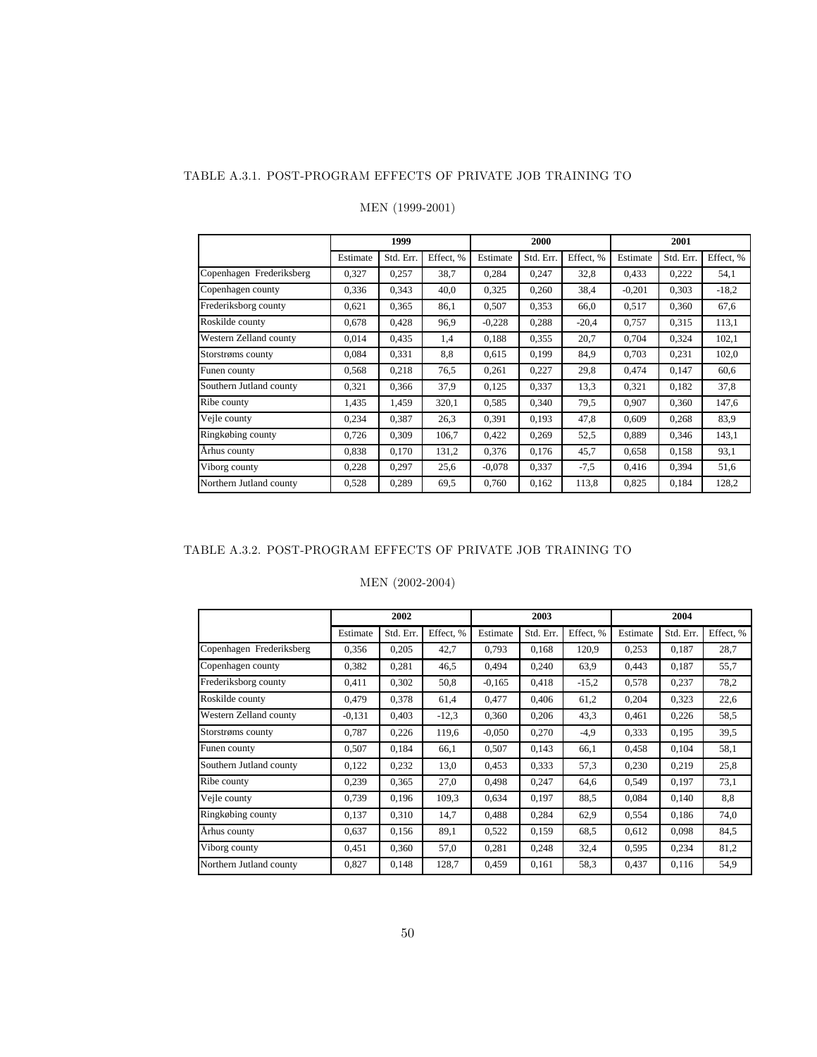TABLE A.3.1. POST-PROGRAM EFFECTS OF PRIVATE JOB TRAINING TO MEN (1999-2001)

| | 1999 | | | 2000 | | | 2001 | | |
|---|---|---|---|---|---|---|---|---|---|
| | Estimate | Std. Err. | Effect, % | Estimate | Std. Err. | Effect, % | Estimate | Std. Err. | Effect, % |
| Copenhagen Frederiksberg | 0,327 | 0,257 | 38,7 | 0,284 | 0,247 | 32,8 | 0,433 | 0,222 | 54,1 |
| Copenhagen county | 0,336 | 0,343 | 40,0 | 0,325 | 0,260 | 38,4 | -0,201 | 0,303 | -18,2 |
| Frederiksborg county | 0,621 | 0,365 | 86,1 | 0,507 | 0,353 | 66,0 | 0,517 | 0,360 | 67,6 |
| Roskilde county | 0,678 | 0,428 | 96,9 | -0,228 | 0,288 | -20,4 | 0,757 | 0,315 | 113,1 |
| Western Zelland county | 0,014 | 0,435 | 1,4 | 0,188 | 0,355 | 20,7 | 0,704 | 0,324 | 102,1 |
| Storstrøms county | 0,084 | 0,331 | 8,8 | 0,615 | 0,199 | 84,9 | 0,703 | 0,231 | 102,0 |
| Funen county | 0,568 | 0,218 | 76,5 | 0,261 | 0,227 | 29,8 | 0,474 | 0,147 | 60,6 |
| Southern Jutland county | 0,321 | 0,366 | 37,9 | 0,125 | 0,337 | 13,3 | 0,321 | 0,182 | 37,8 |
| Ribe county | 1,435 | 1,459 | 320,1 | 0,585 | 0,340 | 79,5 | 0,907 | 0,360 | 147,6 |
| Vejle county | 0,234 | 0,387 | 26,3 | 0,391 | 0,193 | 47,8 | 0,609 | 0,268 | 83,9 |
| Ringkøbing county | 0,726 | 0,309 | 106,7 | 0,422 | 0,269 | 52,5 | 0,889 | 0,346 | 143,1 |
| Århus county | 0,838 | 0,170 | 131,2 | 0,376 | 0,176 | 45,7 | 0,658 | 0,158 | 93,1 |
| Viborg county | 0,228 | 0,297 | 25,6 | -0,078 | 0,337 | -7,5 | 0,416 | 0,394 | 51,6 |
| Northern Jutland county | 0,528 | 0,289 | 69,5 | 0,760 | 0,162 | 113,8 | 0,825 | 0,184 | 128,2 |

TABLE A.3.2. POST-PROGRAM EFFECTS OF PRIVATE JOB TRAINING TO MEN (2002-2004)

| | 2002 | | | 2003 | | | 2004 | | |
|---|---|---|---|---|---|---|---|---|---|
| | Estimate | Std. Err. | Effect, % | Estimate | Std. Err. | Effect, % | Estimate | Std. Err. | Effect, % |
| Copenhagen Frederiksberg | 0,356 | 0,205 | 42,7 | 0,793 | 0,168 | 120,9 | 0,253 | 0,187 | 28,7 |
| Copenhagen county | 0,382 | 0,281 | 46,5 | 0,494 | 0,240 | 63,9 | 0,443 | 0,187 | 55,7 |
| Frederiksborg county | 0,411 | 0,302 | 50,8 | -0,165 | 0,418 | -15,2 | 0,578 | 0,237 | 78,2 |
| Roskilde county | 0,479 | 0,378 | 61,4 | 0,477 | 0,406 | 61,2 | 0,204 | 0,323 | 22,6 |
| Western Zelland county | -0,131 | 0,403 | -12,3 | 0,360 | 0,206 | 43,3 | 0,461 | 0,226 | 58,5 |
| Storstrøms county | 0,787 | 0,226 | 119,6 | -0,050 | 0,270 | -4,9 | 0,333 | 0,195 | 39,5 |
| Funen county | 0,507 | 0,184 | 66,1 | 0,507 | 0,143 | 66,1 | 0,458 | 0,104 | 58,1 |
| Southern Jutland county | 0,122 | 0,232 | 13,0 | 0,453 | 0,333 | 57,3 | 0,230 | 0,219 | 25,8 |
| Ribe county | 0,239 | 0,365 | 27,0 | 0,498 | 0,247 | 64,6 | 0,549 | 0,197 | 73,1 |
| Vejle county | 0,739 | 0,196 | 109,3 | 0,634 | 0,197 | 88,5 | 0,084 | 0,140 | 8,8 |
| Ringkøbing county | 0,137 | 0,310 | 14,7 | 0,488 | 0,284 | 62,9 | 0,554 | 0,186 | 74,0 |
| Århus county | 0,637 | 0,156 | 89,1 | 0,522 | 0,159 | 68,5 | 0,612 | 0,098 | 84,5 |
| Viborg county | 0,451 | 0,360 | 57,0 | 0,281 | 0,248 | 32,4 | 0,595 | 0,234 | 81,2 |
| Northern Jutland county | 0,827 | 0,148 | 128,7 | 0,459 | 0,161 | 58,3 | 0,437 | 0,116 | 54,9 |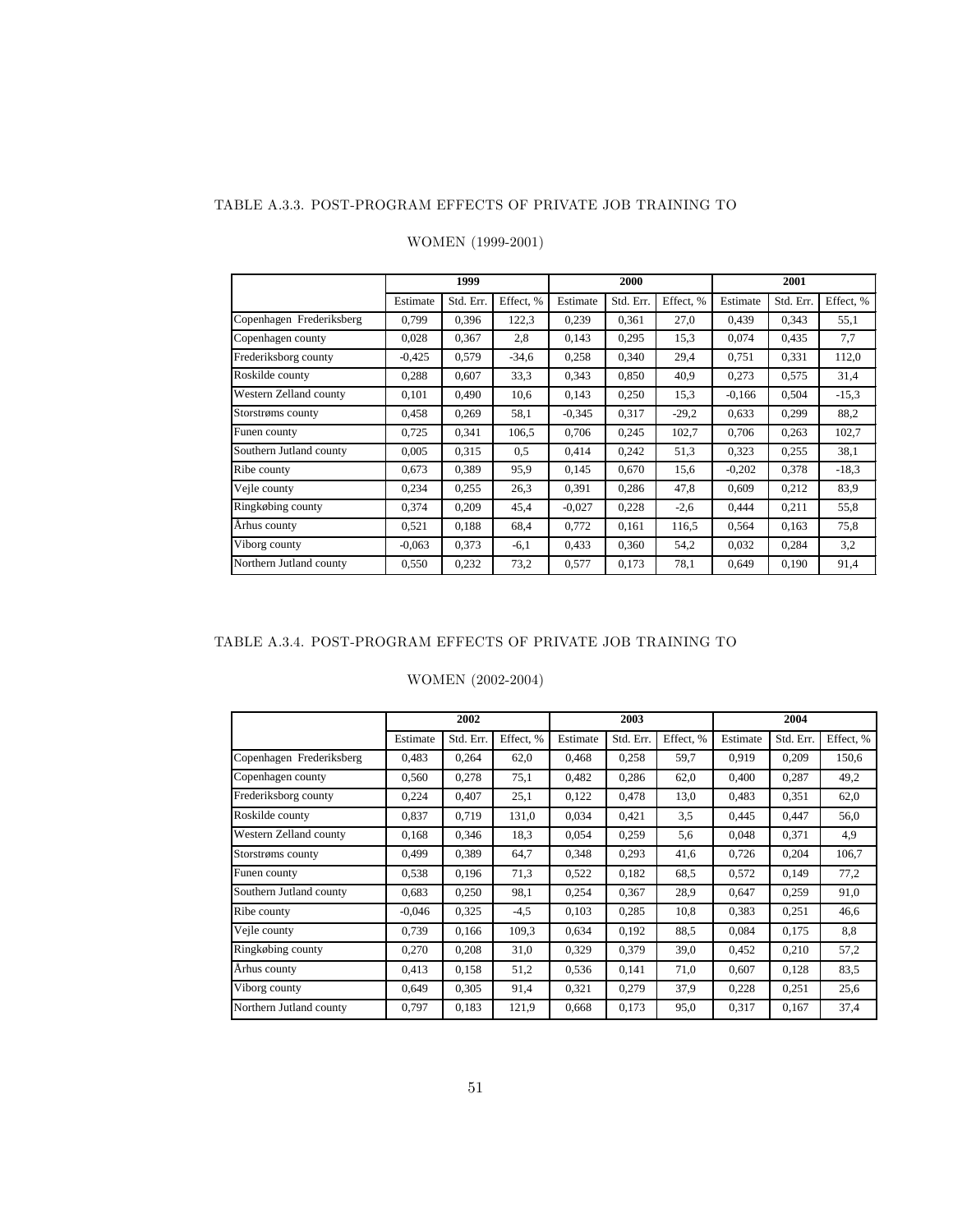TABLE A.3.3. POST-PROGRAM EFFECTS OF PRIVATE JOB TRAINING TO WOMEN (1999-2001)

| | 1999 | | | 2000 | | | 2001 | | |
|---|---|---|---|---|---|---|---|---|---|
| | Estimate | Std. Err. | Effect, % | Estimate | Std. Err. | Effect, % | Estimate | Std. Err. | Effect, % |
| Copenhagen Frederiksberg | 0,799 | 0,396 | 122,3 | 0,239 | 0,361 | 27,0 | 0,439 | 0,343 | 55,1 |
| Copenhagen county | 0,028 | 0,367 | 2,8 | 0,143 | 0,295 | 15,3 | 0,074 | 0,435 | 7,7 |
| Frederiksborg county | -0,425 | 0,579 | -34,6 | 0,258 | 0,340 | 29,4 | 0,751 | 0,331 | 112,0 |
| Roskilde county | 0,288 | 0,607 | 33,3 | 0,343 | 0,850 | 40,9 | 0,273 | 0,575 | 31,4 |
| Western Zelland county | 0,101 | 0,490 | 10,6 | 0,143 | 0,250 | 15,3 | -0,166 | 0,504 | -15,3 |
| Storstrøms county | 0,458 | 0,269 | 58,1 | -0,345 | 0,317 | -29,2 | 0,633 | 0,299 | 88,2 |
| Funen county | 0,725 | 0,341 | 106,5 | 0,706 | 0,245 | 102,7 | 0,706 | 0,263 | 102,7 |
| Southern Jutland county | 0,005 | 0,315 | 0,5 | 0,414 | 0,242 | 51,3 | 0,323 | 0,255 | 38,1 |
| Ribe county | 0,673 | 0,389 | 95,9 | 0,145 | 0,670 | 15,6 | -0,202 | 0,378 | -18,3 |
| Vejle county | 0,234 | 0,255 | 26,3 | 0,391 | 0,286 | 47,8 | 0,609 | 0,212 | 83,9 |
| Ringkøbing county | 0,374 | 0,209 | 45,4 | -0,027 | 0,228 | -2,6 | 0,444 | 0,211 | 55,8 |
| Århus county | 0,521 | 0,188 | 68,4 | 0,772 | 0,161 | 116,5 | 0,564 | 0,163 | 75,8 |
| Viborg county | -0,063 | 0,373 | -6,1 | 0,433 | 0,360 | 54,2 | 0,032 | 0,284 | 3,2 |
| Northern Jutland county | 0,550 | 0,232 | 73,2 | 0,577 | 0,173 | 78,1 | 0,649 | 0,190 | 91,4 |

TABLE A.3.4. POST-PROGRAM EFFECTS OF PRIVATE JOB TRAINING TO WOMEN (2002-2004)

| | 2002 | | | 2003 | | | 2004 | | |
|---|---|---|---|---|---|---|---|---|---|
| | Estimate | Std. Err. | Effect, % | Estimate | Std. Err. | Effect, % | Estimate | Std. Err. | Effect, % |
| Copenhagen Frederiksberg | 0,483 | 0,264 | 62,0 | 0,468 | 0,258 | 59,7 | 0,919 | 0,209 | 150,6 |
| Copenhagen county | 0,560 | 0,278 | 75,1 | 0,482 | 0,286 | 62,0 | 0,400 | 0,287 | 49,2 |
| Frederiksborg county | 0,224 | 0,407 | 25,1 | 0,122 | 0,478 | 13,0 | 0,483 | 0,351 | 62,0 |
| Roskilde county | 0,837 | 0,719 | 131,0 | 0,034 | 0,421 | 3,5 | 0,445 | 0,447 | 56,0 |
| Western Zelland county | 0,168 | 0,346 | 18,3 | 0,054 | 0,259 | 5,6 | 0,048 | 0,371 | 4,9 |
| Storstrøms county | 0,499 | 0,389 | 64,7 | 0,348 | 0,293 | 41,6 | 0,726 | 0,204 | 106,7 |
| Funen county | 0,538 | 0,196 | 71,3 | 0,522 | 0,182 | 68,5 | 0,572 | 0,149 | 77,2 |
| Southern Jutland county | 0,683 | 0,250 | 98,1 | 0,254 | 0,367 | 28,9 | 0,647 | 0,259 | 91,0 |
| Ribe county | -0,046 | 0,325 | -4,5 | 0,103 | 0,285 | 10,8 | 0,383 | 0,251 | 46,6 |
| Vejle county | 0,739 | 0,166 | 109,3 | 0,634 | 0,192 | 88,5 | 0,084 | 0,175 | 8,8 |
| Ringkøbing county | 0,270 | 0,208 | 31,0 | 0,329 | 0,379 | 39,0 | 0,452 | 0,210 | 57,2 |
| Århus county | 0,413 | 0,158 | 51,2 | 0,536 | 0,141 | 71,0 | 0,607 | 0,128 | 83,5 |
| Viborg county | 0,649 | 0,305 | 91,4 | 0,321 | 0,279 | 37,9 | 0,228 | 0,251 | 25,6 |
| Northern Jutland county | 0,797 | 0,183 | 121,9 | 0,668 | 0,173 | 95,0 | 0,317 | 0,167 | 37,4 |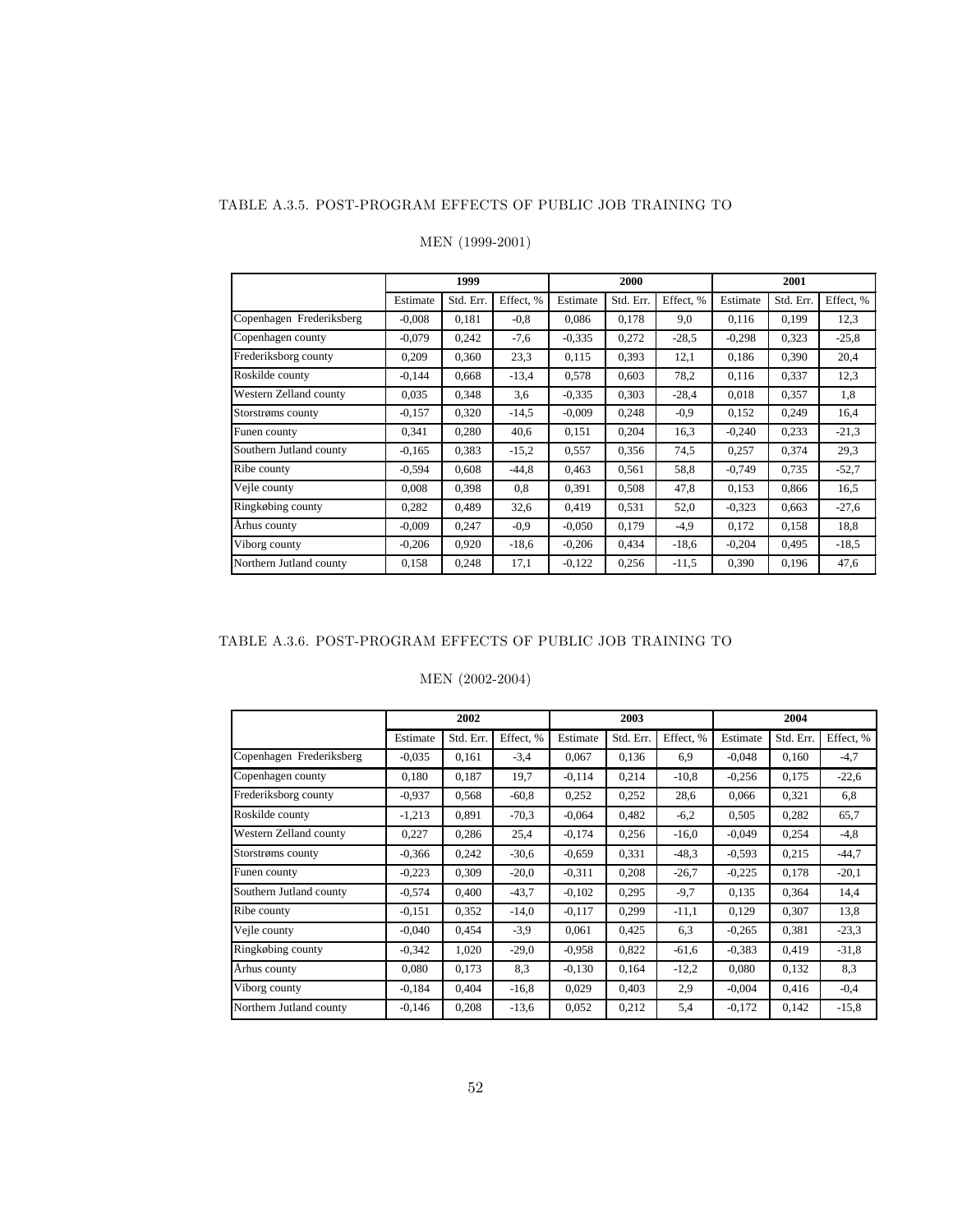TABLE A.3.5. POST-PROGRAM EFFECTS OF PUBLIC JOB TRAINING TO MEN (1999-2001)

| | 1999 | | | 2000 | | | 2001 | | |
|---|---|---|---|---|---|---|---|---|---|
| | Estimate | Std. Err. | Effect, % | Estimate | Std. Err. | Effect, % | Estimate | Std. Err. | Effect, % |
| Copenhagen Frederiksberg | -0,008 | 0,181 | -0,8 | 0,086 | 0,178 | 9,0 | 0,116 | 0,199 | 12,3 |
| Copenhagen county | -0,079 | 0,242 | -7,6 | -0,335 | 0,272 | -28,5 | -0,298 | 0,323 | -25,8 |
| Frederiksborg county | 0,209 | 0,360 | 23,3 | 0,115 | 0,393 | 12,1 | 0,186 | 0,390 | 20,4 |
| Roskilde county | -0,144 | 0,668 | -13,4 | 0,578 | 0,603 | 78,2 | 0,116 | 0,337 | 12,3 |
| Western Zelland county | 0,035 | 0,348 | 3,6 | -0,335 | 0,303 | -28,4 | 0,018 | 0,357 | 1,8 |
| Storstrøms county | -0,157 | 0,320 | -14,5 | -0,009 | 0,248 | -0,9 | 0,152 | 0,249 | 16,4 |
| Funen county | 0,341 | 0,280 | 40,6 | 0,151 | 0,204 | 16,3 | -0,240 | 0,233 | -21,3 |
| Southern Jutland county | -0,165 | 0,383 | -15,2 | 0,557 | 0,356 | 74,5 | 0,257 | 0,374 | 29,3 |
| Ribe county | -0,594 | 0,608 | -44,8 | 0,463 | 0,561 | 58,8 | -0,749 | 0,735 | -52,7 |
| Vejle county | 0,008 | 0,398 | 0,8 | 0,391 | 0,508 | 47,8 | 0,153 | 0,866 | 16,5 |
| Ringkøbing county | 0,282 | 0,489 | 32,6 | 0,419 | 0,531 | 52,0 | -0,323 | 0,663 | -27,6 |
| Århus county | -0,009 | 0,247 | -0,9 | -0,050 | 0,179 | -4,9 | 0,172 | 0,158 | 18,8 |
| Viborg county | -0,206 | 0,920 | -18,6 | -0,206 | 0,434 | -18,6 | -0,204 | 0,495 | -18,5 |
| Northern Jutland county | 0,158 | 0,248 | 17,1 | -0,122 | 0,256 | -11,5 | 0,390 | 0,196 | 47,6 |

TABLE A.3.6. POST-PROGRAM EFFECTS OF PUBLIC JOB TRAINING TO MEN (2002-2004)

| | 2002 | | | 2003 | | | 2004 | | |
|---|---|---|---|---|---|---|---|---|---|
| | Estimate | Std. Err. | Effect, % | Estimate | Std. Err. | Effect, % | Estimate | Std. Err. | Effect, % |
| Copenhagen Frederiksberg | -0,035 | 0,161 | -3,4 | 0,067 | 0,136 | 6,9 | -0,048 | 0,160 | -4,7 |
| Copenhagen county | 0,180 | 0,187 | 19,7 | -0,114 | 0,214 | -10,8 | -0,256 | 0,175 | -22,6 |
| Frederiksborg county | -0,937 | 0,568 | -60,8 | 0,252 | 0,252 | 28,6 | 0,066 | 0,321 | 6,8 |
| Roskilde county | -1,213 | 0,891 | -70,3 | -0,064 | 0,482 | -6,2 | 0,505 | 0,282 | 65,7 |
| Western Zelland county | 0,227 | 0,286 | 25,4 | -0,174 | 0,256 | -16,0 | -0,049 | 0,254 | -4,8 |
| Storstrøms county | -0,366 | 0,242 | -30,6 | -0,659 | 0,331 | -48,3 | -0,593 | 0,215 | -44,7 |
| Funen county | -0,223 | 0,309 | -20,0 | -0,311 | 0,208 | -26,7 | -0,225 | 0,178 | -20,1 |
| Southern Jutland county | -0,574 | 0,400 | -43,7 | -0,102 | 0,295 | -9,7 | 0,135 | 0,364 | 14,4 |
| Ribe county | -0,151 | 0,352 | -14,0 | -0,117 | 0,299 | -11,1 | 0,129 | 0,307 | 13,8 |
| Vejle county | -0,040 | 0,454 | -3,9 | 0,061 | 0,425 | 6,3 | -0,265 | 0,381 | -23,3 |
| Ringkøbing county | -0,342 | 1,020 | -29,0 | -0,958 | 0,822 | -61,6 | -0,383 | 0,419 | -31,8 |
| Århus county | 0,080 | 0,173 | 8,3 | -0,130 | 0,164 | -12,2 | 0,080 | 0,132 | 8,3 |
| Viborg county | -0,184 | 0,404 | -16,8 | 0,029 | 0,403 | 2,9 | -0,004 | 0,416 | -0,4 |
| Northern Jutland county | -0,146 | 0,208 | -13,6 | 0,052 | 0,212 | 5,4 | -0,172 | 0,142 | -15,8 |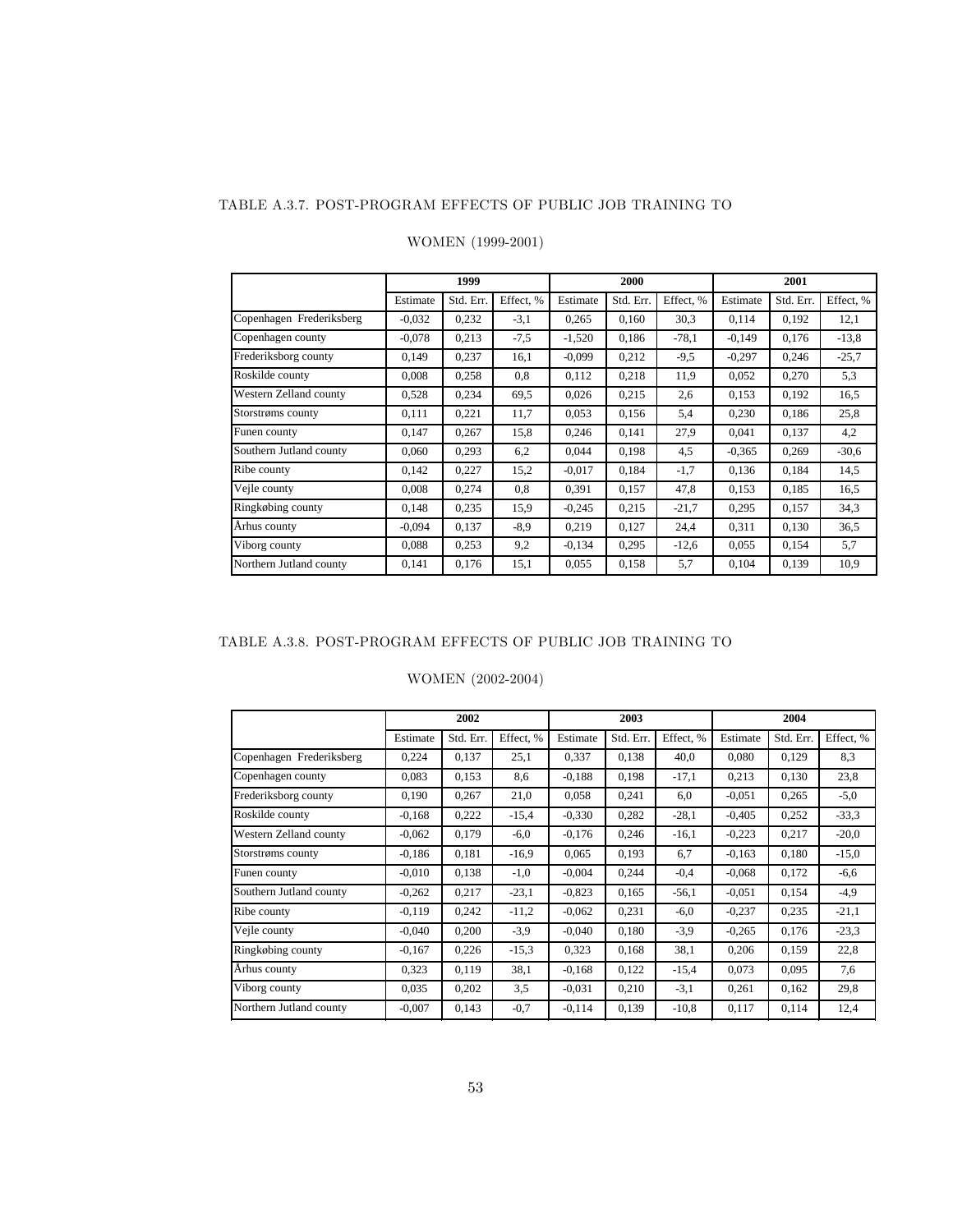TABLE A.3.7. POST-PROGRAM EFFECTS OF PUBLIC JOB TRAINING TO WOMEN (1999-2001)

| | 1999 | | | 2000 | | | 2001 | | |
|---|---|---|---|---|---|---|---|---|---|
| | Estimate | Std. Err. | Effect, % | Estimate | Std. Err. | Effect, % | Estimate | Std. Err. | Effect, % |
| Copenhagen Frederiksberg | -0,032 | 0,232 | -3,1 | 0,265 | 0,160 | 30,3 | 0,114 | 0,192 | 12,1 |
| Copenhagen county | -0,078 | 0,213 | -7,5 | -1,520 | 0,186 | -78,1 | -0,149 | 0,176 | -13,8 |
| Frederiksborg county | 0,149 | 0,237 | 16,1 | -0,099 | 0,212 | -9,5 | -0,297 | 0,246 | -25,7 |
| Roskilde county | 0,008 | 0,258 | 0,8 | 0,112 | 0,218 | 11,9 | 0,052 | 0,270 | 5,3 |
| Western Zelland county | 0,528 | 0,234 | 69,5 | 0,026 | 0,215 | 2,6 | 0,153 | 0,192 | 16,5 |
| Storstrøms county | 0,111 | 0,221 | 11,7 | 0,053 | 0,156 | 5,4 | 0,230 | 0,186 | 25,8 |
| Funen county | 0,147 | 0,267 | 15,8 | 0,246 | 0,141 | 27,9 | 0,041 | 0,137 | 4,2 |
| Southern Jutland county | 0,060 | 0,293 | 6,2 | 0,044 | 0,198 | 4,5 | -0,365 | 0,269 | -30,6 |
| Ribe county | 0,142 | 0,227 | 15,2 | -0,017 | 0,184 | -1,7 | 0,136 | 0,184 | 14,5 |
| Vejle county | 0,008 | 0,274 | 0,8 | 0,391 | 0,157 | 47,8 | 0,153 | 0,185 | 16,5 |
| Ringkøbing county | 0,148 | 0,235 | 15,9 | -0,245 | 0,215 | -21,7 | 0,295 | 0,157 | 34,3 |
| Århus county | -0,094 | 0,137 | -8,9 | 0,219 | 0,127 | 24,4 | 0,311 | 0,130 | 36,5 |
| Viborg county | 0,088 | 0,253 | 9,2 | -0,134 | 0,295 | -12,6 | 0,055 | 0,154 | 5,7 |
| Northern Jutland county | 0,141 | 0,176 | 15,1 | 0,055 | 0,158 | 5,7 | 0,104 | 0,139 | 10,9 |

TABLE A.3.8. POST-PROGRAM EFFECTS OF PUBLIC JOB TRAINING TO WOMEN (2002-2004)

| | 2002 | | | 2003 | | | 2004 | | |
|---|---|---|---|---|---|---|---|---|---|
| | Estimate | Std. Err. | Effect, % | Estimate | Std. Err. | Effect, % | Estimate | Std. Err. | Effect, % |
| Copenhagen Frederiksberg | 0,224 | 0,137 | 25,1 | 0,337 | 0,138 | 40,0 | 0,080 | 0,129 | 8,3 |
| Copenhagen county | 0,083 | 0,153 | 8,6 | -0,188 | 0,198 | -17,1 | 0,213 | 0,130 | 23,8 |
| Frederiksborg county | 0,190 | 0,267 | 21,0 | 0,058 | 0,241 | 6,0 | -0,051 | 0,265 | -5,0 |
| Roskilde county | -0,168 | 0,222 | -15,4 | -0,330 | 0,282 | -28,1 | -0,405 | 0,252 | -33,3 |
| Western Zelland county | -0,062 | 0,179 | -6,0 | -0,176 | 0,246 | -16,1 | -0,223 | 0,217 | -20,0 |
| Storstrøms county | -0,186 | 0,181 | -16,9 | 0,065 | 0,193 | 6,7 | -0,163 | 0,180 | -15,0 |
| Funen county | -0,010 | 0,138 | -1,0 | -0,004 | 0,244 | -0,4 | -0,068 | 0,172 | -6,6 |
| Southern Jutland county | -0,262 | 0,217 | -23,1 | -0,823 | 0,165 | -56,1 | -0,051 | 0,154 | -4,9 |
| Ribe county | -0,119 | 0,242 | -11,2 | -0,062 | 0,231 | -6,0 | -0,237 | 0,235 | -21,1 |
| Vejle county | -0,040 | 0,200 | -3,9 | -0,040 | 0,180 | -3,9 | -0,265 | 0,176 | -23,3 |
| Ringkøbing county | -0,167 | 0,226 | -15,3 | 0,323 | 0,168 | 38,1 | 0,206 | 0,159 | 22,8 |
| Århus county | 0,323 | 0,119 | 38,1 | -0,168 | 0,122 | -15,4 | 0,073 | 0,095 | 7,6 |
| Viborg county | 0,035 | 0,202 | 3,5 | -0,031 | 0,210 | -3,1 | 0,261 | 0,162 | 29,8 |
| Northern Jutland county | -0,007 | 0,143 | -0,7 | -0,114 | 0,139 | -10,8 | 0,117 | 0,114 | 12,4 |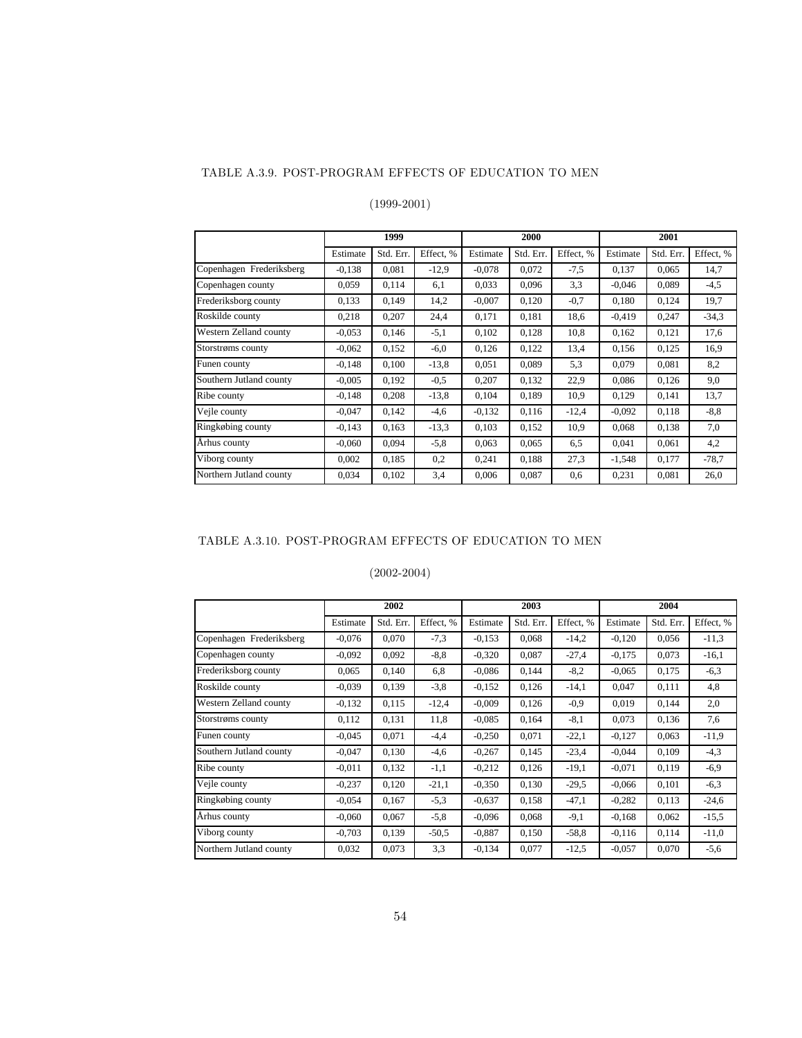TABLE A.3.9. POST-PROGRAM EFFECTS OF EDUCATION TO MEN

(1999-2001)

| | 1999 | | | 2000 | | | 2001 | | |
|---|---|---|---|---|---|---|---|---|---|
| | Estimate | Std. Err. | Effect, % | Estimate | Std. Err. | Effect, % | Estimate | Std. Err. | Effect, % |
| Copenhagen Frederiksberg | -0,138 | 0,081 | -12,9 | -0,078 | 0,072 | -7,5 | 0,137 | 0,065 | 14,7 |
| Copenhagen county | 0,059 | 0,114 | 6,1 | 0,033 | 0,096 | 3,3 | -0,046 | 0,089 | -4,5 |
| Frederiksborg county | 0,133 | 0,149 | 14,2 | -0,007 | 0,120 | -0,7 | 0,180 | 0,124 | 19,7 |
| Roskilde county | 0,218 | 0,207 | 24,4 | 0,171 | 0,181 | 18,6 | -0,419 | 0,247 | -34,3 |
| Western Zelland county | -0,053 | 0,146 | -5,1 | 0,102 | 0,128 | 10,8 | 0,162 | 0,121 | 17,6 |
| Storstrøms county | -0,062 | 0,152 | -6,0 | 0,126 | 0,122 | 13,4 | 0,156 | 0,125 | 16,9 |
| Funen county | -0,148 | 0,100 | -13,8 | 0,051 | 0,089 | 5,3 | 0,079 | 0,081 | 8,2 |
| Southern Jutland county | -0,005 | 0,192 | -0,5 | 0,207 | 0,132 | 22,9 | 0,086 | 0,126 | 9,0 |
| Ribe county | -0,148 | 0,208 | -13,8 | 0,104 | 0,189 | 10,9 | 0,129 | 0,141 | 13,7 |
| Vejle county | -0,047 | 0,142 | -4,6 | -0,132 | 0,116 | -12,4 | -0,092 | 0,118 | -8,8 |
| Ringkøbing county | -0,143 | 0,163 | -13,3 | 0,103 | 0,152 | 10,9 | 0,068 | 0,138 | 7,0 |
| Århus county | -0,060 | 0,094 | -5,8 | 0,063 | 0,065 | 6,5 | 0,041 | 0,061 | 4,2 |
| Viborg county | 0,002 | 0,185 | 0,2 | 0,241 | 0,188 | 27,3 | -1,548 | 0,177 | -78,7 |
| Northern Jutland county | 0,034 | 0,102 | 3,4 | 0,006 | 0,087 | 0,6 | 0,231 | 0,081 | 26,0 |

TABLE A.3.10. POST-PROGRAM EFFECTS OF EDUCATION TO MEN

(2002-2004)

| | 2002 | | | 2003 | | | 2004 | | |
|---|---|---|---|---|---|---|---|---|---|
| | Estimate | Std. Err. | Effect, % | Estimate | Std. Err. | Effect, % | Estimate | Std. Err. | Effect, % |
| Copenhagen Frederiksberg | -0,076 | 0,070 | -7,3 | -0,153 | 0,068 | -14,2 | -0,120 | 0,056 | -11,3 |
| Copenhagen county | -0,092 | 0,092 | -8,8 | -0,320 | 0,087 | -27,4 | -0,175 | 0,073 | -16,1 |
| Frederiksborg county | 0,065 | 0,140 | 6,8 | -0,086 | 0,144 | -8,2 | -0,065 | 0,175 | -6,3 |
| Roskilde county | -0,039 | 0,139 | -3,8 | -0,152 | 0,126 | -14,1 | 0,047 | 0,111 | 4,8 |
| Western Zelland county | -0,132 | 0,115 | -12,4 | -0,009 | 0,126 | -0,9 | 0,019 | 0,144 | 2,0 |
| Storstrøms county | 0,112 | 0,131 | 11,8 | -0,085 | 0,164 | -8,1 | 0,073 | 0,136 | 7,6 |
| Funen county | -0,045 | 0,071 | -4,4 | -0,250 | 0,071 | -22,1 | -0,127 | 0,063 | -11,9 |
| Southern Jutland county | -0,047 | 0,130 | -4,6 | -0,267 | 0,145 | -23,4 | -0,044 | 0,109 | -4,3 |
| Ribe county | -0,011 | 0,132 | -1,1 | -0,212 | 0,126 | -19,1 | -0,071 | 0,119 | -6,9 |
| Vejle county | -0,237 | 0,120 | -21,1 | -0,350 | 0,130 | -29,5 | -0,066 | 0,101 | -6,3 |
| Ringkøbing county | -0,054 | 0,167 | -5,3 | -0,637 | 0,158 | -47,1 | -0,282 | 0,113 | -24,6 |
| Århus county | -0,060 | 0,067 | -5,8 | -0,096 | 0,068 | -9,1 | -0,168 | 0,062 | -15,5 |
| Viborg county | -0,703 | 0,139 | -50,5 | -0,887 | 0,150 | -58,8 | -0,116 | 0,114 | -11,0 |
| Northern Jutland county | 0,032 | 0,073 | 3,3 | -0,134 | 0,077 | -12,5 | -0,057 | 0,070 | -5,6 |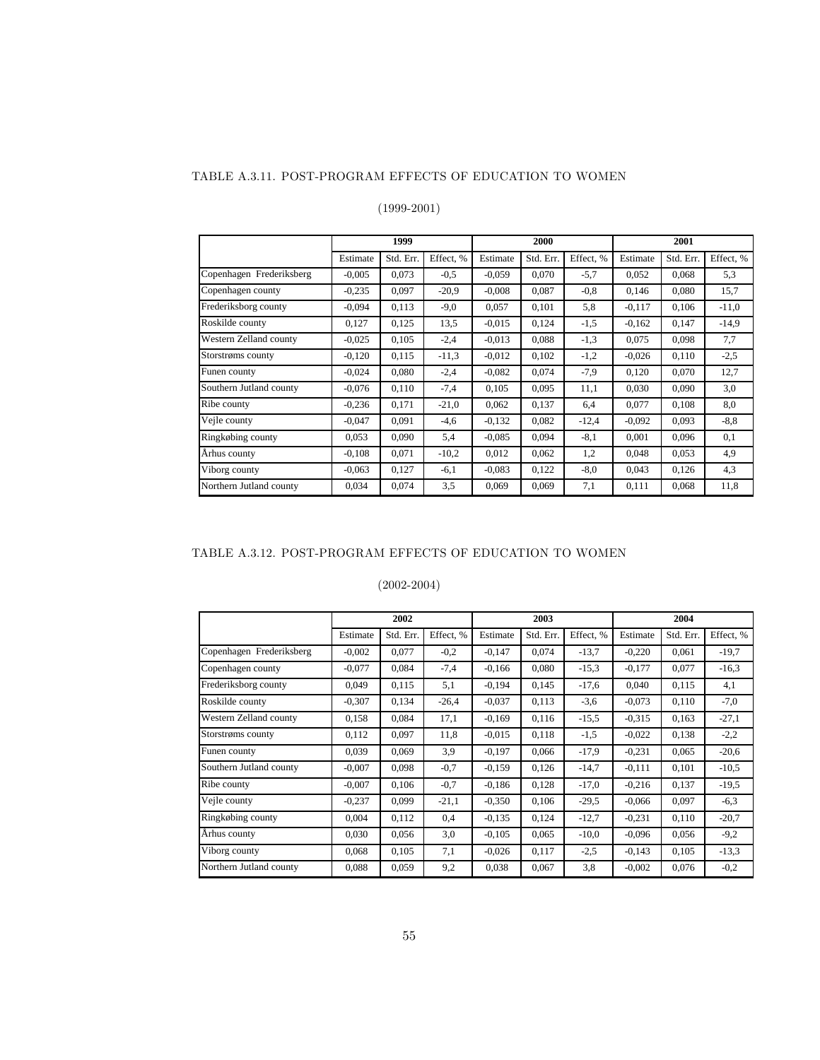TABLE A.3.11. POST-PROGRAM EFFECTS OF EDUCATION TO WOMEN

(1999-2001)

| | 1999 | | | 2000 | | | 2001 | | |
|---|---|---|---|---|---|---|---|---|---|
| | Estimate | Std. Err. | Effect, % | Estimate | Std. Err. | Effect, % | Estimate | Std. Err. | Effect, % |
| Copenhagen Frederiksberg | -0,005 | 0,073 | -0,5 | -0,059 | 0,070 | -5,7 | 0,052 | 0,068 | 5,3 |
| Copenhagen county | -0,235 | 0,097 | -20,9 | -0,008 | 0,087 | -0,8 | 0,146 | 0,080 | 15,7 |
| Frederiksborg county | -0,094 | 0,113 | -9,0 | 0,057 | 0,101 | 5,8 | -0,117 | 0,106 | -11,0 |
| Roskilde county | 0,127 | 0,125 | 13,5 | -0,015 | 0,124 | -1,5 | -0,162 | 0,147 | -14,9 |
| Western Zelland county | -0,025 | 0,105 | -2,4 | -0,013 | 0,088 | -1,3 | 0,075 | 0,098 | 7,7 |
| Storstrøms county | -0,120 | 0,115 | -11,3 | -0,012 | 0,102 | -1,2 | -0,026 | 0,110 | -2,5 |
| Funen county | -0,024 | 0,080 | -2,4 | -0,082 | 0,074 | -7,9 | 0,120 | 0,070 | 12,7 |
| Southern Jutland county | -0,076 | 0,110 | -7,4 | 0,105 | 0,095 | 11,1 | 0,030 | 0,090 | 3,0 |
| Ribe county | -0,236 | 0,171 | -21,0 | 0,062 | 0,137 | 6,4 | 0,077 | 0,108 | 8,0 |
| Vejle county | -0,047 | 0,091 | -4,6 | -0,132 | 0,082 | -12,4 | -0,092 | 0,093 | -8,8 |
| Ringkøbing county | 0,053 | 0,090 | 5,4 | -0,085 | 0,094 | -8,1 | 0,001 | 0,096 | 0,1 |
| Århus county | -0,108 | 0,071 | -10,2 | 0,012 | 0,062 | 1,2 | 0,048 | 0,053 | 4,9 |
| Viborg county | -0,063 | 0,127 | -6,1 | -0,083 | 0,122 | -8,0 | 0,043 | 0,126 | 4,3 |
| Northern Jutland county | 0,034 | 0,074 | 3,5 | 0,069 | 0,069 | 7,1 | 0,111 | 0,068 | 11,8 |

TABLE A.3.12. POST-PROGRAM EFFECTS OF EDUCATION TO WOMEN

(2002-2004)

| | 2002 | | | 2003 | | | 2004 | | |
|---|---|---|---|---|---|---|---|---|---|
| | Estimate | Std. Err. | Effect, % | Estimate | Std. Err. | Effect, % | Estimate | Std. Err. | Effect, % |
| Copenhagen Frederiksberg | -0,002 | 0,077 | -0,2 | -0,147 | 0,074 | -13,7 | -0,220 | 0,061 | -19,7 |
| Copenhagen county | -0,077 | 0,084 | -7,4 | -0,166 | 0,080 | -15,3 | -0,177 | 0,077 | -16,3 |
| Frederiksborg county | 0,049 | 0,115 | 5,1 | -0,194 | 0,145 | -17,6 | 0,040 | 0,115 | 4,1 |
| Roskilde county | -0,307 | 0,134 | -26,4 | -0,037 | 0,113 | -3,6 | -0,073 | 0,110 | -7,0 |
| Western Zelland county | 0,158 | 0,084 | 17,1 | -0,169 | 0,116 | -15,5 | -0,315 | 0,163 | -27,1 |
| Storstrøms county | 0,112 | 0,097 | 11,8 | -0,015 | 0,118 | -1,5 | -0,022 | 0,138 | -2,2 |
| Funen county | 0,039 | 0,069 | 3,9 | -0,197 | 0,066 | -17,9 | -0,231 | 0,065 | -20,6 |
| Southern Jutland county | -0,007 | 0,098 | -0,7 | -0,159 | 0,126 | -14,7 | -0,111 | 0,101 | -10,5 |
| Ribe county | -0,007 | 0,106 | -0,7 | -0,186 | 0,128 | -17,0 | -0,216 | 0,137 | -19,5 |
| Vejle county | -0,237 | 0,099 | -21,1 | -0,350 | 0,106 | -29,5 | -0,066 | 0,097 | -6,3 |
| Ringkøbing county | 0,004 | 0,112 | 0,4 | -0,135 | 0,124 | -12,7 | -0,231 | 0,110 | -20,7 |
| Århus county | 0,030 | 0,056 | 3,0 | -0,105 | 0,065 | -10,0 | -0,096 | 0,056 | -9,2 |
| Viborg county | 0,068 | 0,105 | 7,1 | -0,026 | 0,117 | -2,5 | -0,143 | 0,105 | -13,3 |
| Northern Jutland county | 0,088 | 0,059 | 9,2 | 0,038 | 0,067 | 3,8 | -0,002 | 0,076 | -0,2 |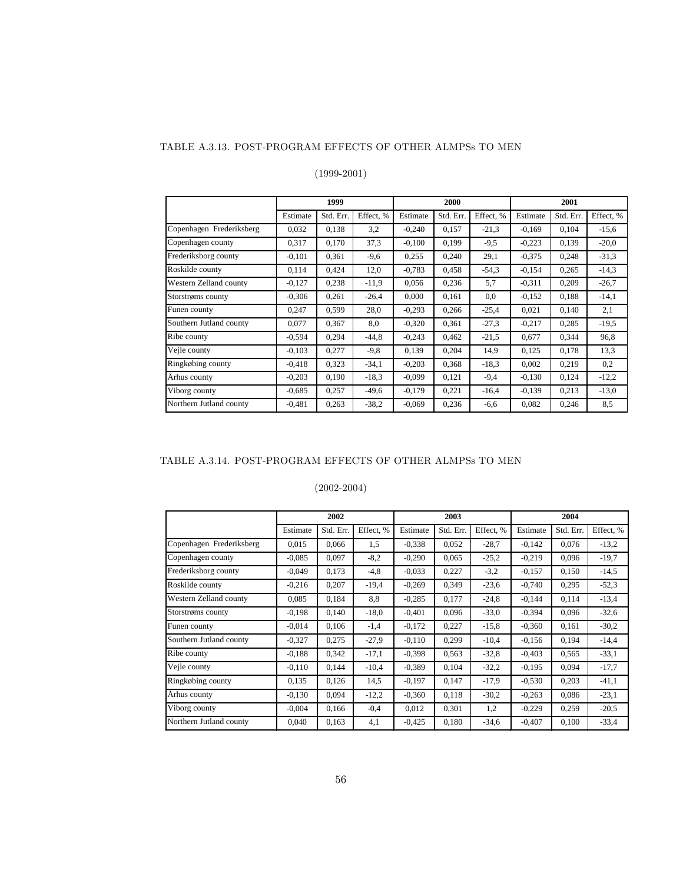TABLE A.3.13. POST-PROGRAM EFFECTS OF OTHER ALMPSs TO MEN

(1999-2001)

| | 1999 | | | 2000 | | | 2001 | | |
|---|---|---|---|---|---|---|---|---|---|
| | Estimate | Std. Err. | Effect, % | Estimate | Std. Err. | Effect, % | Estimate | Std. Err. | Effect, % |
| Copenhagen Frederiksberg | 0,032 | 0,138 | 3,2 | -0,240 | 0,157 | -21,3 | -0,169 | 0,104 | -15,6 |
| Copenhagen county | 0,317 | 0,170 | 37,3 | -0,100 | 0,199 | -9,5 | -0,223 | 0,139 | -20,0 |
| Frederiksborg county | -0,101 | 0,361 | -9,6 | 0,255 | 0,240 | 29,1 | -0,375 | 0,248 | -31,3 |
| Roskilde county | 0,114 | 0,424 | 12,0 | -0,783 | 0,458 | -54,3 | -0,154 | 0,265 | -14,3 |
| Western Zelland county | -0,127 | 0,238 | -11,9 | 0,056 | 0,236 | 5,7 | -0,311 | 0,209 | -26,7 |
| Storstrøms county | -0,306 | 0,261 | -26,4 | 0,000 | 0,161 | 0,0 | -0,152 | 0,188 | -14,1 |
| Funen county | 0,247 | 0,599 | 28,0 | -0,293 | 0,266 | -25,4 | 0,021 | 0,140 | 2,1 |
| Southern Jutland county | 0,077 | 0,367 | 8,0 | -0,320 | 0,361 | -27,3 | -0,217 | 0,285 | -19,5 |
| Ribe county | -0,594 | 0,294 | -44,8 | -0,243 | 0,462 | -21,5 | 0,677 | 0,344 | 96,8 |
| Vejle county | -0,103 | 0,277 | -9,8 | 0,139 | 0,204 | 14,9 | 0,125 | 0,178 | 13,3 |
| Ringkøbing county | -0,418 | 0,323 | -34,1 | -0,203 | 0,368 | -18,3 | 0,002 | 0,219 | 0,2 |
| Århus county | -0,203 | 0,190 | -18,3 | -0,099 | 0,121 | -9,4 | -0,130 | 0,124 | -12,2 |
| Viborg county | -0,685 | 0,257 | -49,6 | -0,179 | 0,221 | -16,4 | -0,139 | 0,213 | -13,0 |
| Northern Jutland county | -0,481 | 0,263 | -38,2 | -0,069 | 0,236 | -6,6 | 0,082 | 0,246 | 8,5 |

TABLE A.3.14. POST-PROGRAM EFFECTS OF OTHER ALMPSs TO MEN

(2002-2004)

| | 2002 | | | 2003 | | | 2004 | | |
|---|---|---|---|---|---|---|---|---|---|
| | Estimate | Std. Err. | Effect, % | Estimate | Std. Err. | Effect, % | Estimate | Std. Err. | Effect, % |
| Copenhagen Frederiksberg | 0,015 | 0,066 | 1,5 | -0,338 | 0,052 | -28,7 | -0,142 | 0,076 | -13,2 |
| Copenhagen county | -0,085 | 0,097 | -8,2 | -0,290 | 0,065 | -25,2 | -0,219 | 0,096 | -19,7 |
| Frederiksborg county | -0,049 | 0,173 | -4,8 | -0,033 | 0,227 | -3,2 | -0,157 | 0,150 | -14,5 |
| Roskilde county | -0,216 | 0,207 | -19,4 | -0,269 | 0,349 | -23,6 | -0,740 | 0,295 | -52,3 |
| Western Zelland county | 0,085 | 0,184 | 8,8 | -0,285 | 0,177 | -24,8 | -0,144 | 0,114 | -13,4 |
| Storstrøms county | -0,198 | 0,140 | -18,0 | -0,401 | 0,096 | -33,0 | -0,394 | 0,096 | -32,6 |
| Funen county | -0,014 | 0,106 | -1,4 | -0,172 | 0,227 | -15,8 | -0,360 | 0,161 | -30,2 |
| Southern Jutland county | -0,327 | 0,275 | -27,9 | -0,110 | 0,299 | -10,4 | -0,156 | 0,194 | -14,4 |
| Ribe county | -0,188 | 0,342 | -17,1 | -0,398 | 0,563 | -32,8 | -0,403 | 0,565 | -33,1 |
| Vejle county | -0,110 | 0,144 | -10,4 | -0,389 | 0,104 | -32,2 | -0,195 | 0,094 | -17,7 |
| Ringkøbing county | 0,135 | 0,126 | 14,5 | -0,197 | 0,147 | -17,9 | -0,530 | 0,203 | -41,1 |
| Århus county | -0,130 | 0,094 | -12,2 | -0,360 | 0,118 | -30,2 | -0,263 | 0,086 | -23,1 |
| Viborg county | -0,004 | 0,166 | -0,4 | 0,012 | 0,301 | 1,2 | -0,229 | 0,259 | -20,5 |
| Northern Jutland county | 0,040 | 0,163 | 4,1 | -0,425 | 0,180 | -34,6 | -0,407 | 0,100 | -33,4 |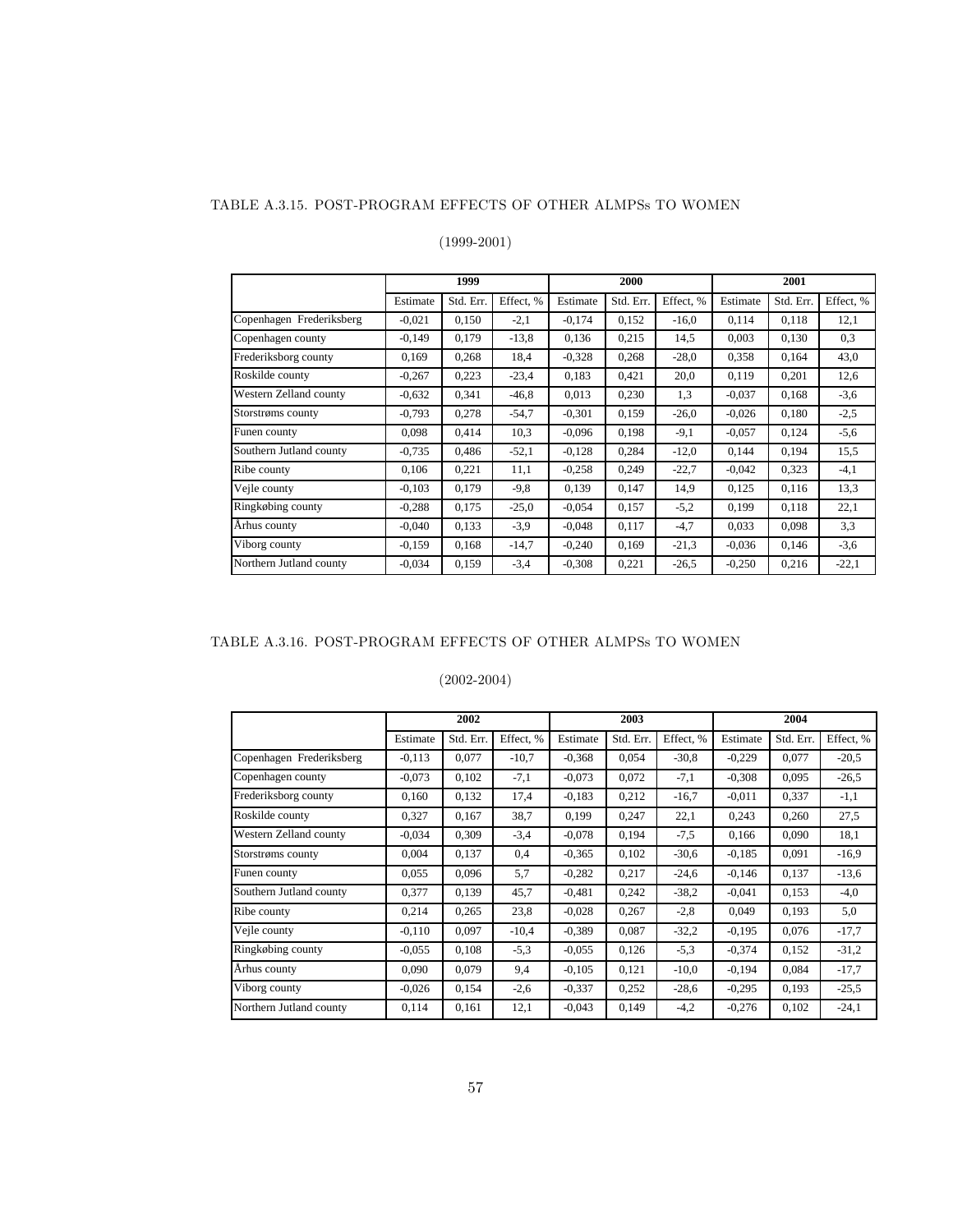TABLE A.3.15. POST-PROGRAM EFFECTS OF OTHER ALMPSs TO WOMEN

(1999-2001)

| | 1999 | | | 2000 | | | 2001 | | |
|---|---|---|---|---|---|---|---|---|---|
| | Estimate | Std. Err. | Effect, % | Estimate | Std. Err. | Effect, % | Estimate | Std. Err. | Effect, % |
| Copenhagen Frederiksberg | -0,021 | 0,150 | -2,1 | -0,174 | 0,152 | -16,0 | 0,114 | 0,118 | 12,1 |
| Copenhagen county | -0,149 | 0,179 | -13,8 | 0,136 | 0,215 | 14,5 | 0,003 | 0,130 | 0,3 |
| Frederiksborg county | 0,169 | 0,268 | 18,4 | -0,328 | 0,268 | -28,0 | 0,358 | 0,164 | 43,0 |
| Roskilde county | -0,267 | 0,223 | -23,4 | 0,183 | 0,421 | 20,0 | 0,119 | 0,201 | 12,6 |
| Western Zelland county | -0,632 | 0,341 | -46,8 | 0,013 | 0,230 | 1,3 | -0,037 | 0,168 | -3,6 |
| Storstrøms county | -0,793 | 0,278 | -54,7 | -0,301 | 0,159 | -26,0 | -0,026 | 0,180 | -2,5 |
| Funen county | 0,098 | 0,414 | 10,3 | -0,096 | 0,198 | -9,1 | -0,057 | 0,124 | -5,6 |
| Southern Jutland county | -0,735 | 0,486 | -52,1 | -0,128 | 0,284 | -12,0 | 0,144 | 0,194 | 15,5 |
| Ribe county | 0,106 | 0,221 | 11,1 | -0,258 | 0,249 | -22,7 | -0,042 | 0,323 | -4,1 |
| Vejle county | -0,103 | 0,179 | -9,8 | 0,139 | 0,147 | 14,9 | 0,125 | 0,116 | 13,3 |
| Ringkøbing county | -0,288 | 0,175 | -25,0 | -0,054 | 0,157 | -5,2 | 0,199 | 0,118 | 22,1 |
| Århus county | -0,040 | 0,133 | -3,9 | -0,048 | 0,117 | -4,7 | 0,033 | 0,098 | 3,3 |
| Viborg county | -0,159 | 0,168 | -14,7 | -0,240 | 0,169 | -21,3 | -0,036 | 0,146 | -3,6 |
| Northern Jutland county | -0,034 | 0,159 | -3,4 | -0,308 | 0,221 | -26,5 | -0,250 | 0,216 | -22,1 |

TABLE A.3.16. POST-PROGRAM EFFECTS OF OTHER ALMPSs TO WOMEN

(2002-2004)

| | 2002 | | | 2003 | | | 2004 | | |
|---|---|---|---|---|---|---|---|---|---|
| | Estimate | Std. Err. | Effect, % | Estimate | Std. Err. | Effect, % | Estimate | Std. Err. | Effect, % |
| Copenhagen Frederiksberg | -0,113 | 0,077 | -10,7 | -0,368 | 0,054 | -30,8 | -0,229 | 0,077 | -20,5 |
| Copenhagen county | -0,073 | 0,102 | -7,1 | -0,073 | 0,072 | -7,1 | -0,308 | 0,095 | -26,5 |
| Frederiksborg county | 0,160 | 0,132 | 17,4 | -0,183 | 0,212 | -16,7 | -0,011 | 0,337 | -1,1 |
| Roskilde county | 0,327 | 0,167 | 38,7 | 0,199 | 0,247 | 22,1 | 0,243 | 0,260 | 27,5 |
| Western Zelland county | -0,034 | 0,309 | -3,4 | -0,078 | 0,194 | -7,5 | 0,166 | 0,090 | 18,1 |
| Storstrøms county | 0,004 | 0,137 | 0,4 | -0,365 | 0,102 | -30,6 | -0,185 | 0,091 | -16,9 |
| Funen county | 0,055 | 0,096 | 5,7 | -0,282 | 0,217 | -24,6 | -0,146 | 0,137 | -13,6 |
| Southern Jutland county | 0,377 | 0,139 | 45,7 | -0,481 | 0,242 | -38,2 | -0,041 | 0,153 | -4,0 |
| Ribe county | 0,214 | 0,265 | 23,8 | -0,028 | 0,267 | -2,8 | 0,049 | 0,193 | 5,0 |
| Vejle county | -0,110 | 0,097 | -10,4 | -0,389 | 0,087 | -32,2 | -0,195 | 0,076 | -17,7 |
| Ringkøbing county | -0,055 | 0,108 | -5,3 | -0,055 | 0,126 | -5,3 | -0,374 | 0,152 | -31,2 |
| Århus county | 0,090 | 0,079 | 9,4 | -0,105 | 0,121 | -10,0 | -0,194 | 0,084 | -17,7 |
| Viborg county | -0,026 | 0,154 | -2,6 | -0,337 | 0,252 | -28,6 | -0,295 | 0,193 | -25,5 |
| Northern Jutland county | 0,114 | 0,161 | 12,1 | -0,043 | 0,149 | -4,2 | -0,276 | 0,102 | -24,1 |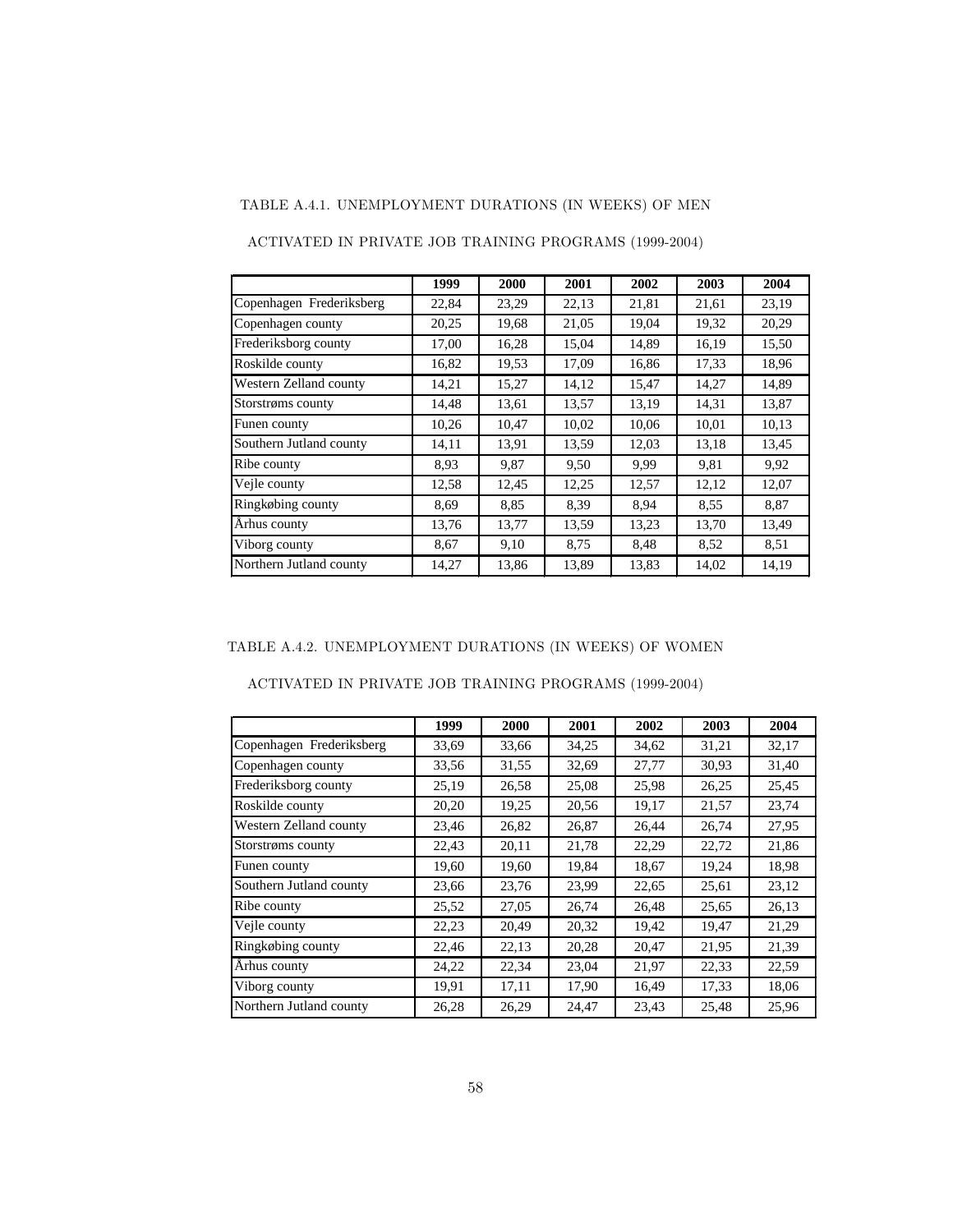TABLE A.4.1. UNEMPLOYMENT DURATIONS (IN WEEKS) OF MEN ACTIVATED IN PRIVATE JOB TRAINING PROGRAMS (1999-2004)

| | 1999 | 2000 | 2001 | 2002 | 2003 | 2004 |
|---|---|---|---|---|---|---|
| Copenhagen Frederiksberg | 22,84 | 23,29 | 22,13 | 21,81 | 21,61 | 23,19 |
| Copenhagen county | 20,25 | 19,68 | 21,05 | 19,04 | 19,32 | 20,29 |
| Frederiksborg county | 17,00 | 16,28 | 15,04 | 14,89 | 16,19 | 15,50 |
| Roskilde county | 16,82 | 19,53 | 17,09 | 16,86 | 17,33 | 18,96 |
| Western Zelland county | 14,21 | 15,27 | 14,12 | 15,47 | 14,27 | 14,89 |
| Storstrøms county | 14,48 | 13,61 | 13,57 | 13,19 | 14,31 | 13,87 |
| Funen county | 10,26 | 10,47 | 10,02 | 10,06 | 10,01 | 10,13 |
| Southern Jutland county | 14,11 | 13,91 | 13,59 | 12,03 | 13,18 | 13,45 |
| Ribe county | 8,93 | 9,87 | 9,50 | 9,99 | 9,81 | 9,92 |
| Vejle county | 12,58 | 12,45 | 12,25 | 12,57 | 12,12 | 12,07 |
| Ringkøbing county | 8,69 | 8,85 | 8,39 | 8,94 | 8,55 | 8,87 |
| Århus county | 13,76 | 13,77 | 13,59 | 13,23 | 13,70 | 13,49 |
| Viborg county | 8,67 | 9,10 | 8,75 | 8,48 | 8,52 | 8,51 |
| Northern Jutland county | 14,27 | 13,86 | 13,89 | 13,83 | 14,02 | 14,19 |

TABLE A.4.2. UNEMPLOYMENT DURATIONS (IN WEEKS) OF WOMEN ACTIVATED IN PRIVATE JOB TRAINING PROGRAMS (1999-2004)

| | 1999 | 2000 | 2001 | 2002 | 2003 | 2004 |
|---|---|---|---|---|---|---|
| Copenhagen Frederiksberg | 33,69 | 33,66 | 34,25 | 34,62 | 31,21 | 32,17 |
| Copenhagen county | 33,56 | 31,55 | 32,69 | 27,77 | 30,93 | 31,40 |
| Frederiksborg county | 25,19 | 26,58 | 25,08 | 25,98 | 26,25 | 25,45 |
| Roskilde county | 20,20 | 19,25 | 20,56 | 19,17 | 21,57 | 23,74 |
| Western Zelland county | 23,46 | 26,82 | 26,87 | 26,44 | 26,74 | 27,95 |
| Storstrøms county | 22,43 | 20,11 | 21,78 | 22,29 | 22,72 | 21,86 |
| Funen county | 19,60 | 19,60 | 19,84 | 18,67 | 19,24 | 18,98 |
| Southern Jutland county | 23,66 | 23,76 | 23,99 | 22,65 | 25,61 | 23,12 |
| Ribe county | 25,52 | 27,05 | 26,74 | 26,48 | 25,65 | 26,13 |
| Vejle county | 22,23 | 20,49 | 20,32 | 19,42 | 19,47 | 21,29 |
| Ringkøbing county | 22,46 | 22,13 | 20,28 | 20,47 | 21,95 | 21,39 |
| Århus county | 24,22 | 22,34 | 23,04 | 21,97 | 22,33 | 22,59 |
| Viborg county | 19,91 | 17,11 | 17,90 | 16,49 | 17,33 | 18,06 |
| Northern Jutland county | 26,28 | 26,29 | 24,47 | 23,43 | 25,48 | 25,96 |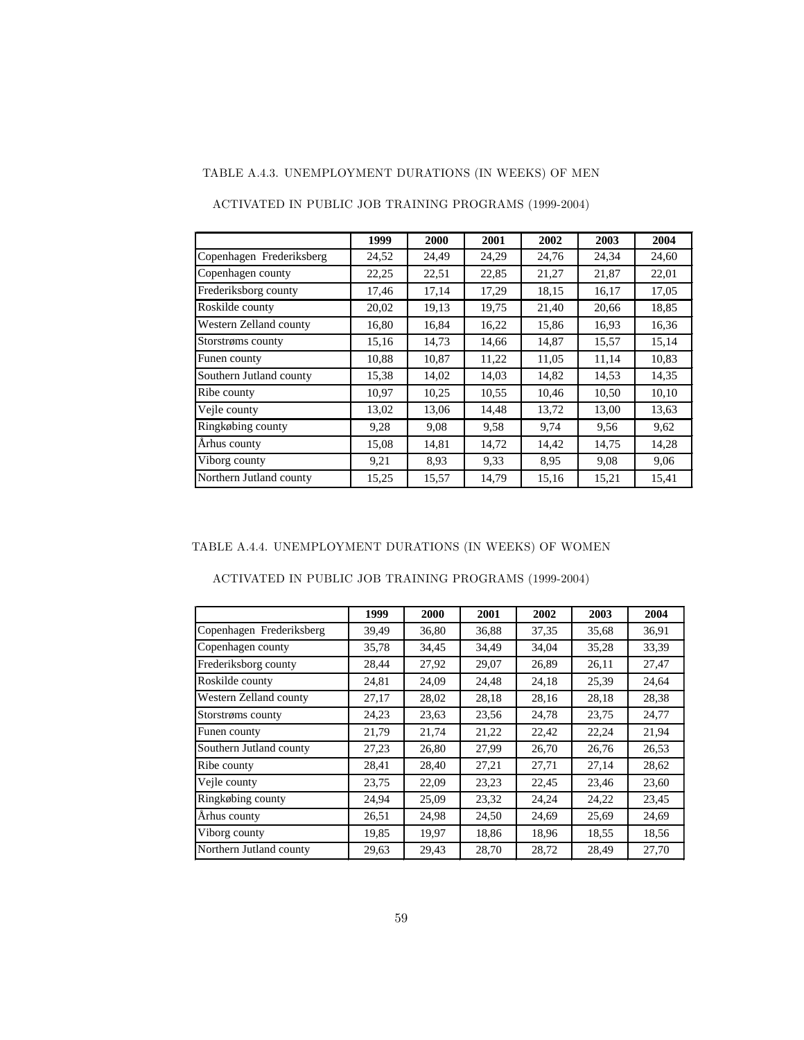TABLE A.4.3. UNEMPLOYMENT DURATIONS (IN WEEKS) OF MEN

ACTIVATED IN PUBLIC JOB TRAINING PROGRAMS (1999-2004)

| | 1999 | 2000 | 2001 | 2002 | 2003 | 2004 |
|---|---|---|---|---|---|---|
| Copenhagen Frederiksberg | 24,52 | 24,49 | 24,29 | 24,76 | 24,34 | 24,60 |
| Copenhagen county | 22,25 | 22,51 | 22,85 | 21,27 | 21,87 | 22,01 |
| Frederiksborg county | 17,46 | 17,14 | 17,29 | 18,15 | 16,17 | 17,05 |
| Roskilde county | 20,02 | 19,13 | 19,75 | 21,40 | 20,66 | 18,85 |
| Western Zelland county | 16,80 | 16,84 | 16,22 | 15,86 | 16,93 | 16,36 |
| Storstrøms county | 15,16 | 14,73 | 14,66 | 14,87 | 15,57 | 15,14 |
| Funen county | 10,88 | 10,87 | 11,22 | 11,05 | 11,14 | 10,83 |
| Southern Jutland county | 15,38 | 14,02 | 14,03 | 14,82 | 14,53 | 14,35 |
| Ribe county | 10,97 | 10,25 | 10,55 | 10,46 | 10,50 | 10,10 |
| Vejle county | 13,02 | 13,06 | 14,48 | 13,72 | 13,00 | 13,63 |
| Ringkøbing county | 9,28 | 9,08 | 9,58 | 9,74 | 9,56 | 9,62 |
| Århus county | 15,08 | 14,81 | 14,72 | 14,42 | 14,75 | 14,28 |
| Viborg county | 9,21 | 8,93 | 9,33 | 8,95 | 9,08 | 9,06 |
| Northern Jutland county | 15,25 | 15,57 | 14,79 | 15,16 | 15,21 | 15,41 |

TABLE A.4.4. UNEMPLOYMENT DURATIONS (IN WEEKS) OF WOMEN

ACTIVATED IN PUBLIC JOB TRAINING PROGRAMS (1999-2004)

| | 1999 | 2000 | 2001 | 2002 | 2003 | 2004 |
|---|---|---|---|---|---|---|
| Copenhagen Frederiksberg | 39,49 | 36,80 | 36,88 | 37,35 | 35,68 | 36,91 |
| Copenhagen county | 35,78 | 34,45 | 34,49 | 34,04 | 35,28 | 33,39 |
| Frederiksborg county | 28,44 | 27,92 | 29,07 | 26,89 | 26,11 | 27,47 |
| Roskilde county | 24,81 | 24,09 | 24,48 | 24,18 | 25,39 | 24,64 |
| Western Zelland county | 27,17 | 28,02 | 28,18 | 28,16 | 28,18 | 28,38 |
| Storstrøms county | 24,23 | 23,63 | 23,56 | 24,78 | 23,75 | 24,77 |
| Funen county | 21,79 | 21,74 | 21,22 | 22,42 | 22,24 | 21,94 |
| Southern Jutland county | 27,23 | 26,80 | 27,99 | 26,70 | 26,76 | 26,53 |
| Ribe county | 28,41 | 28,40 | 27,21 | 27,71 | 27,14 | 28,62 |
| Vejle county | 23,75 | 22,09 | 23,23 | 22,45 | 23,46 | 23,60 |
| Ringkøbing county | 24,94 | 25,09 | 23,32 | 24,24 | 24,22 | 23,45 |
| Århus county | 26,51 | 24,98 | 24,50 | 24,69 | 25,69 | 24,69 |
| Viborg county | 19,85 | 19,97 | 18,86 | 18,96 | 18,55 | 18,56 |
| Northern Jutland county | 29,63 | 29,43 | 28,70 | 28,72 | 28,49 | 27,70 |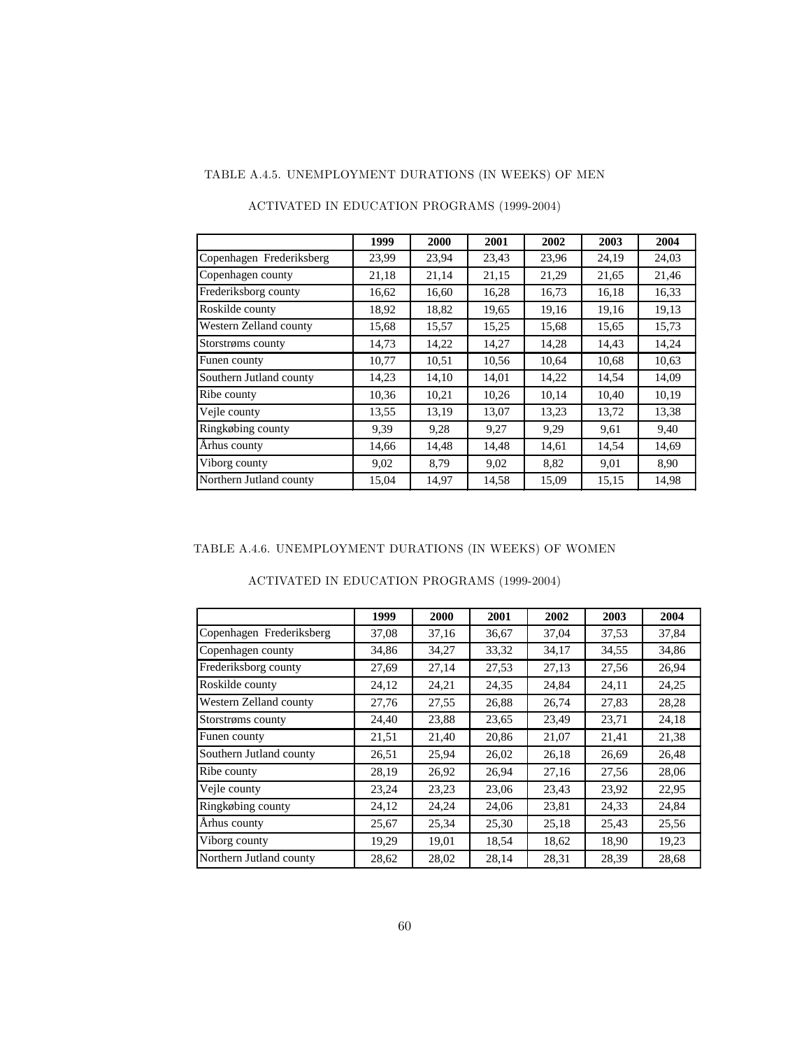TABLE A.4.5. UNEMPLOYMENT DURATIONS (IN WEEKS) OF MEN

ACTIVATED IN EDUCATION PROGRAMS (1999-2004)

| | 1999 | 2000 | 2001 | 2002 | 2003 | 2004 |
|---|---|---|---|---|---|---|
| Copenhagen Frederiksberg | 23,99 | 23,94 | 23,43 | 23,96 | 24,19 | 24,03 |
| Copenhagen county | 21,18 | 21,14 | 21,15 | 21,29 | 21,65 | 21,46 |
| Frederiksborg county | 16,62 | 16,60 | 16,28 | 16,73 | 16,18 | 16,33 |
| Roskilde county | 18,92 | 18,82 | 19,65 | 19,16 | 19,16 | 19,13 |
| Western Zelland county | 15,68 | 15,57 | 15,25 | 15,68 | 15,65 | 15,73 |
| Storstrøms county | 14,73 | 14,22 | 14,27 | 14,28 | 14,43 | 14,24 |
| Funen county | 10,77 | 10,51 | 10,56 | 10,64 | 10,68 | 10,63 |
| Southern Jutland county | 14,23 | 14,10 | 14,01 | 14,22 | 14,54 | 14,09 |
| Ribe county | 10,36 | 10,21 | 10,26 | 10,14 | 10,40 | 10,19 |
| Vejle county | 13,55 | 13,19 | 13,07 | 13,23 | 13,72 | 13,38 |
| Ringkøbing county | 9,39 | 9,28 | 9,27 | 9,29 | 9,61 | 9,40 |
| Århus county | 14,66 | 14,48 | 14,48 | 14,61 | 14,54 | 14,69 |
| Viborg county | 9,02 | 8,79 | 9,02 | 8,82 | 9,01 | 8,90 |
| Northern Jutland county | 15,04 | 14,97 | 14,58 | 15,09 | 15,15 | 14,98 |

TABLE A.4.6. UNEMPLOYMENT DURATIONS (IN WEEKS) OF WOMEN

ACTIVATED IN EDUCATION PROGRAMS (1999-2004)

| | 1999 | 2000 | 2001 | 2002 | 2003 | 2004 |
|---|---|---|---|---|---|---|
| Copenhagen Frederiksberg | 37,08 | 37,16 | 36,67 | 37,04 | 37,53 | 37,84 |
| Copenhagen county | 34,86 | 34,27 | 33,32 | 34,17 | 34,55 | 34,86 |
| Frederiksborg county | 27,69 | 27,14 | 27,53 | 27,13 | 27,56 | 26,94 |
| Roskilde county | 24,12 | 24,21 | 24,35 | 24,84 | 24,11 | 24,25 |
| Western Zelland county | 27,76 | 27,55 | 26,88 | 26,74 | 27,83 | 28,28 |
| Storstrøms county | 24,40 | 23,88 | 23,65 | 23,49 | 23,71 | 24,18 |
| Funen county | 21,51 | 21,40 | 20,86 | 21,07 | 21,41 | 21,38 |
| Southern Jutland county | 26,51 | 25,94 | 26,02 | 26,18 | 26,69 | 26,48 |
| Ribe county | 28,19 | 26,92 | 26,94 | 27,16 | 27,56 | 28,06 |
| Vejle county | 23,24 | 23,23 | 23,06 | 23,43 | 23,92 | 22,95 |
| Ringkøbing county | 24,12 | 24,24 | 24,06 | 23,81 | 24,33 | 24,84 |
| Århus county | 25,67 | 25,34 | 25,30 | 25,18 | 25,43 | 25,56 |
| Viborg county | 19,29 | 19,01 | 18,54 | 18,62 | 18,90 | 19,23 |
| Northern Jutland county | 28,62 | 28,02 | 28,14 | 28,31 | 28,39 | 28,68 |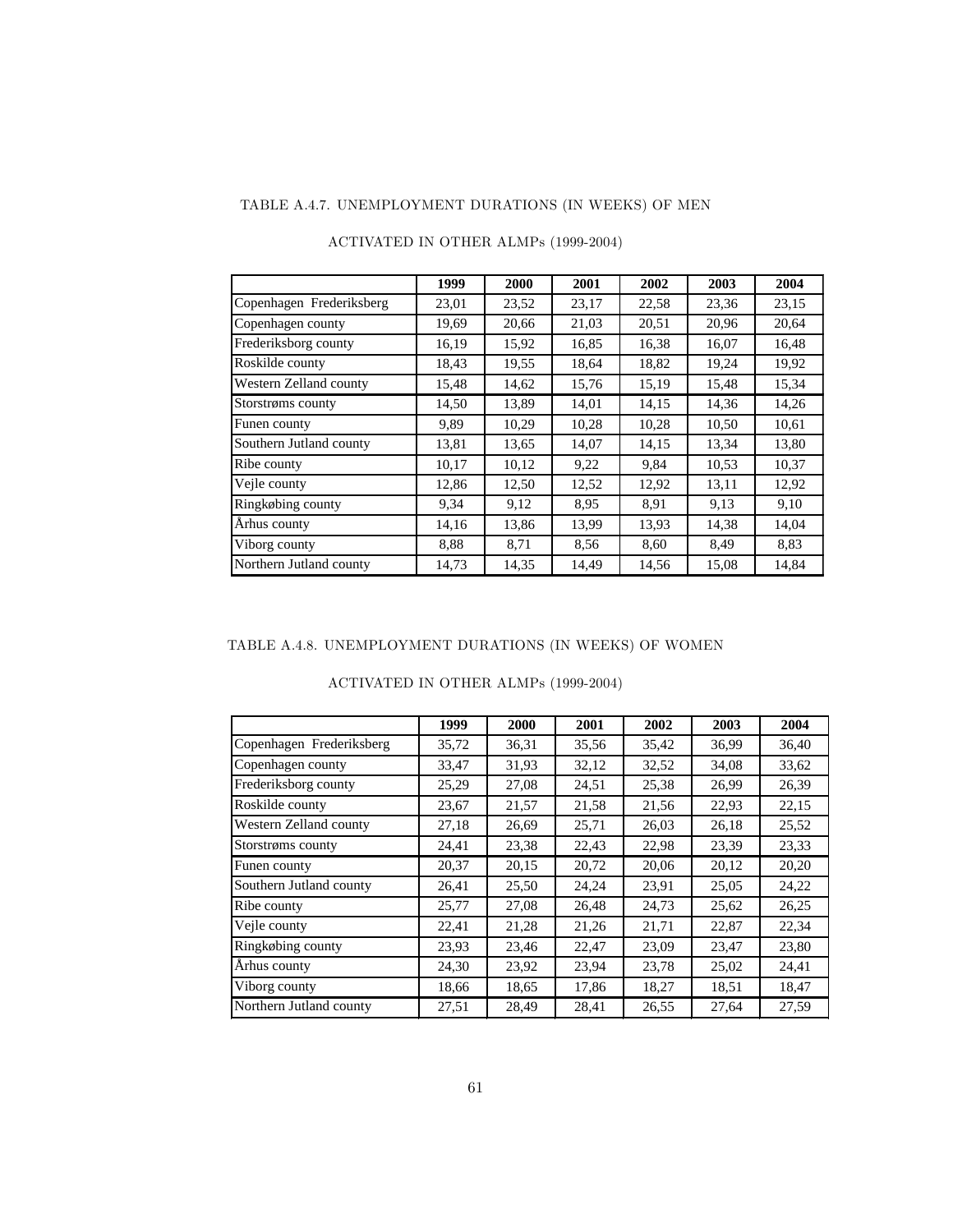TABLE A.4.7. UNEMPLOYMENT DURATIONS (IN WEEKS) OF MEN

ACTIVATED IN OTHER ALMPs (1999-2004)

| | 1999 | 2000 | 2001 | 2002 | 2003 | 2004 |
|---|---|---|---|---|---|---|
| Copenhagen Frederiksberg | 23,01 | 23,52 | 23,17 | 22,58 | 23,36 | 23,15 |
| Copenhagen county | 19,69 | 20,66 | 21,03 | 20,51 | 20,96 | 20,64 |
| Frederiksborg county | 16,19 | 15,92 | 16,85 | 16,38 | 16,07 | 16,48 |
| Roskilde county | 18,43 | 19,55 | 18,64 | 18,82 | 19,24 | 19,92 |
| Western Zelland county | 15,48 | 14,62 | 15,76 | 15,19 | 15,48 | 15,34 |
| Storstrøms county | 14,50 | 13,89 | 14,01 | 14,15 | 14,36 | 14,26 |
| Funen county | 9,89 | 10,29 | 10,28 | 10,28 | 10,50 | 10,61 |
| Southern Jutland county | 13,81 | 13,65 | 14,07 | 14,15 | 13,34 | 13,80 |
| Ribe county | 10,17 | 10,12 | 9,22 | 9,84 | 10,53 | 10,37 |
| Vejle county | 12,86 | 12,50 | 12,52 | 12,92 | 13,11 | 12,92 |
| Ringkøbing county | 9,34 | 9,12 | 8,95 | 8,91 | 9,13 | 9,10 |
| Århus county | 14,16 | 13,86 | 13,99 | 13,93 | 14,38 | 14,04 |
| Viborg county | 8,88 | 8,71 | 8,56 | 8,60 | 8,49 | 8,83 |
| Northern Jutland county | 14,73 | 14,35 | 14,49 | 14,56 | 15,08 | 14,84 |

TABLE A.4.8. UNEMPLOYMENT DURATIONS (IN WEEKS) OF WOMEN

ACTIVATED IN OTHER ALMPs (1999-2004)

| | 1999 | 2000 | 2001 | 2002 | 2003 | 2004 |
|---|---|---|---|---|---|---|
| Copenhagen Frederiksberg | 35,72 | 36,31 | 35,56 | 35,42 | 36,99 | 36,40 |
| Copenhagen county | 33,47 | 31,93 | 32,12 | 32,52 | 34,08 | 33,62 |
| Frederiksborg county | 25,29 | 27,08 | 24,51 | 25,38 | 26,99 | 26,39 |
| Roskilde county | 23,67 | 21,57 | 21,58 | 21,56 | 22,93 | 22,15 |
| Western Zelland county | 27,18 | 26,69 | 25,71 | 26,03 | 26,18 | 25,52 |
| Storstrøms county | 24,41 | 23,38 | 22,43 | 22,98 | 23,39 | 23,33 |
| Funen county | 20,37 | 20,15 | 20,72 | 20,06 | 20,12 | 20,20 |
| Southern Jutland county | 26,41 | 25,50 | 24,24 | 23,91 | 25,05 | 24,22 |
| Ribe county | 25,77 | 27,08 | 26,48 | 24,73 | 25,62 | 26,25 |
| Vejle county | 22,41 | 21,28 | 21,26 | 21,71 | 22,87 | 22,34 |
| Ringkøbing county | 23,93 | 23,46 | 22,47 | 23,09 | 23,47 | 23,80 |
| Århus county | 24,30 | 23,92 | 23,94 | 23,78 | 25,02 | 24,41 |
| Viborg county | 18,66 | 18,65 | 17,86 | 18,27 | 18,51 | 18,47 |
| Northern Jutland county | 27,51 | 28,49 | 28,41 | 26,55 | 27,64 | 27,59 |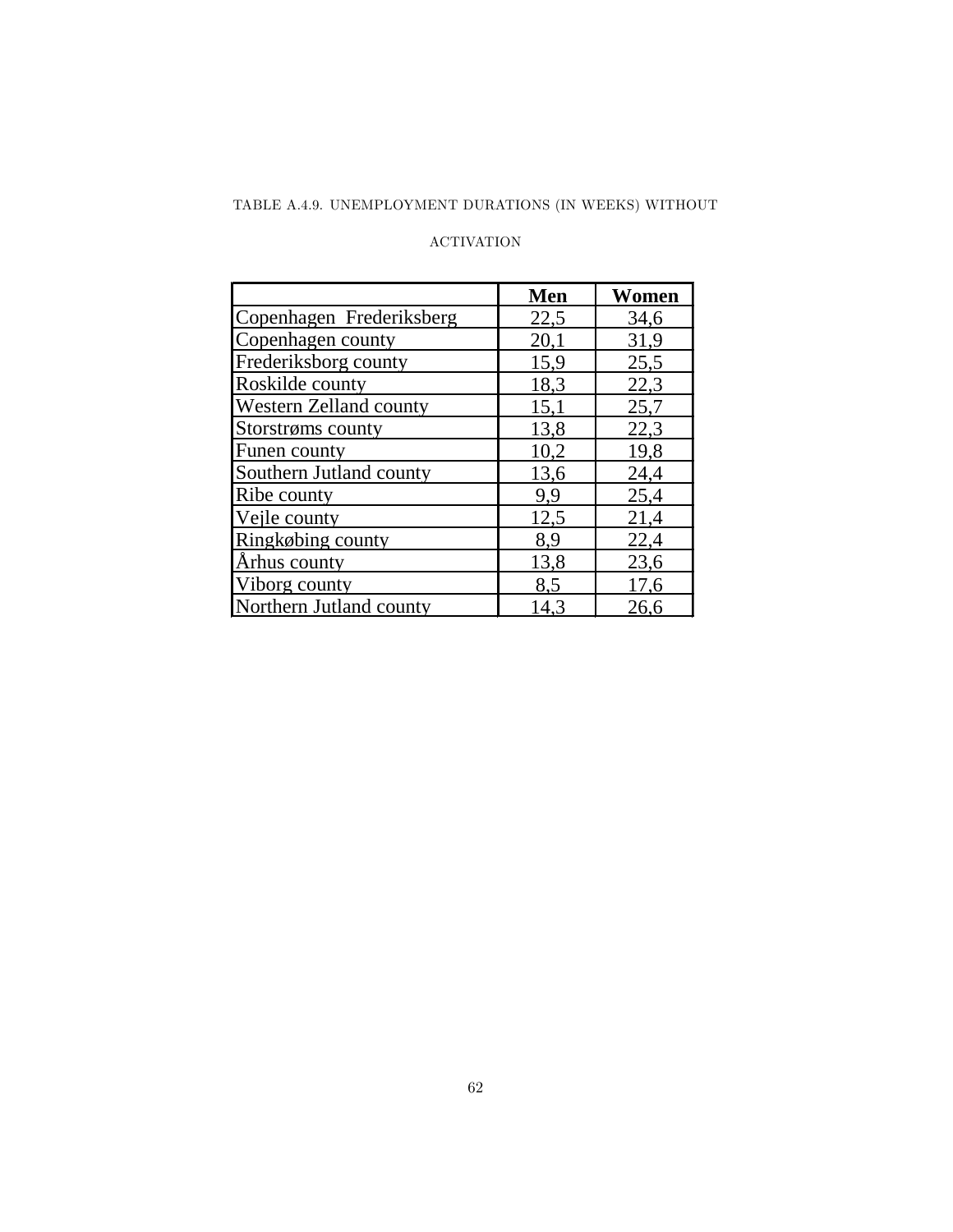TABLE A.4.9. UNEMPLOYMENT DURATIONS (IN WEEKS) WITHOUT ACTIVATION

| | Men | Women |
|---|---|---|
| Copenhagen Frederiksberg | 22,5 | 34,6 |
| Copenhagen county | 20,1 | 31,9 |
| Frederiksborg county | 15,9 | 25,5 |
| Roskilde county | 18,3 | 22,3 |
| Western Zelland county | 15,1 | 25,7 |
| Storstrøms county | 13,8 | 22,3 |
| Funen county | 10,2 | 19,8 |
| Southern Jutland county | 13,6 | 24,4 |
| Ribe county | 9,9 | 25,4 |
| Vejle county | 12,5 | 21,4 |
| Ringkøbing county | 8,9 | 22,4 |
| Århus county | 13,8 | 23,6 |
| Viborg county | 8,5 | 17,6 |
| Northern Jutland county | 14,3 | 26,6 |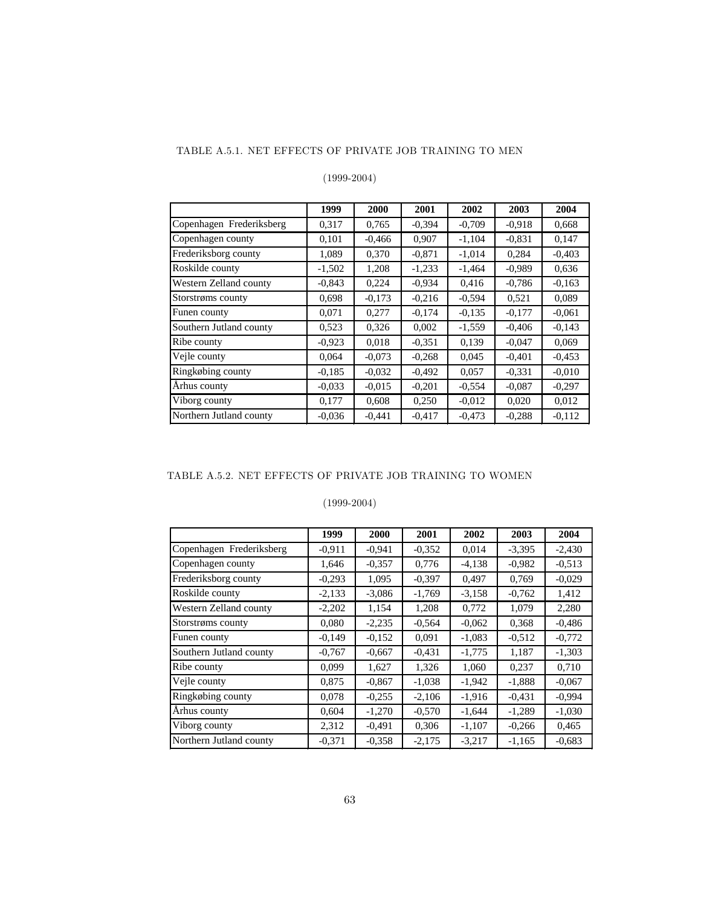TABLE A.5.1. NET EFFECTS OF PRIVATE JOB TRAINING TO MEN

(1999-2004)

| | 1999 | 2000 | 2001 | 2002 | 2003 | 2004 |
|---|---|---|---|---|---|---|
| Copenhagen Frederiksberg | 0,317 | 0,765 | -0,394 | -0,709 | -0,918 | 0,668 |
| Copenhagen county | 0,101 | -0,466 | 0,907 | -1,104 | -0,831 | 0,147 |
| Frederiksborg county | 1,089 | 0,370 | -0,871 | -1,014 | 0,284 | -0,403 |
| Roskilde county | -1,502 | 1,208 | -1,233 | -1,464 | -0,989 | 0,636 |
| Western Zelland county | -0,843 | 0,224 | -0,934 | 0,416 | -0,786 | -0,163 |
| Storstrøms county | 0,698 | -0,173 | -0,216 | -0,594 | 0,521 | 0,089 |
| Funen county | 0,071 | 0,277 | -0,174 | -0,135 | -0,177 | -0,061 |
| Southern Jutland county | 0,523 | 0,326 | 0,002 | -1,559 | -0,406 | -0,143 |
| Ribe county | -0,923 | 0,018 | -0,351 | 0,139 | -0,047 | 0,069 |
| Vejle county | 0,064 | -0,073 | -0,268 | 0,045 | -0,401 | -0,453 |
| Ringkøbing county | -0,185 | -0,032 | -0,492 | 0,057 | -0,331 | -0,010 |
| Århus county | -0,033 | -0,015 | -0,201 | -0,554 | -0,087 | -0,297 |
| Viborg county | 0,177 | 0,608 | 0,250 | -0,012 | 0,020 | 0,012 |
| Northern Jutland county | -0,036 | -0,441 | -0,417 | -0,473 | -0,288 | -0,112 |

TABLE A.5.2. NET EFFECTS OF PRIVATE JOB TRAINING TO WOMEN

(1999-2004)

| | 1999 | 2000 | 2001 | 2002 | 2003 | 2004 |
|---|---|---|---|---|---|---|
| Copenhagen Frederiksberg | -0,911 | -0,941 | -0,352 | 0,014 | -3,395 | -2,430 |
| Copenhagen county | 1,646 | -0,357 | 0,776 | -4,138 | -0,982 | -0,513 |
| Frederiksborg county | -0,293 | 1,095 | -0,397 | 0,497 | 0,769 | -0,029 |
| Roskilde county | -2,133 | -3,086 | -1,769 | -3,158 | -0,762 | 1,412 |
| Western Zelland county | -2,202 | 1,154 | 1,208 | 0,772 | 1,079 | 2,280 |
| Storstrøms county | 0,080 | -2,235 | -0,564 | -0,062 | 0,368 | -0,486 |
| Funen county | -0,149 | -0,152 | 0,091 | -1,083 | -0,512 | -0,772 |
| Southern Jutland county | -0,767 | -0,667 | -0,431 | -1,775 | 1,187 | -1,303 |
| Ribe county | 0,099 | 1,627 | 1,326 | 1,060 | 0,237 | 0,710 |
| Vejle county | 0,875 | -0,867 | -1,038 | -1,942 | -1,888 | -0,067 |
| Ringkøbing county | 0,078 | -0,255 | -2,106 | -1,916 | -0,431 | -0,994 |
| Århus county | 0,604 | -1,270 | -0,570 | -1,644 | -1,289 | -1,030 |
| Viborg county | 2,312 | -0,491 | 0,306 | -1,107 | -0,266 | 0,465 |
| Northern Jutland county | -0,371 | -0,358 | -2,175 | -3,217 | -1,165 | -0,683 |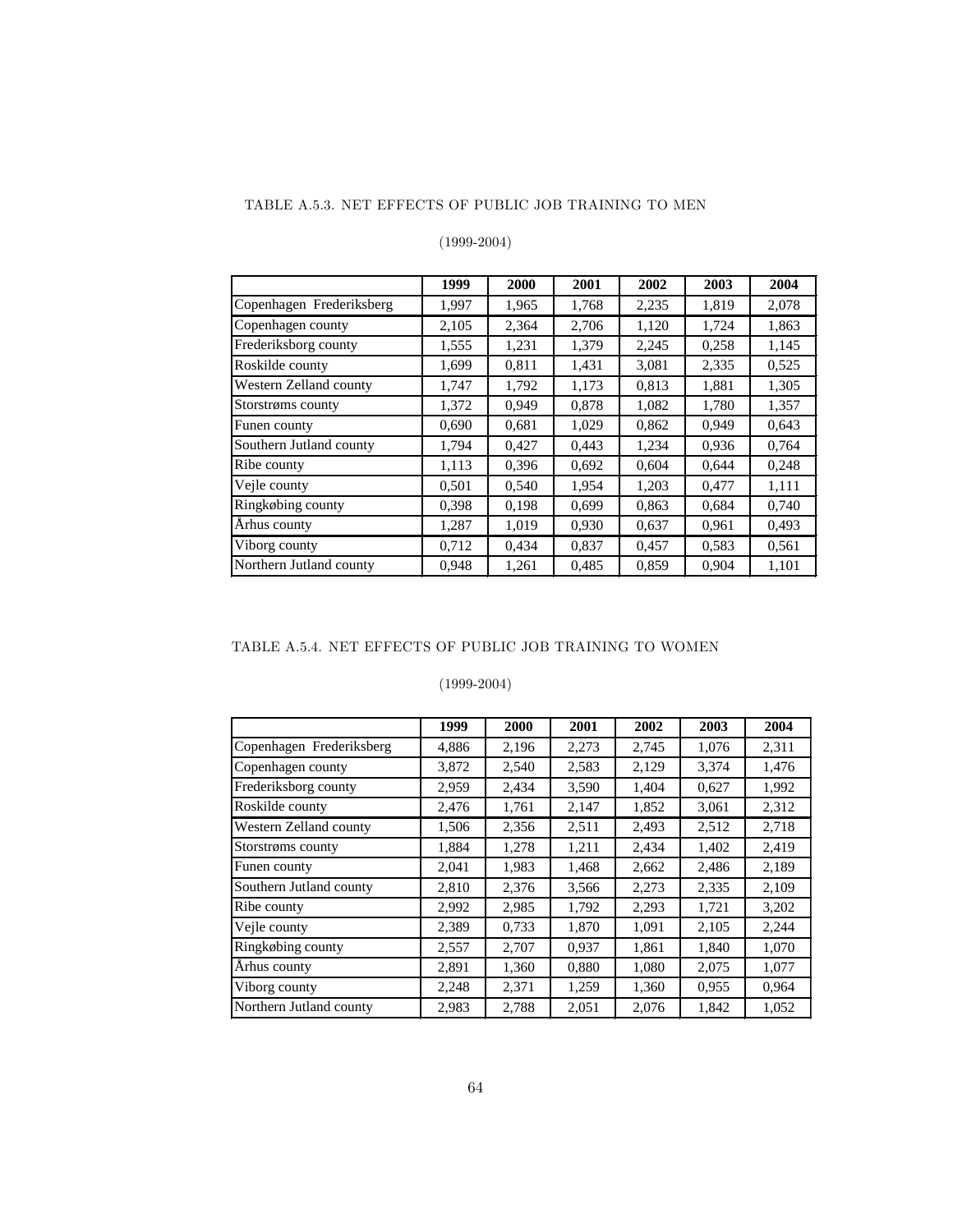TABLE A.5.3. NET EFFECTS OF PUBLIC JOB TRAINING TO MEN

(1999-2004)

| | 1999 | 2000 | 2001 | 2002 | 2003 | 2004 |
|---|---|---|---|---|---|---|
| Copenhagen Frederiksberg | 1,997 | 1,965 | 1,768 | 2,235 | 1,819 | 2,078 |
| Copenhagen county | 2,105 | 2,364 | 2,706 | 1,120 | 1,724 | 1,863 |
| Frederiksborg county | 1,555 | 1,231 | 1,379 | 2,245 | 0,258 | 1,145 |
| Roskilde county | 1,699 | 0,811 | 1,431 | 3,081 | 2,335 | 0,525 |
| Western Zelland county | 1,747 | 1,792 | 1,173 | 0,813 | 1,881 | 1,305 |
| Storstrøms county | 1,372 | 0,949 | 0,878 | 1,082 | 1,780 | 1,357 |
| Funen county | 0,690 | 0,681 | 1,029 | 0,862 | 0,949 | 0,643 |
| Southern Jutland county | 1,794 | 0,427 | 0,443 | 1,234 | 0,936 | 0,764 |
| Ribe county | 1,113 | 0,396 | 0,692 | 0,604 | 0,644 | 0,248 |
| Vejle county | 0,501 | 0,540 | 1,954 | 1,203 | 0,477 | 1,111 |
| Ringkøbing county | 0,398 | 0,198 | 0,699 | 0,863 | 0,684 | 0,740 |
| Århus county | 1,287 | 1,019 | 0,930 | 0,637 | 0,961 | 0,493 |
| Viborg county | 0,712 | 0,434 | 0,837 | 0,457 | 0,583 | 0,561 |
| Northern Jutland county | 0,948 | 1,261 | 0,485 | 0,859 | 0,904 | 1,101 |

TABLE A.5.4. NET EFFECTS OF PUBLIC JOB TRAINING TO WOMEN

(1999-2004)

| | 1999 | 2000 | 2001 | 2002 | 2003 | 2004 |
|---|---|---|---|---|---|---|
| Copenhagen Frederiksberg | 4,886 | 2,196 | 2,273 | 2,745 | 1,076 | 2,311 |
| Copenhagen county | 3,872 | 2,540 | 2,583 | 2,129 | 3,374 | 1,476 |
| Frederiksborg county | 2,959 | 2,434 | 3,590 | 1,404 | 0,627 | 1,992 |
| Roskilde county | 2,476 | 1,761 | 2,147 | 1,852 | 3,061 | 2,312 |
| Western Zelland county | 1,506 | 2,356 | 2,511 | 2,493 | 2,512 | 2,718 |
| Storstrøms county | 1,884 | 1,278 | 1,211 | 2,434 | 1,402 | 2,419 |
| Funen county | 2,041 | 1,983 | 1,468 | 2,662 | 2,486 | 2,189 |
| Southern Jutland county | 2,810 | 2,376 | 3,566 | 2,273 | 2,335 | 2,109 |
| Ribe county | 2,992 | 2,985 | 1,792 | 2,293 | 1,721 | 3,202 |
| Vejle county | 2,389 | 0,733 | 1,870 | 1,091 | 2,105 | 2,244 |
| Ringkøbing county | 2,557 | 2,707 | 0,937 | 1,861 | 1,840 | 1,070 |
| Århus county | 2,891 | 1,360 | 0,880 | 1,080 | 2,075 | 1,077 |
| Viborg county | 2,248 | 2,371 | 1,259 | 1,360 | 0,955 | 0,964 |
| Northern Jutland county | 2,983 | 2,788 | 2,051 | 2,076 | 1,842 | 1,052 |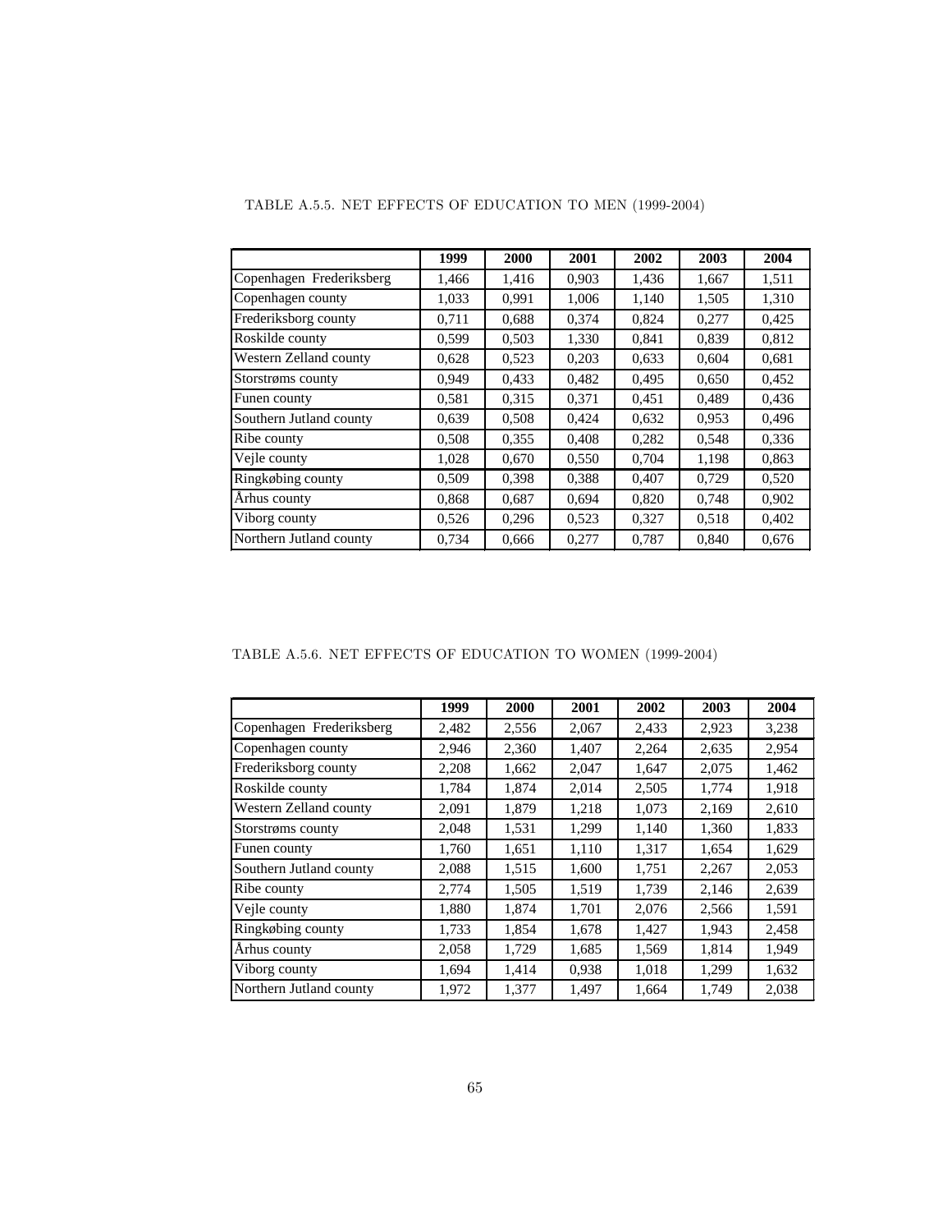TABLE A.5.5. NET EFFECTS OF EDUCATION TO MEN (1999-2004)

| | 1999 | 2000 | 2001 | 2002 | 2003 | 2004 |
|---|---|---|---|---|---|---|
| Copenhagen Frederiksberg | 1,466 | 1,416 | 0,903 | 1,436 | 1,667 | 1,511 |
| Copenhagen county | 1,033 | 0,991 | 1,006 | 1,140 | 1,505 | 1,310 |
| Frederiksborg county | 0,711 | 0,688 | 0,374 | 0,824 | 0,277 | 0,425 |
| Roskilde county | 0,599 | 0,503 | 1,330 | 0,841 | 0,839 | 0,812 |
| Western Zelland county | 0,628 | 0,523 | 0,203 | 0,633 | 0,604 | 0,681 |
| Storstrøms county | 0,949 | 0,433 | 0,482 | 0,495 | 0,650 | 0,452 |
| Funen county | 0,581 | 0,315 | 0,371 | 0,451 | 0,489 | 0,436 |
| Southern Jutland county | 0,639 | 0,508 | 0,424 | 0,632 | 0,953 | 0,496 |
| Ribe county | 0,508 | 0,355 | 0,408 | 0,282 | 0,548 | 0,336 |
| Vejle county | 1,028 | 0,670 | 0,550 | 0,704 | 1,198 | 0,863 |
| Ringkøbing county | 0,509 | 0,398 | 0,388 | 0,407 | 0,729 | 0,520 |
| Århus county | 0,868 | 0,687 | 0,694 | 0,820 | 0,748 | 0,902 |
| Viborg county | 0,526 | 0,296 | 0,523 | 0,327 | 0,518 | 0,402 |
| Northern Jutland county | 0,734 | 0,666 | 0,277 | 0,787 | 0,840 | 0,676 |

TABLE A.5.6. NET EFFECTS OF EDUCATION TO WOMEN (1999-2004)

| | 1999 | 2000 | 2001 | 2002 | 2003 | 2004 |
|---|---|---|---|---|---|---|
| Copenhagen Frederiksberg | 2,482 | 2,556 | 2,067 | 2,433 | 2,923 | 3,238 |
| Copenhagen county | 2,946 | 2,360 | 1,407 | 2,264 | 2,635 | 2,954 |
| Frederiksborg county | 2,208 | 1,662 | 2,047 | 1,647 | 2,075 | 1,462 |
| Roskilde county | 1,784 | 1,874 | 2,014 | 2,505 | 1,774 | 1,918 |
| Western Zelland county | 2,091 | 1,879 | 1,218 | 1,073 | 2,169 | 2,610 |
| Storstrøms county | 2,048 | 1,531 | 1,299 | 1,140 | 1,360 | 1,833 |
| Funen county | 1,760 | 1,651 | 1,110 | 1,317 | 1,654 | 1,629 |
| Southern Jutland county | 2,088 | 1,515 | 1,600 | 1,751 | 2,267 | 2,053 |
| Ribe county | 2,774 | 1,505 | 1,519 | 1,739 | 2,146 | 2,639 |
| Vejle county | 1,880 | 1,874 | 1,701 | 2,076 | 2,566 | 1,591 |
| Ringkøbing county | 1,733 | 1,854 | 1,678 | 1,427 | 1,943 | 2,458 |
| Århus county | 2,058 | 1,729 | 1,685 | 1,569 | 1,814 | 1,949 |
| Viborg county | 1,694 | 1,414 | 0,938 | 1,018 | 1,299 | 1,632 |
| Northern Jutland county | 1,972 | 1,377 | 1,497 | 1,664 | 1,749 | 2,038 |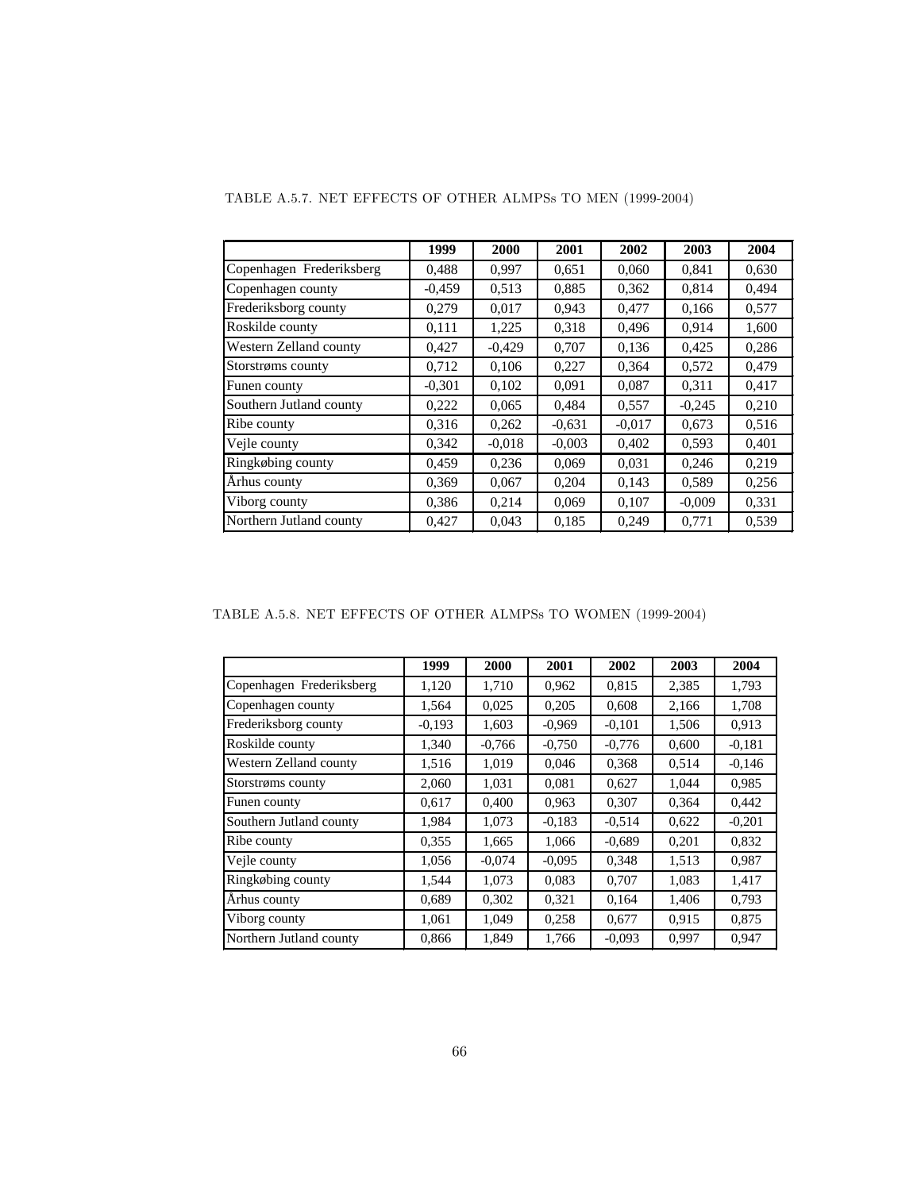TABLE A.5.7. NET EFFECTS OF OTHER ALMPSs TO MEN (1999-2004)

| | 1999 | 2000 | 2001 | 2002 | 2003 | 2004 |
|---|---|---|---|---|---|---|
| Copenhagen Frederiksberg | 0,488 | 0,997 | 0,651 | 0,060 | 0,841 | 0,630 |
| Copenhagen county | -0,459 | 0,513 | 0,885 | 0,362 | 0,814 | 0,494 |
| Frederiksborg county | 0,279 | 0,017 | 0,943 | 0,477 | 0,166 | 0,577 |
| Roskilde county | 0,111 | 1,225 | 0,318 | 0,496 | 0,914 | 1,600 |
| Western Zelland county | 0,427 | -0,429 | 0,707 | 0,136 | 0,425 | 0,286 |
| Storstrøms county | 0,712 | 0,106 | 0,227 | 0,364 | 0,572 | 0,479 |
| Funen county | -0,301 | 0,102 | 0,091 | 0,087 | 0,311 | 0,417 |
| Southern Jutland county | 0,222 | 0,065 | 0,484 | 0,557 | -0,245 | 0,210 |
| Ribe county | 0,316 | 0,262 | -0,631 | -0,017 | 0,673 | 0,516 |
| Vejle county | 0,342 | -0,018 | -0,003 | 0,402 | 0,593 | 0,401 |
| Ringkøbing county | 0,459 | 0,236 | 0,069 | 0,031 | 0,246 | 0,219 |
| Århus county | 0,369 | 0,067 | 0,204 | 0,143 | 0,589 | 0,256 |
| Viborg county | 0,386 | 0,214 | 0,069 | 0,107 | -0,009 | 0,331 |
| Northern Jutland county | 0,427 | 0,043 | 0,185 | 0,249 | 0,771 | 0,539 |

TABLE A.5.8. NET EFFECTS OF OTHER ALMPSs TO WOMEN (1999-2004)

| | 1999 | 2000 | 2001 | 2002 | 2003 | 2004 |
|---|---|---|---|---|---|---|
| Copenhagen Frederiksberg | 1,120 | 1,710 | 0,962 | 0,815 | 2,385 | 1,793 |
| Copenhagen county | 1,564 | 0,025 | 0,205 | 0,608 | 2,166 | 1,708 |
| Frederiksborg county | -0,193 | 1,603 | -0,969 | -0,101 | 1,506 | 0,913 |
| Roskilde county | 1,340 | -0,766 | -0,750 | -0,776 | 0,600 | -0,181 |
| Western Zelland county | 1,516 | 1,019 | 0,046 | 0,368 | 0,514 | -0,146 |
| Storstrøms county | 2,060 | 1,031 | 0,081 | 0,627 | 1,044 | 0,985 |
| Funen county | 0,617 | 0,400 | 0,963 | 0,307 | 0,364 | 0,442 |
| Southern Jutland county | 1,984 | 1,073 | -0,183 | -0,514 | 0,622 | -0,201 |
| Ribe county | 0,355 | 1,665 | 1,066 | -0,689 | 0,201 | 0,832 |
| Vejle county | 1,056 | -0,074 | -0,095 | 0,348 | 1,513 | 0,987 |
| Ringkøbing county | 1,544 | 1,073 | 0,083 | 0,707 | 1,083 | 1,417 |
| Århus county | 0,689 | 0,302 | 0,321 | 0,164 | 1,406 | 0,793 |
| Viborg county | 1,061 | 1,049 | 0,258 | 0,677 | 0,915 | 0,875 |
| Northern Jutland county | 0,866 | 1,849 | 1,766 | -0,093 | 0,997 | 0,947 |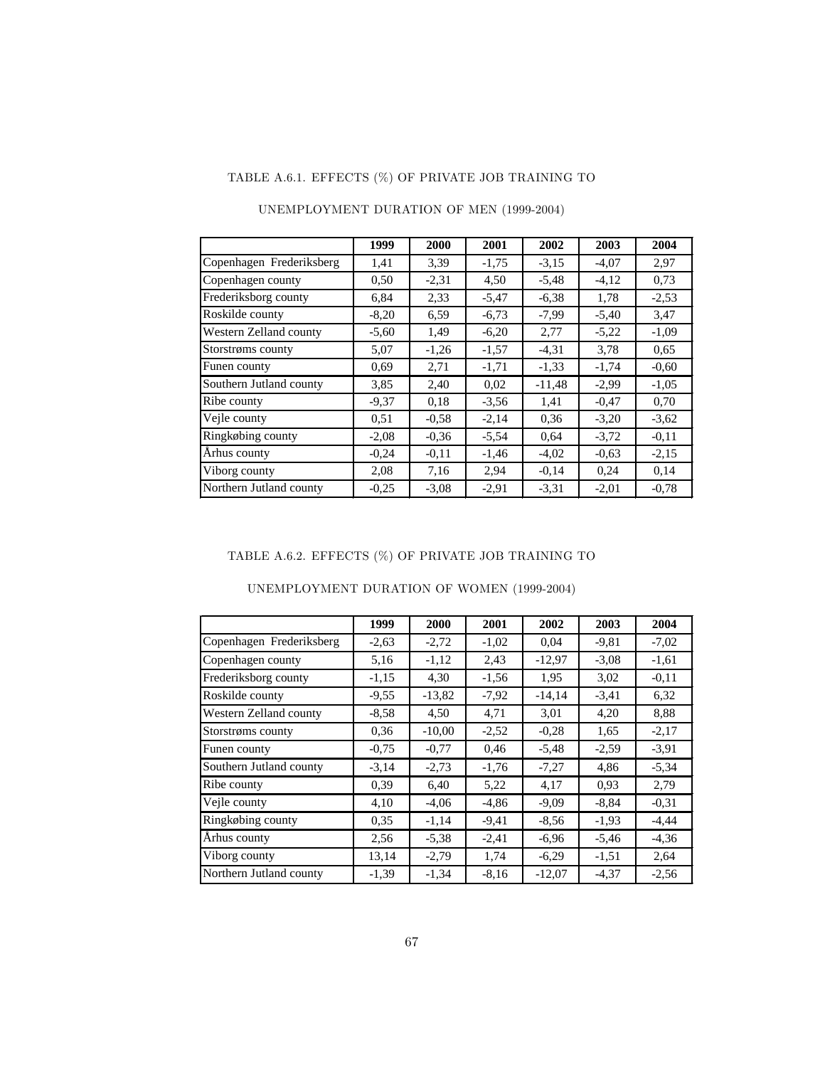TABLE A.6.1. EFFECTS (%) OF PRIVATE JOB TRAINING TO

UNEMPLOYMENT DURATION OF MEN (1999-2004)

| | 1999 | 2000 | 2001 | 2002 | 2003 | 2004 |
|---|---|---|---|---|---|---|
| Copenhagen Frederiksberg | 1,41 | 3,39 | -1,75 | -3,15 | -4,07 | 2,97 |
| Copenhagen county | 0,50 | -2,31 | 4,50 | -5,48 | -4,12 | 0,73 |
| Frederiksborg county | 6,84 | 2,33 | -5,47 | -6,38 | 1,78 | -2,53 |
| Roskilde county | -8,20 | 6,59 | -6,73 | -7,99 | -5,40 | 3,47 |
| Western Zelland county | -5,60 | 1,49 | -6,20 | 2,77 | -5,22 | -1,09 |
| Storstrøms county | 5,07 | -1,26 | -1,57 | -4,31 | 3,78 | 0,65 |
| Funen county | 0,69 | 2,71 | -1,71 | -1,33 | -1,74 | -0,60 |
| Southern Jutland county | 3,85 | 2,40 | 0,02 | -11,48 | -2,99 | -1,05 |
| Ribe county | -9,37 | 0,18 | -3,56 | 1,41 | -0,47 | 0,70 |
| Vejle county | 0,51 | -0,58 | -2,14 | 0,36 | -3,20 | -3,62 |
| Ringkøbing county | -2,08 | -0,36 | -5,54 | 0,64 | -3,72 | -0,11 |
| Århus county | -0,24 | -0,11 | -1,46 | -4,02 | -0,63 | -2,15 |
| Viborg county | 2,08 | 7,16 | 2,94 | -0,14 | 0,24 | 0,14 |
| Northern Jutland county | -0,25 | -3,08 | -2,91 | -3,31 | -2,01 | -0,78 |

TABLE A.6.2. EFFECTS (%) OF PRIVATE JOB TRAINING TO

UNEMPLOYMENT DURATION OF WOMEN (1999-2004)

| | 1999 | 2000 | 2001 | 2002 | 2003 | 2004 |
|---|---|---|---|---|---|---|
| Copenhagen Frederiksberg | -2,63 | -2,72 | -1,02 | 0,04 | -9,81 | -7,02 |
| Copenhagen county | 5,16 | -1,12 | 2,43 | -12,97 | -3,08 | -1,61 |
| Frederiksborg county | -1,15 | 4,30 | -1,56 | 1,95 | 3,02 | -0,11 |
| Roskilde county | -9,55 | -13,82 | -7,92 | -14,14 | -3,41 | 6,32 |
| Western Zelland county | -8,58 | 4,50 | 4,71 | 3,01 | 4,20 | 8,88 |
| Storstrøms county | 0,36 | -10,00 | -2,52 | -0,28 | 1,65 | -2,17 |
| Funen county | -0,75 | -0,77 | 0,46 | -5,48 | -2,59 | -3,91 |
| Southern Jutland county | -3,14 | -2,73 | -1,76 | -7,27 | 4,86 | -5,34 |
| Ribe county | 0,39 | 6,40 | 5,22 | 4,17 | 0,93 | 2,79 |
| Vejle county | 4,10 | -4,06 | -4,86 | -9,09 | -8,84 | -0,31 |
| Ringkøbing county | 0,35 | -1,14 | -9,41 | -8,56 | -1,93 | -4,44 |
| Århus county | 2,56 | -5,38 | -2,41 | -6,96 | -5,46 | -4,36 |
| Viborg county | 13,14 | -2,79 | 1,74 | -6,29 | -1,51 | 2,64 |
| Northern Jutland county | -1,39 | -1,34 | -8,16 | -12,07 | -4,37 | -2,56 |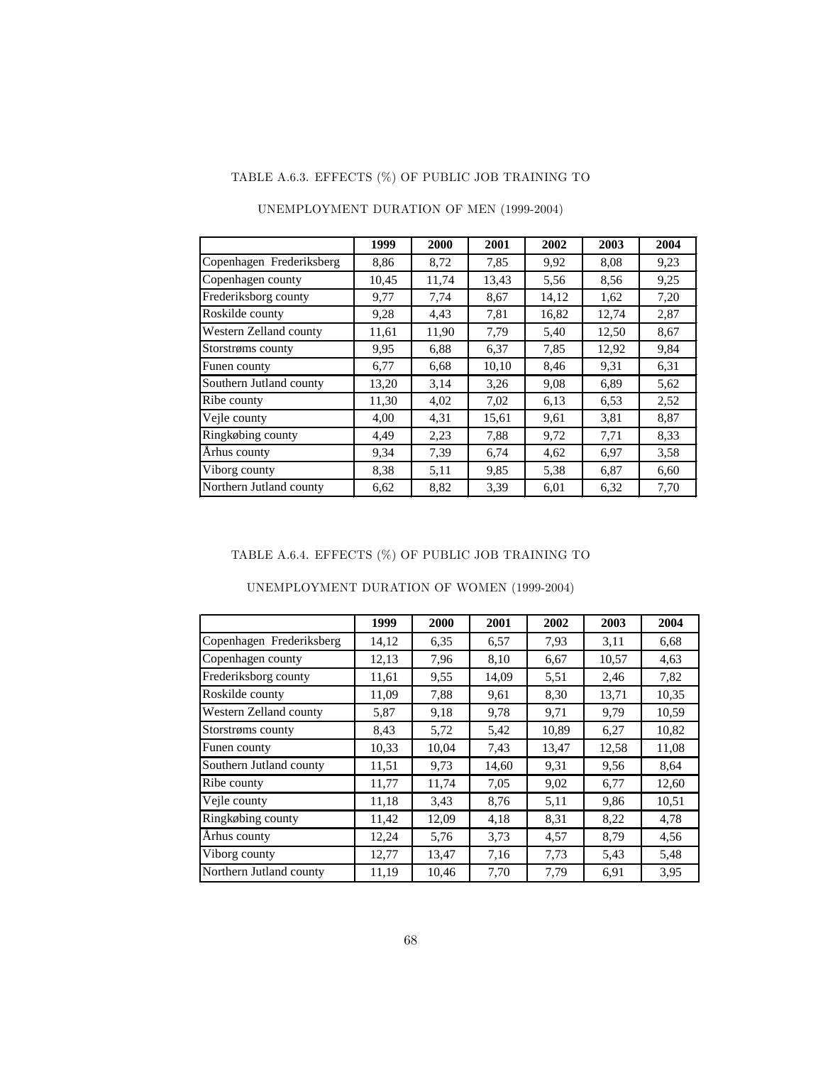TABLE A.6.3. EFFECTS (%) OF PUBLIC JOB TRAINING TO

UNEMPLOYMENT DURATION OF MEN (1999-2004)

| | 1999 | 2000 | 2001 | 2002 | 2003 | 2004 |
|---|---|---|---|---|---|---|
| Copenhagen Frederiksberg | 8,86 | 8,72 | 7,85 | 9,92 | 8,08 | 9,23 |
| Copenhagen county | 10,45 | 11,74 | 13,43 | 5,56 | 8,56 | 9,25 |
| Frederiksborg county | 9,77 | 7,74 | 8,67 | 14,12 | 1,62 | 7,20 |
| Roskilde county | 9,28 | 4,43 | 7,81 | 16,82 | 12,74 | 2,87 |
| Western Zelland county | 11,61 | 11,90 | 7,79 | 5,40 | 12,50 | 8,67 |
| Storstrøms county | 9,95 | 6,88 | 6,37 | 7,85 | 12,92 | 9,84 |
| Funen county | 6,77 | 6,68 | 10,10 | 8,46 | 9,31 | 6,31 |
| Southern Jutland county | 13,20 | 3,14 | 3,26 | 9,08 | 6,89 | 5,62 |
| Ribe county | 11,30 | 4,02 | 7,02 | 6,13 | 6,53 | 2,52 |
| Vejle county | 4,00 | 4,31 | 15,61 | 9,61 | 3,81 | 8,87 |
| Ringkøbing county | 4,49 | 2,23 | 7,88 | 9,72 | 7,71 | 8,33 |
| Århus county | 9,34 | 7,39 | 6,74 | 4,62 | 6,97 | 3,58 |
| Viborg county | 8,38 | 5,11 | 9,85 | 5,38 | 6,87 | 6,60 |
| Northern Jutland county | 6,62 | 8,82 | 3,39 | 6,01 | 6,32 | 7,70 |

TABLE A.6.4. EFFECTS (%) OF PUBLIC JOB TRAINING TO

UNEMPLOYMENT DURATION OF WOMEN (1999-2004)

| | 1999 | 2000 | 2001 | 2002 | 2003 | 2004 |
|---|---|---|---|---|---|---|
| Copenhagen Frederiksberg | 14,12 | 6,35 | 6,57 | 7,93 | 3,11 | 6,68 |
| Copenhagen county | 12,13 | 7,96 | 8,10 | 6,67 | 10,57 | 4,63 |
| Frederiksborg county | 11,61 | 9,55 | 14,09 | 5,51 | 2,46 | 7,82 |
| Roskilde county | 11,09 | 7,88 | 9,61 | 8,30 | 13,71 | 10,35 |
| Western Zelland county | 5,87 | 9,18 | 9,78 | 9,71 | 9,79 | 10,59 |
| Storstrøms county | 8,43 | 5,72 | 5,42 | 10,89 | 6,27 | 10,82 |
| Funen county | 10,33 | 10,04 | 7,43 | 13,47 | 12,58 | 11,08 |
| Southern Jutland county | 11,51 | 9,73 | 14,60 | 9,31 | 9,56 | 8,64 |
| Ribe county | 11,77 | 11,74 | 7,05 | 9,02 | 6,77 | 12,60 |
| Vejle county | 11,18 | 3,43 | 8,76 | 5,11 | 9,86 | 10,51 |
| Ringkøbing county | 11,42 | 12,09 | 4,18 | 8,31 | 8,22 | 4,78 |
| Århus county | 12,24 | 5,76 | 3,73 | 4,57 | 8,79 | 4,56 |
| Viborg county | 12,77 | 13,47 | 7,16 | 7,73 | 5,43 | 5,48 |
| Northern Jutland county | 11,19 | 10,46 | 7,70 | 7,79 | 6,91 | 3,95 |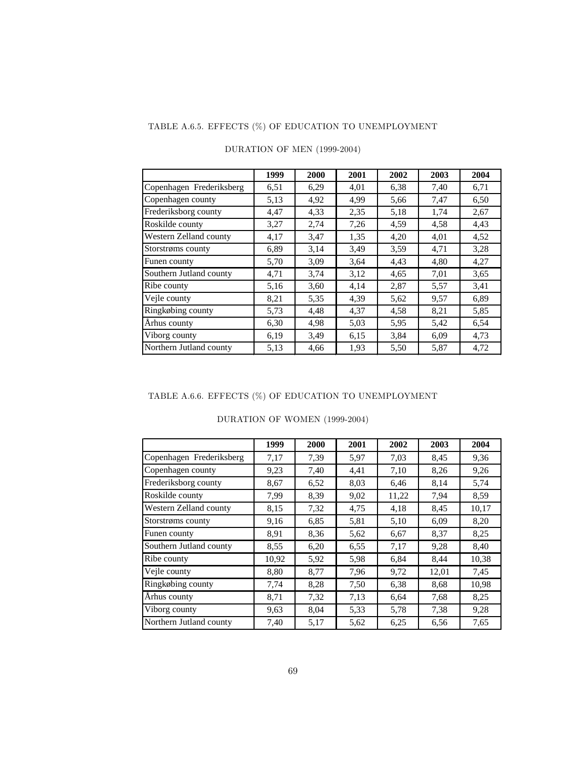TABLE A.6.5. EFFECTS (%) OF EDUCATION TO UNEMPLOYMENT

DURATION OF MEN (1999-2004)

| | 1999 | 2000 | 2001 | 2002 | 2003 | 2004 |
|---|---|---|---|---|---|---|
| Copenhagen Frederiksberg | 6,51 | 6,29 | 4,01 | 6,38 | 7,40 | 6,71 |
| Copenhagen county | 5,13 | 4,92 | 4,99 | 5,66 | 7,47 | 6,50 |
| Frederiksborg county | 4,47 | 4,33 | 2,35 | 5,18 | 1,74 | 2,67 |
| Roskilde county | 3,27 | 2,74 | 7,26 | 4,59 | 4,58 | 4,43 |
| Western Zelland county | 4,17 | 3,47 | 1,35 | 4,20 | 4,01 | 4,52 |
| Storstrøms county | 6,89 | 3,14 | 3,49 | 3,59 | 4,71 | 3,28 |
| Funen county | 5,70 | 3,09 | 3,64 | 4,43 | 4,80 | 4,27 |
| Southern Jutland county | 4,71 | 3,74 | 3,12 | 4,65 | 7,01 | 3,65 |
| Ribe county | 5,16 | 3,60 | 4,14 | 2,87 | 5,57 | 3,41 |
| Vejle county | 8,21 | 5,35 | 4,39 | 5,62 | 9,57 | 6,89 |
| Ringkøbing county | 5,73 | 4,48 | 4,37 | 4,58 | 8,21 | 5,85 |
| Århus county | 6,30 | 4,98 | 5,03 | 5,95 | 5,42 | 6,54 |
| Viborg county | 6,19 | 3,49 | 6,15 | 3,84 | 6,09 | 4,73 |
| Northern Jutland county | 5,13 | 4,66 | 1,93 | 5,50 | 5,87 | 4,72 |

TABLE A.6.6. EFFECTS (%) OF EDUCATION TO UNEMPLOYMENT

DURATION OF WOMEN (1999-2004)

| | 1999 | 2000 | 2001 | 2002 | 2003 | 2004 |
|---|---|---|---|---|---|---|
| Copenhagen Frederiksberg | 7,17 | 7,39 | 5,97 | 7,03 | 8,45 | 9,36 |
| Copenhagen county | 9,23 | 7,40 | 4,41 | 7,10 | 8,26 | 9,26 |
| Frederiksborg county | 8,67 | 6,52 | 8,03 | 6,46 | 8,14 | 5,74 |
| Roskilde county | 7,99 | 8,39 | 9,02 | 11,22 | 7,94 | 8,59 |
| Western Zelland county | 8,15 | 7,32 | 4,75 | 4,18 | 8,45 | 10,17 |
| Storstrøms county | 9,16 | 6,85 | 5,81 | 5,10 | 6,09 | 8,20 |
| Funen county | 8,91 | 8,36 | 5,62 | 6,67 | 8,37 | 8,25 |
| Southern Jutland county | 8,55 | 6,20 | 6,55 | 7,17 | 9,28 | 8,40 |
| Ribe county | 10,92 | 5,92 | 5,98 | 6,84 | 8,44 | 10,38 |
| Vejle county | 8,80 | 8,77 | 7,96 | 9,72 | 12,01 | 7,45 |
| Ringkøbing county | 7,74 | 8,28 | 7,50 | 6,38 | 8,68 | 10,98 |
| Århus county | 8,71 | 7,32 | 7,13 | 6,64 | 7,68 | 8,25 |
| Viborg county | 9,63 | 8,04 | 5,33 | 5,78 | 7,38 | 9,28 |
| Northern Jutland county | 7,40 | 5,17 | 5,62 | 6,25 | 6,56 | 7,65 |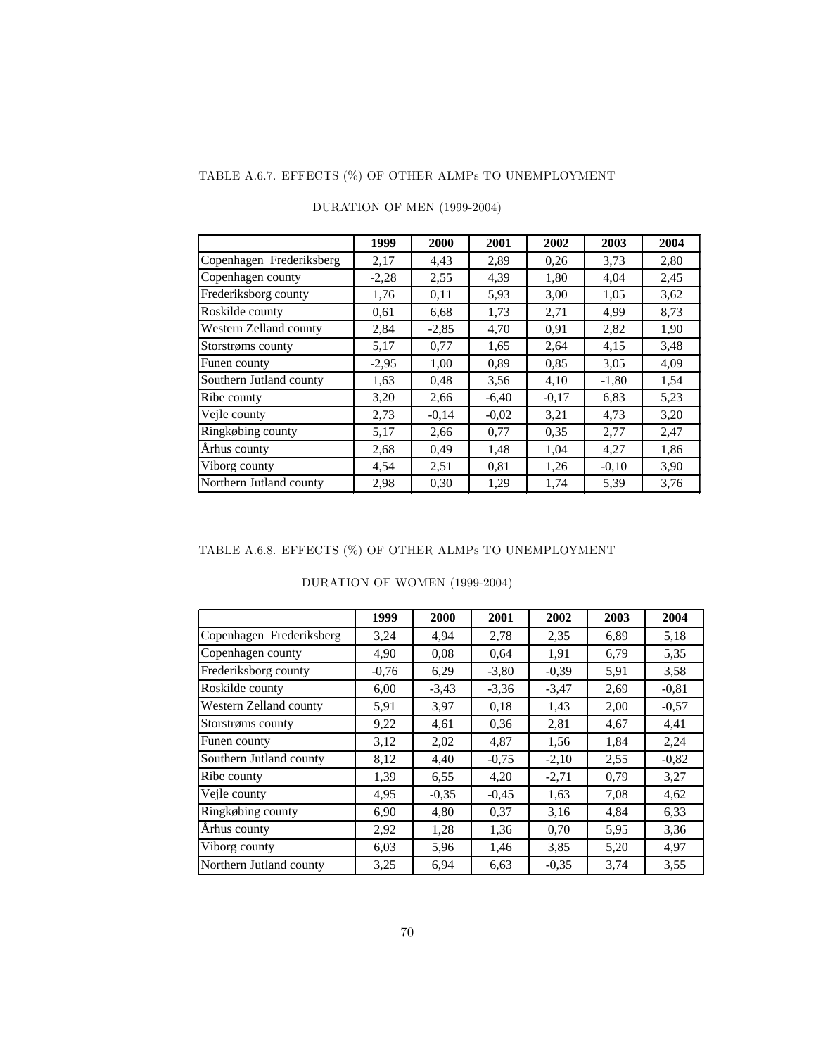TABLE A.6.7. EFFECTS (%) OF OTHER ALMPs TO UNEMPLOYMENT

DURATION OF MEN (1999-2004)

| | 1999 | 2000 | 2001 | 2002 | 2003 | 2004 |
|---|---|---|---|---|---|---|
| Copenhagen Frederiksberg | 2,17 | 4,43 | 2,89 | 0,26 | 3,73 | 2,80 |
| Copenhagen county | -2,28 | 2,55 | 4,39 | 1,80 | 4,04 | 2,45 |
| Frederiksborg county | 1,76 | 0,11 | 5,93 | 3,00 | 1,05 | 3,62 |
| Roskilde county | 0,61 | 6,68 | 1,73 | 2,71 | 4,99 | 8,73 |
| Western Zelland county | 2,84 | -2,85 | 4,70 | 0,91 | 2,82 | 1,90 |
| Storstrøms county | 5,17 | 0,77 | 1,65 | 2,64 | 4,15 | 3,48 |
| Funen county | -2,95 | 1,00 | 0,89 | 0,85 | 3,05 | 4,09 |
| Southern Jutland county | 1,63 | 0,48 | 3,56 | 4,10 | -1,80 | 1,54 |
| Ribe county | 3,20 | 2,66 | -6,40 | -0,17 | 6,83 | 5,23 |
| Vejle county | 2,73 | -0,14 | -0,02 | 3,21 | 4,73 | 3,20 |
| Ringkøbing county | 5,17 | 2,66 | 0,77 | 0,35 | 2,77 | 2,47 |
| Århus county | 2,68 | 0,49 | 1,48 | 1,04 | 4,27 | 1,86 |
| Viborg county | 4,54 | 2,51 | 0,81 | 1,26 | -0,10 | 3,90 |
| Northern Jutland county | 2,98 | 0,30 | 1,29 | 1,74 | 5,39 | 3,76 |

TABLE A.6.8. EFFECTS (%) OF OTHER ALMPs TO UNEMPLOYMENT

DURATION OF WOMEN (1999-2004)

| | 1999 | 2000 | 2001 | 2002 | 2003 | 2004 |
|---|---|---|---|---|---|---|
| Copenhagen Frederiksberg | 3,24 | 4,94 | 2,78 | 2,35 | 6,89 | 5,18 |
| Copenhagen county | 4,90 | 0,08 | 0,64 | 1,91 | 6,79 | 5,35 |
| Frederiksborg county | -0,76 | 6,29 | -3,80 | -0,39 | 5,91 | 3,58 |
| Roskilde county | 6,00 | -3,43 | -3,36 | -3,47 | 2,69 | -0,81 |
| Western Zelland county | 5,91 | 3,97 | 0,18 | 1,43 | 2,00 | -0,57 |
| Storstrøms county | 9,22 | 4,61 | 0,36 | 2,81 | 4,67 | 4,41 |
| Funen county | 3,12 | 2,02 | 4,87 | 1,56 | 1,84 | 2,24 |
| Southern Jutland county | 8,12 | 4,40 | -0,75 | -2,10 | 2,55 | -0,82 |
| Ribe county | 1,39 | 6,55 | 4,20 | -2,71 | 0,79 | 3,27 |
| Vejle county | 4,95 | -0,35 | -0,45 | 1,63 | 7,08 | 4,62 |
| Ringkøbing county | 6,90 | 4,80 | 0,37 | 3,16 | 4,84 | 6,33 |
| Århus county | 2,92 | 1,28 | 1,36 | 0,70 | 5,95 | 3,36 |
| Viborg county | 6,03 | 5,96 | 1,46 | 3,85 | 5,20 | 4,97 |
| Northern Jutland county | 3,25 | 6,94 | 6,63 | -0,35 | 3,74 | 3,55 |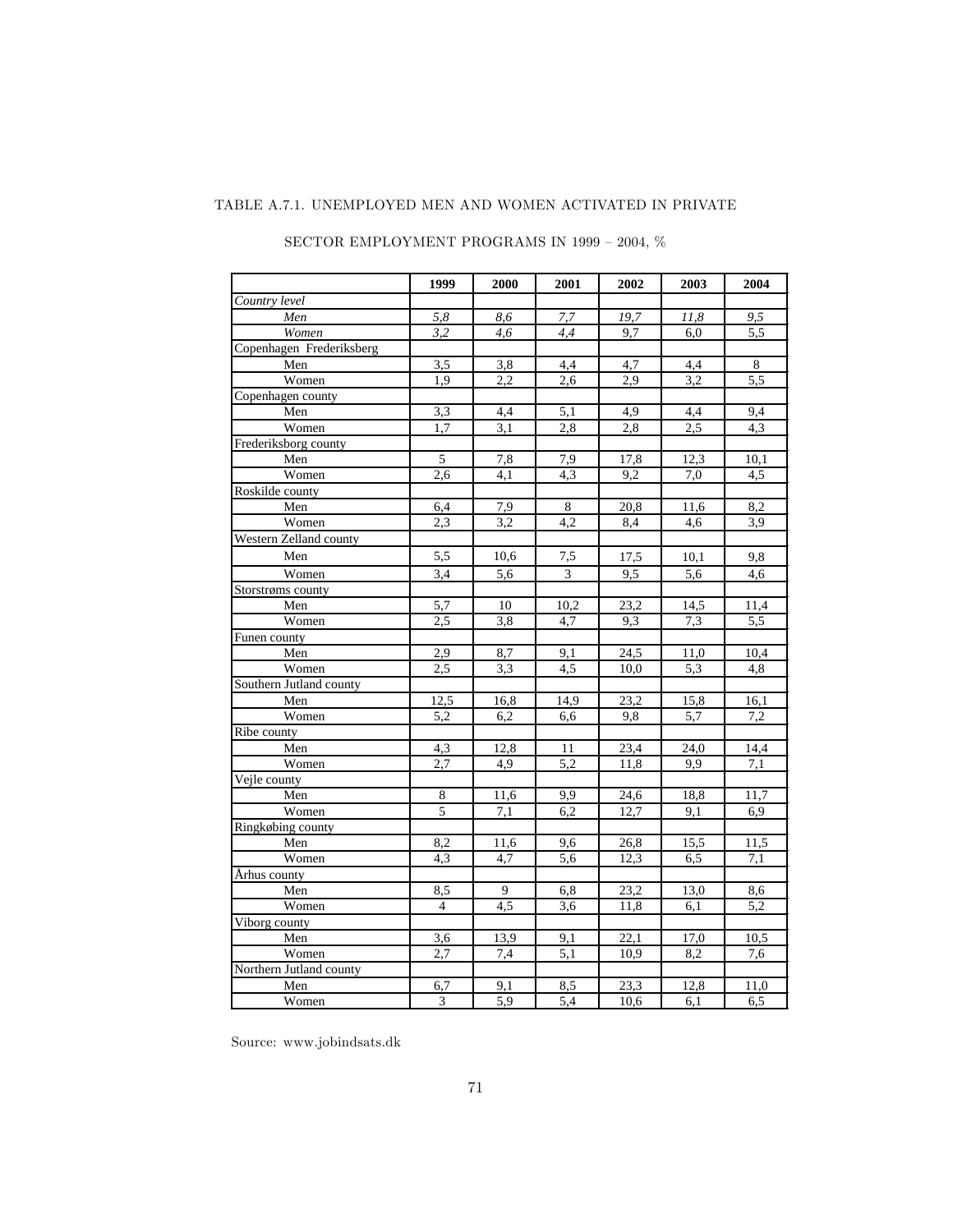TABLE A.7.1. UNEMPLOYED MEN AND WOMEN ACTIVATED IN PRIVATE SECTOR EMPLOYMENT PROGRAMS IN 1999 – 2004, %

| | **1999** | **2000** | **2001** | **2002** | **2003** | **2004** |
|---|---|---|---|---|---|---|
| *Country level* | | | | | | |
| *Men* | *5,8* | *8,6* | *7,7* | *19,7* | *11,8* | *9,5* |
| *Women* | *3,2* | *4,6* | *4,4* | 9,7 | 6,0 | 5,5 |
| Copenhagen Frederiksberg | | | | | | |
| Men | 3,5 | 3,8 | 4,4 | 4,7 | 4,4 | 8 |
| Women | 1,9 | 2,2 | 2,6 | 2,9 | 3,2 | 5,5 |
| Copenhagen county | | | | | | |
| Men | 3,3 | 4,4 | 5,1 | 4,9 | 4,4 | 9,4 |
| Women | 1,7 | 3,1 | 2,8 | 2,8 | 2,5 | 4,3 |
| Frederiksborg county | | | | | | |
| Men | 5 | 7,8 | 7,9 | 17,8 | 12,3 | 10,1 |
| Women | 2,6 | 4,1 | 4,3 | 9,2 | 7,0 | 4,5 |
| Roskilde county | | | | | | |
| Men | 6,4 | 7,9 | 8 | 20,8 | 11,6 | 8,2 |
| Women | 2,3 | 3,2 | 4,2 | 8,4 | 4,6 | 3,9 |
| Western Zelland county | | | | | | |
| Men | 5,5 | 10,6 | 7,5 | 17,5 | 10,1 | 9,8 |
| Women | 3,4 | 5,6 | 3 | 9,5 | 5,6 | 4,6 |
| Storstrøms county | | | | | | |
| Men | 5,7 | 10 | 10,2 | 23,2 | 14,5 | 11,4 |
| Women | 2,5 | 3,8 | 4,7 | 9,3 | 7,3 | 5,5 |
| Funen county | | | | | | |
| Men | 2,9 | 8,7 | 9,1 | 24,5 | 11,0 | 10,4 |
| Women | 2,5 | 3,3 | 4,5 | 10,0 | 5,3 | 4,8 |
| Southern Jutland county | | | | | | |
| Men | 12,5 | 16,8 | 14,9 | 23,2 | 15,8 | 16,1 |
| Women | 5,2 | 6,2 | 6,6 | 9,8 | 5,7 | 7,2 |
| Ribe county | | | | | | |
| Men | 4,3 | 12,8 | 11 | 23,4 | 24,0 | 14,4 |
| Women | 2,7 | 4,9 | 5,2 | 11,8 | 9,9 | 7,1 |
| Vejle county | | | | | | |
| Men | 8 | 11,6 | 9,9 | 24,6 | 18,8 | 11,7 |
| Women | 5 | 7,1 | 6,2 | 12,7 | 9,1 | 6,9 |
| Ringkøbing county | | | | | | |
| Men | 8,2 | 11,6 | 9,6 | 26,8 | 15,5 | 11,5 |
| Women | 4,3 | 4,7 | 5,6 | 12,3 | 6,5 | 7,1 |
| Århus county | | | | | | |
| Men | 8,5 | 9 | 6,8 | 23,2 | 13,0 | 8,6 |
| Women | 4 | 4,5 | 3,6 | 11,8 | 6,1 | 5,2 |
| Viborg county | | | | | | |
| Men | 3,6 | 13,9 | 9,1 | 22,1 | 17,0 | 10,5 |
| Women | 2,7 | 7,4 | 5,1 | 10,9 | 8,2 | 7,6 |
| Northern Jutland county | | | | | | |
| Men | 6,7 | 9,1 | 8,5 | 23,3 | 12,8 | 11,0 |
| Women | 3 | 5,9 | 5,4 | 10,6 | 6,1 | 6,5 |

Source: www.jobindsats.dk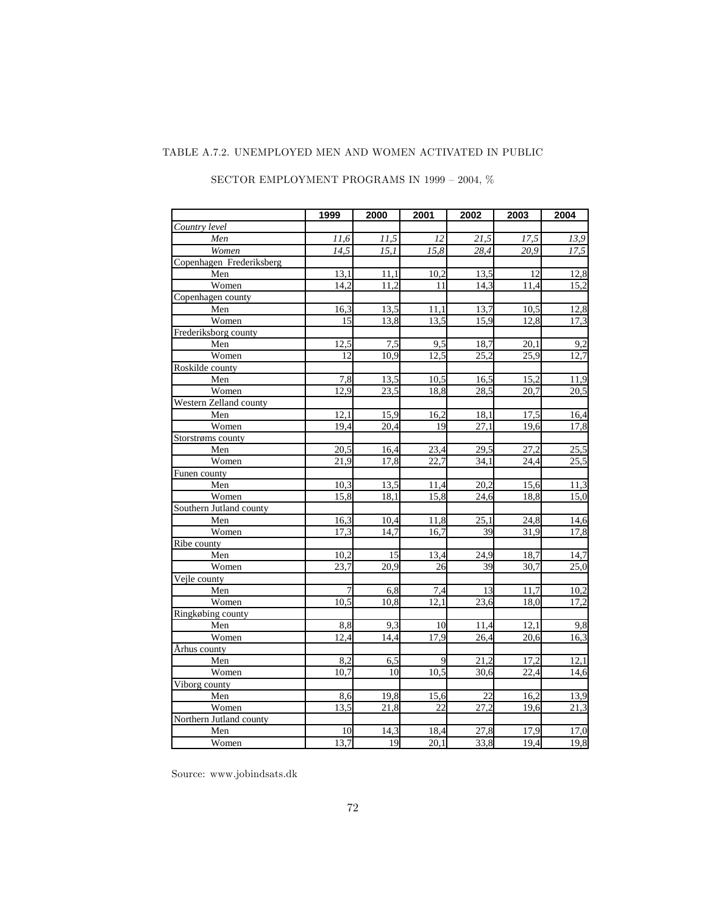TABLE A.7.2. UNEMPLOYED MEN AND WOMEN ACTIVATED IN PUBLIC SECTOR EMPLOYMENT PROGRAMS IN 1999 – 2004, %

| | 1999 | 2000 | 2001 | 2002 | 2003 | 2004 |
|---|---|---|---|---|---|---|
| *Country level* | | | | | | |
| *Men* | *11,6* | *11,5* | *12* | *21,5* | *17,5* | *13,9* |
| *Women* | *14,5* | *15,1* | *15,8* | *28,4* | *20,9* | *17,5* |
| Copenhagen Frederiksberg | | | | | | |
| Men | 13,1 | 11,1 | 10,2 | 13,5 | 12 | 12,8 |
| Women | 14,2 | 11,2 | 11 | 14,3 | 11,4 | 15,2 |
| Copenhagen county | | | | | | |
| Men | 16,3 | 13,5 | 11,1 | 13,7 | 10,5 | 12,8 |
| Women | 15 | 13,8 | 13,5 | 15,9 | 12,8 | 17,3 |
| Frederiksborg county | | | | | | |
| Men | 12,5 | 7,5 | 9,5 | 18,7 | 20,1 | 9,2 |
| Women | 12 | 10,9 | 12,5 | 25,2 | 25,9 | 12,7 |
| Roskilde county | | | | | | |
| Men | 7,8 | 13,5 | 10,5 | 16,5 | 15,2 | 11,9 |
| Women | 12,9 | 23,5 | 18,8 | 28,5 | 20,7 | 20,5 |
| Western Zelland county | | | | | | |
| Men | 12,1 | 15,9 | 16,2 | 18,1 | 17,5 | 16,4 |
| Women | 19,4 | 20,4 | 19 | 27,1 | 19,6 | 17,8 |
| Storstrøms county | | | | | | |
| Men | 20,5 | 16,4 | 23,4 | 29,5 | 27,2 | 25,5 |
| Women | 21,9 | 17,8 | 22,7 | 34,1 | 24,4 | 25,5 |
| Funen county | | | | | | |
| Men | 10,3 | 13,5 | 11,4 | 20,2 | 15,6 | 11,3 |
| Women | 15,8 | 18,1 | 15,8 | 24,6 | 18,8 | 15,0 |
| Southern Jutland county | | | | | | |
| Men | 16,3 | 10,4 | 11,8 | 25,1 | 24,8 | 14,6 |
| Women | 17,3 | 14,7 | 16,7 | 39 | 31,9 | 17,8 |
| Ribe county | | | | | | |
| Men | 10,2 | 15 | 13,4 | 24,9 | 18,7 | 14,7 |
| Women | 23,7 | 20,9 | 26 | 39 | 30,7 | 25,0 |
| Vejle county | | | | | | |
| Men | 7 | 6,8 | 7,4 | 13 | 11,7 | 10,2 |
| Women | 10,5 | 10,8 | 12,1 | 23,6 | 18,0 | 17,2 |
| Ringkøbing county | | | | | | |
| Men | 8,8 | 9,3 | 10 | 11,4 | 12,1 | 9,8 |
| Women | 12,4 | 14,4 | 17,9 | 26,4 | 20,6 | 16,3 |
| Århus county | | | | | | |
| Men | 8,2 | 6,5 | 9 | 21,2 | 17,2 | 12,1 |
| Women | 10,7 | 10 | 10,5 | 30,6 | 22,4 | 14,6 |
| Viborg county | | | | | | |
| Men | 8,6 | 19,8 | 15,6 | 22 | 16,2 | 13,9 |
| Women | 13,5 | 21,8 | 22 | 27,2 | 19,6 | 21,3 |
| Northern Jutland county | | | | | | |
| Men | 10 | 14,3 | 18,4 | 27,8 | 17,9 | 17,0 |
| Women | 13,7 | 19 | 20,1 | 33,8 | 19,4 | 19,8 |

Source: www.jobindsats.dk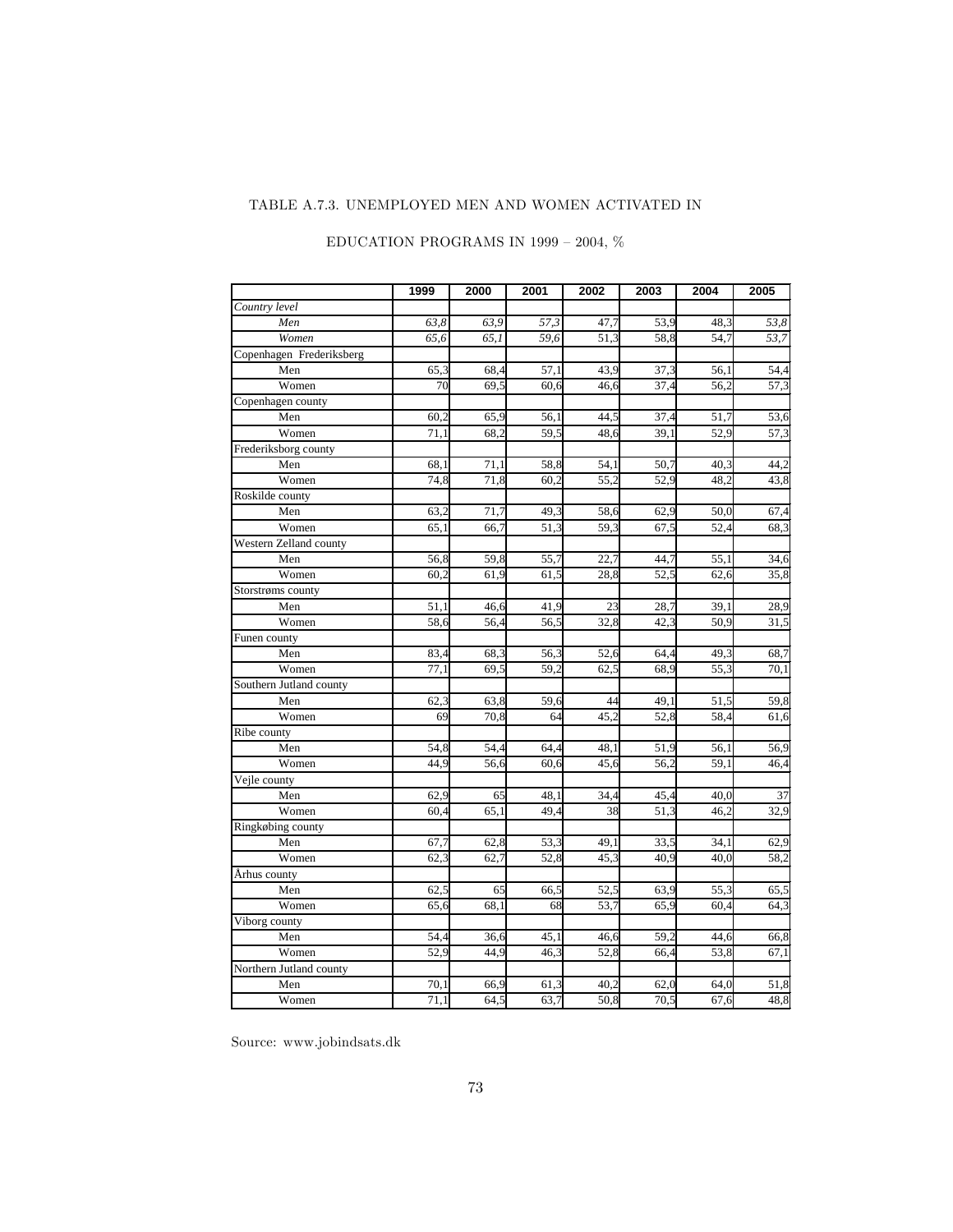TABLE A.7.3. UNEMPLOYED MEN AND WOMEN ACTIVATED IN

EDUCATION PROGRAMS IN 1999 – 2004, %

| | 1999 | 2000 | 2001 | 2002 | 2003 | 2004 | 2005 |
|---|---|---|---|---|---|---|---|
| *Country level* | | | | | | | |
| *Men* | *63,8* | *63,9* | *57,3* | 47,7 | 53,9 | 48,3 | *53,8* |
| *Women* | *65,6* | *65,1* | *59,6* | 51,3 | 58,8 | 54,7 | *53,7* |
| Copenhagen Frederiksberg | | | | | | | |
| Men | 65,3 | 68,4 | 57,1 | 43,9 | 37,3 | 56,1 | 54,4 |
| Women | 70 | 69,5 | 60,6 | 46,6 | 37,4 | 56,2 | 57,3 |
| Copenhagen county | | | | | | | |
| Men | 60,2 | 65,9 | 56,1 | 44,5 | 37,4 | 51,7 | 53,6 |
| Women | 71,1 | 68,2 | 59,5 | 48,6 | 39,1 | 52,9 | 57,3 |
| Frederiksborg county | | | | | | | |
| Men | 68,1 | 71,1 | 58,8 | 54,1 | 50,7 | 40,3 | 44,2 |
| Women | 74,8 | 71,8 | 60,2 | 55,2 | 52,9 | 48,2 | 43,8 |
| Roskilde county | | | | | | | |
| Men | 63,2 | 71,7 | 49,3 | 58,6 | 62,9 | 50,0 | 67,4 |
| Women | 65,1 | 66,7 | 51,3 | 59,3 | 67,5 | 52,4 | 68,3 |
| Western Zelland county | | | | | | | |
| Men | 56,8 | 59,8 | 55,7 | 22,7 | 44,7 | 55,1 | 34,6 |
| Women | 60,2 | 61,9 | 61,5 | 28,8 | 52,5 | 62,6 | 35,8 |
| Storstrøms county | | | | | | | |
| Men | 51,1 | 46,6 | 41,9 | 23 | 28,7 | 39,1 | 28,9 |
| Women | 58,6 | 56,4 | 56,5 | 32,8 | 42,3 | 50,9 | 31,5 |
| Funen county | | | | | | | |
| Men | 83,4 | 68,3 | 56,3 | 52,6 | 64,4 | 49,3 | 68,7 |
| Women | 77,1 | 69,5 | 59,2 | 62,5 | 68,9 | 55,3 | 70,1 |
| Southern Jutland county | | | | | | | |
| Men | 62,3 | 63,8 | 59,6 | 44 | 49,1 | 51,5 | 59,8 |
| Women | 69 | 70,8 | 64 | 45,2 | 52,8 | 58,4 | 61,6 |
| Ribe county | | | | | | | |
| Men | 54,8 | 54,4 | 64,4 | 48,1 | 51,9 | 56,1 | 56,9 |
| Women | 44,9 | 56,6 | 60,6 | 45,6 | 56,2 | 59,1 | 46,4 |
| Vejle county | | | | | | | |
| Men | 62,9 | 65 | 48,1 | 34,4 | 45,4 | 40,0 | 37 |
| Women | 60,4 | 65,1 | 49,4 | 38 | 51,3 | 46,2 | 32,9 |
| Ringkøbing county | | | | | | | |
| Men | 67,7 | 62,8 | 53,3 | 49,1 | 33,5 | 34,1 | 62,9 |
| Women | 62,3 | 62,7 | 52,8 | 45,3 | 40,9 | 40,0 | 58,2 |
| Århus county | | | | | | | |
| Men | 62,5 | 65 | 66,5 | 52,5 | 63,9 | 55,3 | 65,5 |
| Women | 65,6 | 68,1 | 68 | 53,7 | 65,9 | 60,4 | 64,3 |
| Viborg county | | | | | | | |
| Men | 54,4 | 36,6 | 45,1 | 46,6 | 59,2 | 44,6 | 66,8 |
| Women | 52,9 | 44,9 | 46,3 | 52,8 | 66,4 | 53,8 | 67,1 |
| Northern Jutland county | | | | | | | |
| Men | 70,1 | 66,9 | 61,3 | 40,2 | 62,0 | 64,0 | 51,8 |
| Women | 71,1 | 64,5 | 63,7 | 50,8 | 70,5 | 67,6 | 48,8 |

Source: www.jobindsats.dk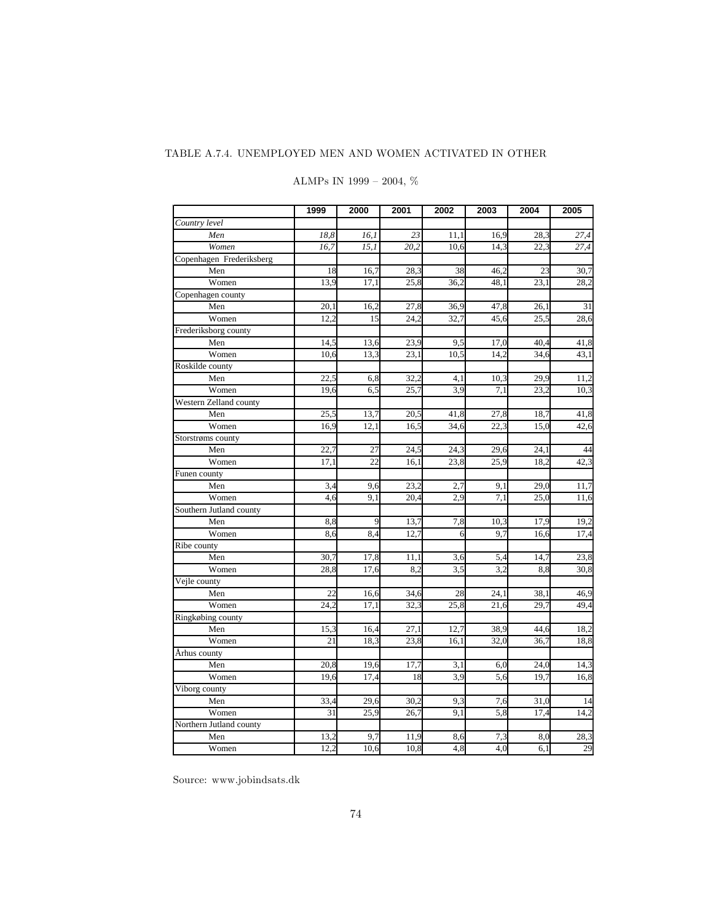TABLE A.7.4. UNEMPLOYED MEN AND WOMEN ACTIVATED IN OTHER

ALMPs IN 1999 – 2004, %

| | 1999 | 2000 | 2001 | 2002 | 2003 | 2004 | 2005 |
|---|---|---|---|---|---|---|---|
| *Country level* | | | | | | | |
| *Men* | *18,8* | *16,1* | *23* | 11,1 | 16,9 | 28,3 | *27,4* |
| *Women* | *16,7* | *15,1* | *20,2* | 10,6 | 14,3 | 22,3 | *27,4* |
| Copenhagen Frederiksberg | | | | | | | |
| Men | 18 | 16,7 | 28,3 | 38 | 46,2 | 23 | 30,7 |
| Women | 13,9 | 17,1 | 25,8 | 36,2 | 48,1 | 23,1 | 28,2 |
| Copenhagen county | | | | | | | |
| Men | 20,1 | 16,2 | 27,8 | 36,9 | 47,8 | 26,1 | 31 |
| Women | 12,2 | 15 | 24,2 | 32,7 | 45,6 | 25,5 | 28,6 |
| Frederiksborg county | | | | | | | |
| Men | 14,5 | 13,6 | 23,9 | 9,5 | 17,0 | 40,4 | 41,8 |
| Women | 10,6 | 13,3 | 23,1 | 10,5 | 14,2 | 34,6 | 43,1 |
| Roskilde county | | | | | | | |
| Men | 22,5 | 6,8 | 32,2 | 4,1 | 10,3 | 29,9 | 11,2 |
| Women | 19,6 | 6,5 | 25,7 | 3,9 | 7,1 | 23,2 | 10,3 |
| Western Zelland county | | | | | | | |
| Men | 25,5 | 13,7 | 20,5 | 41,8 | 27,8 | 18,7 | 41,8 |
| Women | 16,9 | 12,1 | 16,5 | 34,6 | 22,3 | 15,0 | 42,6 |
| Storstrøms county | | | | | | | |
| Men | 22,7 | 27 | 24,5 | 24,3 | 29,6 | 24,1 | 44 |
| Women | 17,1 | 22 | 16,1 | 23,8 | 25,9 | 18,2 | 42,3 |
| Funen county | | | | | | | |
| Men | 3,4 | 9,6 | 23,2 | 2,7 | 9,1 | 29,0 | 11,7 |
| Women | 4,6 | 9,1 | 20,4 | 2,9 | 7,1 | 25,0 | 11,6 |
| Southern Jutland county | | | | | | | |
| Men | 8,8 | 9 | 13,7 | 7,8 | 10,3 | 17,9 | 19,2 |
| Women | 8,6 | 8,4 | 12,7 | 6 | 9,7 | 16,6 | 17,4 |
| Ribe county | | | | | | | |
| Men | 30,7 | 17,8 | 11,1 | 3,6 | 5,4 | 14,7 | 23,8 |
| Women | 28,8 | 17,6 | 8,2 | 3,5 | 3,2 | 8,8 | 30,8 |
| Vejle county | | | | | | | |
| Men | 22 | 16,6 | 34,6 | 28 | 24,1 | 38,1 | 46,9 |
| Women | 24,2 | 17,1 | 32,3 | 25,8 | 21,6 | 29,7 | 49,4 |
| Ringkøbing county | | | | | | | |
| Men | 15,3 | 16,4 | 27,1 | 12,7 | 38,9 | 44,6 | 18,2 |
| Women | 21 | 18,3 | 23,8 | 16,1 | 32,0 | 36,7 | 18,8 |
| Århus county | | | | | | | |
| Men | 20,8 | 19,6 | 17,7 | 3,1 | 6,0 | 24,0 | 14,3 |
| Women | 19,6 | 17,4 | 18 | 3,9 | 5,6 | 19,7 | 16,8 |
| Viborg county | | | | | | | |
| Men | 33,4 | 29,6 | 30,2 | 9,3 | 7,6 | 31,0 | 14 |
| Women | 31 | 25,9 | 26,7 | 9,1 | 5,8 | 17,4 | 14,2 |
| Northern Jutland county | | | | | | | |
| Men | 13,2 | 9,7 | 11,9 | 8,6 | 7,3 | 8,0 | 28,3 |
| Women | 12,2 | 10,6 | 10,8 | 4,8 | 4,0 | 6,1 | 29 |

Source: www.jobindsats.dk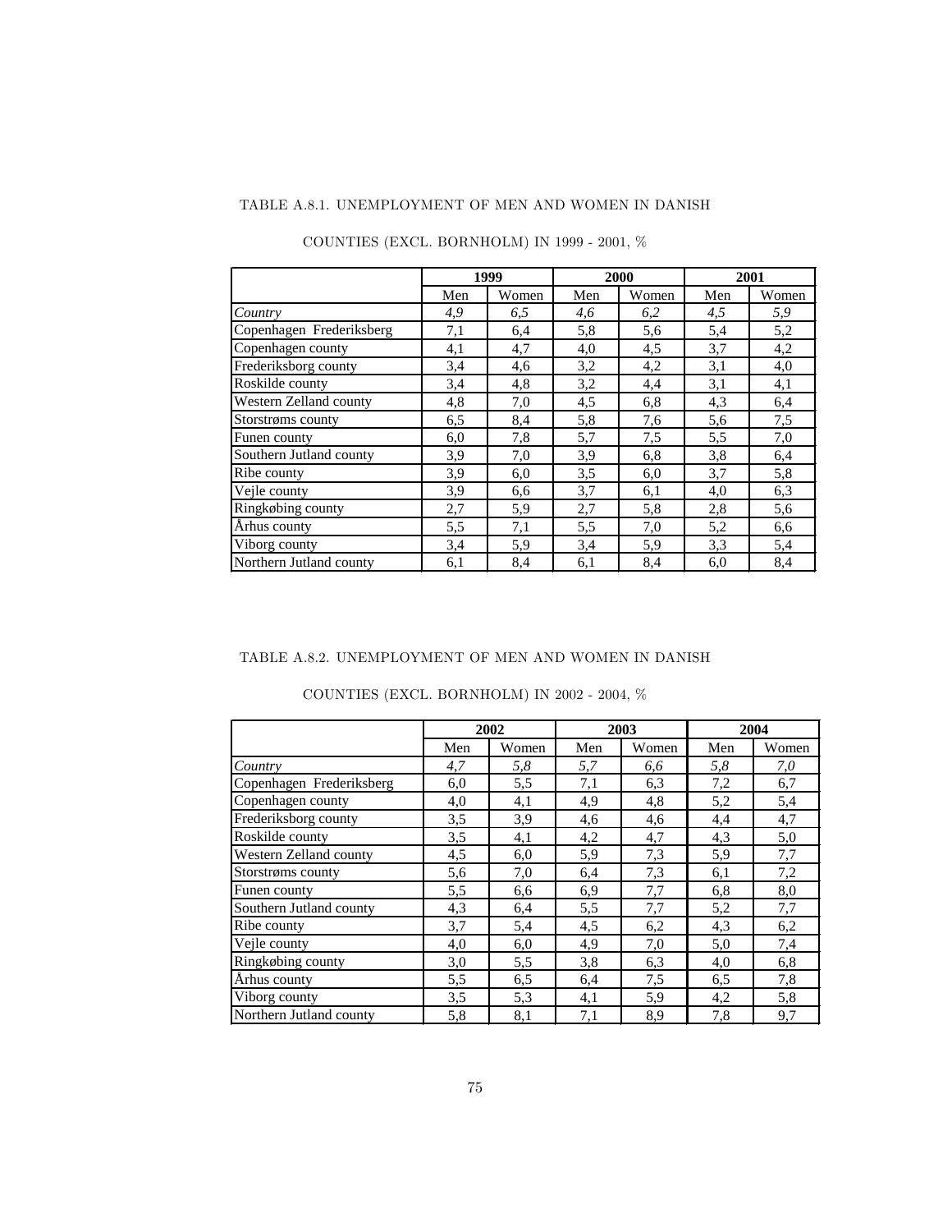TABLE A.8.1. UNEMPLOYMENT OF MEN AND WOMEN IN DANISH

COUNTIES (EXCL. BORNHOLM) IN 1999 - 2001, %

| | **1999** | | **2000** | | **2001** | |
|---|---|---|---|---|---|---|
| | Men | Women | Men | Women | Men | Women |
| *Country* | *4,9* | *6,5* | *4,6* | *6,2* | *4,5* | *5,9* |
| Copenhagen Frederiksberg | 7,1 | 6,4 | 5,8 | 5,6 | 5,4 | 5,2 |
| Copenhagen county | 4,1 | 4,7 | 4,0 | 4,5 | 3,7 | 4,2 |
| Frederiksborg county | 3,4 | 4,6 | 3,2 | 4,2 | 3,1 | 4,0 |
| Roskilde county | 3,4 | 4,8 | 3,2 | 4,4 | 3,1 | 4,1 |
| Western Zelland county | 4,8 | 7,0 | 4,5 | 6,8 | 4,3 | 6,4 |
| Storstrøms county | 6,5 | 8,4 | 5,8 | 7,6 | 5,6 | 7,5 |
| Funen county | 6,0 | 7,8 | 5,7 | 7,5 | 5,5 | 7,0 |
| Southern Jutland county | 3,9 | 7,0 | 3,9 | 6,8 | 3,8 | 6,4 |
| Ribe county | 3,9 | 6,0 | 3,5 | 6,0 | 3,7 | 5,8 |
| Vejle county | 3,9 | 6,6 | 3,7 | 6,1 | 4,0 | 6,3 |
| Ringkøbing county | 2,7 | 5,9 | 2,7 | 5,8 | 2,8 | 5,6 |
| Århus county | 5,5 | 7,1 | 5,5 | 7,0 | 5,2 | 6,6 |
| Viborg county | 3,4 | 5,9 | 3,4 | 5,9 | 3,3 | 5,4 |
| Northern Jutland county | 6,1 | 8,4 | 6,1 | 8,4 | 6,0 | 8,4 |

TABLE A.8.2. UNEMPLOYMENT OF MEN AND WOMEN IN DANISH

COUNTIES (EXCL. BORNHOLM) IN 2002 - 2004, %

| | **2002** | | **2003** | | **2004** | |
|---|---|---|---|---|---|---|
| | Men | Women | Men | Women | Men | Women |
| *Country* | *4,7* | *5,8* | *5,7* | *6,6* | *5,8* | *7,0* |
| Copenhagen Frederiksberg | 6,0 | 5,5 | 7,1 | 6,3 | 7,2 | 6,7 |
| Copenhagen county | 4,0 | 4,1 | 4,9 | 4,8 | 5,2 | 5,4 |
| Frederiksborg county | 3,5 | 3,9 | 4,6 | 4,6 | 4,4 | 4,7 |
| Roskilde county | 3,5 | 4,1 | 4,2 | 4,7 | 4,3 | 5,0 |
| Western Zelland county | 4,5 | 6,0 | 5,9 | 7,3 | 5,9 | 7,7 |
| Storstrøms county | 5,6 | 7,0 | 6,4 | 7,3 | 6,1 | 7,2 |
| Funen county | 5,5 | 6,6 | 6,9 | 7,7 | 6,8 | 8,0 |
| Southern Jutland county | 4,3 | 6,4 | 5,5 | 7,7 | 5,2 | 7,7 |
| Ribe county | 3,7 | 5,4 | 4,5 | 6,2 | 4,3 | 6,2 |
| Vejle county | 4,0 | 6,0 | 4,9 | 7,0 | 5,0 | 7,4 |
| Ringkøbing county | 3,0 | 5,5 | 3,8 | 6,3 | 4,0 | 6,8 |
| Århus county | 5,5 | 6,5 | 6,4 | 7,5 | 6,5 | 7,8 |
| Viborg county | 3,5 | 5,3 | 4,1 | 5,9 | 4,2 | 5,8 |
| Northern Jutland county | 5,8 | 8,1 | 7,1 | 8,9 | 7,8 | 9,7 |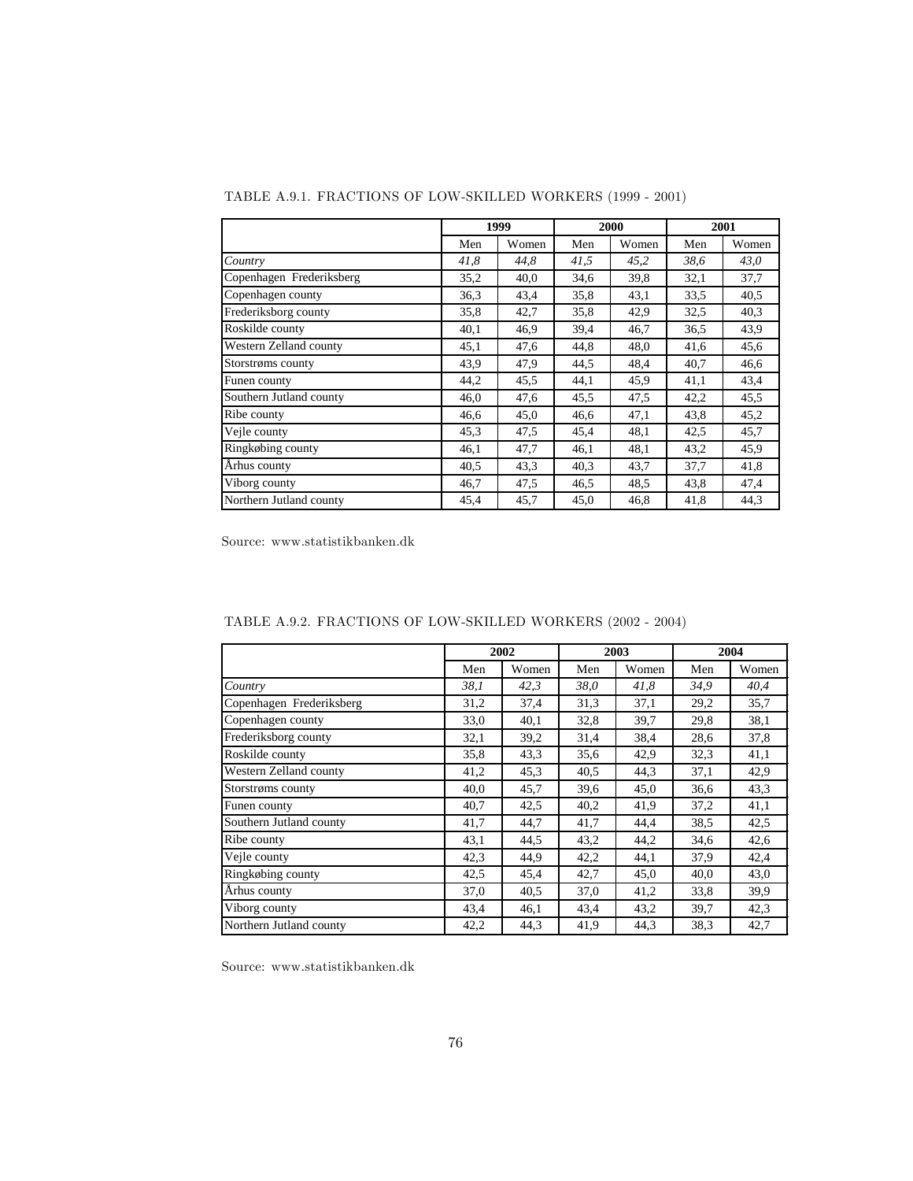TABLE A.9.1. FRACTIONS OF LOW-SKILLED WORKERS (1999 - 2001)

| | **1999** | | **2000** | | **2001** | |
|---|---|---|---|---|---|---|
| | Men | Women | Men | Women | Men | Women |
| *Country* | *41,8* | *44,8* | *41,5* | *45,2* | *38,6* | *43,0* |
| Copenhagen Frederiksberg | 35,2 | 40,0 | 34,6 | 39,8 | 32,1 | 37,7 |
| Copenhagen county | 36,3 | 43,4 | 35,8 | 43,1 | 33,5 | 40,5 |
| Frederiksborg county | 35,8 | 42,7 | 35,8 | 42,9 | 32,5 | 40,3 |
| Roskilde county | 40,1 | 46,9 | 39,4 | 46,7 | 36,5 | 43,9 |
| Western Zelland county | 45,1 | 47,6 | 44,8 | 48,0 | 41,6 | 45,6 |
| Storstrøms county | 43,9 | 47,9 | 44,5 | 48,4 | 40,7 | 46,6 |
| Funen county | 44,2 | 45,5 | 44,1 | 45,9 | 41,1 | 43,4 |
| Southern Jutland county | 46,0 | 47,6 | 45,5 | 47,5 | 42,2 | 45,5 |
| Ribe county | 46,6 | 45,0 | 46,6 | 47,1 | 43,8 | 45,2 |
| Vejle county | 45,3 | 47,5 | 45,4 | 48,1 | 42,5 | 45,7 |
| Ringkøbing county | 46,1 | 47,7 | 46,1 | 48,1 | 43,2 | 45,9 |
| Århus county | 40,5 | 43,3 | 40,3 | 43,7 | 37,7 | 41,8 |
| Viborg county | 46,7 | 47,5 | 46,5 | 48,5 | 43,8 | 47,4 |
| Northern Jutland county | 45,4 | 45,7 | 45,0 | 46,8 | 41,8 | 44,3 |

Source: www.statistikbanken.dk

TABLE A.9.2. FRACTIONS OF LOW-SKILLED WORKERS (2002 - 2004)

| | **2002** | | **2003** | | **2004** | |
|---|---|---|---|---|---|---|
| | Men | Women | Men | Women | Men | Women |
| *Country* | *38,1* | *42,3* | *38,0* | *41,8* | *34,9* | *40,4* |
| Copenhagen Frederiksberg | 31,2 | 37,4 | 31,3 | 37,1 | 29,2 | 35,7 |
| Copenhagen county | 33,0 | 40,1 | 32,8 | 39,7 | 29,8 | 38,1 |
| Frederiksborg county | 32,1 | 39,2 | 31,4 | 38,4 | 28,6 | 37,8 |
| Roskilde county | 35,8 | 43,3 | 35,6 | 42,9 | 32,3 | 41,1 |
| Western Zelland county | 41,2 | 45,3 | 40,5 | 44,3 | 37,1 | 42,9 |
| Storstrøms county | 40,0 | 45,7 | 39,6 | 45,0 | 36,6 | 43,3 |
| Funen county | 40,7 | 42,5 | 40,2 | 41,9 | 37,2 | 41,1 |
| Southern Jutland county | 41,7 | 44,7 | 41,7 | 44,4 | 38,5 | 42,5 |
| Ribe county | 43,1 | 44,5 | 43,2 | 44,2 | 34,6 | 42,6 |
| Vejle county | 42,3 | 44,9 | 42,2 | 44,1 | 37,9 | 42,4 |
| Ringkøbing county | 42,5 | 45,4 | 42,7 | 45,0 | 40,0 | 43,0 |
| Århus county | 37,0 | 40,5 | 37,0 | 41,2 | 33,8 | 39,9 |
| Viborg county | 43,4 | 46,1 | 43,4 | 43,2 | 39,7 | 42,3 |
| Northern Jutland county | 42,2 | 44,3 | 41,9 | 44,3 | 38,3 | 42,7 |

Source: www.statistikbanken.dk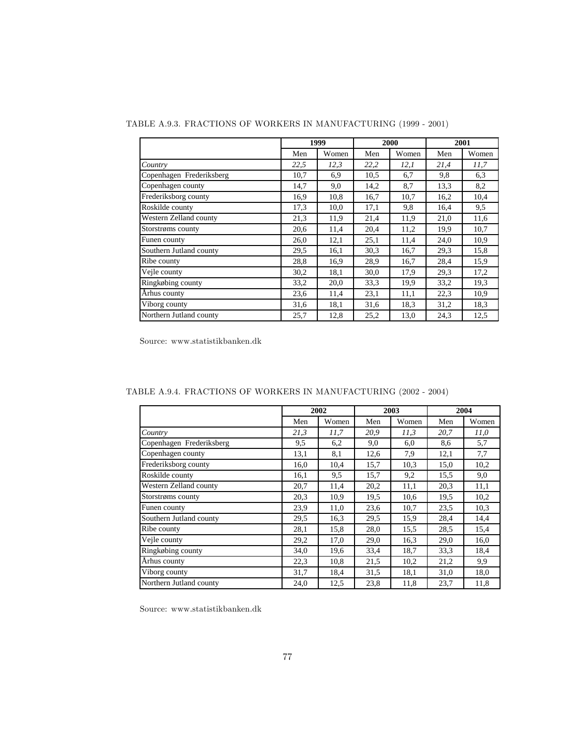TABLE A.9.3. FRACTIONS OF WORKERS IN MANUFACTURING (1999 - 2001)

| | 1999 | | 2000 | | 2001 | |
|---|---|---|---|---|---|---|
| | Men | Women | Men | Women | Men | Women |
| *Country* | *22,5* | *12,3* | *22,2* | *12,1* | *21,4* | *11,7* |
| Copenhagen Frederiksberg | 10,7 | 6,9 | 10,5 | 6,7 | 9,8 | 6,3 |
| Copenhagen county | 14,7 | 9,0 | 14,2 | 8,7 | 13,3 | 8,2 |
| Frederiksborg county | 16,9 | 10,8 | 16,7 | 10,7 | 16,2 | 10,4 |
| Roskilde county | 17,3 | 10,0 | 17,1 | 9,8 | 16,4 | 9,5 |
| Western Zelland county | 21,3 | 11,9 | 21,4 | 11,9 | 21,0 | 11,6 |
| Storstrøms county | 20,6 | 11,4 | 20,4 | 11,2 | 19,9 | 10,7 |
| Funen county | 26,0 | 12,1 | 25,1 | 11,4 | 24,0 | 10,9 |
| Southern Jutland county | 29,5 | 16,1 | 30,3 | 16,7 | 29,3 | 15,8 |
| Ribe county | 28,8 | 16,9 | 28,9 | 16,7 | 28,4 | 15,9 |
| Vejle county | 30,2 | 18,1 | 30,0 | 17,9 | 29,3 | 17,2 |
| Ringkøbing county | 33,2 | 20,0 | 33,3 | 19,9 | 33,2 | 19,3 |
| Århus county | 23,6 | 11,4 | 23,1 | 11,1 | 22,3 | 10,9 |
| Viborg county | 31,6 | 18,1 | 31,6 | 18,3 | 31,2 | 18,3 |
| Northern Jutland county | 25,7 | 12,8 | 25,2 | 13,0 | 24,3 | 12,5 |

Source: www.statistikbanken.dk

TABLE A.9.4. FRACTIONS OF WORKERS IN MANUFACTURING (2002 - 2004)

| | 2002 | | 2003 | | 2004 | |
|---|---|---|---|---|---|---|
| | Men | Women | Men | Women | Men | Women |
| *Country* | *21,3* | *11,7* | *20,9* | *11,3* | *20,7* | *11,0* |
| Copenhagen Frederiksberg | 9,5 | 6,2 | 9,0 | 6,0 | 8,6 | 5,7 |
| Copenhagen county | 13,1 | 8,1 | 12,6 | 7,9 | 12,1 | 7,7 |
| Frederiksborg county | 16,0 | 10,4 | 15,7 | 10,3 | 15,0 | 10,2 |
| Roskilde county | 16,1 | 9,5 | 15,7 | 9,2 | 15,5 | 9,0 |
| Western Zelland county | 20,7 | 11,4 | 20,2 | 11,1 | 20,3 | 11,1 |
| Storstrøms county | 20,3 | 10,9 | 19,5 | 10,6 | 19,5 | 10,2 |
| Funen county | 23,9 | 11,0 | 23,6 | 10,7 | 23,5 | 10,3 |
| Southern Jutland county | 29,5 | 16,3 | 29,5 | 15,9 | 28,4 | 14,4 |
| Ribe county | 28,1 | 15,8 | 28,0 | 15,5 | 28,5 | 15,4 |
| Vejle county | 29,2 | 17,0 | 29,0 | 16,3 | 29,0 | 16,0 |
| Ringkøbing county | 34,0 | 19,6 | 33,4 | 18,7 | 33,3 | 18,4 |
| Århus county | 22,3 | 10,8 | 21,5 | 10,2 | 21,2 | 9,9 |
| Viborg county | 31,7 | 18,4 | 31,5 | 18,1 | 31,0 | 18,0 |
| Northern Jutland county | 24,0 | 12,5 | 23,8 | 11,8 | 23,7 | 11,8 |

Source: www.statistikbanken.dk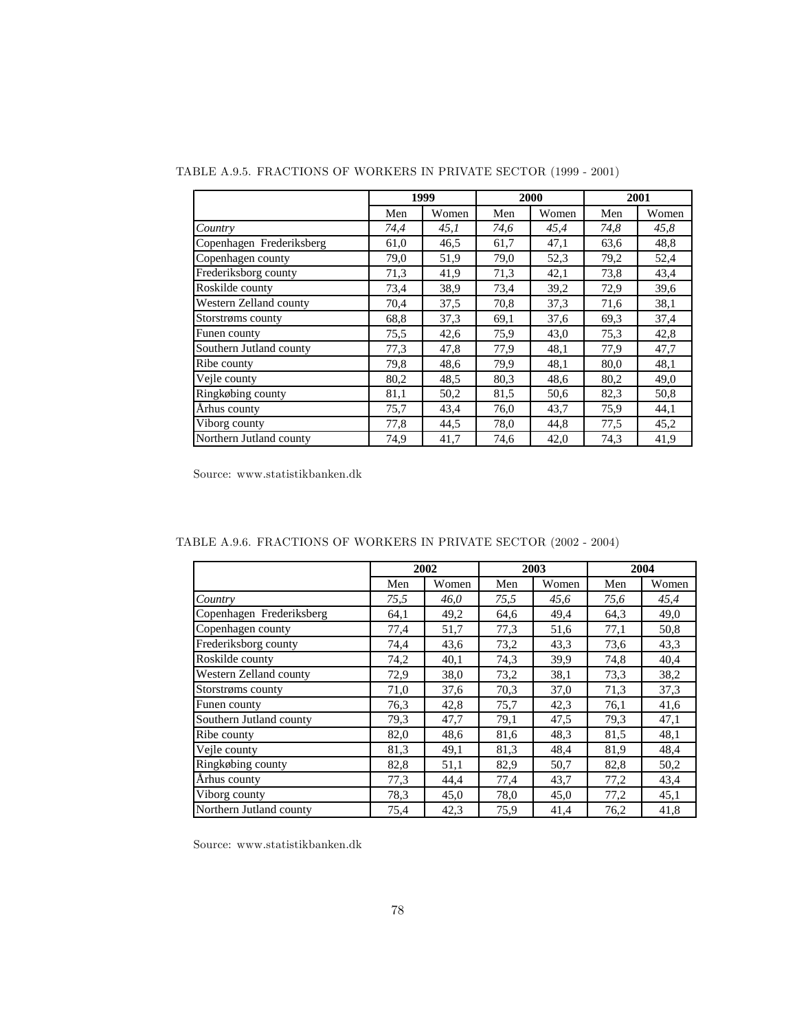TABLE A.9.5. FRACTIONS OF WORKERS IN PRIVATE SECTOR (1999 - 2001)

| | 1999 | | 2000 | | 2001 | |
|---|---|---|---|---|---|---|
| | Men | Women | Men | Women | Men | Women |
| *Country* | *74,4* | *45,1* | *74,6* | *45,4* | *74,8* | *45,8* |
| Copenhagen Frederiksberg | 61,0 | 46,5 | 61,7 | 47,1 | 63,6 | 48,8 |
| Copenhagen county | 79,0 | 51,9 | 79,0 | 52,3 | 79,2 | 52,4 |
| Frederiksborg county | 71,3 | 41,9 | 71,3 | 42,1 | 73,8 | 43,4 |
| Roskilde county | 73,4 | 38,9 | 73,4 | 39,2 | 72,9 | 39,6 |
| Western Zelland county | 70,4 | 37,5 | 70,8 | 37,3 | 71,6 | 38,1 |
| Storstrøms county | 68,8 | 37,3 | 69,1 | 37,6 | 69,3 | 37,4 |
| Funen county | 75,5 | 42,6 | 75,9 | 43,0 | 75,3 | 42,8 |
| Southern Jutland county | 77,3 | 47,8 | 77,9 | 48,1 | 77,9 | 47,7 |
| Ribe county | 79,8 | 48,6 | 79,9 | 48,1 | 80,0 | 48,1 |
| Vejle county | 80,2 | 48,5 | 80,3 | 48,6 | 80,2 | 49,0 |
| Ringkøbing county | 81,1 | 50,2 | 81,5 | 50,6 | 82,3 | 50,8 |
| Århus county | 75,7 | 43,4 | 76,0 | 43,7 | 75,9 | 44,1 |
| Viborg county | 77,8 | 44,5 | 78,0 | 44,8 | 77,5 | 45,2 |
| Northern Jutland county | 74,9 | 41,7 | 74,6 | 42,0 | 74,3 | 41,9 |

Source: www.statistikbanken.dk

TABLE A.9.6. FRACTIONS OF WORKERS IN PRIVATE SECTOR (2002 - 2004)

| | 2002 | | 2003 | | 2004 | |
|---|---|---|---|---|---|---|
| | Men | Women | Men | Women | Men | Women |
| *Country* | *75,5* | *46,0* | *75,5* | *45,6* | *75,6* | *45,4* |
| Copenhagen Frederiksberg | 64,1 | 49,2 | 64,6 | 49,4 | 64,3 | 49,0 |
| Copenhagen county | 77,4 | 51,7 | 77,3 | 51,6 | 77,1 | 50,8 |
| Frederiksborg county | 74,4 | 43,6 | 73,2 | 43,3 | 73,6 | 43,3 |
| Roskilde county | 74,2 | 40,1 | 74,3 | 39,9 | 74,8 | 40,4 |
| Western Zelland county | 72,9 | 38,0 | 73,2 | 38,1 | 73,3 | 38,2 |
| Storstrøms county | 71,0 | 37,6 | 70,3 | 37,0 | 71,3 | 37,3 |
| Funen county | 76,3 | 42,8 | 75,7 | 42,3 | 76,1 | 41,6 |
| Southern Jutland county | 79,3 | 47,7 | 79,1 | 47,5 | 79,3 | 47,1 |
| Ribe county | 82,0 | 48,6 | 81,6 | 48,3 | 81,5 | 48,1 |
| Vejle county | 81,3 | 49,1 | 81,3 | 48,4 | 81,9 | 48,4 |
| Ringkøbing county | 82,8 | 51,1 | 82,9 | 50,7 | 82,8 | 50,2 |
| Århus county | 77,3 | 44,4 | 77,4 | 43,7 | 77,2 | 43,4 |
| Viborg county | 78,3 | 45,0 | 78,0 | 45,0 | 77,2 | 45,1 |
| Northern Jutland county | 75,4 | 42,3 | 75,9 | 41,4 | 76,2 | 41,8 |

Source: www.statistikbanken.dk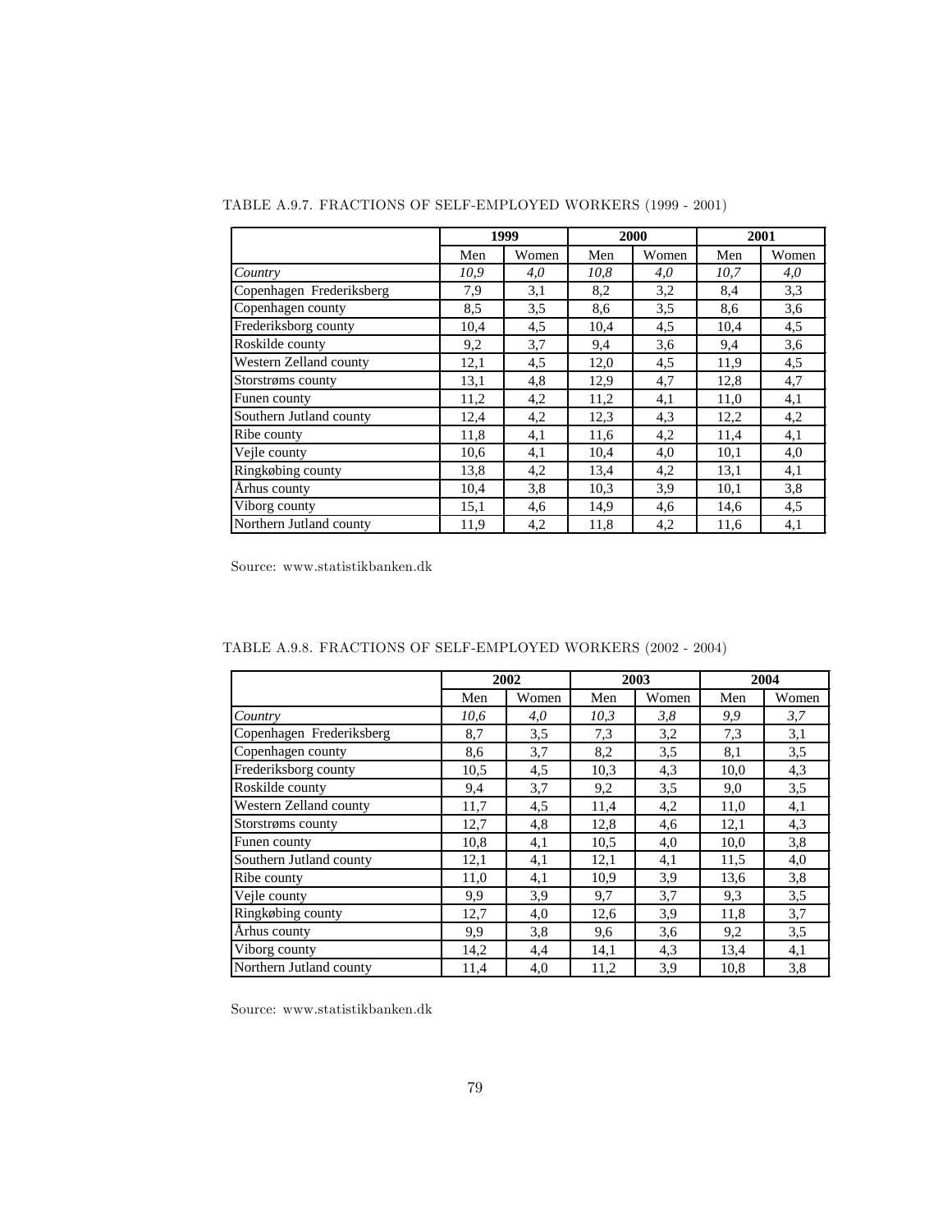TABLE A.9.7. FRACTIONS OF SELF-EMPLOYED WORKERS (1999 - 2001)

| | 1999 | | 2000 | | 2001 | |
|---|---|---|---|---|---|---|
| | Men | Women | Men | Women | Men | Women |
| *Country* | *10,9* | *4,0* | *10,8* | *4,0* | *10,7* | *4,0* |
| Copenhagen Frederiksberg | 7,9 | 3,1 | 8,2 | 3,2 | 8,4 | 3,3 |
| Copenhagen county | 8,5 | 3,5 | 8,6 | 3,5 | 8,6 | 3,6 |
| Frederiksborg county | 10,4 | 4,5 | 10,4 | 4,5 | 10,4 | 4,5 |
| Roskilde county | 9,2 | 3,7 | 9,4 | 3,6 | 9,4 | 3,6 |
| Western Zelland county | 12,1 | 4,5 | 12,0 | 4,5 | 11,9 | 4,5 |
| Storstrøms county | 13,1 | 4,8 | 12,9 | 4,7 | 12,8 | 4,7 |
| Funen county | 11,2 | 4,2 | 11,2 | 4,1 | 11,0 | 4,1 |
| Southern Jutland county | 12,4 | 4,2 | 12,3 | 4,3 | 12,2 | 4,2 |
| Ribe county | 11,8 | 4,1 | 11,6 | 4,2 | 11,4 | 4,1 |
| Vejle county | 10,6 | 4,1 | 10,4 | 4,0 | 10,1 | 4,0 |
| Ringkøbing county | 13,8 | 4,2 | 13,4 | 4,2 | 13,1 | 4,1 |
| Århus county | 10,4 | 3,8 | 10,3 | 3,9 | 10,1 | 3,8 |
| Viborg county | 15,1 | 4,6 | 14,9 | 4,6 | 14,6 | 4,5 |
| Northern Jutland county | 11,9 | 4,2 | 11,8 | 4,2 | 11,6 | 4,1 |

Source: www.statistikbanken.dk

TABLE A.9.8. FRACTIONS OF SELF-EMPLOYED WORKERS (2002 - 2004)

| | 2002 | | 2003 | | 2004 | |
|---|---|---|---|---|---|---|
| | Men | Women | Men | Women | Men | Women |
| *Country* | *10,6* | *4,0* | *10,3* | *3,8* | *9,9* | *3,7* |
| Copenhagen Frederiksberg | 8,7 | 3,5 | 7,3 | 3,2 | 7,3 | 3,1 |
| Copenhagen county | 8,6 | 3,7 | 8,2 | 3,5 | 8,1 | 3,5 |
| Frederiksborg county | 10,5 | 4,5 | 10,3 | 4,3 | 10,0 | 4,3 |
| Roskilde county | 9,4 | 3,7 | 9,2 | 3,5 | 9,0 | 3,5 |
| Western Zelland county | 11,7 | 4,5 | 11,4 | 4,2 | 11,0 | 4,1 |
| Storstrøms county | 12,7 | 4,8 | 12,8 | 4,6 | 12,1 | 4,3 |
| Funen county | 10,8 | 4,1 | 10,5 | 4,0 | 10,0 | 3,8 |
| Southern Jutland county | 12,1 | 4,1 | 12,1 | 4,1 | 11,5 | 4,0 |
| Ribe county | 11,0 | 4,1 | 10,9 | 3,9 | 13,6 | 3,8 |
| Vejle county | 9,9 | 3,9 | 9,7 | 3,7 | 9,3 | 3,5 |
| Ringkøbing county | 12,7 | 4,0 | 12,6 | 3,9 | 11,8 | 3,7 |
| Århus county | 9,9 | 3,8 | 9,6 | 3,6 | 9,2 | 3,5 |
| Viborg county | 14,2 | 4,4 | 14,1 | 4,3 | 13,4 | 4,1 |
| Northern Jutland county | 11,4 | 4,0 | 11,2 | 3,9 | 10,8 | 3,8 |

Source: www.statistikbanken.dk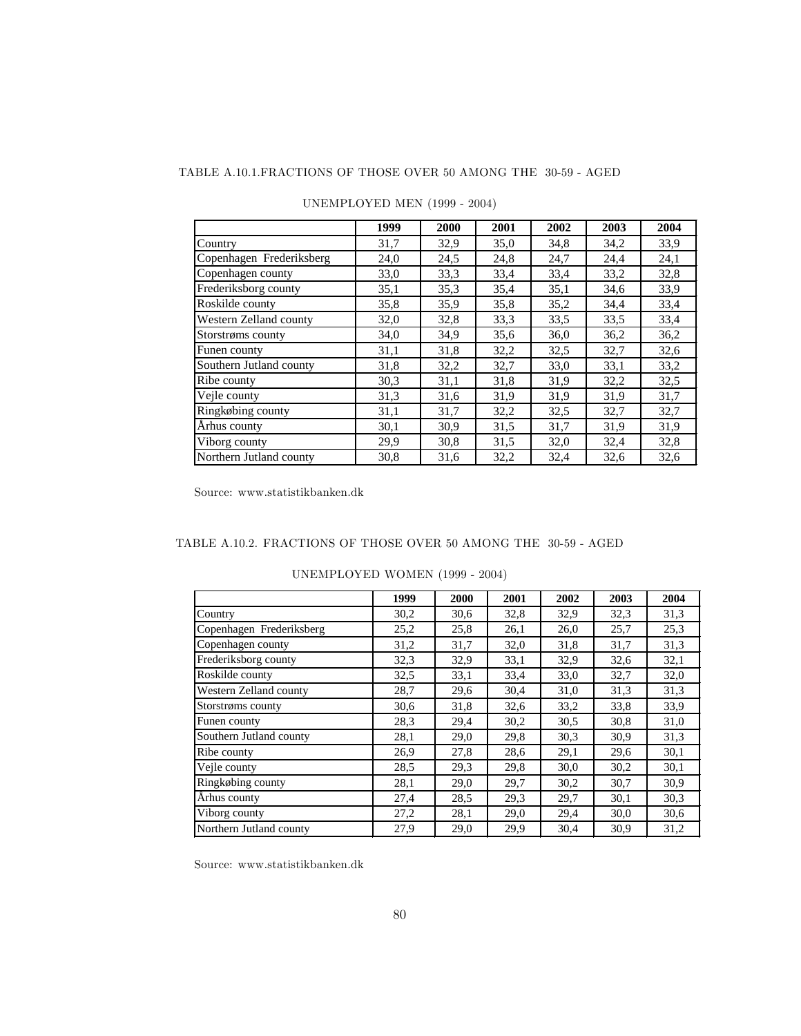TABLE A.10.1.FRACTIONS OF THOSE OVER 50 AMONG THE 30-59 - AGED

UNEMPLOYED MEN (1999 - 2004)

| | 1999 | 2000 | 2001 | 2002 | 2003 | 2004 |
|---|---|---|---|---|---|---|
| Country | 31,7 | 32,9 | 35,0 | 34,8 | 34,2 | 33,9 |
| Copenhagen Frederiksberg | 24,0 | 24,5 | 24,8 | 24,7 | 24,4 | 24,1 |
| Copenhagen county | 33,0 | 33,3 | 33,4 | 33,4 | 33,2 | 32,8 |
| Frederiksborg county | 35,1 | 35,3 | 35,4 | 35,1 | 34,6 | 33,9 |
| Roskilde county | 35,8 | 35,9 | 35,8 | 35,2 | 34,4 | 33,4 |
| Western Zelland county | 32,0 | 32,8 | 33,3 | 33,5 | 33,5 | 33,4 |
| Storstrøms county | 34,0 | 34,9 | 35,6 | 36,0 | 36,2 | 36,2 |
| Funen county | 31,1 | 31,8 | 32,2 | 32,5 | 32,7 | 32,6 |
| Southern Jutland county | 31,8 | 32,2 | 32,7 | 33,0 | 33,1 | 33,2 |
| Ribe county | 30,3 | 31,1 | 31,8 | 31,9 | 32,2 | 32,5 |
| Vejle county | 31,3 | 31,6 | 31,9 | 31,9 | 31,9 | 31,7 |
| Ringkøbing county | 31,1 | 31,7 | 32,2 | 32,5 | 32,7 | 32,7 |
| Århus county | 30,1 | 30,9 | 31,5 | 31,7 | 31,9 | 31,9 |
| Viborg county | 29,9 | 30,8 | 31,5 | 32,0 | 32,4 | 32,8 |
| Northern Jutland county | 30,8 | 31,6 | 32,2 | 32,4 | 32,6 | 32,6 |

Source: www.statistikbanken.dk

TABLE A.10.2. FRACTIONS OF THOSE OVER 50 AMONG THE 30-59 - AGED

UNEMPLOYED WOMEN (1999 - 2004)

| | 1999 | 2000 | 2001 | 2002 | 2003 | 2004 |
|---|---|---|---|---|---|---|
| Country | 30,2 | 30,6 | 32,8 | 32,9 | 32,3 | 31,3 |
| Copenhagen Frederiksberg | 25,2 | 25,8 | 26,1 | 26,0 | 25,7 | 25,3 |
| Copenhagen county | 31,2 | 31,7 | 32,0 | 31,8 | 31,7 | 31,3 |
| Frederiksborg county | 32,3 | 32,9 | 33,1 | 32,9 | 32,6 | 32,1 |
| Roskilde county | 32,5 | 33,1 | 33,4 | 33,0 | 32,7 | 32,0 |
| Western Zelland county | 28,7 | 29,6 | 30,4 | 31,0 | 31,3 | 31,3 |
| Storstrøms county | 30,6 | 31,8 | 32,6 | 33,2 | 33,8 | 33,9 |
| Funen county | 28,3 | 29,4 | 30,2 | 30,5 | 30,8 | 31,0 |
| Southern Jutland county | 28,1 | 29,0 | 29,8 | 30,3 | 30,9 | 31,3 |
| Ribe county | 26,9 | 27,8 | 28,6 | 29,1 | 29,6 | 30,1 |
| Vejle county | 28,5 | 29,3 | 29,8 | 30,0 | 30,2 | 30,1 |
| Ringkøbing county | 28,1 | 29,0 | 29,7 | 30,2 | 30,7 | 30,9 |
| Århus county | 27,4 | 28,5 | 29,3 | 29,7 | 30,1 | 30,3 |
| Viborg county | 27,2 | 28,1 | 29,0 | 29,4 | 30,0 | 30,6 |
| Northern Jutland county | 27,9 | 29,0 | 29,9 | 30,4 | 30,9 | 31,2 |

Source: www.statistikbanken.dk